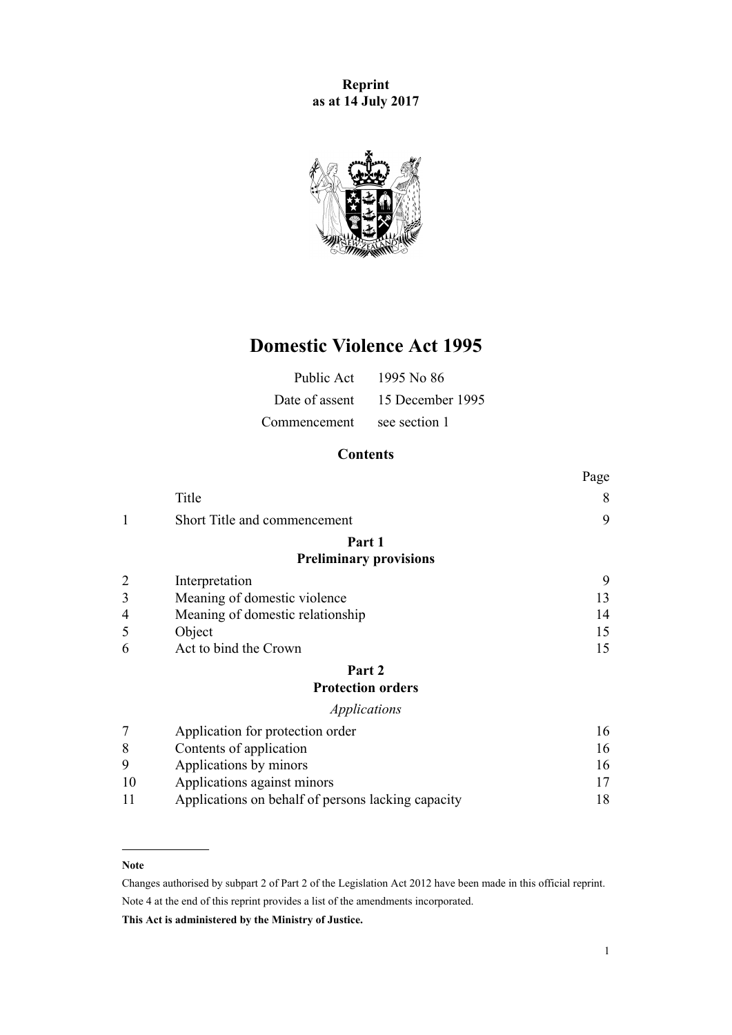**Reprint**
**as at 14 July 2017**

# Domestic Violence Act 1995

| | |
|---|---|
| Public Act | 1995 No 86 |
| Date of assent | 15 December 1995 |
| Commencement | see section 1 |

## Contents

| | | Page |
|---|---|---|
| | Title | 8 |
| 1 | Short Title and commencement | 9 |
| | **Part 1** **Preliminary provisions** | |
| 2 | Interpretation | 9 |
| 3 | Meaning of domestic violence | 13 |
| 4 | Meaning of domestic relationship | 14 |
| 5 | Object | 15 |
| 6 | Act to bind the Crown | 15 |
| | **Part 2** **Protection orders** | |
| | *Applications* | |
| 7 | Application for protection order | 16 |
| 8 | Contents of application | 16 |
| 9 | Applications by minors | 16 |
| 10 | Applications against minors | 17 |
| 11 | Applications on behalf of persons lacking capacity | 18 |

**Note**

Changes authorised by subpart 2 of Part 2 of the Legislation Act 2012 have been made in this official reprint.

Note 4 at the end of this reprint provides a list of the amendments incorporated.

**This Act is administered by the Ministry of Justice.**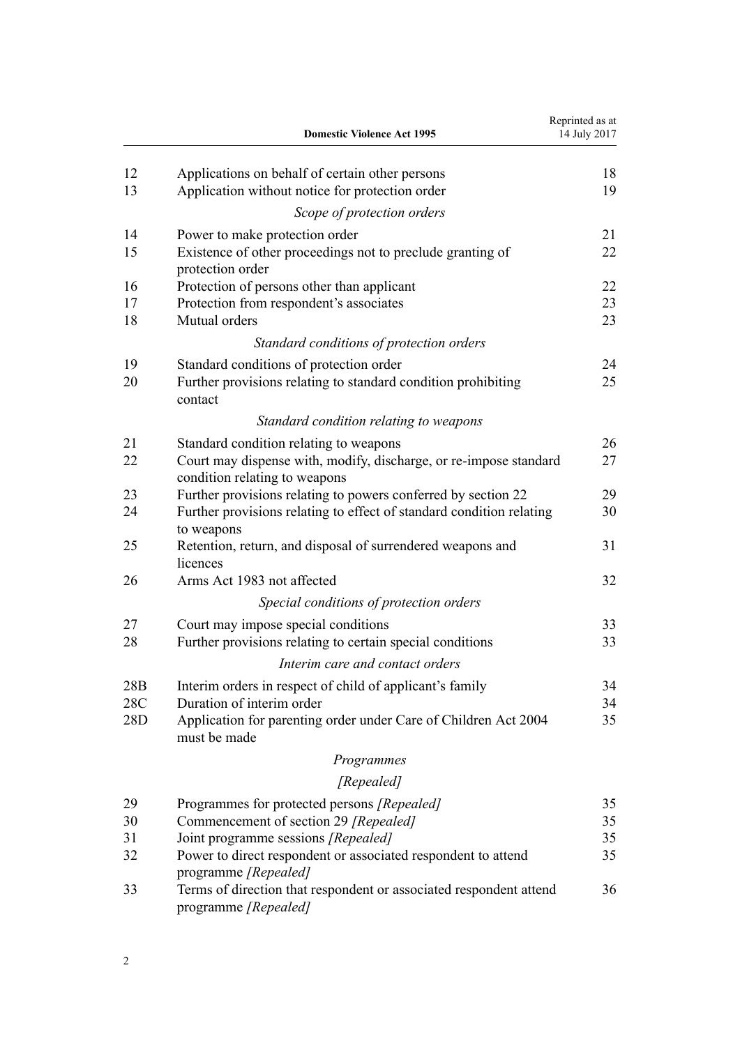| | | |
|---|---|---|
| 12 | Applications on behalf of certain other persons | 18 |
| 13 | Application without notice for protection order | 19 |
| | *Scope of protection orders* | |
| 14 | Power to make protection order | 21 |
| 15 | Existence of other proceedings not to preclude granting of protection order | 22 |
| 16 | Protection of persons other than applicant | 22 |
| 17 | Protection from respondent's associates | 23 |
| 18 | Mutual orders | 23 |
| | *Standard conditions of protection orders* | |
| 19 | Standard conditions of protection order | 24 |
| 20 | Further provisions relating to standard condition prohibiting contact | 25 |
| | *Standard condition relating to weapons* | |
| 21 | Standard condition relating to weapons | 26 |
| 22 | Court may dispense with, modify, discharge, or re-impose standard condition relating to weapons | 27 |
| 23 | Further provisions relating to powers conferred by section 22 | 29 |
| 24 | Further provisions relating to effect of standard condition relating to weapons | 30 |
| 25 | Retention, return, and disposal of surrendered weapons and licences | 31 |
| 26 | Arms Act 1983 not affected | 32 |
| | *Special conditions of protection orders* | |
| 27 | Court may impose special conditions | 33 |
| 28 | Further provisions relating to certain special conditions | 33 |
| | *Interim care and contact orders* | |
| 28B | Interim orders in respect of child of applicant's family | 34 |
| 28C | Duration of interim order | 34 |
| 28D | Application for parenting order under Care of Children Act 2004 must be made | 35 |
| | *Programmes* | |
| | *[Repealed]* | |
| 29 | Programmes for protected persons *[Repealed]* | 35 |
| 30 | Commencement of section 29 *[Repealed]* | 35 |
| 31 | Joint programme sessions *[Repealed]* | 35 |
| 32 | Power to direct respondent or associated respondent to attend programme *[Repealed]* | 35 |
| 33 | Terms of direction that respondent or associated respondent attend programme *[Repealed]* | 36 |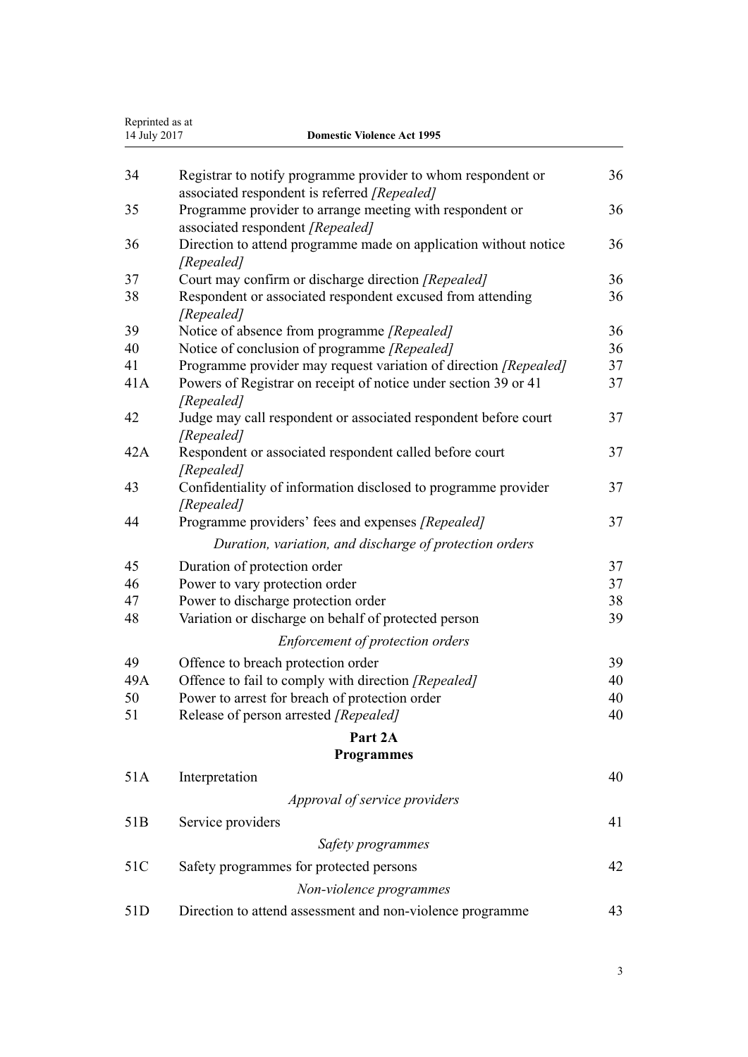| | | |
|---|---|---|
| 34 | Registrar to notify programme provider to whom respondent or associated respondent is referred *[Repealed]* | 36 |
| 35 | Programme provider to arrange meeting with respondent or associated respondent *[Repealed]* | 36 |
| 36 | Direction to attend programme made on application without notice *[Repealed]* | 36 |
| 37 | Court may confirm or discharge direction *[Repealed]* | 36 |
| 38 | Respondent or associated respondent excused from attending *[Repealed]* | 36 |
| 39 | Notice of absence from programme *[Repealed]* | 36 |
| 40 | Notice of conclusion of programme *[Repealed]* | 36 |
| 41 | Programme provider may request variation of direction *[Repealed]* | 37 |
| 41A | Powers of Registrar on receipt of notice under section 39 or 41 *[Repealed]* | 37 |
| 42 | Judge may call respondent or associated respondent before court *[Repealed]* | 37 |
| 42A | Respondent or associated respondent called before court *[Repealed]* | 37 |
| 43 | Confidentiality of information disclosed to programme provider *[Repealed]* | 37 |
| 44 | Programme providers' fees and expenses *[Repealed]* | 37 |
| | *Duration, variation, and discharge of protection orders* | |
| 45 | Duration of protection order | 37 |
| 46 | Power to vary protection order | 37 |
| 47 | Power to discharge protection order | 38 |
| 48 | Variation or discharge on behalf of protected person | 39 |
| | *Enforcement of protection orders* | |
| 49 | Offence to breach protection order | 39 |
| 49A | Offence to fail to comply with direction *[Repealed]* | 40 |
| 50 | Power to arrest for breach of protection order | 40 |
| 51 | Release of person arrested *[Repealed]* | 40 |
| | **Part 2A** **Programmes** | |
| 51A | Interpretation | 40 |
| | *Approval of service providers* | |
| 51B | Service providers | 41 |
| | *Safety programmes* | |
| 51C | Safety programmes for protected persons | 42 |
| | *Non-violence programmes* | |
| 51D | Direction to attend assessment and non-violence programme | 43 |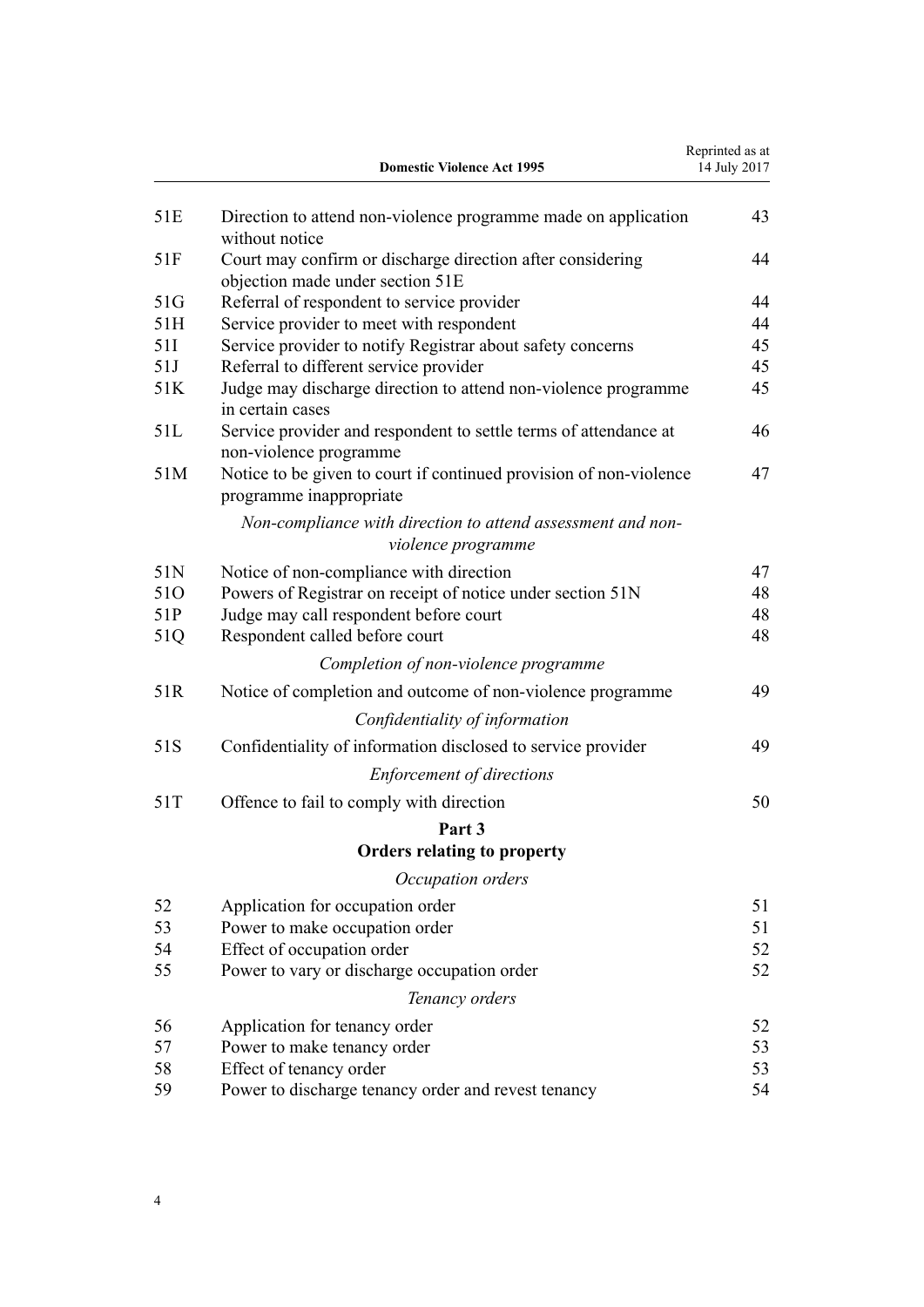| | | |
|---|---|---|
| 51E | Direction to attend non-violence programme made on application without notice | 43 |
| 51F | Court may confirm or discharge direction after considering objection made under section 51E | 44 |
| 51G | Referral of respondent to service provider | 44 |
| 51H | Service provider to meet with respondent | 44 |
| 51I | Service provider to notify Registrar about safety concerns | 45 |
| 51J | Referral to different service provider | 45 |
| 51K | Judge may discharge direction to attend non-violence programme in certain cases | 45 |
| 51L | Service provider and respondent to settle terms of attendance at non-violence programme | 46 |
| 51M | Notice to be given to court if continued provision of non-violence programme inappropriate | 47 |
| | *Non-compliance with direction to attend assessment and non-violence programme* | |
| 51N | Notice of non-compliance with direction | 47 |
| 51O | Powers of Registrar on receipt of notice under section 51N | 48 |
| 51P | Judge may call respondent before court | 48 |
| 51Q | Respondent called before court | 48 |
| | *Completion of non-violence programme* | |
| 51R | Notice of completion and outcome of non-violence programme | 49 |
| | *Confidentiality of information* | |
| 51S | Confidentiality of information disclosed to service provider | 49 |
| | *Enforcement of directions* | |
| 51T | Offence to fail to comply with direction | 50 |
| | **Part 3** | |
| | **Orders relating to property** | |
| | *Occupation orders* | |
| 52 | Application for occupation order | 51 |
| 53 | Power to make occupation order | 51 |
| 54 | Effect of occupation order | 52 |
| 55 | Power to vary or discharge occupation order | 52 |
| | *Tenancy orders* | |
| 56 | Application for tenancy order | 52 |
| 57 | Power to make tenancy order | 53 |
| 58 | Effect of tenancy order | 53 |
| 59 | Power to discharge tenancy order and revest tenancy | 54 |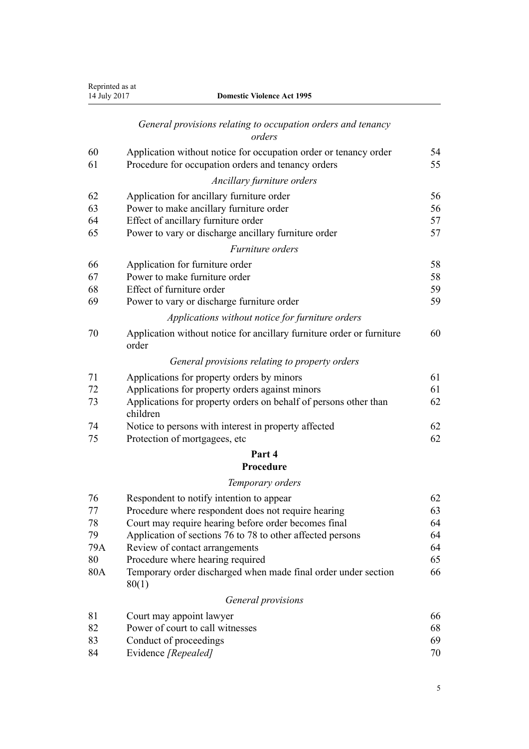*General provisions relating to occupation orders and tenancy orders*

| | | |
|---|---|---|
| 60 | Application without notice for occupation order or tenancy order | 54 |
| 61 | Procedure for occupation orders and tenancy orders | 55 |

*Ancillary furniture orders*

| | | |
|---|---|---|
| 62 | Application for ancillary furniture order | 56 |
| 63 | Power to make ancillary furniture order | 56 |
| 64 | Effect of ancillary furniture order | 57 |
| 65 | Power to vary or discharge ancillary furniture order | 57 |

*Furniture orders*

| | | |
|---|---|---|
| 66 | Application for furniture order | 58 |
| 67 | Power to make furniture order | 58 |
| 68 | Effect of furniture order | 59 |
| 69 | Power to vary or discharge furniture order | 59 |

*Applications without notice for furniture orders*

| | | |
|---|---|---|
| 70 | Application without notice for ancillary furniture order or furniture order | 60 |

*General provisions relating to property orders*

| | | |
|---|---|---|
| 71 | Applications for property orders by minors | 61 |
| 72 | Applications for property orders against minors | 61 |
| 73 | Applications for property orders on behalf of persons other than children | 62 |
| 74 | Notice to persons with interest in property affected | 62 |
| 75 | Protection of mortgagees, etc | 62 |

## Part 4
## Procedure

*Temporary orders*

| | | |
|---|---|---|
| 76 | Respondent to notify intention to appear | 62 |
| 77 | Procedure where respondent does not require hearing | 63 |
| 78 | Court may require hearing before order becomes final | 64 |
| 79 | Application of sections 76 to 78 to other affected persons | 64 |
| 79A | Review of contact arrangements | 64 |
| 80 | Procedure where hearing required | 65 |
| 80A | Temporary order discharged when made final order under section 80(1) | 66 |

*General provisions*

| | | |
|---|---|---|
| 81 | Court may appoint lawyer | 66 |
| 82 | Power of court to call witnesses | 68 |
| 83 | Conduct of proceedings | 69 |
| 84 | Evidence *[Repealed]* | 70 |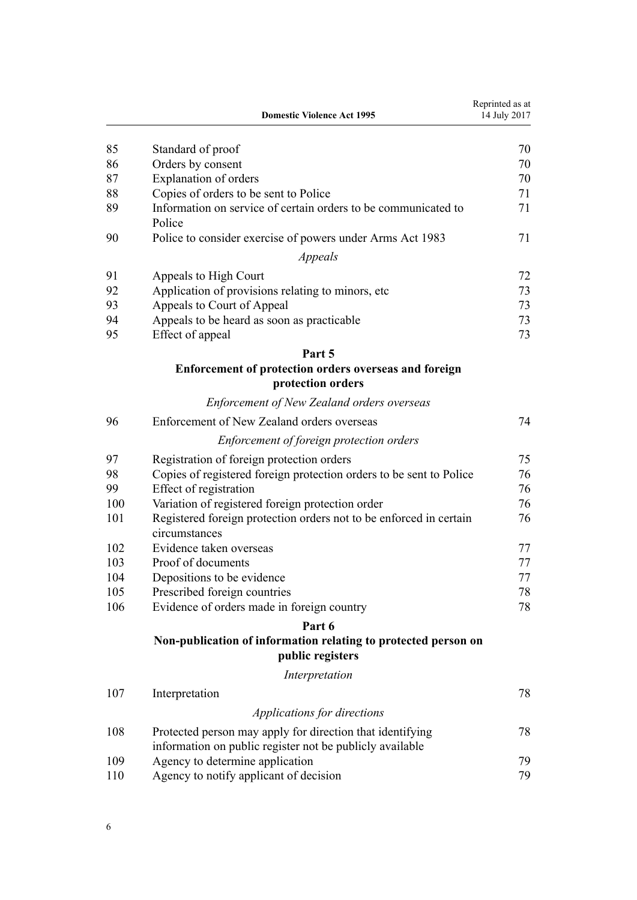| | | |
|---|---|---|
| 85 | Standard of proof | 70 |
| 86 | Orders by consent | 70 |
| 87 | Explanation of orders | 70 |
| 88 | Copies of orders to be sent to Police | 71 |
| 89 | Information on service of certain orders to be communicated to Police | 71 |
| 90 | Police to consider exercise of powers under Arms Act 1983 | 71 |

*Appeals*

| | | |
|---|---|---|
| 91 | Appeals to High Court | 72 |
| 92 | Application of provisions relating to minors, etc | 73 |
| 93 | Appeals to Court of Appeal | 73 |
| 94 | Appeals to be heard as soon as practicable | 73 |
| 95 | Effect of appeal | 73 |

**Part 5**

**Enforcement of protection orders overseas and foreign protection orders**

*Enforcement of New Zealand orders overseas*

| | | |
|---|---|---|
| 96 | Enforcement of New Zealand orders overseas | 74 |

*Enforcement of foreign protection orders*

| | | |
|---|---|---|
| 97 | Registration of foreign protection orders | 75 |
| 98 | Copies of registered foreign protection orders to be sent to Police | 76 |
| 99 | Effect of registration | 76 |
| 100 | Variation of registered foreign protection order | 76 |
| 101 | Registered foreign protection orders not to be enforced in certain circumstances | 76 |
| 102 | Evidence taken overseas | 77 |
| 103 | Proof of documents | 77 |
| 104 | Depositions to be evidence | 77 |
| 105 | Prescribed foreign countries | 78 |
| 106 | Evidence of orders made in foreign country | 78 |

**Part 6**

**Non-publication of information relating to protected person on public registers**

*Interpretation*

| | | |
|---|---|---|
| 107 | Interpretation | 78 |

*Applications for directions*

| | | |
|---|---|---|
| 108 | Protected person may apply for direction that identifying information on public register not be publicly available | 78 |
| 109 | Agency to determine application | 79 |
| 110 | Agency to notify applicant of decision | 79 |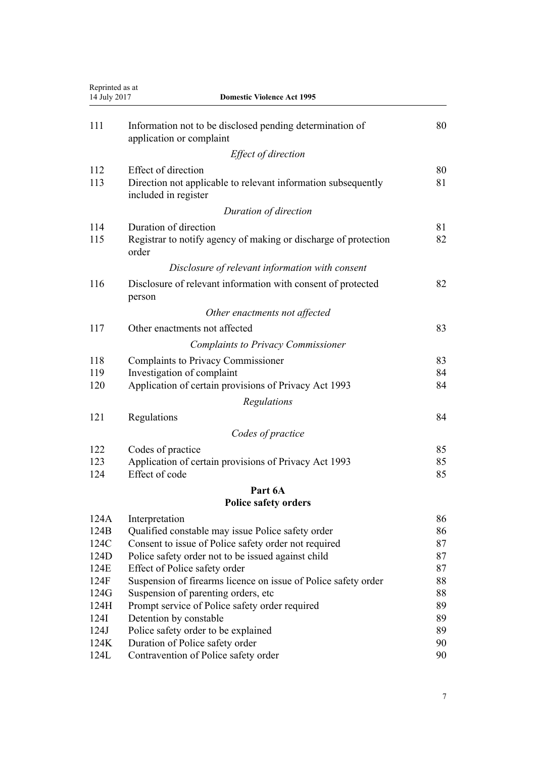| | | |
|---|---|---|
| 111 | Information not to be disclosed pending determination of application or complaint | 80 |
| | *Effect of direction* | |
| 112 | Effect of direction | 80 |
| 113 | Direction not applicable to relevant information subsequently included in register | 81 |
| | *Duration of direction* | |
| 114 | Duration of direction | 81 |
| 115 | Registrar to notify agency of making or discharge of protection order | 82 |
| | *Disclosure of relevant information with consent* | |
| 116 | Disclosure of relevant information with consent of protected person | 82 |
| | *Other enactments not affected* | |
| 117 | Other enactments not affected | 83 |
| | *Complaints to Privacy Commissioner* | |
| 118 | Complaints to Privacy Commissioner | 83 |
| 119 | Investigation of complaint | 84 |
| 120 | Application of certain provisions of Privacy Act 1993 | 84 |
| | *Regulations* | |
| 121 | Regulations | 84 |
| | *Codes of practice* | |
| 122 | Codes of practice | 85 |
| 123 | Application of certain provisions of Privacy Act 1993 | 85 |
| 124 | Effect of code | 85 |

## Part 6A
## Police safety orders

| | | |
|---|---|---|
| 124A | Interpretation | 86 |
| 124B | Qualified constable may issue Police safety order | 86 |
| 124C | Consent to issue of Police safety order not required | 87 |
| 124D | Police safety order not to be issued against child | 87 |
| 124E | Effect of Police safety order | 87 |
| 124F | Suspension of firearms licence on issue of Police safety order | 88 |
| 124G | Suspension of parenting orders, etc | 88 |
| 124H | Prompt service of Police safety order required | 89 |
| 124I | Detention by constable | 89 |
| 124J | Police safety order to be explained | 89 |
| 124K | Duration of Police safety order | 90 |
| 124L | Contravention of Police safety order | 90 |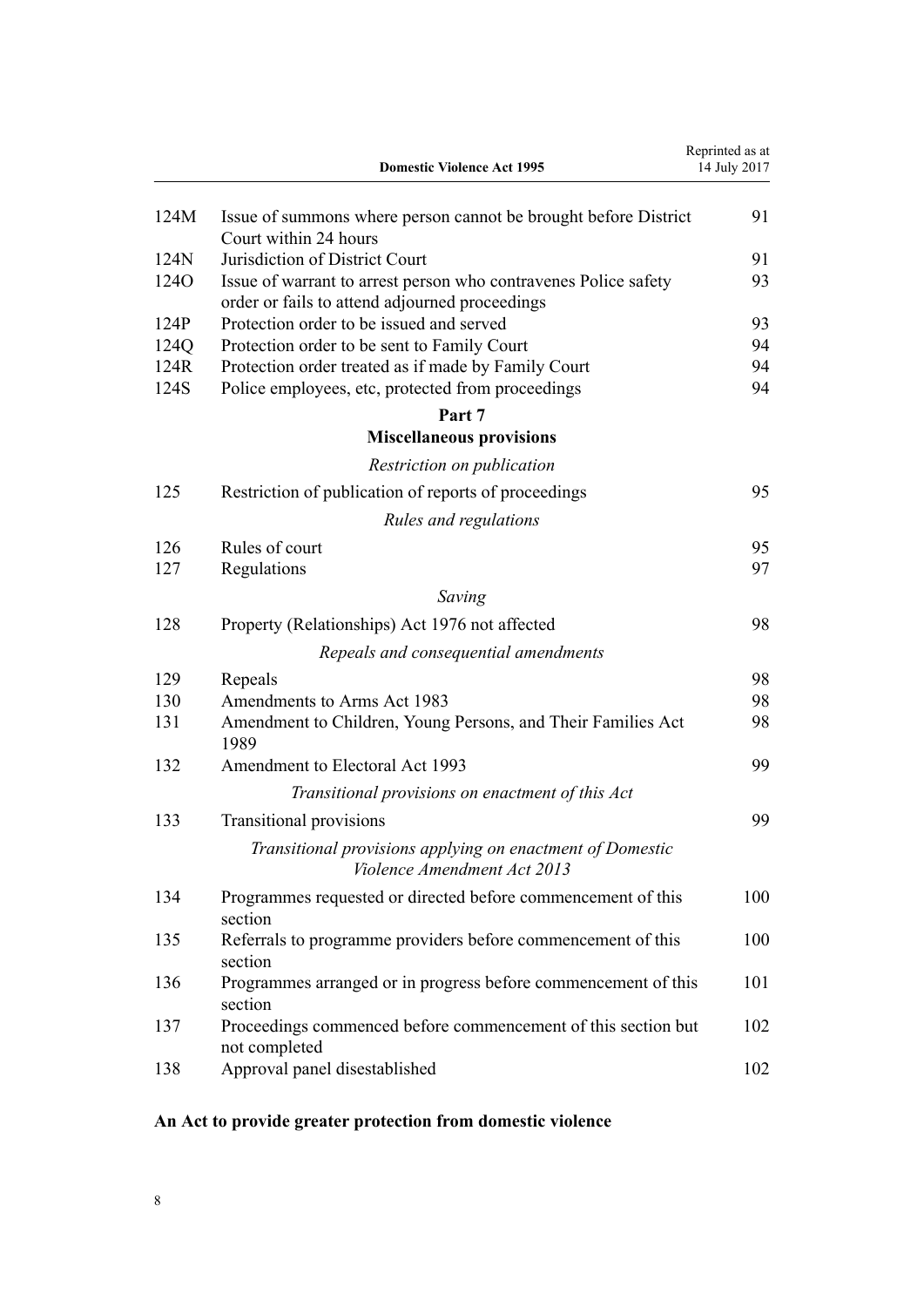| | | |
|---|---|---|
| 124M | Issue of summons where person cannot be brought before District Court within 24 hours | 91 |
| 124N | Jurisdiction of District Court | 91 |
| 124O | Issue of warrant to arrest person who contravenes Police safety order or fails to attend adjourned proceedings | 93 |
| 124P | Protection order to be issued and served | 93 |
| 124Q | Protection order to be sent to Family Court | 94 |
| 124R | Protection order treated as if made by Family Court | 94 |
| 124S | Police employees, etc, protected from proceedings | 94 |

**Part 7**
**Miscellaneous provisions**

*Restriction on publication*

| | | |
|---|---|---|
| 125 | Restriction of publication of reports of proceedings | 95 |

*Rules and regulations*

| | | |
|---|---|---|
| 126 | Rules of court | 95 |
| 127 | Regulations | 97 |

*Saving*

| | | |
|---|---|---|
| 128 | Property (Relationships) Act 1976 not affected | 98 |

*Repeals and consequential amendments*

| | | |
|---|---|---|
| 129 | Repeals | 98 |
| 130 | Amendments to Arms Act 1983 | 98 |
| 131 | Amendment to Children, Young Persons, and Their Families Act 1989 | 98 |
| 132 | Amendment to Electoral Act 1993 | 99 |

*Transitional provisions on enactment of this Act*

| | | |
|---|---|---|
| 133 | Transitional provisions | 99 |

*Transitional provisions applying on enactment of Domestic Violence Amendment Act 2013*

| | | |
|---|---|---|
| 134 | Programmes requested or directed before commencement of this section | 100 |
| 135 | Referrals to programme providers before commencement of this section | 100 |
| 136 | Programmes arranged or in progress before commencement of this section | 101 |
| 137 | Proceedings commenced before commencement of this section but not completed | 102 |
| 138 | Approval panel disestablished | 102 |

**An Act to provide greater protection from domestic violence**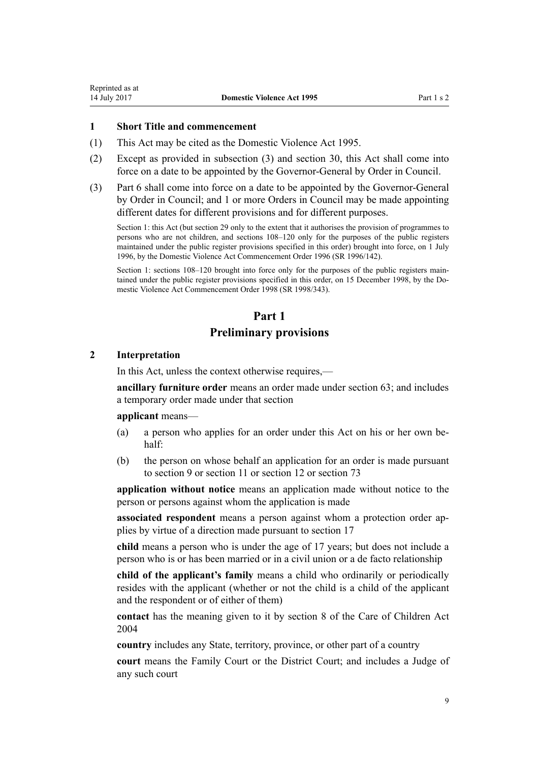### 1 Short Title and commencement

(1) This Act may be cited as the Domestic Violence Act 1995.

(2) Except as provided in subsection (3) and section 30, this Act shall come into force on a date to be appointed by the Governor-General by Order in Council.

(3) Part 6 shall come into force on a date to be appointed by the Governor-General by Order in Council; and 1 or more Orders in Council may be made appointing different dates for different provisions and for different purposes.

Section 1: this Act (but section 29 only to the extent that it authorises the provision of programmes to persons who are not children, and sections 108–120 only for the purposes of the public registers maintained under the public register provisions specified in this order) brought into force, on 1 July 1996, by the Domestic Violence Act Commencement Order 1996 (SR 1996/142).

Section 1: sections 108–120 brought into force only for the purposes of the public registers maintained under the public register provisions specified in this order, on 15 December 1998, by the Domestic Violence Act Commencement Order 1998 (SR 1998/343).

## Part 1
## Preliminary provisions

### 2 Interpretation

In this Act, unless the context otherwise requires,—

**ancillary furniture order** means an order made under section 63; and includes a temporary order made under that section

**applicant** means—

(a) a person who applies for an order under this Act on his or her own behalf:

(b) the person on whose behalf an application for an order is made pursuant to section 9 or section 11 or section 12 or section 73

**application without notice** means an application made without notice to the person or persons against whom the application is made

**associated respondent** means a person against whom a protection order applies by virtue of a direction made pursuant to section 17

**child** means a person who is under the age of 17 years; but does not include a person who is or has been married or in a civil union or a de facto relationship

**child of the applicant's family** means a child who ordinarily or periodically resides with the applicant (whether or not the child is a child of the applicant and the respondent or of either of them)

**contact** has the meaning given to it by section 8 of the Care of Children Act 2004

**country** includes any State, territory, province, or other part of a country

**court** means the Family Court or the District Court; and includes a Judge of any such court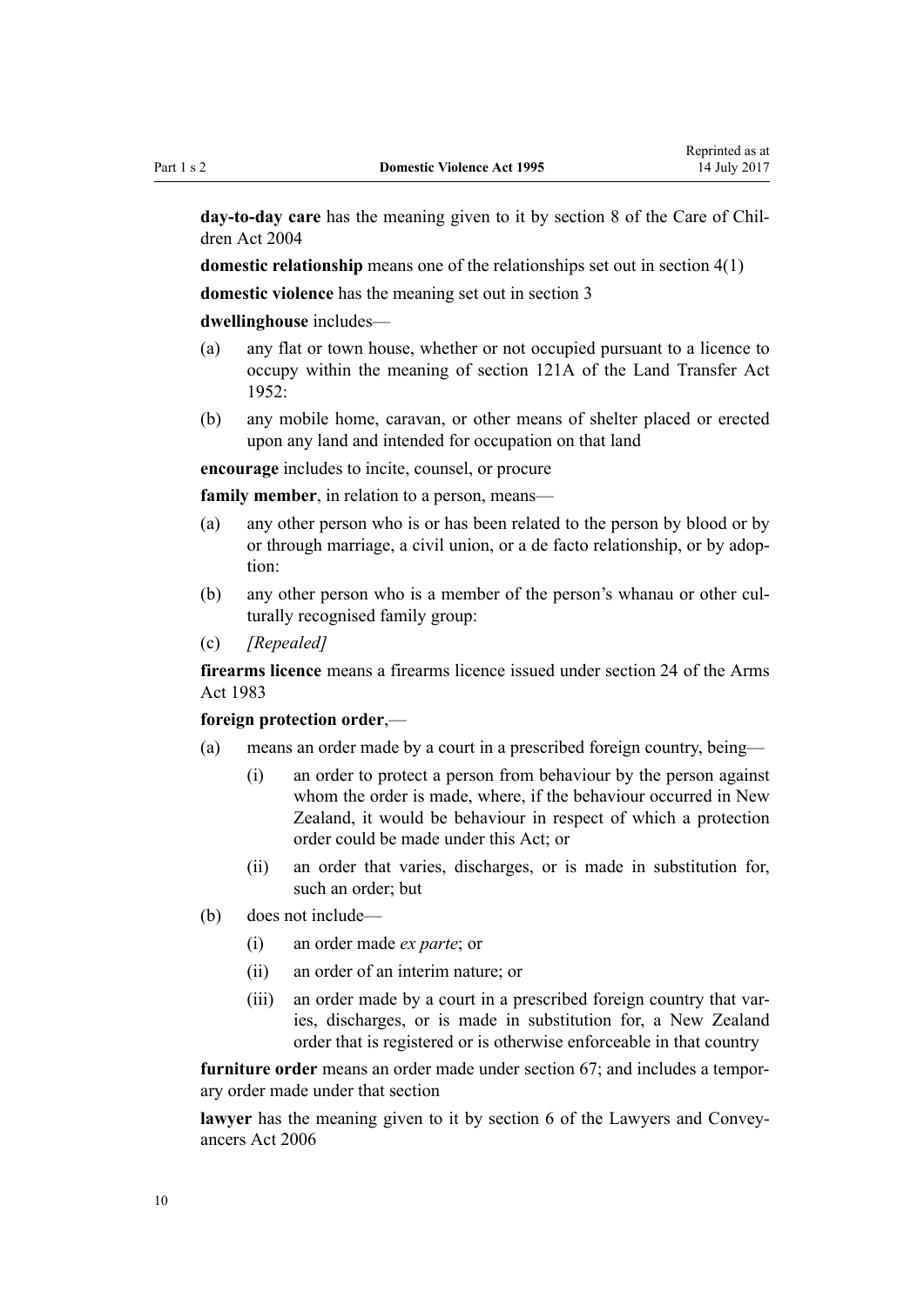**day-to-day care** has the meaning given to it by section 8 of the Care of Children Act 2004

**domestic relationship** means one of the relationships set out in section 4(1)

**domestic violence** has the meaning set out in section 3

**dwellinghouse** includes—

- (a) any flat or town house, whether or not occupied pursuant to a licence to occupy within the meaning of section 121A of the Land Transfer Act 1952:
- (b) any mobile home, caravan, or other means of shelter placed or erected upon any land and intended for occupation on that land

**encourage** includes to incite, counsel, or procure

**family member**, in relation to a person, means—

- (a) any other person who is or has been related to the person by blood or by or through marriage, a civil union, or a de facto relationship, or by adoption:
- (b) any other person who is a member of the person's whanau or other culturally recognised family group:
- (c) *[Repealed]*

**firearms licence** means a firearms licence issued under section 24 of the Arms Act 1983

**foreign protection order**,—

- (a) means an order made by a court in a prescribed foreign country, being—
  - (i) an order to protect a person from behaviour by the person against whom the order is made, where, if the behaviour occurred in New Zealand, it would be behaviour in respect of which a protection order could be made under this Act; or
  - (ii) an order that varies, discharges, or is made in substitution for, such an order; but
- (b) does not include—
  - (i) an order made *ex parte*; or
  - (ii) an order of an interim nature; or
  - (iii) an order made by a court in a prescribed foreign country that varies, discharges, or is made in substitution for, a New Zealand order that is registered or is otherwise enforceable in that country

**furniture order** means an order made under section 67; and includes a temporary order made under that section

**lawyer** has the meaning given to it by section 6 of the Lawyers and Conveyancers Act 2006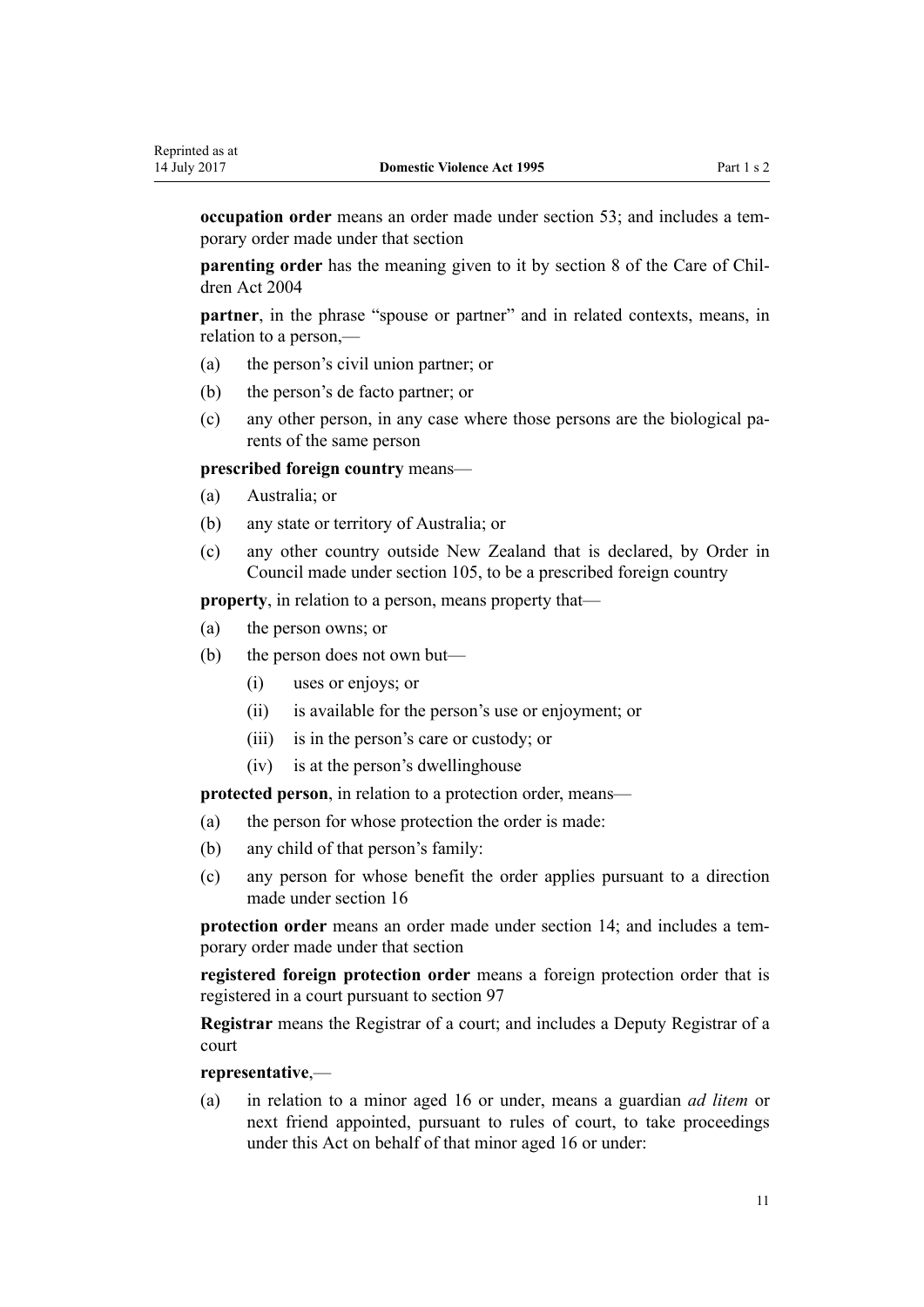**occupation order** means an order made under section 53; and includes a temporary order made under that section

**parenting order** has the meaning given to it by section 8 of the Care of Children Act 2004

**partner**, in the phrase "spouse or partner" and in related contexts, means, in relation to a person,—

(a) the person's civil union partner; or

(b) the person's de facto partner; or

(c) any other person, in any case where those persons are the biological parents of the same person

**prescribed foreign country** means—

(a) Australia; or

(b) any state or territory of Australia; or

(c) any other country outside New Zealand that is declared, by Order in Council made under section 105, to be a prescribed foreign country

**property**, in relation to a person, means property that—

(a) the person owns; or

(b) the person does not own but—

 (i) uses or enjoys; or

 (ii) is available for the person's use or enjoyment; or

 (iii) is in the person's care or custody; or

 (iv) is at the person's dwellinghouse

**protected person**, in relation to a protection order, means—

(a) the person for whose protection the order is made:

(b) any child of that person's family:

(c) any person for whose benefit the order applies pursuant to a direction made under section 16

**protection order** means an order made under section 14; and includes a temporary order made under that section

**registered foreign protection order** means a foreign protection order that is registered in a court pursuant to section 97

**Registrar** means the Registrar of a court; and includes a Deputy Registrar of a court

**representative**,—

(a) in relation to a minor aged 16 or under, means a guardian *ad litem* or next friend appointed, pursuant to rules of court, to take proceedings under this Act on behalf of that minor aged 16 or under: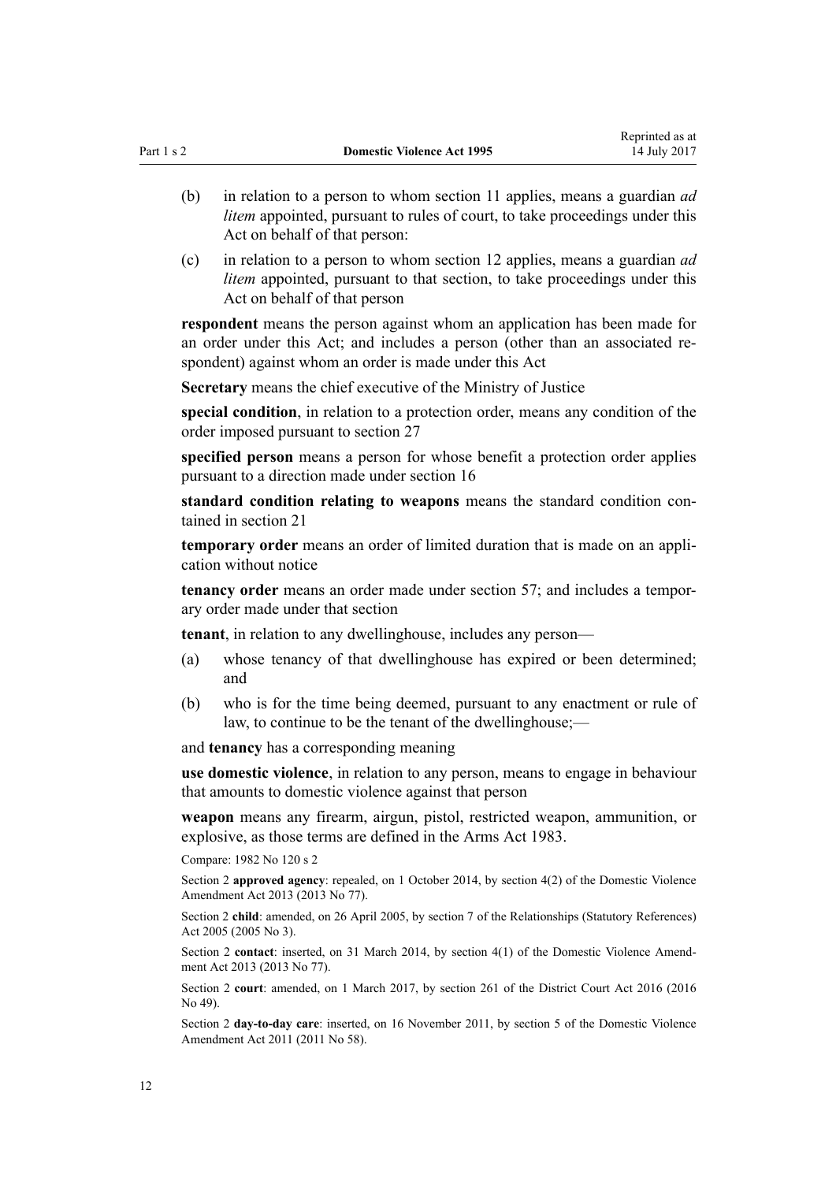(b) in relation to a person to whom section 11 applies, means a guardian *ad litem* appointed, pursuant to rules of court, to take proceedings under this Act on behalf of that person:

(c) in relation to a person to whom section 12 applies, means a guardian *ad litem* appointed, pursuant to that section, to take proceedings under this Act on behalf of that person

**respondent** means the person against whom an application has been made for an order under this Act; and includes a person (other than an associated respondent) against whom an order is made under this Act

**Secretary** means the chief executive of the Ministry of Justice

**special condition**, in relation to a protection order, means any condition of the order imposed pursuant to section 27

**specified person** means a person for whose benefit a protection order applies pursuant to a direction made under section 16

**standard condition relating to weapons** means the standard condition contained in section 21

**temporary order** means an order of limited duration that is made on an application without notice

**tenancy order** means an order made under section 57; and includes a temporary order made under that section

**tenant**, in relation to any dwellinghouse, includes any person—

(a) whose tenancy of that dwellinghouse has expired or been determined; and

(b) who is for the time being deemed, pursuant to any enactment or rule of law, to continue to be the tenant of the dwellinghouse;—

and **tenancy** has a corresponding meaning

**use domestic violence**, in relation to any person, means to engage in behaviour that amounts to domestic violence against that person

**weapon** means any firearm, airgun, pistol, restricted weapon, ammunition, or explosive, as those terms are defined in the Arms Act 1983.

Compare: 1982 No 120 s 2

Section 2 **approved agency**: repealed, on 1 October 2014, by section 4(2) of the Domestic Violence Amendment Act 2013 (2013 No 77).

Section 2 **child**: amended, on 26 April 2005, by section 7 of the Relationships (Statutory References) Act 2005 (2005 No 3).

Section 2 **contact**: inserted, on 31 March 2014, by section 4(1) of the Domestic Violence Amendment Act 2013 (2013 No 77).

Section 2 **court**: amended, on 1 March 2017, by section 261 of the District Court Act 2016 (2016 No 49).

Section 2 **day-to-day care**: inserted, on 16 November 2011, by section 5 of the Domestic Violence Amendment Act 2011 (2011 No 58).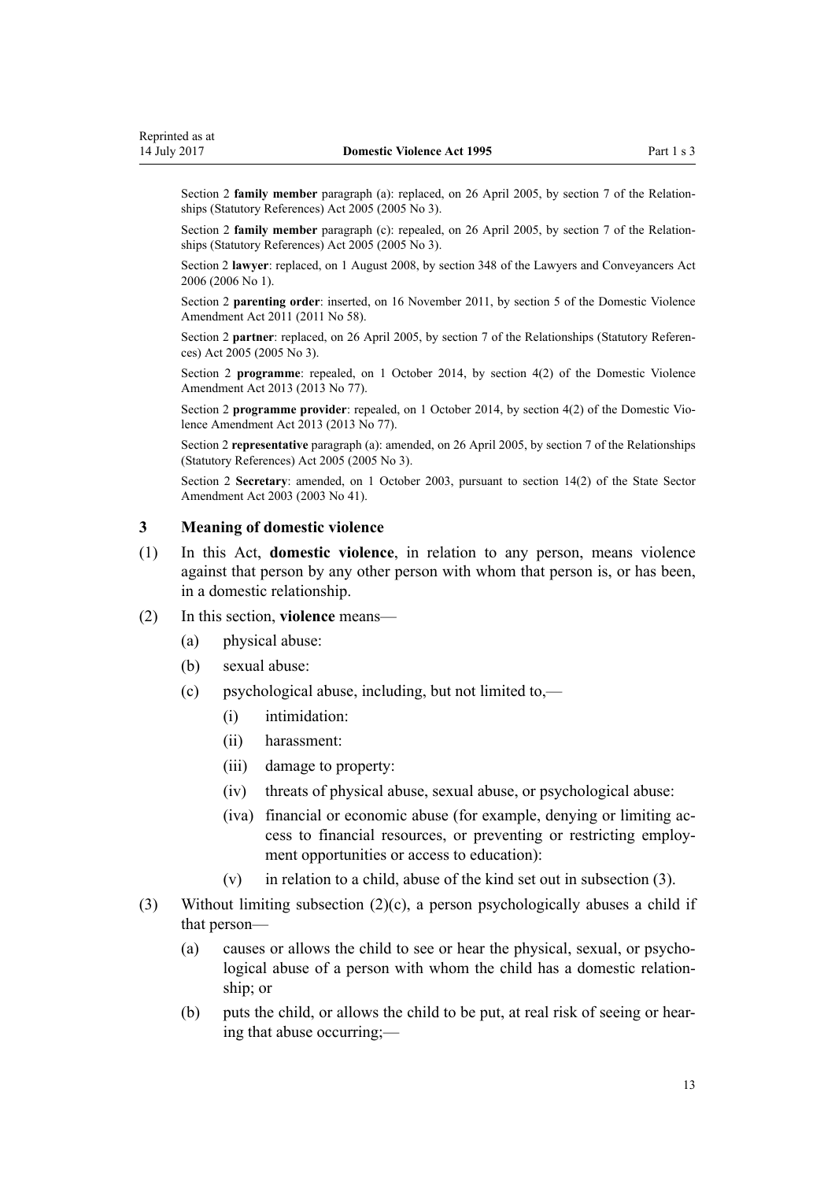Section 2 **family member** paragraph (a): replaced, on 26 April 2005, by section 7 of the Relationships (Statutory References) Act 2005 (2005 No 3).

Section 2 **family member** paragraph (c): repealed, on 26 April 2005, by section 7 of the Relationships (Statutory References) Act 2005 (2005 No 3).

Section 2 **lawyer**: replaced, on 1 August 2008, by section 348 of the Lawyers and Conveyancers Act 2006 (2006 No 1).

Section 2 **parenting order**: inserted, on 16 November 2011, by section 5 of the Domestic Violence Amendment Act 2011 (2011 No 58).

Section 2 **partner**: replaced, on 26 April 2005, by section 7 of the Relationships (Statutory References) Act 2005 (2005 No 3).

Section 2 **programme**: repealed, on 1 October 2014, by section 4(2) of the Domestic Violence Amendment Act 2013 (2013 No 77).

Section 2 **programme provider**: repealed, on 1 October 2014, by section 4(2) of the Domestic Violence Amendment Act 2013 (2013 No 77).

Section 2 **representative** paragraph (a): amended, on 26 April 2005, by section 7 of the Relationships (Statutory References) Act 2005 (2005 No 3).

Section 2 **Secretary**: amended, on 1 October 2003, pursuant to section 14(2) of the State Sector Amendment Act 2003 (2003 No 41).

### 3 Meaning of domestic violence

(1) In this Act, **domestic violence**, in relation to any person, means violence against that person by any other person with whom that person is, or has been, in a domestic relationship.

(2) In this section, **violence** means—

- (a) physical abuse:
- (b) sexual abuse:
- (c) psychological abuse, including, but not limited to,—
  - (i) intimidation:
  - (ii) harassment:
  - (iii) damage to property:
  - (iv) threats of physical abuse, sexual abuse, or psychological abuse:
  - (iva) financial or economic abuse (for example, denying or limiting access to financial resources, or preventing or restricting employment opportunities or access to education):
  - (v) in relation to a child, abuse of the kind set out in subsection (3).

(3) Without limiting subsection (2)(c), a person psychologically abuses a child if that person—

- (a) causes or allows the child to see or hear the physical, sexual, or psychological abuse of a person with whom the child has a domestic relationship; or
- (b) puts the child, or allows the child to be put, at real risk of seeing or hearing that abuse occurring;—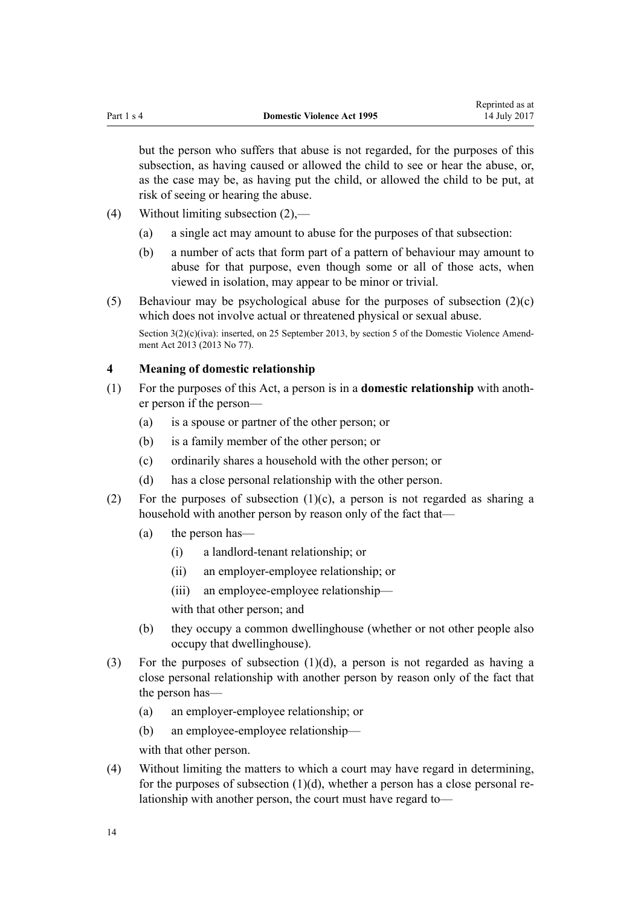but the person who suffers that abuse is not regarded, for the purposes of this subsection, as having caused or allowed the child to see or hear the abuse, or, as the case may be, as having put the child, or allowed the child to be put, at risk of seeing or hearing the abuse.

(4) Without limiting subsection (2),—

(a) a single act may amount to abuse for the purposes of that subsection:

(b) a number of acts that form part of a pattern of behaviour may amount to abuse for that purpose, even though some or all of those acts, when viewed in isolation, may appear to be minor or trivial.

(5) Behaviour may be psychological abuse for the purposes of subsection (2)(c) which does not involve actual or threatened physical or sexual abuse.

Section 3(2)(c)(iva): inserted, on 25 September 2013, by section 5 of the Domestic Violence Amendment Act 2013 (2013 No 77).

### 4 Meaning of domestic relationship

(1) For the purposes of this Act, a person is in a **domestic relationship** with another person if the person—

(a) is a spouse or partner of the other person; or

(b) is a family member of the other person; or

(c) ordinarily shares a household with the other person; or

(d) has a close personal relationship with the other person.

(2) For the purposes of subsection (1)(c), a person is not regarded as sharing a household with another person by reason only of the fact that—

(a) the person has—

(i) a landlord-tenant relationship; or

(ii) an employer-employee relationship; or

(iii) an employee-employee relationship—

with that other person; and

(b) they occupy a common dwellinghouse (whether or not other people also occupy that dwellinghouse).

(3) For the purposes of subsection (1)(d), a person is not regarded as having a close personal relationship with another person by reason only of the fact that the person has—

(a) an employer-employee relationship; or

(b) an employee-employee relationship—

with that other person.

(4) Without limiting the matters to which a court may have regard in determining, for the purposes of subsection (1)(d), whether a person has a close personal relationship with another person, the court must have regard to—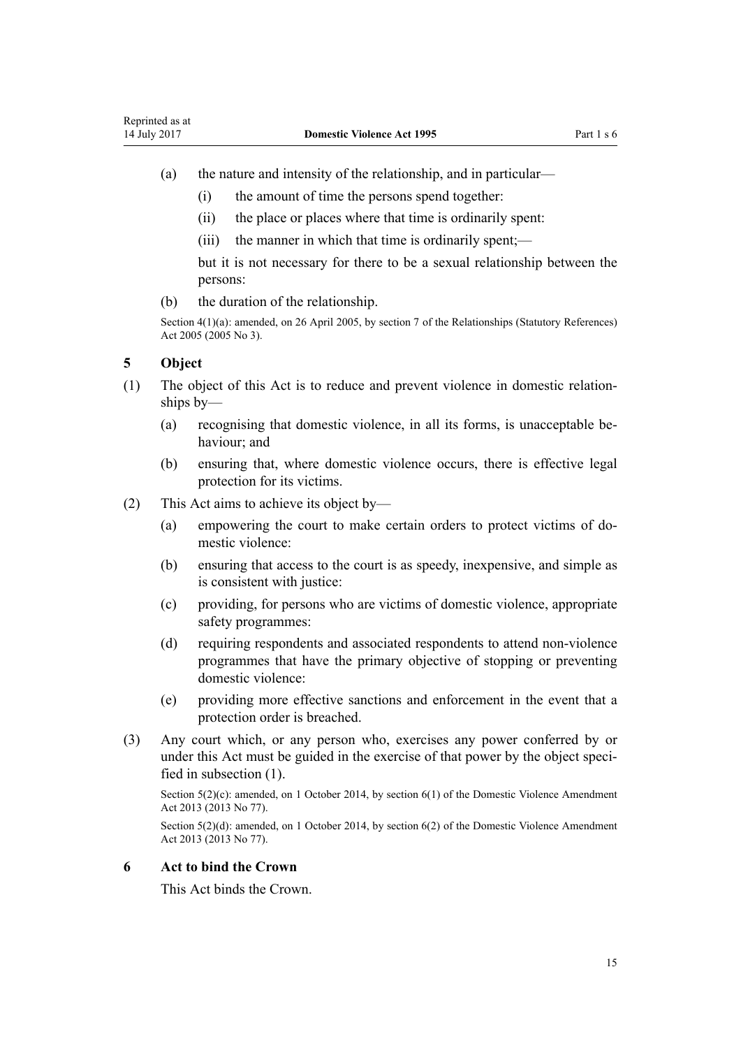(a) the nature and intensity of the relationship, and in particular—

   (i) the amount of time the persons spend together:

   (ii) the place or places where that time is ordinarily spent:

   (iii) the manner in which that time is ordinarily spent;—

   but it is not necessary for there to be a sexual relationship between the persons:

(b) the duration of the relationship.

Section 4(1)(a): amended, on 26 April 2005, by section 7 of the Relationships (Statutory References) Act 2005 (2005 No 3).

## 5 Object

(1) The object of this Act is to reduce and prevent violence in domestic relationships by—

   (a) recognising that domestic violence, in all its forms, is unacceptable behaviour; and

   (b) ensuring that, where domestic violence occurs, there is effective legal protection for its victims.

(2) This Act aims to achieve its object by—

   (a) empowering the court to make certain orders to protect victims of domestic violence:

   (b) ensuring that access to the court is as speedy, inexpensive, and simple as is consistent with justice:

   (c) providing, for persons who are victims of domestic violence, appropriate safety programmes:

   (d) requiring respondents and associated respondents to attend non-violence programmes that have the primary objective of stopping or preventing domestic violence:

   (e) providing more effective sanctions and enforcement in the event that a protection order is breached.

(3) Any court which, or any person who, exercises any power conferred by or under this Act must be guided in the exercise of that power by the object specified in subsection (1).

Section 5(2)(c): amended, on 1 October 2014, by section 6(1) of the Domestic Violence Amendment Act 2013 (2013 No 77).

Section 5(2)(d): amended, on 1 October 2014, by section 6(2) of the Domestic Violence Amendment Act 2013 (2013 No 77).

## 6 Act to bind the Crown

This Act binds the Crown.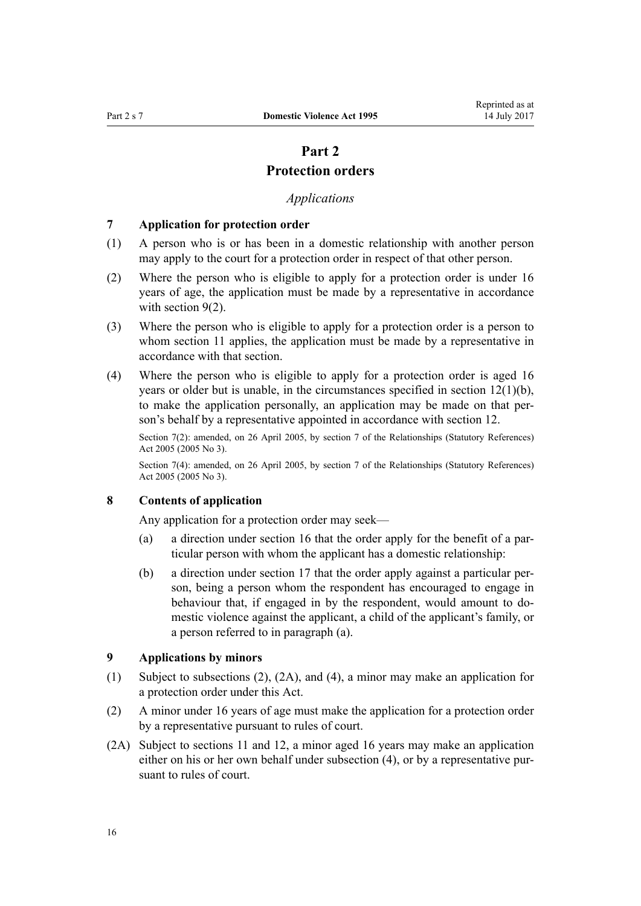# Part 2
# Protection orders

*Applications*

### 7 Application for protection order

(1) A person who is or has been in a domestic relationship with another person may apply to the court for a protection order in respect of that other person.

(2) Where the person who is eligible to apply for a protection order is under 16 years of age, the application must be made by a representative in accordance with section 9(2).

(3) Where the person who is eligible to apply for a protection order is a person to whom section 11 applies, the application must be made by a representative in accordance with that section.

(4) Where the person who is eligible to apply for a protection order is aged 16 years or older but is unable, in the circumstances specified in section 12(1)(b), to make the application personally, an application may be made on that person's behalf by a representative appointed in accordance with section 12.

Section 7(2): amended, on 26 April 2005, by section 7 of the Relationships (Statutory References) Act 2005 (2005 No 3).

Section 7(4): amended, on 26 April 2005, by section 7 of the Relationships (Statutory References) Act 2005 (2005 No 3).

### 8 Contents of application

Any application for a protection order may seek—

(a) a direction under section 16 that the order apply for the benefit of a particular person with whom the applicant has a domestic relationship:

(b) a direction under section 17 that the order apply against a particular person, being a person whom the respondent has encouraged to engage in behaviour that, if engaged in by the respondent, would amount to domestic violence against the applicant, a child of the applicant's family, or a person referred to in paragraph (a).

### 9 Applications by minors

(1) Subject to subsections (2), (2A), and (4), a minor may make an application for a protection order under this Act.

(2) A minor under 16 years of age must make the application for a protection order by a representative pursuant to rules of court.

(2A) Subject to sections 11 and 12, a minor aged 16 years may make an application either on his or her own behalf under subsection (4), or by a representative pursuant to rules of court.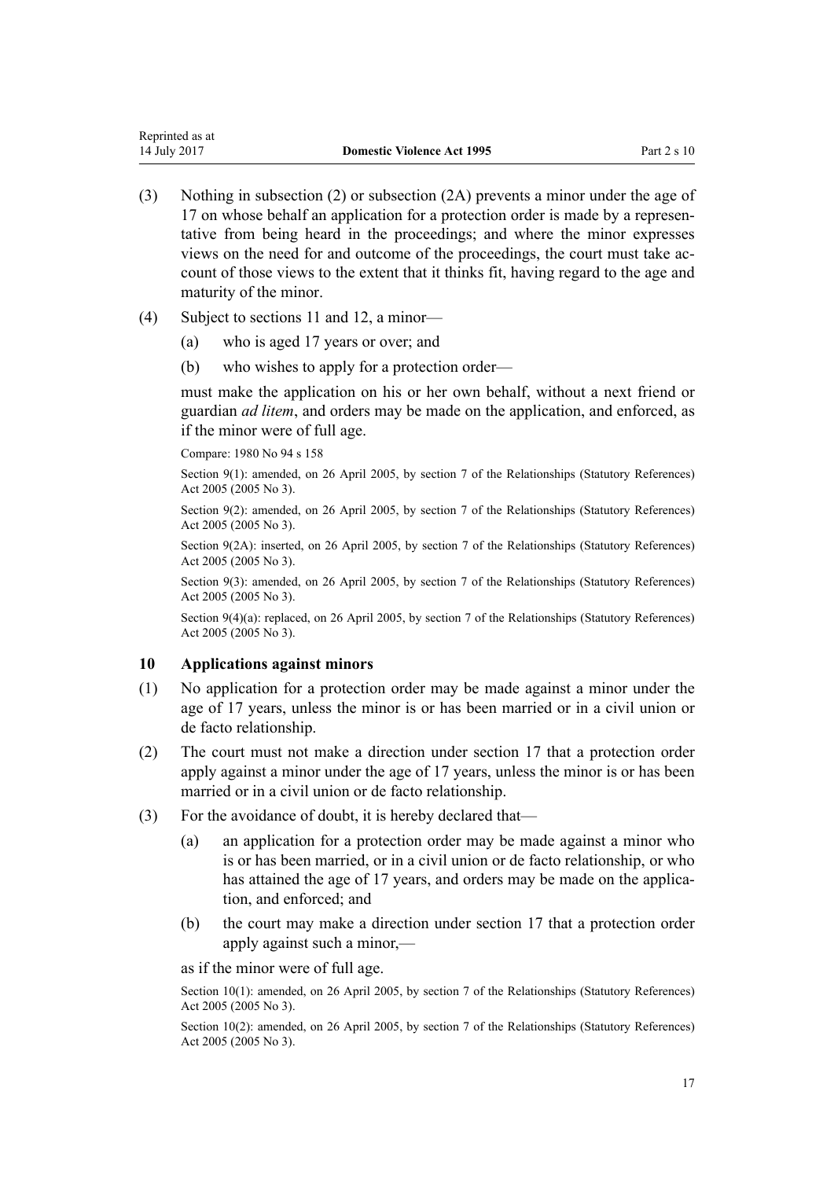(3) Nothing in subsection (2) or subsection (2A) prevents a minor under the age of 17 on whose behalf an application for a protection order is made by a representative from being heard in the proceedings; and where the minor expresses views on the need for and outcome of the proceedings, the court must take account of those views to the extent that it thinks fit, having regard to the age and maturity of the minor.

(4) Subject to sections 11 and 12, a minor—

   (a) who is aged 17 years or over; and

   (b) who wishes to apply for a protection order—

   must make the application on his or her own behalf, without a next friend or guardian *ad litem*, and orders may be made on the application, and enforced, as if the minor were of full age.

Compare: 1980 No 94 s 158

Section 9(1): amended, on 26 April 2005, by section 7 of the Relationships (Statutory References) Act 2005 (2005 No 3).

Section 9(2): amended, on 26 April 2005, by section 7 of the Relationships (Statutory References) Act 2005 (2005 No 3).

Section 9(2A): inserted, on 26 April 2005, by section 7 of the Relationships (Statutory References) Act 2005 (2005 No 3).

Section 9(3): amended, on 26 April 2005, by section 7 of the Relationships (Statutory References) Act 2005 (2005 No 3).

Section 9(4)(a): replaced, on 26 April 2005, by section 7 of the Relationships (Statutory References) Act 2005 (2005 No 3).

### 10 Applications against minors

(1) No application for a protection order may be made against a minor under the age of 17 years, unless the minor is or has been married or in a civil union or de facto relationship.

(2) The court must not make a direction under section 17 that a protection order apply against a minor under the age of 17 years, unless the minor is or has been married or in a civil union or de facto relationship.

(3) For the avoidance of doubt, it is hereby declared that—

   (a) an application for a protection order may be made against a minor who is or has been married, or in a civil union or de facto relationship, or who has attained the age of 17 years, and orders may be made on the application, and enforced; and

   (b) the court may make a direction under section 17 that a protection order apply against such a minor,—

   as if the minor were of full age.

Section 10(1): amended, on 26 April 2005, by section 7 of the Relationships (Statutory References) Act 2005 (2005 No 3).

Section 10(2): amended, on 26 April 2005, by section 7 of the Relationships (Statutory References) Act 2005 (2005 No 3).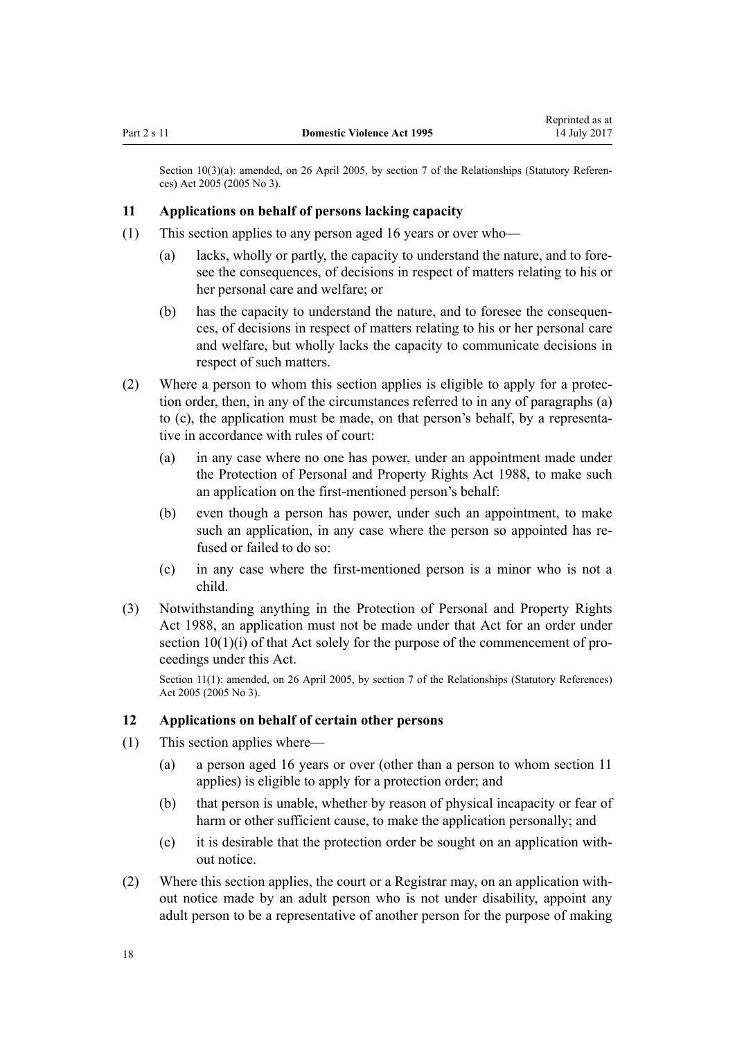Section 10(3)(a): amended, on 26 April 2005, by section 7 of the Relationships (Statutory References) Act 2005 (2005 No 3).

### 11 Applications on behalf of persons lacking capacity

(1) This section applies to any person aged 16 years or over who—

  (a) lacks, wholly or partly, the capacity to understand the nature, and to foresee the consequences, of decisions in respect of matters relating to his or her personal care and welfare; or

  (b) has the capacity to understand the nature, and to foresee the consequences, of decisions in respect of matters relating to his or her personal care and welfare, but wholly lacks the capacity to communicate decisions in respect of such matters.

(2) Where a person to whom this section applies is eligible to apply for a protection order, then, in any of the circumstances referred to in any of paragraphs (a) to (c), the application must be made, on that person's behalf, by a representative in accordance with rules of court:

  (a) in any case where no one has power, under an appointment made under the Protection of Personal and Property Rights Act 1988, to make such an application on the first-mentioned person's behalf:

  (b) even though a person has power, under such an appointment, to make such an application, in any case where the person so appointed has refused or failed to do so:

  (c) in any case where the first-mentioned person is a minor who is not a child.

(3) Notwithstanding anything in the Protection of Personal and Property Rights Act 1988, an application must not be made under that Act for an order under section 10(1)(i) of that Act solely for the purpose of the commencement of proceedings under this Act.

Section 11(1): amended, on 26 April 2005, by section 7 of the Relationships (Statutory References) Act 2005 (2005 No 3).

### 12 Applications on behalf of certain other persons

(1) This section applies where—

  (a) a person aged 16 years or over (other than a person to whom section 11 applies) is eligible to apply for a protection order; and

  (b) that person is unable, whether by reason of physical incapacity or fear of harm or other sufficient cause, to make the application personally; and

  (c) it is desirable that the protection order be sought on an application without notice.

(2) Where this section applies, the court or a Registrar may, on an application without notice made by an adult person who is not under disability, appoint any adult person to be a representative of another person for the purpose of making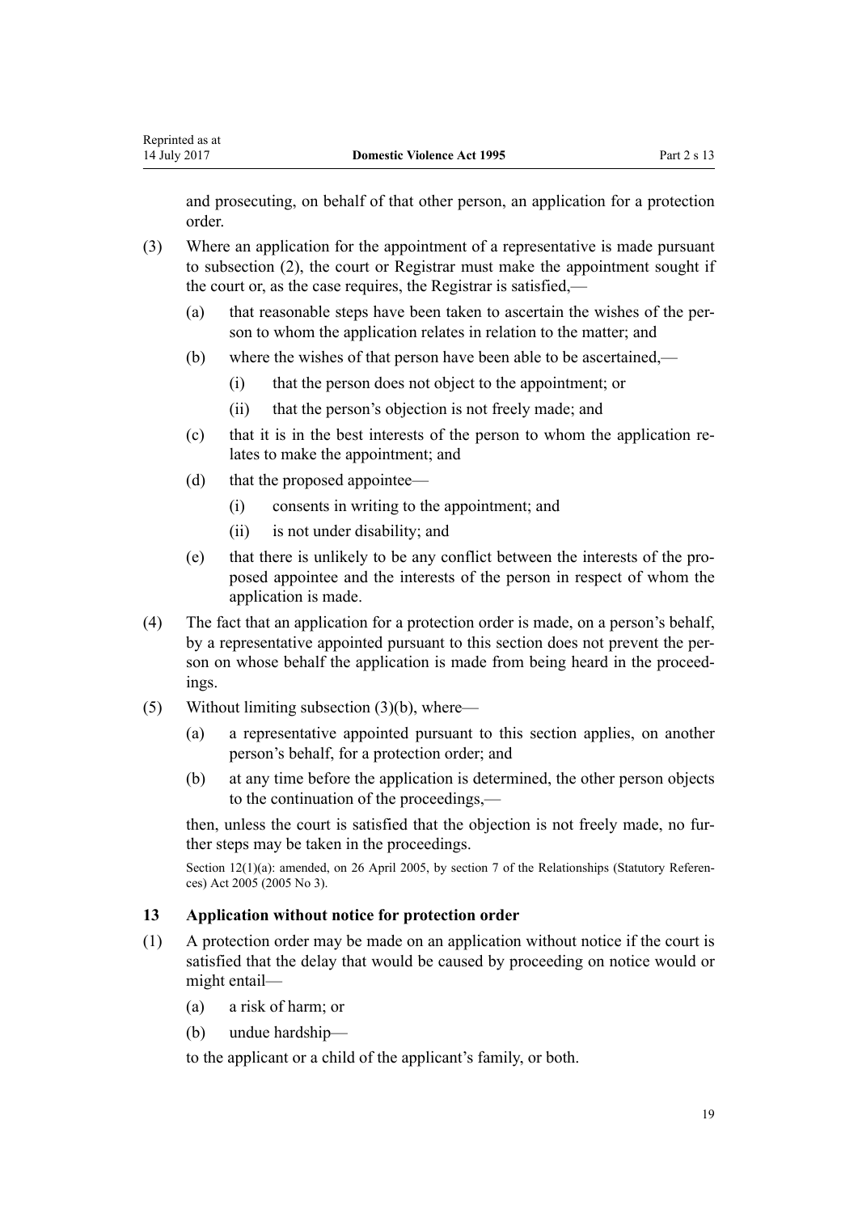and prosecuting, on behalf of that other person, an application for a protection order.

(3) Where an application for the appointment of a representative is made pursuant to subsection (2), the court or Registrar must make the appointment sought if the court or, as the case requires, the Registrar is satisfied,—

  (a) that reasonable steps have been taken to ascertain the wishes of the person to whom the application relates in relation to the matter; and

  (b) where the wishes of that person have been able to be ascertained,—

    (i) that the person does not object to the appointment; or

    (ii) that the person's objection is not freely made; and

  (c) that it is in the best interests of the person to whom the application relates to make the appointment; and

  (d) that the proposed appointee—

    (i) consents in writing to the appointment; and

    (ii) is not under disability; and

  (e) that there is unlikely to be any conflict between the interests of the proposed appointee and the interests of the person in respect of whom the application is made.

(4) The fact that an application for a protection order is made, on a person's behalf, by a representative appointed pursuant to this section does not prevent the person on whose behalf the application is made from being heard in the proceedings.

(5) Without limiting subsection (3)(b), where—

  (a) a representative appointed pursuant to this section applies, on another person's behalf, for a protection order; and

  (b) at any time before the application is determined, the other person objects to the continuation of the proceedings,—

  then, unless the court is satisfied that the objection is not freely made, no further steps may be taken in the proceedings.

Section 12(1)(a): amended, on 26 April 2005, by section 7 of the Relationships (Statutory References) Act 2005 (2005 No 3).

### 13 Application without notice for protection order

(1) A protection order may be made on an application without notice if the court is satisfied that the delay that would be caused by proceeding on notice would or might entail—

  (a) a risk of harm; or

  (b) undue hardship—

  to the applicant or a child of the applicant's family, or both.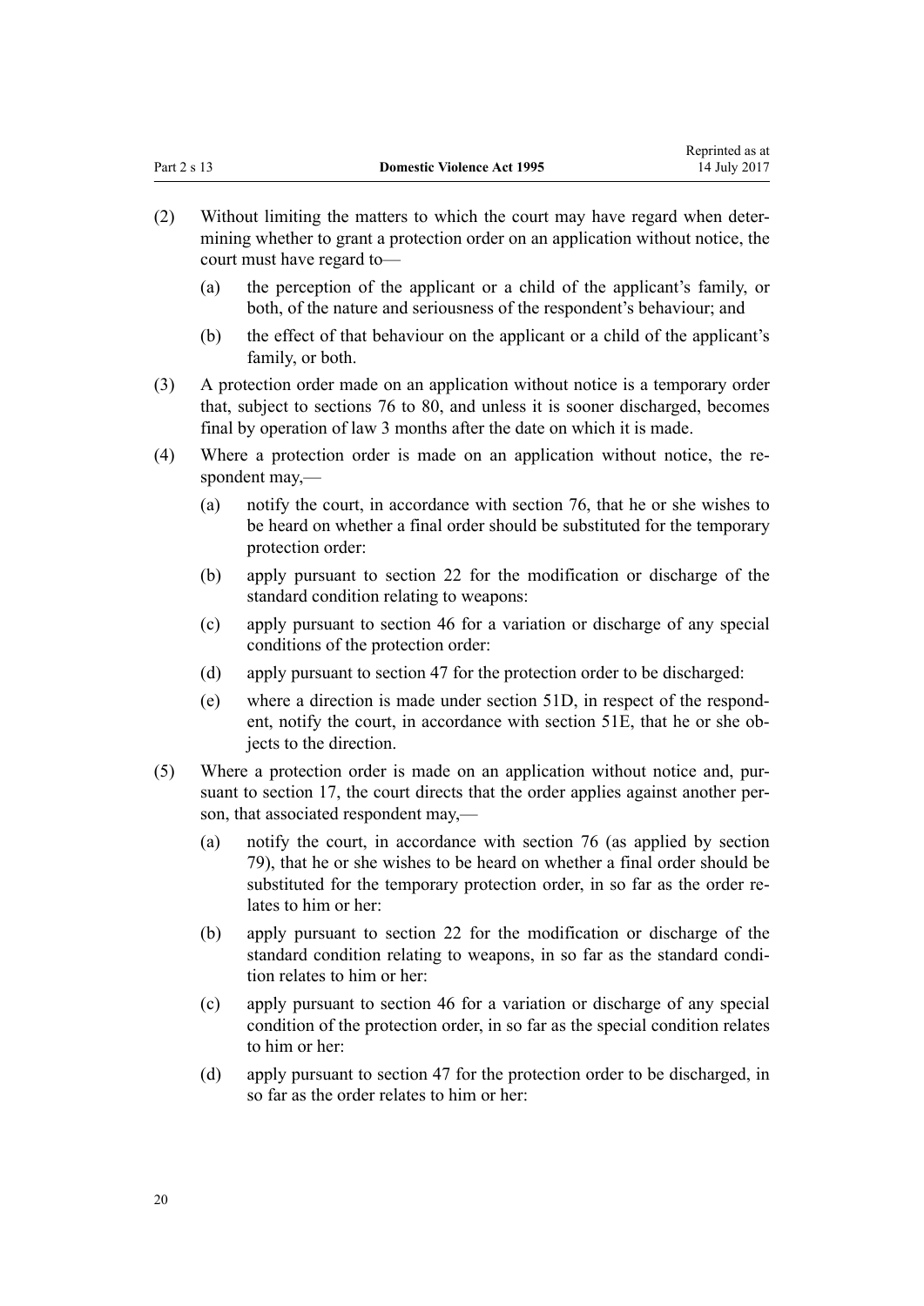(2) Without limiting the matters to which the court may have regard when determining whether to grant a protection order on an application without notice, the court must have regard to—

   (a) the perception of the applicant or a child of the applicant's family, or both, of the nature and seriousness of the respondent's behaviour; and

   (b) the effect of that behaviour on the applicant or a child of the applicant's family, or both.

(3) A protection order made on an application without notice is a temporary order that, subject to sections 76 to 80, and unless it is sooner discharged, becomes final by operation of law 3 months after the date on which it is made.

(4) Where a protection order is made on an application without notice, the respondent may,—

   (a) notify the court, in accordance with section 76, that he or she wishes to be heard on whether a final order should be substituted for the temporary protection order:

   (b) apply pursuant to section 22 for the modification or discharge of the standard condition relating to weapons:

   (c) apply pursuant to section 46 for a variation or discharge of any special conditions of the protection order:

   (d) apply pursuant to section 47 for the protection order to be discharged:

   (e) where a direction is made under section 51D, in respect of the respondent, notify the court, in accordance with section 51E, that he or she objects to the direction.

(5) Where a protection order is made on an application without notice and, pursuant to section 17, the court directs that the order applies against another person, that associated respondent may,—

   (a) notify the court, in accordance with section 76 (as applied by section 79), that he or she wishes to be heard on whether a final order should be substituted for the temporary protection order, in so far as the order relates to him or her:

   (b) apply pursuant to section 22 for the modification or discharge of the standard condition relating to weapons, in so far as the standard condition relates to him or her:

   (c) apply pursuant to section 46 for a variation or discharge of any special condition of the protection order, in so far as the special condition relates to him or her:

   (d) apply pursuant to section 47 for the protection order to be discharged, in so far as the order relates to him or her: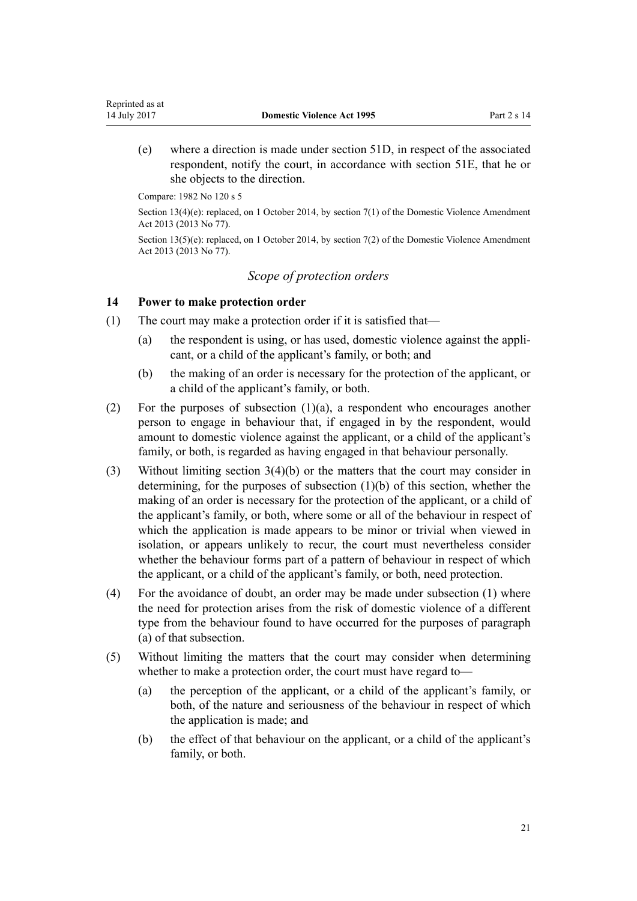(e) where a direction is made under section 51D, in respect of the associated respondent, notify the court, in accordance with section 51E, that he or she objects to the direction.

Compare: 1982 No 120 s 5

Section 13(4)(e): replaced, on 1 October 2014, by section 7(1) of the Domestic Violence Amendment Act 2013 (2013 No 77).

Section 13(5)(e): replaced, on 1 October 2014, by section 7(2) of the Domestic Violence Amendment Act 2013 (2013 No 77).

### *Scope of protection orders*

### 14 Power to make protection order

(1) The court may make a protection order if it is satisfied that—

(a) the respondent is using, or has used, domestic violence against the applicant, or a child of the applicant's family, or both; and

(b) the making of an order is necessary for the protection of the applicant, or a child of the applicant's family, or both.

(2) For the purposes of subsection (1)(a), a respondent who encourages another person to engage in behaviour that, if engaged in by the respondent, would amount to domestic violence against the applicant, or a child of the applicant's family, or both, is regarded as having engaged in that behaviour personally.

(3) Without limiting section 3(4)(b) or the matters that the court may consider in determining, for the purposes of subsection (1)(b) of this section, whether the making of an order is necessary for the protection of the applicant, or a child of the applicant's family, or both, where some or all of the behaviour in respect of which the application is made appears to be minor or trivial when viewed in isolation, or appears unlikely to recur, the court must nevertheless consider whether the behaviour forms part of a pattern of behaviour in respect of which the applicant, or a child of the applicant's family, or both, need protection.

(4) For the avoidance of doubt, an order may be made under subsection (1) where the need for protection arises from the risk of domestic violence of a different type from the behaviour found to have occurred for the purposes of paragraph (a) of that subsection.

(5) Without limiting the matters that the court may consider when determining whether to make a protection order, the court must have regard to—

(a) the perception of the applicant, or a child of the applicant's family, or both, of the nature and seriousness of the behaviour in respect of which the application is made; and

(b) the effect of that behaviour on the applicant, or a child of the applicant's family, or both.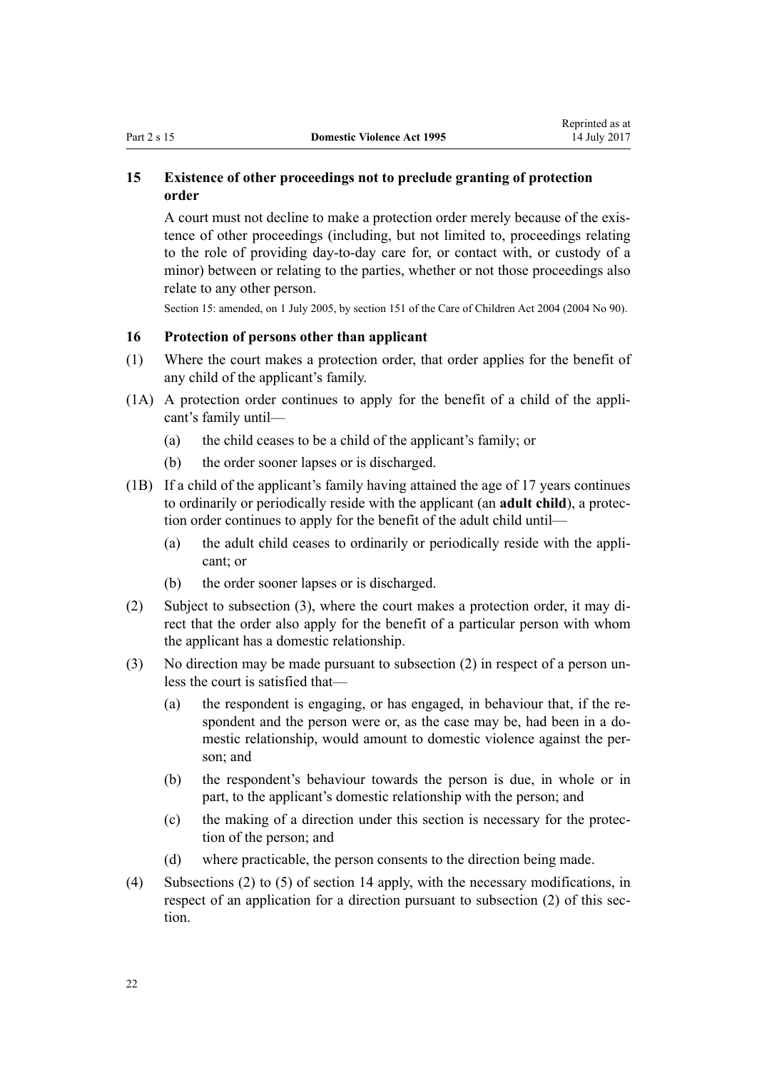### 15 Existence of other proceedings not to preclude granting of protection order

A court must not decline to make a protection order merely because of the existence of other proceedings (including, but not limited to, proceedings relating to the role of providing day-to-day care for, or contact with, or custody of a minor) between or relating to the parties, whether or not those proceedings also relate to any other person.

Section 15: amended, on 1 July 2005, by section 151 of the Care of Children Act 2004 (2004 No 90).

### 16 Protection of persons other than applicant

(1) Where the court makes a protection order, that order applies for the benefit of any child of the applicant's family.

(1A) A protection order continues to apply for the benefit of a child of the applicant's family until—

- (a) the child ceases to be a child of the applicant's family; or
- (b) the order sooner lapses or is discharged.

(1B) If a child of the applicant's family having attained the age of 17 years continues to ordinarily or periodically reside with the applicant (an **adult child**), a protection order continues to apply for the benefit of the adult child until—

- (a) the adult child ceases to ordinarily or periodically reside with the applicant; or
- (b) the order sooner lapses or is discharged.

(2) Subject to subsection (3), where the court makes a protection order, it may direct that the order also apply for the benefit of a particular person with whom the applicant has a domestic relationship.

(3) No direction may be made pursuant to subsection (2) in respect of a person unless the court is satisfied that—

- (a) the respondent is engaging, or has engaged, in behaviour that, if the respondent and the person were or, as the case may be, had been in a domestic relationship, would amount to domestic violence against the person; and
- (b) the respondent's behaviour towards the person is due, in whole or in part, to the applicant's domestic relationship with the person; and
- (c) the making of a direction under this section is necessary for the protection of the person; and
- (d) where practicable, the person consents to the direction being made.

(4) Subsections (2) to (5) of section 14 apply, with the necessary modifications, in respect of an application for a direction pursuant to subsection (2) of this section.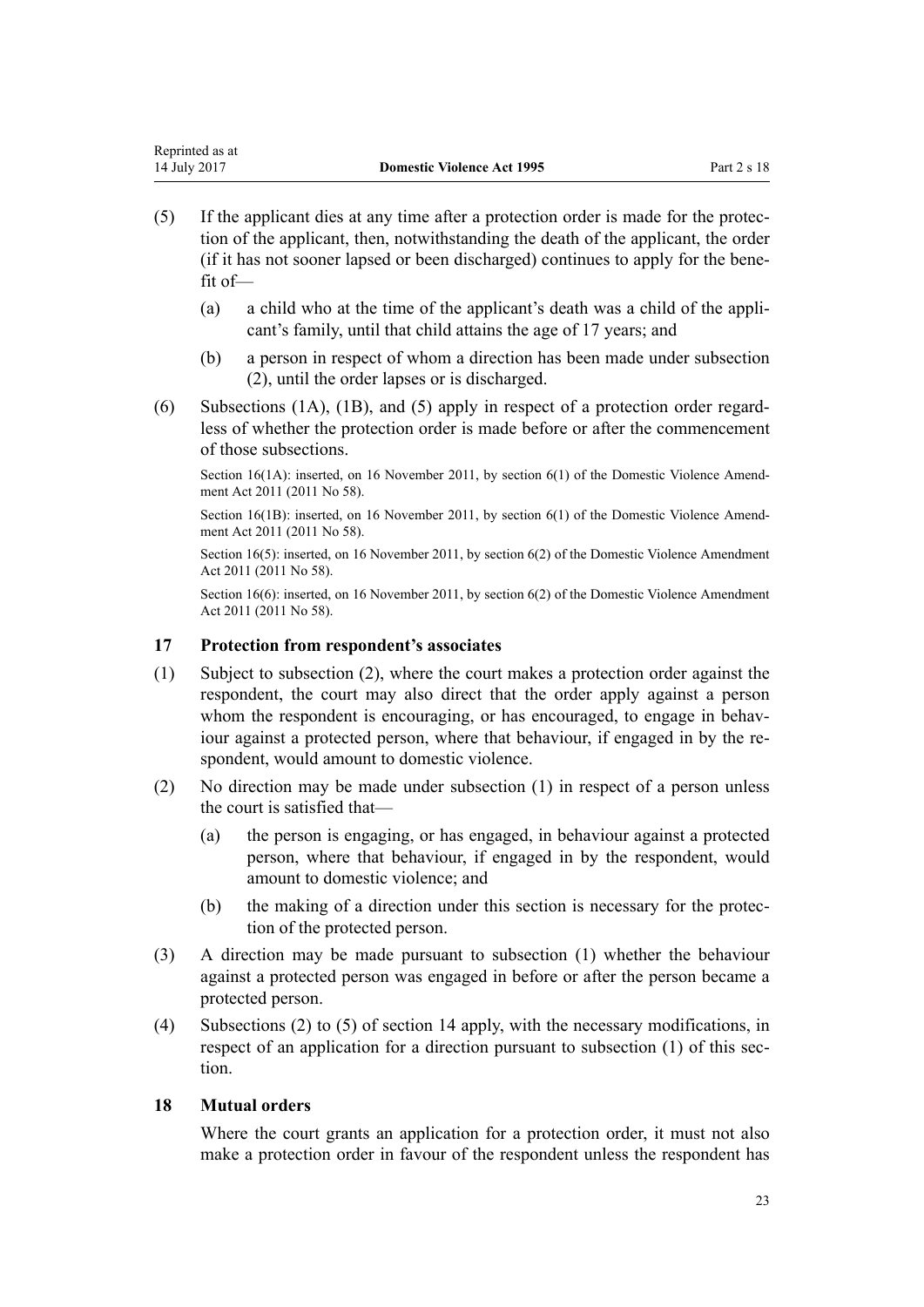(5) If the applicant dies at any time after a protection order is made for the protection of the applicant, then, notwithstanding the death of the applicant, the order (if it has not sooner lapsed or been discharged) continues to apply for the benefit of—

 (a) a child who at the time of the applicant's death was a child of the applicant's family, until that child attains the age of 17 years; and

 (b) a person in respect of whom a direction has been made under subsection (2), until the order lapses or is discharged.

(6) Subsections (1A), (1B), and (5) apply in respect of a protection order regardless of whether the protection order is made before or after the commencement of those subsections.

Section 16(1A): inserted, on 16 November 2011, by section 6(1) of the Domestic Violence Amendment Act 2011 (2011 No 58).

Section 16(1B): inserted, on 16 November 2011, by section 6(1) of the Domestic Violence Amendment Act 2011 (2011 No 58).

Section 16(5): inserted, on 16 November 2011, by section 6(2) of the Domestic Violence Amendment Act 2011 (2011 No 58).

Section 16(6): inserted, on 16 November 2011, by section 6(2) of the Domestic Violence Amendment Act 2011 (2011 No 58).

### 17 Protection from respondent's associates

(1) Subject to subsection (2), where the court makes a protection order against the respondent, the court may also direct that the order apply against a person whom the respondent is encouraging, or has encouraged, to engage in behaviour against a protected person, where that behaviour, if engaged in by the respondent, would amount to domestic violence.

(2) No direction may be made under subsection (1) in respect of a person unless the court is satisfied that—

 (a) the person is engaging, or has engaged, in behaviour against a protected person, where that behaviour, if engaged in by the respondent, would amount to domestic violence; and

 (b) the making of a direction under this section is necessary for the protection of the protected person.

(3) A direction may be made pursuant to subsection (1) whether the behaviour against a protected person was engaged in before or after the person became a protected person.

(4) Subsections (2) to (5) of section 14 apply, with the necessary modifications, in respect of an application for a direction pursuant to subsection (1) of this section.

### 18 Mutual orders

Where the court grants an application for a protection order, it must not also make a protection order in favour of the respondent unless the respondent has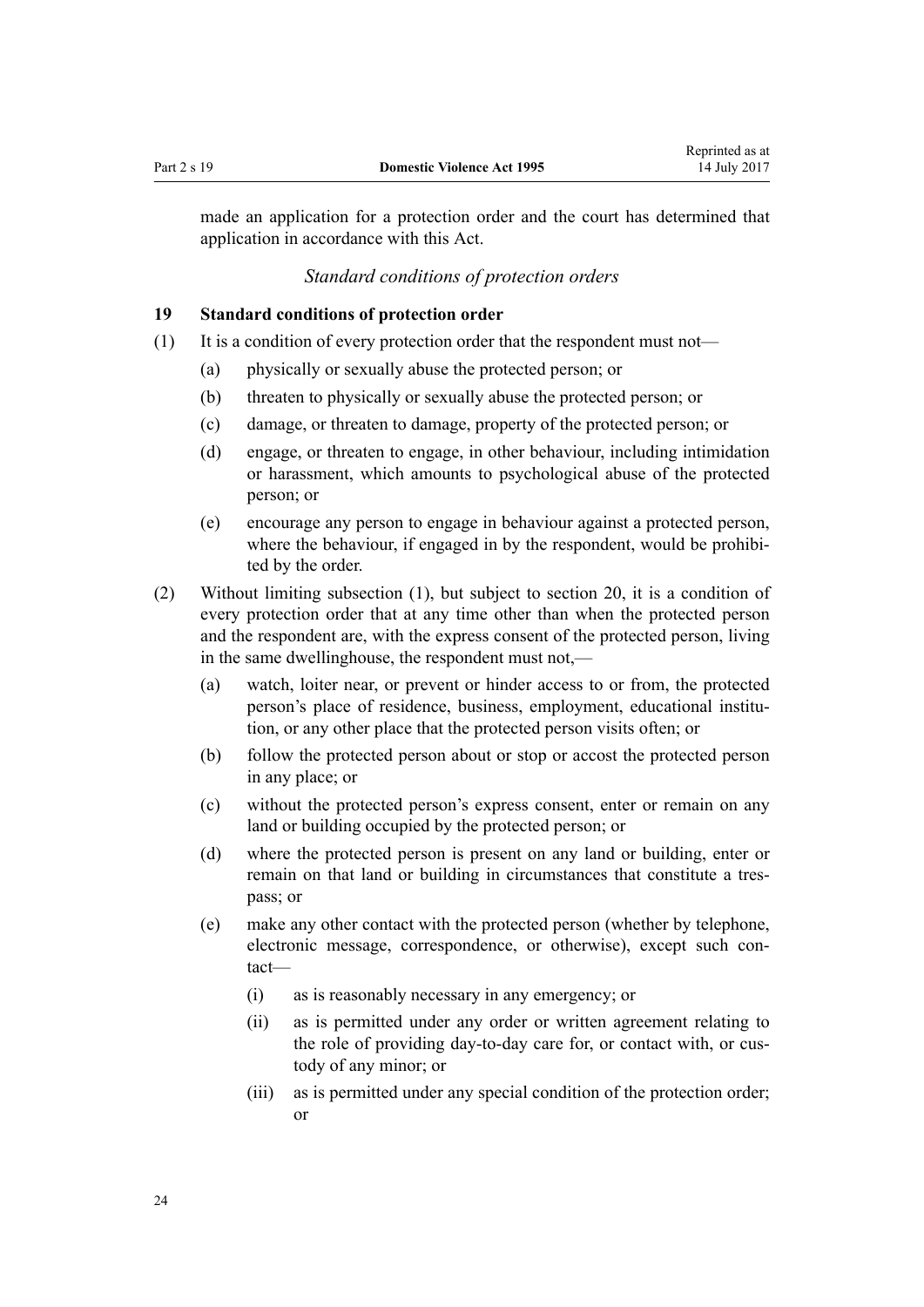made an application for a protection order and the court has determined that application in accordance with this Act.

### *Standard conditions of protection orders*

### 19 Standard conditions of protection order

(1) It is a condition of every protection order that the respondent must not—

- (a) physically or sexually abuse the protected person; or
- (b) threaten to physically or sexually abuse the protected person; or
- (c) damage, or threaten to damage, property of the protected person; or
- (d) engage, or threaten to engage, in other behaviour, including intimidation or harassment, which amounts to psychological abuse of the protected person; or
- (e) encourage any person to engage in behaviour against a protected person, where the behaviour, if engaged in by the respondent, would be prohibited by the order.

(2) Without limiting subsection (1), but subject to section 20, it is a condition of every protection order that at any time other than when the protected person and the respondent are, with the express consent of the protected person, living in the same dwellinghouse, the respondent must not,—

- (a) watch, loiter near, or prevent or hinder access to or from, the protected person's place of residence, business, employment, educational institution, or any other place that the protected person visits often; or
- (b) follow the protected person about or stop or accost the protected person in any place; or
- (c) without the protected person's express consent, enter or remain on any land or building occupied by the protected person; or
- (d) where the protected person is present on any land or building, enter or remain on that land or building in circumstances that constitute a trespass; or
- (e) make any other contact with the protected person (whether by telephone, electronic message, correspondence, or otherwise), except such contact—
  - (i) as is reasonably necessary in any emergency; or
  - (ii) as is permitted under any order or written agreement relating to the role of providing day-to-day care for, or contact with, or custody of any minor; or
  - (iii) as is permitted under any special condition of the protection order; or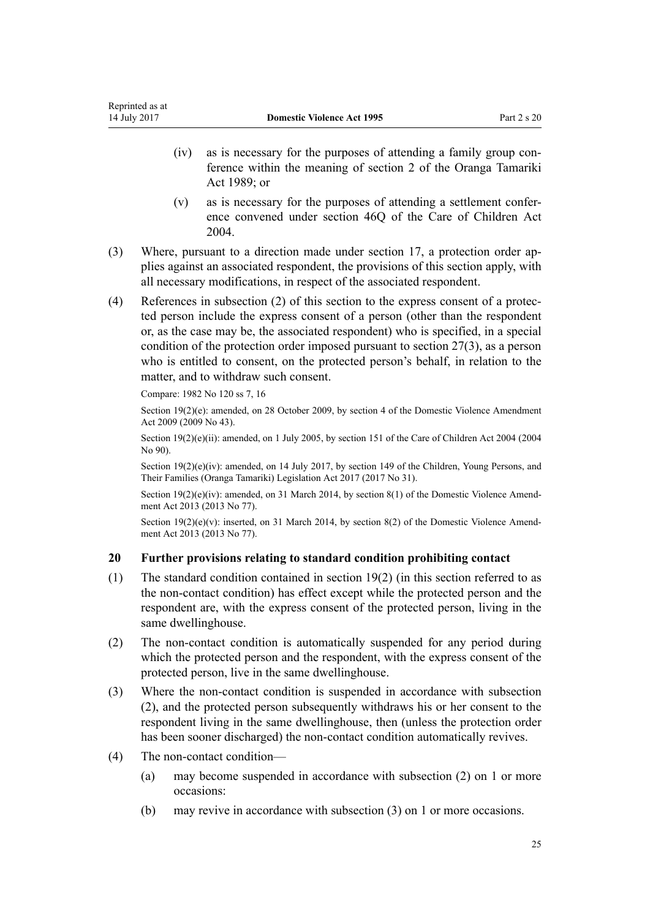(iv) as is necessary for the purposes of attending a family group conference within the meaning of section 2 of the Oranga Tamariki Act 1989; or

(v) as is necessary for the purposes of attending a settlement conference convened under section 46Q of the Care of Children Act 2004.

(3) Where, pursuant to a direction made under section 17, a protection order applies against an associated respondent, the provisions of this section apply, with all necessary modifications, in respect of the associated respondent.

(4) References in subsection (2) of this section to the express consent of a protected person include the express consent of a person (other than the respondent or, as the case may be, the associated respondent) who is specified, in a special condition of the protection order imposed pursuant to section 27(3), as a person who is entitled to consent, on the protected person's behalf, in relation to the matter, and to withdraw such consent.

Compare: 1982 No 120 ss 7, 16

Section 19(2)(e): amended, on 28 October 2009, by section 4 of the Domestic Violence Amendment Act 2009 (2009 No 43).

Section 19(2)(e)(ii): amended, on 1 July 2005, by section 151 of the Care of Children Act 2004 (2004 No 90).

Section 19(2)(e)(iv): amended, on 14 July 2017, by section 149 of the Children, Young Persons, and Their Families (Oranga Tamariki) Legislation Act 2017 (2017 No 31).

Section 19(2)(e)(iv): amended, on 31 March 2014, by section 8(1) of the Domestic Violence Amendment Act 2013 (2013 No 77).

Section 19(2)(e)(v): inserted, on 31 March 2014, by section 8(2) of the Domestic Violence Amendment Act 2013 (2013 No 77).

### 20 Further provisions relating to standard condition prohibiting contact

(1) The standard condition contained in section 19(2) (in this section referred to as the non-contact condition) has effect except while the protected person and the respondent are, with the express consent of the protected person, living in the same dwellinghouse.

(2) The non-contact condition is automatically suspended for any period during which the protected person and the respondent, with the express consent of the protected person, live in the same dwellinghouse.

(3) Where the non-contact condition is suspended in accordance with subsection (2), and the protected person subsequently withdraws his or her consent to the respondent living in the same dwellinghouse, then (unless the protection order has been sooner discharged) the non-contact condition automatically revives.

(4) The non-contact condition—

(a) may become suspended in accordance with subsection (2) on 1 or more occasions:

(b) may revive in accordance with subsection (3) on 1 or more occasions.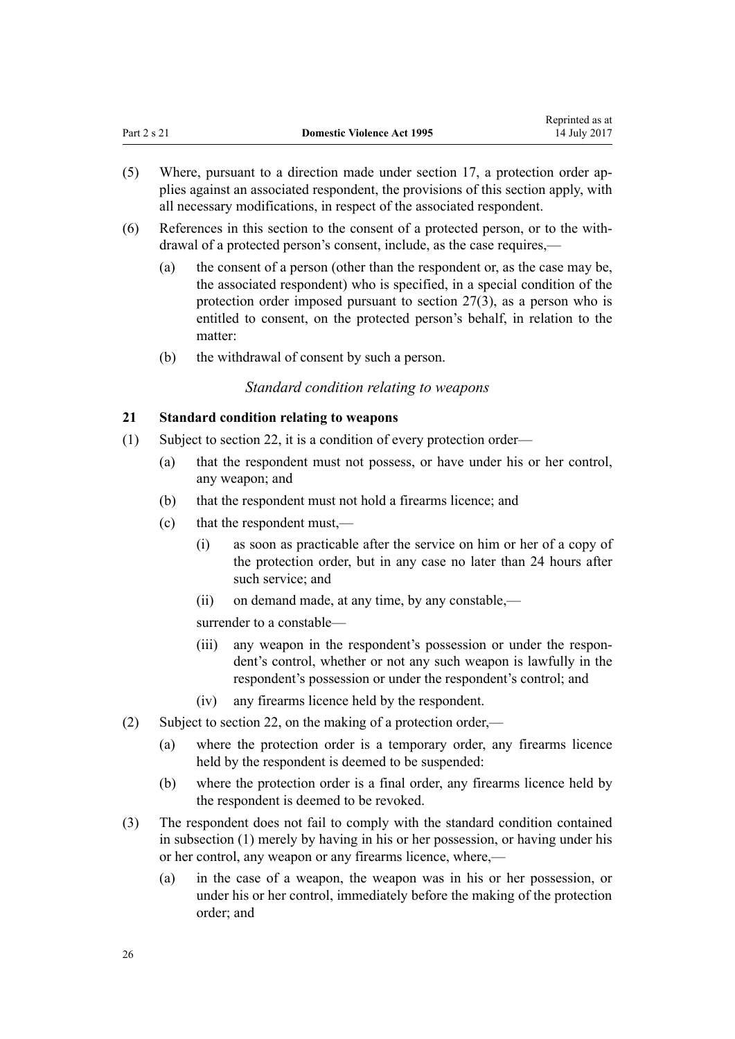(5) Where, pursuant to a direction made under section 17, a protection order applies against an associated respondent, the provisions of this section apply, with all necessary modifications, in respect of the associated respondent.

(6) References in this section to the consent of a protected person, or to the withdrawal of a protected person's consent, include, as the case requires,—

(a) the consent of a person (other than the respondent or, as the case may be, the associated respondent) who is specified, in a special condition of the protection order imposed pursuant to section 27(3), as a person who is entitled to consent, on the protected person's behalf, in relation to the matter:

(b) the withdrawal of consent by such a person.

*Standard condition relating to weapons*

### 21 Standard condition relating to weapons

(1) Subject to section 22, it is a condition of every protection order—

(a) that the respondent must not possess, or have under his or her control, any weapon; and

(b) that the respondent must not hold a firearms licence; and

(c) that the respondent must,—

(i) as soon as practicable after the service on him or her of a copy of the protection order, but in any case no later than 24 hours after such service; and

(ii) on demand made, at any time, by any constable,—

surrender to a constable—

(iii) any weapon in the respondent's possession or under the respondent's control, whether or not any such weapon is lawfully in the respondent's possession or under the respondent's control; and

(iv) any firearms licence held by the respondent.

(2) Subject to section 22, on the making of a protection order,—

(a) where the protection order is a temporary order, any firearms licence held by the respondent is deemed to be suspended:

(b) where the protection order is a final order, any firearms licence held by the respondent is deemed to be revoked.

(3) The respondent does not fail to comply with the standard condition contained in subsection (1) merely by having in his or her possession, or having under his or her control, any weapon or any firearms licence, where,—

(a) in the case of a weapon, the weapon was in his or her possession, or under his or her control, immediately before the making of the protection order; and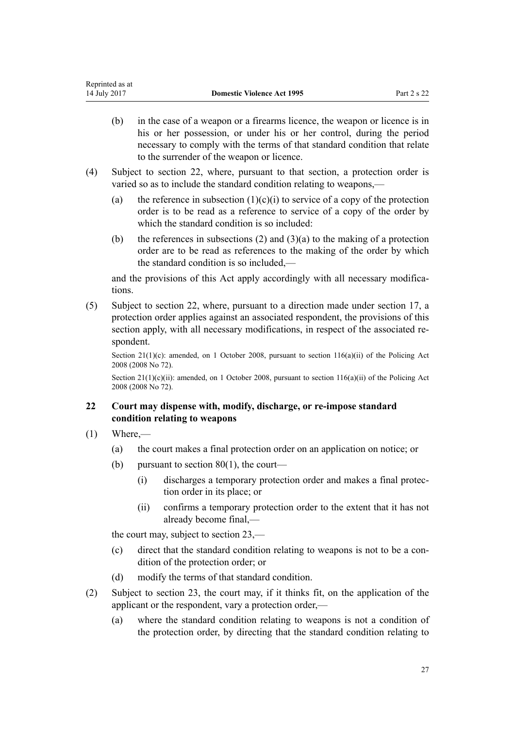(b) in the case of a weapon or a firearms licence, the weapon or licence is in his or her possession, or under his or her control, during the period necessary to comply with the terms of that standard condition that relate to the surrender of the weapon or licence.

(4) Subject to section 22, where, pursuant to that section, a protection order is varied so as to include the standard condition relating to weapons,—

(a) the reference in subsection (1)(c)(i) to service of a copy of the protection order is to be read as a reference to service of a copy of the order by which the standard condition is so included:

(b) the references in subsections (2) and (3)(a) to the making of a protection order are to be read as references to the making of the order by which the standard condition is so included,—

and the provisions of this Act apply accordingly with all necessary modifications.

(5) Subject to section 22, where, pursuant to a direction made under section 17, a protection order applies against an associated respondent, the provisions of this section apply, with all necessary modifications, in respect of the associated respondent.

Section 21(1)(c): amended, on 1 October 2008, pursuant to section 116(a)(ii) of the Policing Act 2008 (2008 No 72).

Section 21(1)(c)(ii): amended, on 1 October 2008, pursuant to section 116(a)(ii) of the Policing Act 2008 (2008 No 72).

### 22 Court may dispense with, modify, discharge, or re-impose standard condition relating to weapons

(1) Where,—

(a) the court makes a final protection order on an application on notice; or

(b) pursuant to section 80(1), the court—

(i) discharges a temporary protection order and makes a final protection order in its place; or

(ii) confirms a temporary protection order to the extent that it has not already become final,—

the court may, subject to section 23,—

(c) direct that the standard condition relating to weapons is not to be a condition of the protection order; or

(d) modify the terms of that standard condition.

(2) Subject to section 23, the court may, if it thinks fit, on the application of the applicant or the respondent, vary a protection order,—

(a) where the standard condition relating to weapons is not a condition of the protection order, by directing that the standard condition relating to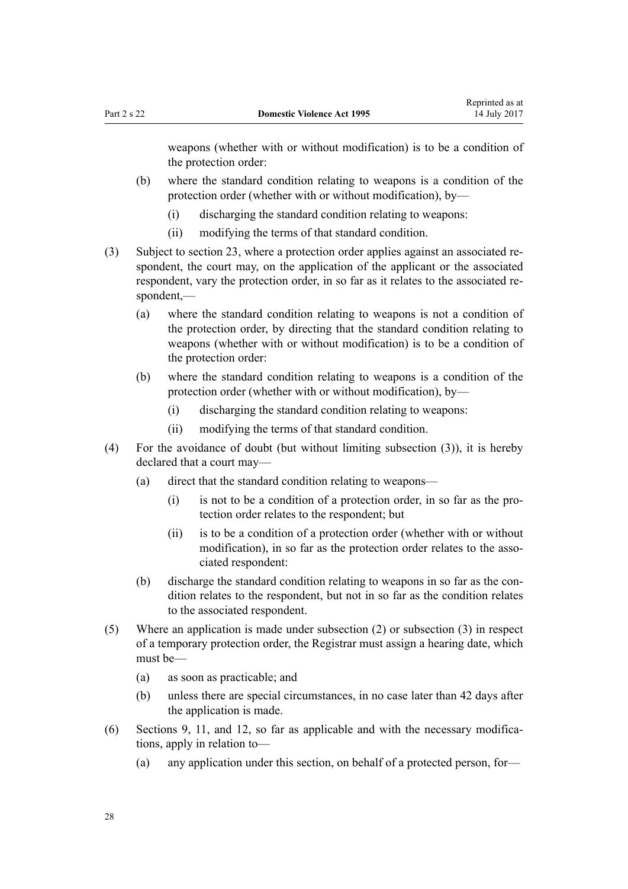weapons (whether with or without modification) is to be a condition of the protection order:

(b) where the standard condition relating to weapons is a condition of the protection order (whether with or without modification), by—

  (i) discharging the standard condition relating to weapons:

  (ii) modifying the terms of that standard condition.

(3) Subject to section 23, where a protection order applies against an associated respondent, the court may, on the application of the applicant or the associated respondent, vary the protection order, in so far as it relates to the associated respondent,—

(a) where the standard condition relating to weapons is not a condition of the protection order, by directing that the standard condition relating to weapons (whether with or without modification) is to be a condition of the protection order:

(b) where the standard condition relating to weapons is a condition of the protection order (whether with or without modification), by—

  (i) discharging the standard condition relating to weapons:

  (ii) modifying the terms of that standard condition.

(4) For the avoidance of doubt (but without limiting subsection (3)), it is hereby declared that a court may—

(a) direct that the standard condition relating to weapons—

  (i) is not to be a condition of a protection order, in so far as the protection order relates to the respondent; but

  (ii) is to be a condition of a protection order (whether with or without modification), in so far as the protection order relates to the associated respondent:

(b) discharge the standard condition relating to weapons in so far as the condition relates to the respondent, but not in so far as the condition relates to the associated respondent.

(5) Where an application is made under subsection (2) or subsection (3) in respect of a temporary protection order, the Registrar must assign a hearing date, which must be—

(a) as soon as practicable; and

(b) unless there are special circumstances, in no case later than 42 days after the application is made.

(6) Sections 9, 11, and 12, so far as applicable and with the necessary modifications, apply in relation to—

(a) any application under this section, on behalf of a protected person, for—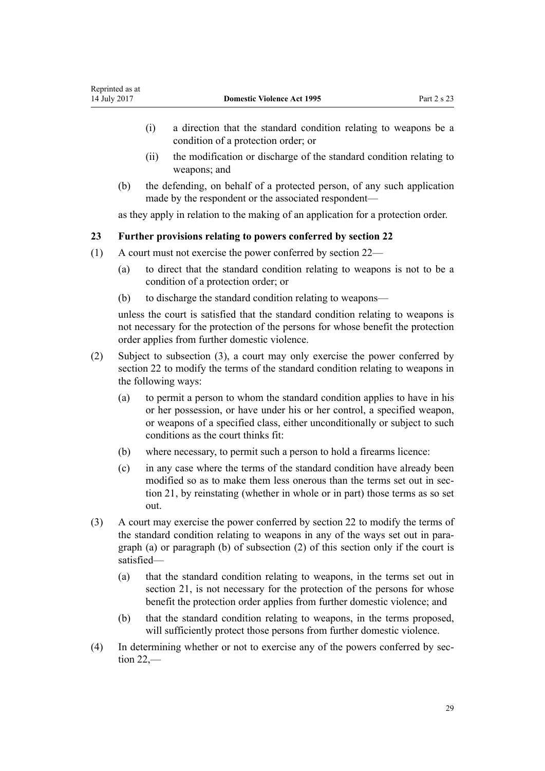(i) a direction that the standard condition relating to weapons be a condition of a protection order; or

(ii) the modification or discharge of the standard condition relating to weapons; and

(b) the defending, on behalf of a protected person, of any such application made by the respondent or the associated respondent—

as they apply in relation to the making of an application for a protection order.

### 23 Further provisions relating to powers conferred by section 22

(1) A court must not exercise the power conferred by section 22—

(a) to direct that the standard condition relating to weapons is not to be a condition of a protection order; or

(b) to discharge the standard condition relating to weapons—

unless the court is satisfied that the standard condition relating to weapons is not necessary for the protection of the persons for whose benefit the protection order applies from further domestic violence.

(2) Subject to subsection (3), a court may only exercise the power conferred by section 22 to modify the terms of the standard condition relating to weapons in the following ways:

(a) to permit a person to whom the standard condition applies to have in his or her possession, or have under his or her control, a specified weapon, or weapons of a specified class, either unconditionally or subject to such conditions as the court thinks fit:

(b) where necessary, to permit such a person to hold a firearms licence:

(c) in any case where the terms of the standard condition have already been modified so as to make them less onerous than the terms set out in section 21, by reinstating (whether in whole or in part) those terms as so set out.

(3) A court may exercise the power conferred by section 22 to modify the terms of the standard condition relating to weapons in any of the ways set out in paragraph (a) or paragraph (b) of subsection (2) of this section only if the court is satisfied—

(a) that the standard condition relating to weapons, in the terms set out in section 21, is not necessary for the protection of the persons for whose benefit the protection order applies from further domestic violence; and

(b) that the standard condition relating to weapons, in the terms proposed, will sufficiently protect those persons from further domestic violence.

(4) In determining whether or not to exercise any of the powers conferred by section 22,—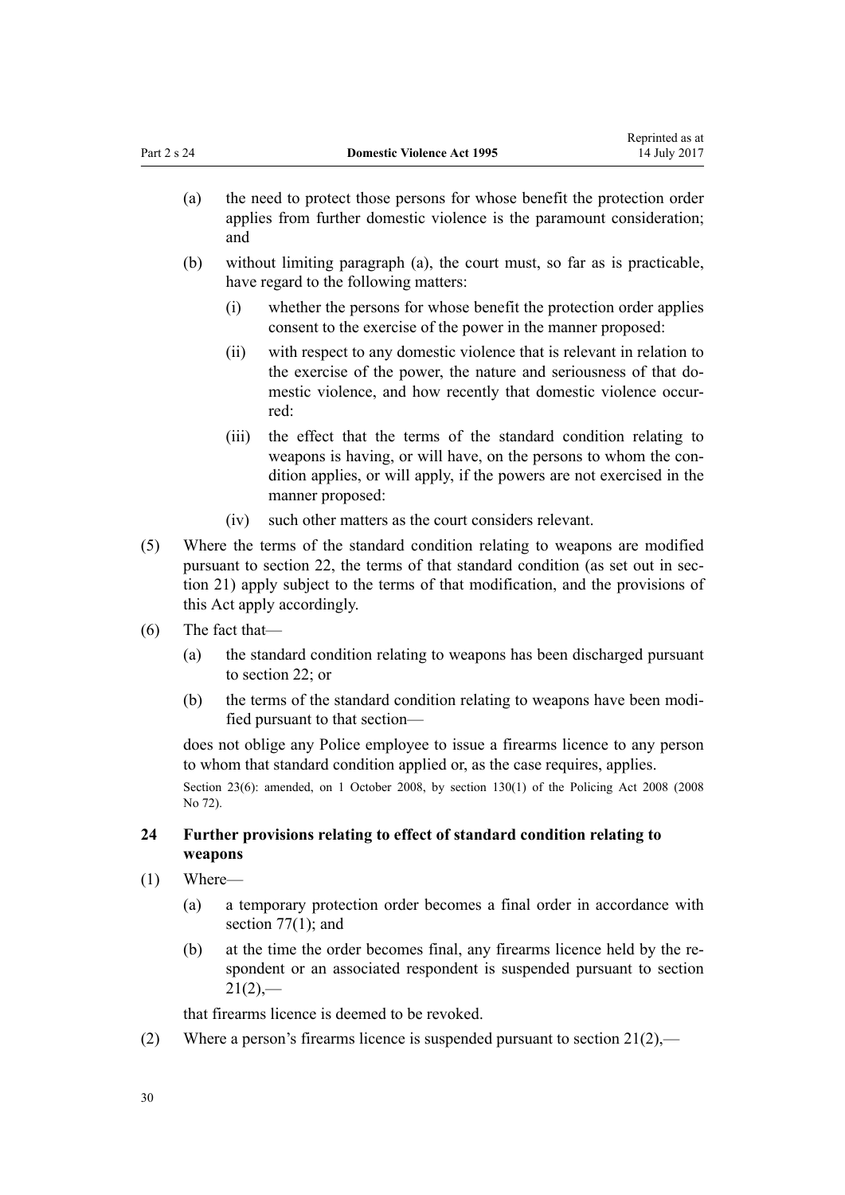(a) the need to protect those persons for whose benefit the protection order applies from further domestic violence is the paramount consideration; and

(b) without limiting paragraph (a), the court must, so far as is practicable, have regard to the following matters:

   (i) whether the persons for whose benefit the protection order applies consent to the exercise of the power in the manner proposed:

   (ii) with respect to any domestic violence that is relevant in relation to the exercise of the power, the nature and seriousness of that domestic violence, and how recently that domestic violence occurred:

   (iii) the effect that the terms of the standard condition relating to weapons is having, or will have, on the persons to whom the condition applies, or will apply, if the powers are not exercised in the manner proposed:

   (iv) such other matters as the court considers relevant.

(5) Where the terms of the standard condition relating to weapons are modified pursuant to section 22, the terms of that standard condition (as set out in section 21) apply subject to the terms of that modification, and the provisions of this Act apply accordingly.

(6) The fact that—

(a) the standard condition relating to weapons has been discharged pursuant to section 22; or

(b) the terms of the standard condition relating to weapons have been modified pursuant to that section—

does not oblige any Police employee to issue a firearms licence to any person to whom that standard condition applied or, as the case requires, applies.

Section 23(6): amended, on 1 October 2008, by section 130(1) of the Policing Act 2008 (2008 No 72).

### 24 Further provisions relating to effect of standard condition relating to weapons

(1) Where—

(a) a temporary protection order becomes a final order in accordance with section 77(1); and

(b) at the time the order becomes final, any firearms licence held by the respondent or an associated respondent is suspended pursuant to section 21(2),—

that firearms licence is deemed to be revoked.

(2) Where a person's firearms licence is suspended pursuant to section 21(2),—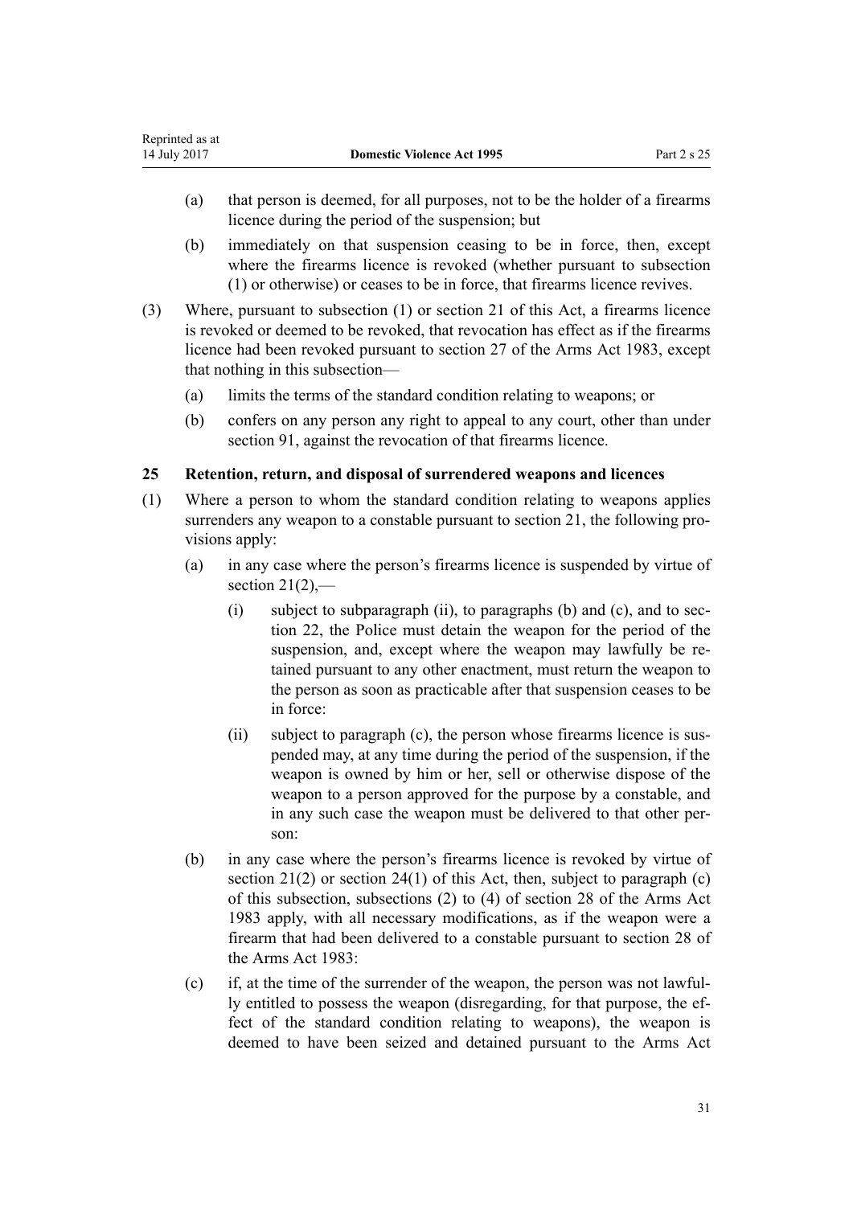(a) that person is deemed, for all purposes, not to be the holder of a firearms licence during the period of the suspension; but

(b) immediately on that suspension ceasing to be in force, then, except where the firearms licence is revoked (whether pursuant to subsection (1) or otherwise) or ceases to be in force, that firearms licence revives.

(3) Where, pursuant to subsection (1) or section 21 of this Act, a firearms licence is revoked or deemed to be revoked, that revocation has effect as if the firearms licence had been revoked pursuant to section 27 of the Arms Act 1983, except that nothing in this subsection—

(a) limits the terms of the standard condition relating to weapons; or

(b) confers on any person any right to appeal to any court, other than under section 91, against the revocation of that firearms licence.

### 25 Retention, return, and disposal of surrendered weapons and licences

(1) Where a person to whom the standard condition relating to weapons applies surrenders any weapon to a constable pursuant to section 21, the following provisions apply:

(a) in any case where the person's firearms licence is suspended by virtue of section 21(2),—

(i) subject to subparagraph (ii), to paragraphs (b) and (c), and to section 22, the Police must detain the weapon for the period of the suspension, and, except where the weapon may lawfully be retained pursuant to any other enactment, must return the weapon to the person as soon as practicable after that suspension ceases to be in force:

(ii) subject to paragraph (c), the person whose firearms licence is suspended may, at any time during the period of the suspension, if the weapon is owned by him or her, sell or otherwise dispose of the weapon to a person approved for the purpose by a constable, and in any such case the weapon must be delivered to that other person:

(b) in any case where the person's firearms licence is revoked by virtue of section 21(2) or section 24(1) of this Act, then, subject to paragraph (c) of this subsection, subsections (2) to (4) of section 28 of the Arms Act 1983 apply, with all necessary modifications, as if the weapon were a firearm that had been delivered to a constable pursuant to section 28 of the Arms Act 1983:

(c) if, at the time of the surrender of the weapon, the person was not lawfully entitled to possess the weapon (disregarding, for that purpose, the effect of the standard condition relating to weapons), the weapon is deemed to have been seized and detained pursuant to the Arms Act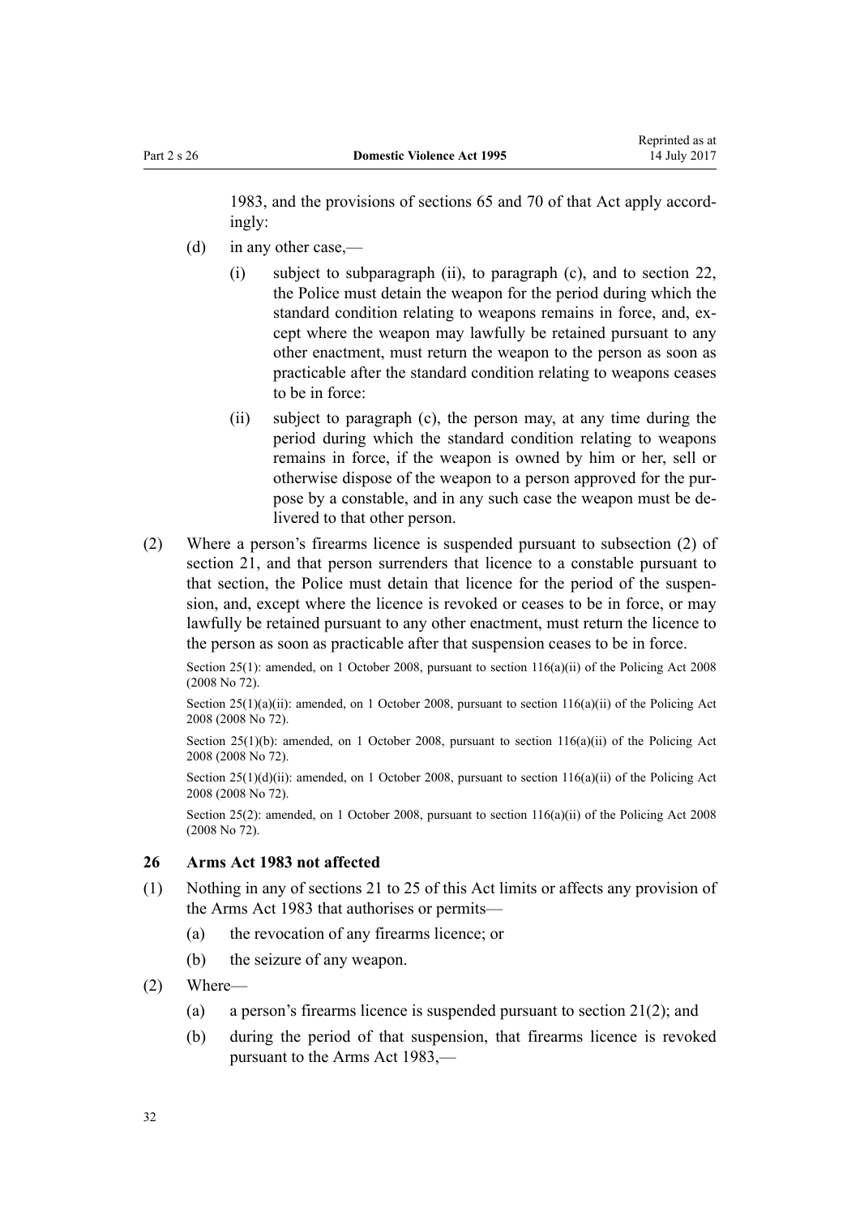1983, and the provisions of sections 65 and 70 of that Act apply accordingly:

- (d) in any other case,—
  - (i) subject to subparagraph (ii), to paragraph (c), and to section 22, the Police must detain the weapon for the period during which the standard condition relating to weapons remains in force, and, except where the weapon may lawfully be retained pursuant to any other enactment, must return the weapon to the person as soon as practicable after the standard condition relating to weapons ceases to be in force:
  - (ii) subject to paragraph (c), the person may, at any time during the period during which the standard condition relating to weapons remains in force, if the weapon is owned by him or her, sell or otherwise dispose of the weapon to a person approved for the purpose by a constable, and in any such case the weapon must be delivered to that other person.

(2) Where a person's firearms licence is suspended pursuant to subsection (2) of section 21, and that person surrenders that licence to a constable pursuant to that section, the Police must detain that licence for the period of the suspension, and, except where the licence is revoked or ceases to be in force, or may lawfully be retained pursuant to any other enactment, must return the licence to the person as soon as practicable after that suspension ceases to be in force.

Section 25(1): amended, on 1 October 2008, pursuant to section 116(a)(ii) of the Policing Act 2008 (2008 No 72).

Section 25(1)(a)(ii): amended, on 1 October 2008, pursuant to section 116(a)(ii) of the Policing Act 2008 (2008 No 72).

Section 25(1)(b): amended, on 1 October 2008, pursuant to section 116(a)(ii) of the Policing Act 2008 (2008 No 72).

Section 25(1)(d)(ii): amended, on 1 October 2008, pursuant to section 116(a)(ii) of the Policing Act 2008 (2008 No 72).

Section 25(2): amended, on 1 October 2008, pursuant to section 116(a)(ii) of the Policing Act 2008 (2008 No 72).

### 26 Arms Act 1983 not affected

(1) Nothing in any of sections 21 to 25 of this Act limits or affects any provision of the Arms Act 1983 that authorises or permits—

- (a) the revocation of any firearms licence; or
- (b) the seizure of any weapon.

(2) Where—

- (a) a person's firearms licence is suspended pursuant to section 21(2); and
- (b) during the period of that suspension, that firearms licence is revoked pursuant to the Arms Act 1983,—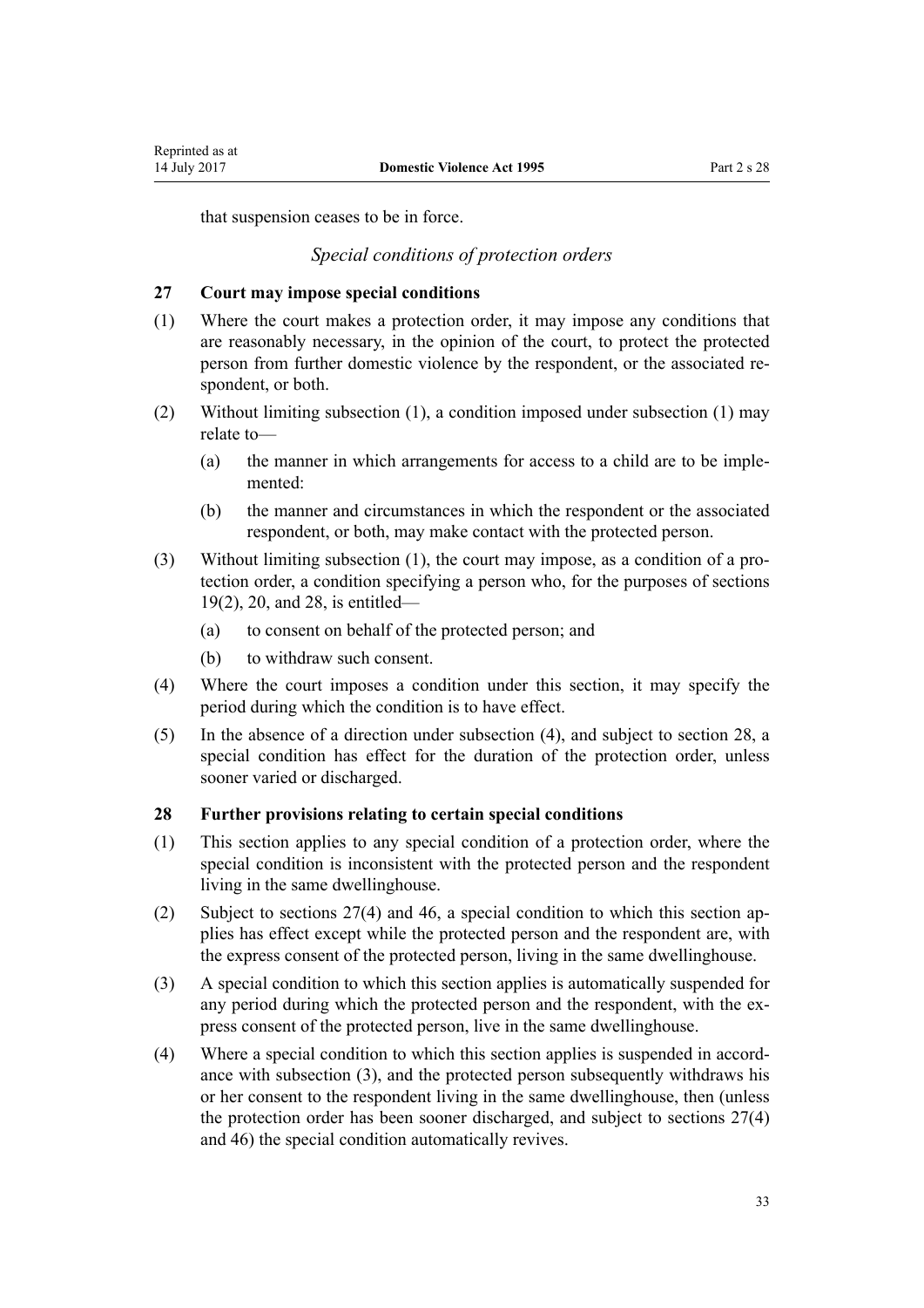that suspension ceases to be in force.

### *Special conditions of protection orders*

### 27 Court may impose special conditions

(1) Where the court makes a protection order, it may impose any conditions that are reasonably necessary, in the opinion of the court, to protect the protected person from further domestic violence by the respondent, or the associated respondent, or both.

(2) Without limiting subsection (1), a condition imposed under subsection (1) may relate to—

- (a) the manner in which arrangements for access to a child are to be implemented:
- (b) the manner and circumstances in which the respondent or the associated respondent, or both, may make contact with the protected person.

(3) Without limiting subsection (1), the court may impose, as a condition of a protection order, a condition specifying a person who, for the purposes of sections 19(2), 20, and 28, is entitled—

- (a) to consent on behalf of the protected person; and
- (b) to withdraw such consent.

(4) Where the court imposes a condition under this section, it may specify the period during which the condition is to have effect.

(5) In the absence of a direction under subsection (4), and subject to section 28, a special condition has effect for the duration of the protection order, unless sooner varied or discharged.

### 28 Further provisions relating to certain special conditions

(1) This section applies to any special condition of a protection order, where the special condition is inconsistent with the protected person and the respondent living in the same dwellinghouse.

(2) Subject to sections 27(4) and 46, a special condition to which this section applies has effect except while the protected person and the respondent are, with the express consent of the protected person, living in the same dwellinghouse.

(3) A special condition to which this section applies is automatically suspended for any period during which the protected person and the respondent, with the express consent of the protected person, live in the same dwellinghouse.

(4) Where a special condition to which this section applies is suspended in accordance with subsection (3), and the protected person subsequently withdraws his or her consent to the respondent living in the same dwellinghouse, then (unless the protection order has been sooner discharged, and subject to sections 27(4) and 46) the special condition automatically revives.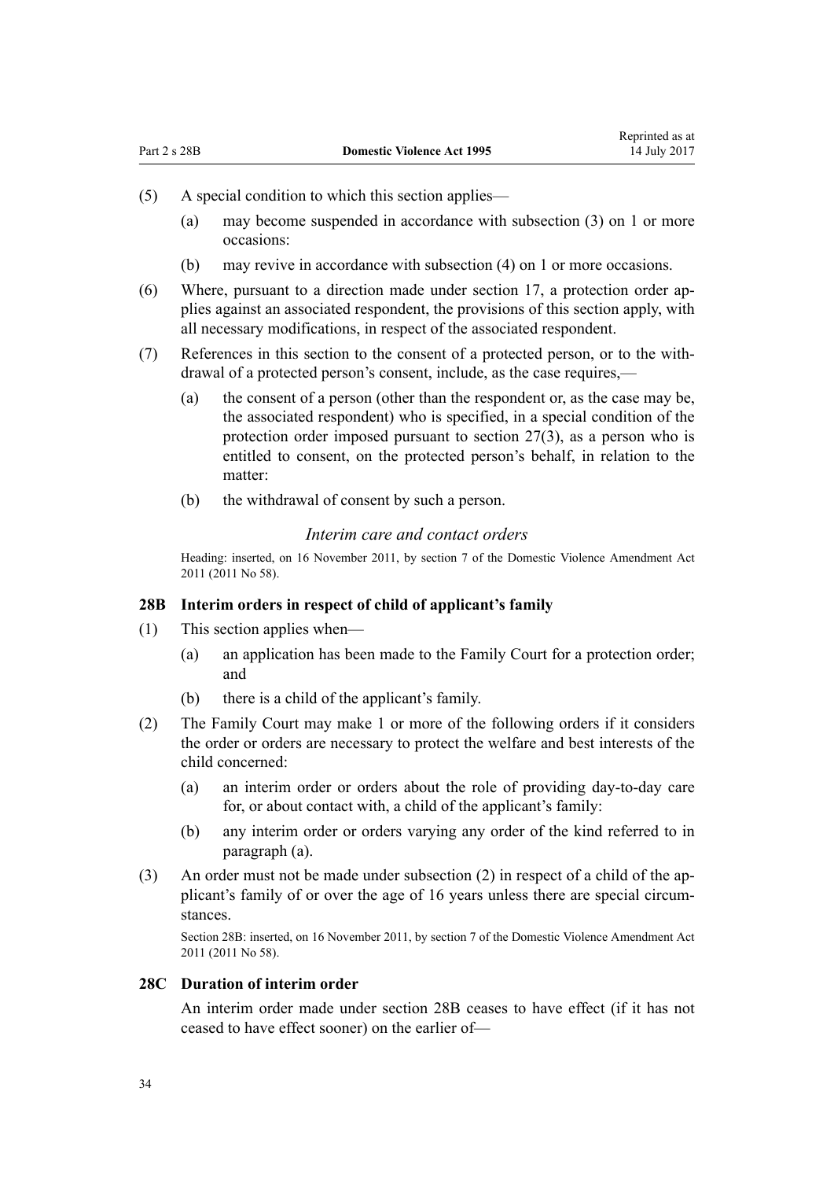(5) A special condition to which this section applies—

(a) may become suspended in accordance with subsection (3) on 1 or more occasions:

(b) may revive in accordance with subsection (4) on 1 or more occasions.

(6) Where, pursuant to a direction made under section 17, a protection order applies against an associated respondent, the provisions of this section apply, with all necessary modifications, in respect of the associated respondent.

(7) References in this section to the consent of a protected person, or to the withdrawal of a protected person's consent, include, as the case requires,—

(a) the consent of a person (other than the respondent or, as the case may be, the associated respondent) who is specified, in a special condition of the protection order imposed pursuant to section 27(3), as a person who is entitled to consent, on the protected person's behalf, in relation to the matter:

(b) the withdrawal of consent by such a person.

### *Interim care and contact orders*

Heading: inserted, on 16 November 2011, by section 7 of the Domestic Violence Amendment Act 2011 (2011 No 58).

### 28B Interim orders in respect of child of applicant's family

(1) This section applies when—

(a) an application has been made to the Family Court for a protection order; and

(b) there is a child of the applicant's family.

(2) The Family Court may make 1 or more of the following orders if it considers the order or orders are necessary to protect the welfare and best interests of the child concerned:

(a) an interim order or orders about the role of providing day-to-day care for, or about contact with, a child of the applicant's family:

(b) any interim order or orders varying any order of the kind referred to in paragraph (a).

(3) An order must not be made under subsection (2) in respect of a child of the applicant's family of or over the age of 16 years unless there are special circumstances.

Section 28B: inserted, on 16 November 2011, by section 7 of the Domestic Violence Amendment Act 2011 (2011 No 58).

### 28C Duration of interim order

An interim order made under section 28B ceases to have effect (if it has not ceased to have effect sooner) on the earlier of—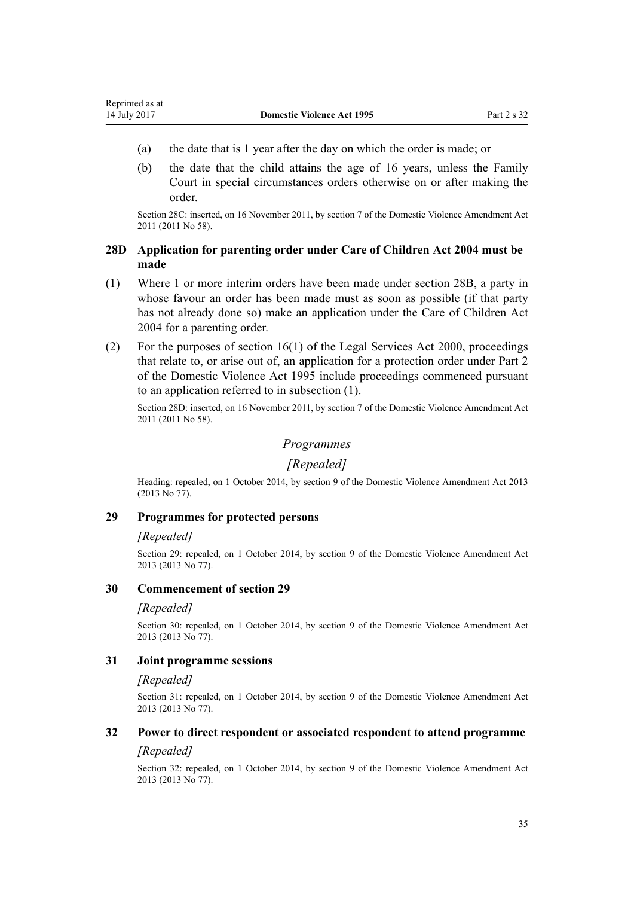(a) the date that is 1 year after the day on which the order is made; or

(b) the date that the child attains the age of 16 years, unless the Family Court in special circumstances orders otherwise on or after making the order.

Section 28C: inserted, on 16 November 2011, by section 7 of the Domestic Violence Amendment Act 2011 (2011 No 58).

### 28D Application for parenting order under Care of Children Act 2004 must be made

(1) Where 1 or more interim orders have been made under section 28B, a party in whose favour an order has been made must as soon as possible (if that party has not already done so) make an application under the Care of Children Act 2004 for a parenting order.

(2) For the purposes of section 16(1) of the Legal Services Act 2000, proceedings that relate to, or arise out of, an application for a protection order under Part 2 of the Domestic Violence Act 1995 include proceedings commenced pursuant to an application referred to in subsection (1).

Section 28D: inserted, on 16 November 2011, by section 7 of the Domestic Violence Amendment Act 2011 (2011 No 58).

## *Programmes*

## *[Repealed]*

Heading: repealed, on 1 October 2014, by section 9 of the Domestic Violence Amendment Act 2013 (2013 No 77).

### 29 Programmes for protected persons

*[Repealed]*

Section 29: repealed, on 1 October 2014, by section 9 of the Domestic Violence Amendment Act 2013 (2013 No 77).

### 30 Commencement of section 29

*[Repealed]*

Section 30: repealed, on 1 October 2014, by section 9 of the Domestic Violence Amendment Act 2013 (2013 No 77).

### 31 Joint programme sessions

*[Repealed]*

Section 31: repealed, on 1 October 2014, by section 9 of the Domestic Violence Amendment Act 2013 (2013 No 77).

### 32 Power to direct respondent or associated respondent to attend programme

*[Repealed]*

Section 32: repealed, on 1 October 2014, by section 9 of the Domestic Violence Amendment Act 2013 (2013 No 77).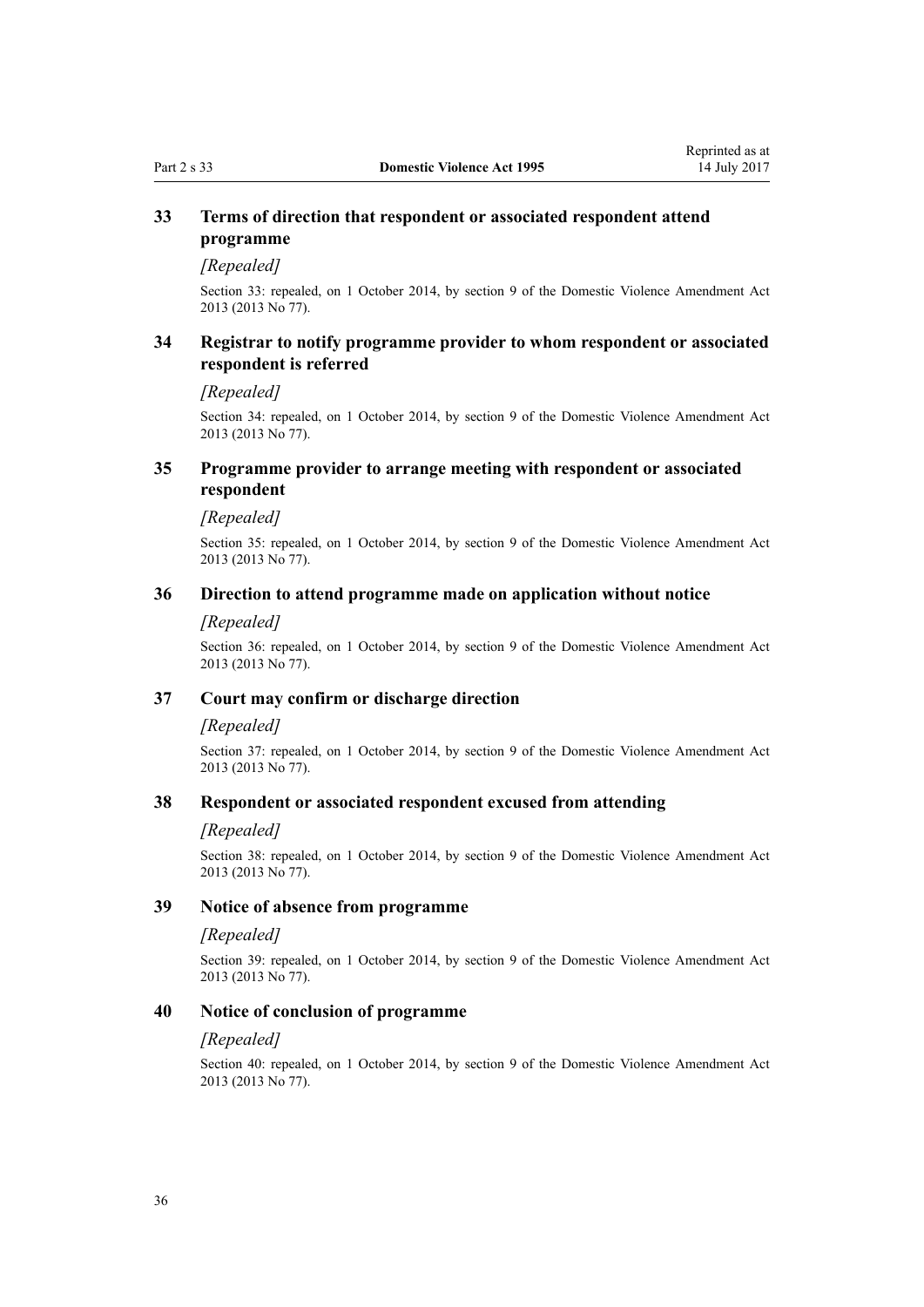### 33 Terms of direction that respondent or associated respondent attend programme

*[Repealed]*

Section 33: repealed, on 1 October 2014, by section 9 of the Domestic Violence Amendment Act 2013 (2013 No 77).

### 34 Registrar to notify programme provider to whom respondent or associated respondent is referred

*[Repealed]*

Section 34: repealed, on 1 October 2014, by section 9 of the Domestic Violence Amendment Act 2013 (2013 No 77).

### 35 Programme provider to arrange meeting with respondent or associated respondent

*[Repealed]*

Section 35: repealed, on 1 October 2014, by section 9 of the Domestic Violence Amendment Act 2013 (2013 No 77).

### 36 Direction to attend programme made on application without notice

*[Repealed]*

Section 36: repealed, on 1 October 2014, by section 9 of the Domestic Violence Amendment Act 2013 (2013 No 77).

### 37 Court may confirm or discharge direction

*[Repealed]*

Section 37: repealed, on 1 October 2014, by section 9 of the Domestic Violence Amendment Act 2013 (2013 No 77).

### 38 Respondent or associated respondent excused from attending

*[Repealed]*

Section 38: repealed, on 1 October 2014, by section 9 of the Domestic Violence Amendment Act 2013 (2013 No 77).

### 39 Notice of absence from programme

*[Repealed]*

Section 39: repealed, on 1 October 2014, by section 9 of the Domestic Violence Amendment Act 2013 (2013 No 77).

### 40 Notice of conclusion of programme

*[Repealed]*

Section 40: repealed, on 1 October 2014, by section 9 of the Domestic Violence Amendment Act 2013 (2013 No 77).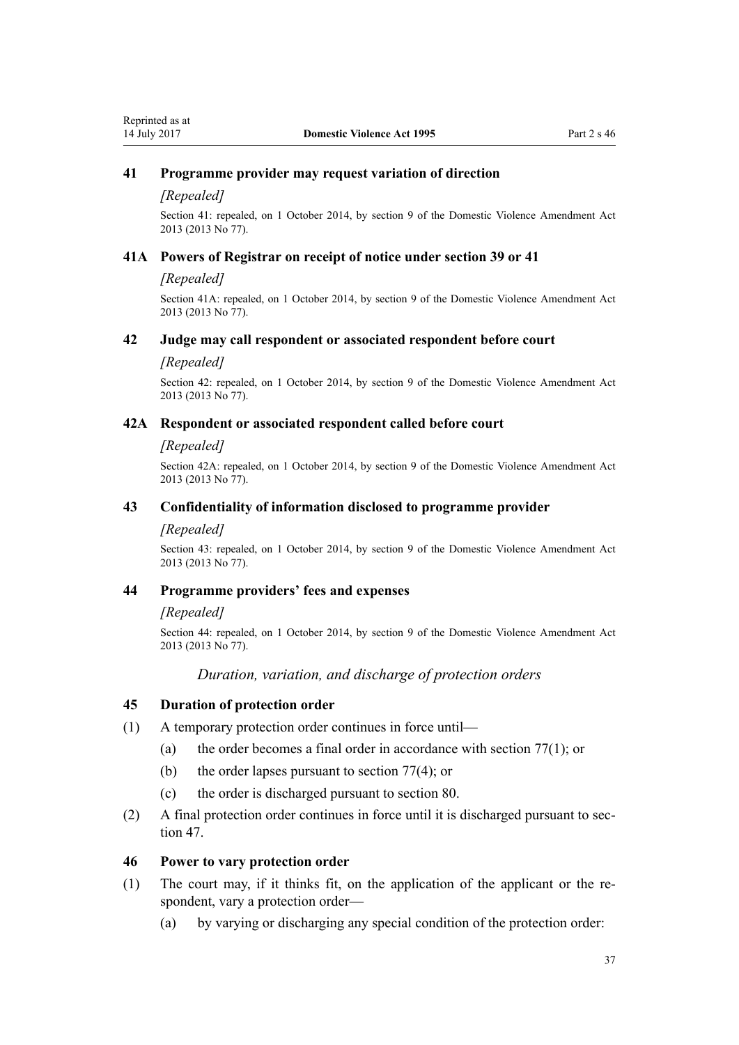### 41 Programme provider may request variation of direction

*[Repealed]*

Section 41: repealed, on 1 October 2014, by section 9 of the Domestic Violence Amendment Act 2013 (2013 No 77).

### 41A Powers of Registrar on receipt of notice under section 39 or 41

*[Repealed]*

Section 41A: repealed, on 1 October 2014, by section 9 of the Domestic Violence Amendment Act 2013 (2013 No 77).

### 42 Judge may call respondent or associated respondent before court

*[Repealed]*

Section 42: repealed, on 1 October 2014, by section 9 of the Domestic Violence Amendment Act 2013 (2013 No 77).

### 42A Respondent or associated respondent called before court

*[Repealed]*

Section 42A: repealed, on 1 October 2014, by section 9 of the Domestic Violence Amendment Act 2013 (2013 No 77).

### 43 Confidentiality of information disclosed to programme provider

*[Repealed]*

Section 43: repealed, on 1 October 2014, by section 9 of the Domestic Violence Amendment Act 2013 (2013 No 77).

### 44 Programme providers' fees and expenses

*[Repealed]*

Section 44: repealed, on 1 October 2014, by section 9 of the Domestic Violence Amendment Act 2013 (2013 No 77).

*Duration, variation, and discharge of protection orders*

### 45 Duration of protection order

(1) A temporary protection order continues in force until—

(a) the order becomes a final order in accordance with section 77(1); or

(b) the order lapses pursuant to section 77(4); or

(c) the order is discharged pursuant to section 80.

(2) A final protection order continues in force until it is discharged pursuant to section 47.

### 46 Power to vary protection order

(1) The court may, if it thinks fit, on the application of the applicant or the respondent, vary a protection order—

(a) by varying or discharging any special condition of the protection order: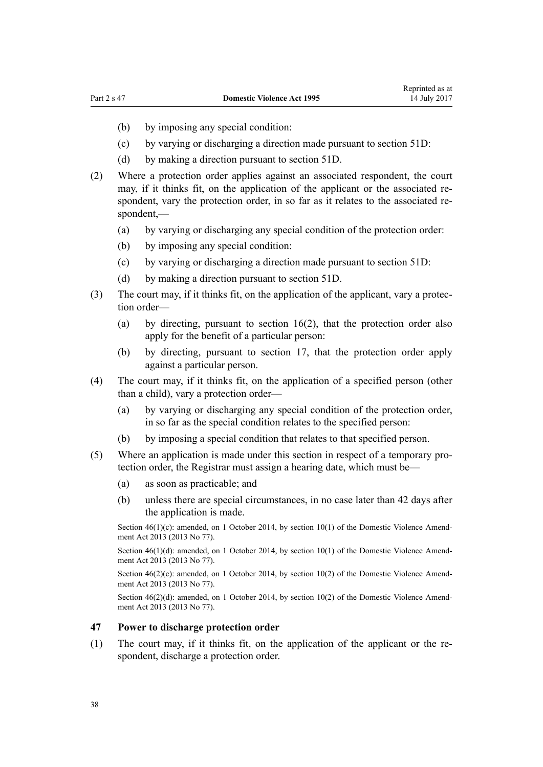(b) by imposing any special condition:

(c) by varying or discharging a direction made pursuant to section 51D:

(d) by making a direction pursuant to section 51D.

(2) Where a protection order applies against an associated respondent, the court may, if it thinks fit, on the application of the applicant or the associated respondent, vary the protection order, in so far as it relates to the associated respondent,—

(a) by varying or discharging any special condition of the protection order:

(b) by imposing any special condition:

(c) by varying or discharging a direction made pursuant to section 51D:

(d) by making a direction pursuant to section 51D.

(3) The court may, if it thinks fit, on the application of the applicant, vary a protection order—

(a) by directing, pursuant to section 16(2), that the protection order also apply for the benefit of a particular person:

(b) by directing, pursuant to section 17, that the protection order apply against a particular person.

(4) The court may, if it thinks fit, on the application of a specified person (other than a child), vary a protection order—

(a) by varying or discharging any special condition of the protection order, in so far as the special condition relates to the specified person:

(b) by imposing a special condition that relates to that specified person.

(5) Where an application is made under this section in respect of a temporary protection order, the Registrar must assign a hearing date, which must be—

(a) as soon as practicable; and

(b) unless there are special circumstances, in no case later than 42 days after the application is made.

Section 46(1)(c): amended, on 1 October 2014, by section 10(1) of the Domestic Violence Amendment Act 2013 (2013 No 77).

Section 46(1)(d): amended, on 1 October 2014, by section 10(1) of the Domestic Violence Amendment Act 2013 (2013 No 77).

Section 46(2)(c): amended, on 1 October 2014, by section 10(2) of the Domestic Violence Amendment Act 2013 (2013 No 77).

Section 46(2)(d): amended, on 1 October 2014, by section 10(2) of the Domestic Violence Amendment Act 2013 (2013 No 77).

### 47 Power to discharge protection order

(1) The court may, if it thinks fit, on the application of the applicant or the respondent, discharge a protection order.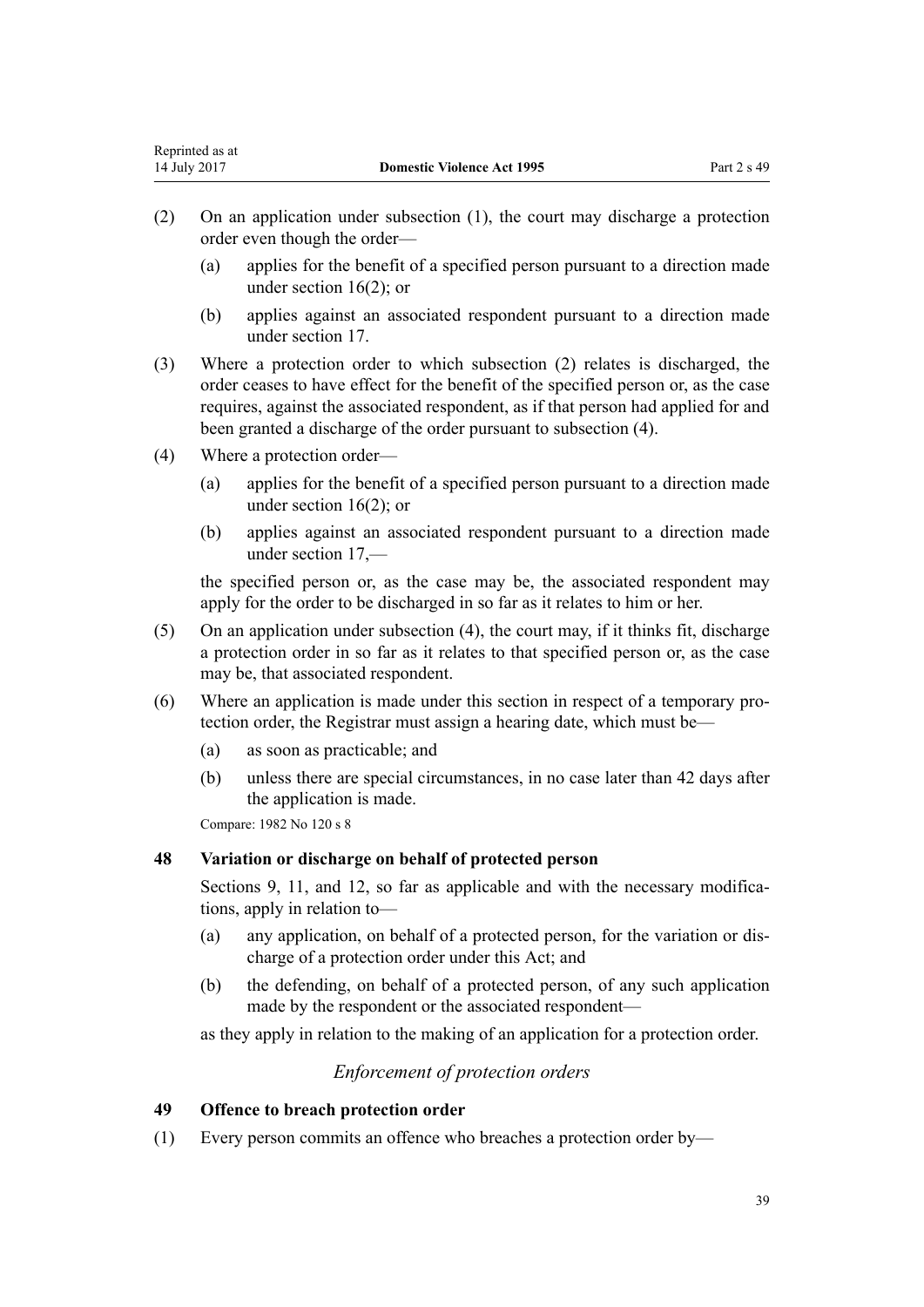(2) On an application under subsection (1), the court may discharge a protection order even though the order—

(a) applies for the benefit of a specified person pursuant to a direction made under section 16(2); or

(b) applies against an associated respondent pursuant to a direction made under section 17.

(3) Where a protection order to which subsection (2) relates is discharged, the order ceases to have effect for the benefit of the specified person or, as the case requires, against the associated respondent, as if that person had applied for and been granted a discharge of the order pursuant to subsection (4).

(4) Where a protection order—

(a) applies for the benefit of a specified person pursuant to a direction made under section 16(2); or

(b) applies against an associated respondent pursuant to a direction made under section 17,—

the specified person or, as the case may be, the associated respondent may apply for the order to be discharged in so far as it relates to him or her.

(5) On an application under subsection (4), the court may, if it thinks fit, discharge a protection order in so far as it relates to that specified person or, as the case may be, that associated respondent.

(6) Where an application is made under this section in respect of a temporary protection order, the Registrar must assign a hearing date, which must be—

(a) as soon as practicable; and

(b) unless there are special circumstances, in no case later than 42 days after the application is made.

Compare: 1982 No 120 s 8

### 48 Variation or discharge on behalf of protected person

Sections 9, 11, and 12, so far as applicable and with the necessary modifications, apply in relation to—

(a) any application, on behalf of a protected person, for the variation or discharge of a protection order under this Act; and

(b) the defending, on behalf of a protected person, of any such application made by the respondent or the associated respondent—

as they apply in relation to the making of an application for a protection order.

*Enforcement of protection orders*

### 49 Offence to breach protection order

(1) Every person commits an offence who breaches a protection order by—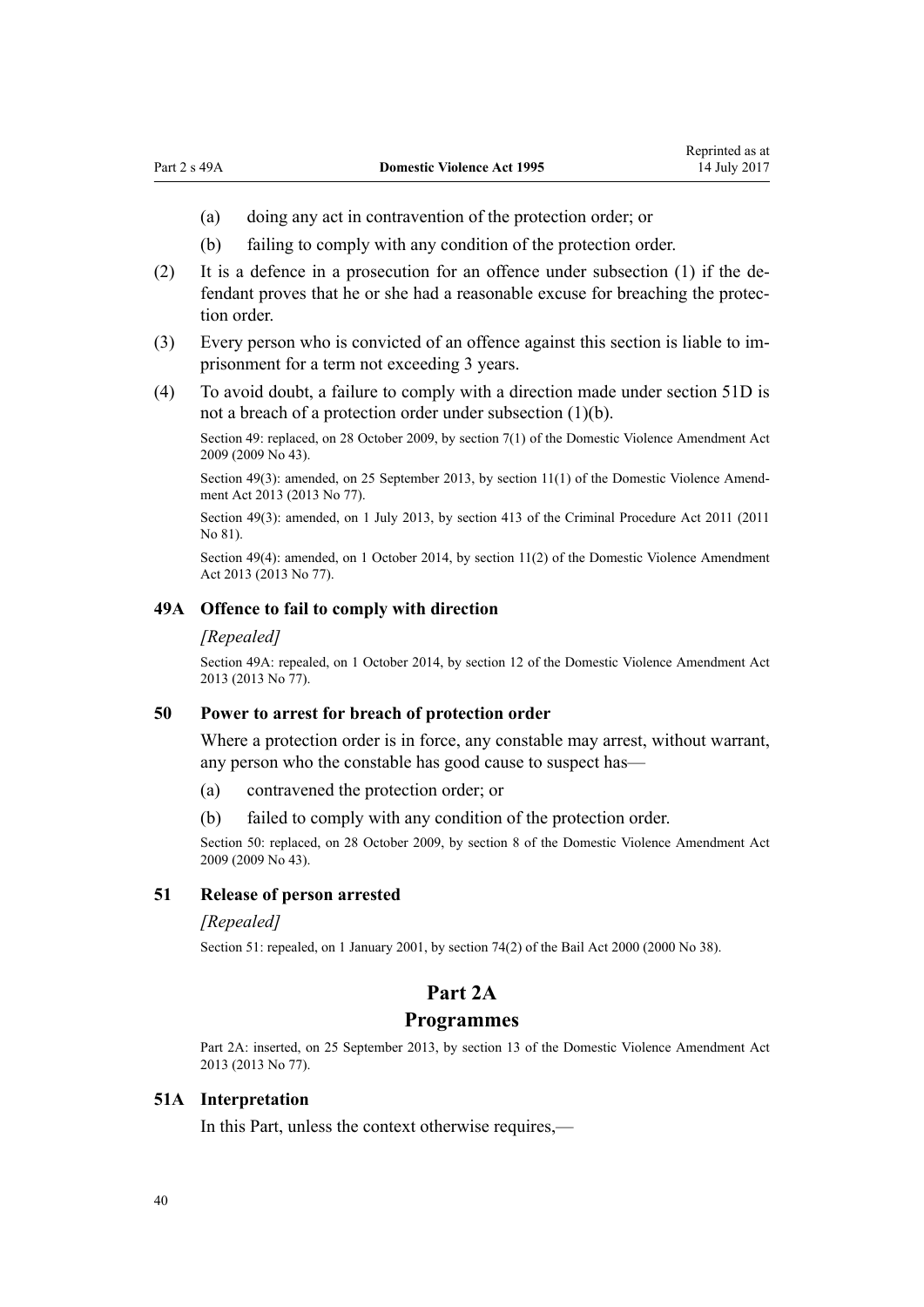(a) doing any act in contravention of the protection order; or

(b) failing to comply with any condition of the protection order.

(2) It is a defence in a prosecution for an offence under subsection (1) if the defendant proves that he or she had a reasonable excuse for breaching the protection order.

(3) Every person who is convicted of an offence against this section is liable to imprisonment for a term not exceeding 3 years.

(4) To avoid doubt, a failure to comply with a direction made under section 51D is not a breach of a protection order under subsection (1)(b).

Section 49: replaced, on 28 October 2009, by section 7(1) of the Domestic Violence Amendment Act 2009 (2009 No 43).

Section 49(3): amended, on 25 September 2013, by section 11(1) of the Domestic Violence Amendment Act 2013 (2013 No 77).

Section 49(3): amended, on 1 July 2013, by section 413 of the Criminal Procedure Act 2011 (2011 No 81).

Section 49(4): amended, on 1 October 2014, by section 11(2) of the Domestic Violence Amendment Act 2013 (2013 No 77).

### 49A Offence to fail to comply with direction

*[Repealed]*

Section 49A: repealed, on 1 October 2014, by section 12 of the Domestic Violence Amendment Act 2013 (2013 No 77).

### 50 Power to arrest for breach of protection order

Where a protection order is in force, any constable may arrest, without warrant, any person who the constable has good cause to suspect has—

(a) contravened the protection order; or

(b) failed to comply with any condition of the protection order.

Section 50: replaced, on 28 October 2009, by section 8 of the Domestic Violence Amendment Act 2009 (2009 No 43).

### 51 Release of person arrested

*[Repealed]*

Section 51: repealed, on 1 January 2001, by section 74(2) of the Bail Act 2000 (2000 No 38).

## Part 2A
## Programmes

Part 2A: inserted, on 25 September 2013, by section 13 of the Domestic Violence Amendment Act 2013 (2013 No 77).

### 51A Interpretation

In this Part, unless the context otherwise requires,—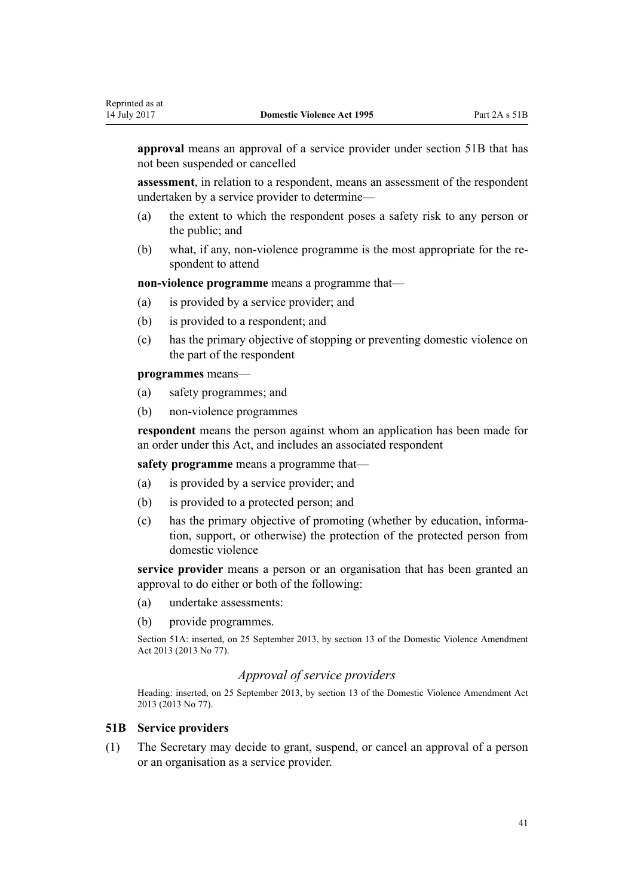**approval** means an approval of a service provider under section 51B that has not been suspended or cancelled

**assessment**, in relation to a respondent, means an assessment of the respondent undertaken by a service provider to determine—

(a) the extent to which the respondent poses a safety risk to any person or the public; and

(b) what, if any, non-violence programme is the most appropriate for the respondent to attend

**non-violence programme** means a programme that—

(a) is provided by a service provider; and

(b) is provided to a respondent; and

(c) has the primary objective of stopping or preventing domestic violence on the part of the respondent

**programmes** means—

(a) safety programmes; and

(b) non-violence programmes

**respondent** means the person against whom an application has been made for an order under this Act, and includes an associated respondent

**safety programme** means a programme that—

(a) is provided by a service provider; and

(b) is provided to a protected person; and

(c) has the primary objective of promoting (whether by education, information, support, or otherwise) the protection of the protected person from domestic violence

**service provider** means a person or an organisation that has been granted an approval to do either or both of the following:

(a) undertake assessments:

(b) provide programmes.

Section 51A: inserted, on 25 September 2013, by section 13 of the Domestic Violence Amendment Act 2013 (2013 No 77).

### *Approval of service providers*

Heading: inserted, on 25 September 2013, by section 13 of the Domestic Violence Amendment Act 2013 (2013 No 77).

### 51B Service providers

(1) The Secretary may decide to grant, suspend, or cancel an approval of a person or an organisation as a service provider.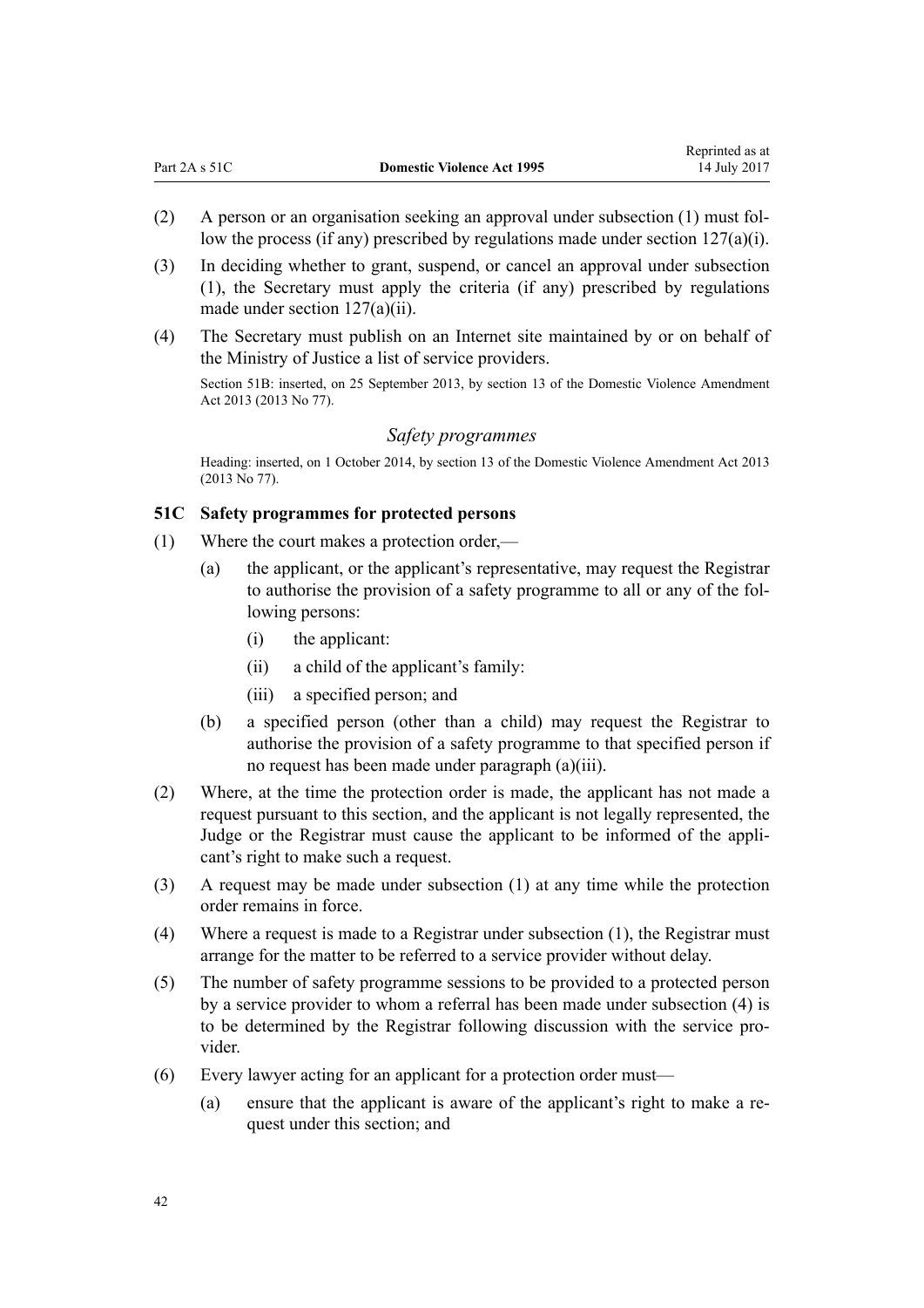(2) A person or an organisation seeking an approval under subsection (1) must follow the process (if any) prescribed by regulations made under section 127(a)(i).

(3) In deciding whether to grant, suspend, or cancel an approval under subsection (1), the Secretary must apply the criteria (if any) prescribed by regulations made under section 127(a)(ii).

(4) The Secretary must publish on an Internet site maintained by or on behalf of the Ministry of Justice a list of service providers.

Section 51B: inserted, on 25 September 2013, by section 13 of the Domestic Violence Amendment Act 2013 (2013 No 77).

### *Safety programmes*

Heading: inserted, on 1 October 2014, by section 13 of the Domestic Violence Amendment Act 2013 (2013 No 77).

### 51C Safety programmes for protected persons

(1) Where the court makes a protection order,—

  (a) the applicant, or the applicant's representative, may request the Registrar to authorise the provision of a safety programme to all or any of the following persons:

    (i) the applicant:

    (ii) a child of the applicant's family:

    (iii) a specified person; and

  (b) a specified person (other than a child) may request the Registrar to authorise the provision of a safety programme to that specified person if no request has been made under paragraph (a)(iii).

(2) Where, at the time the protection order is made, the applicant has not made a request pursuant to this section, and the applicant is not legally represented, the Judge or the Registrar must cause the applicant to be informed of the applicant's right to make such a request.

(3) A request may be made under subsection (1) at any time while the protection order remains in force.

(4) Where a request is made to a Registrar under subsection (1), the Registrar must arrange for the matter to be referred to a service provider without delay.

(5) The number of safety programme sessions to be provided to a protected person by a service provider to whom a referral has been made under subsection (4) is to be determined by the Registrar following discussion with the service provider.

(6) Every lawyer acting for an applicant for a protection order must—

  (a) ensure that the applicant is aware of the applicant's right to make a request under this section; and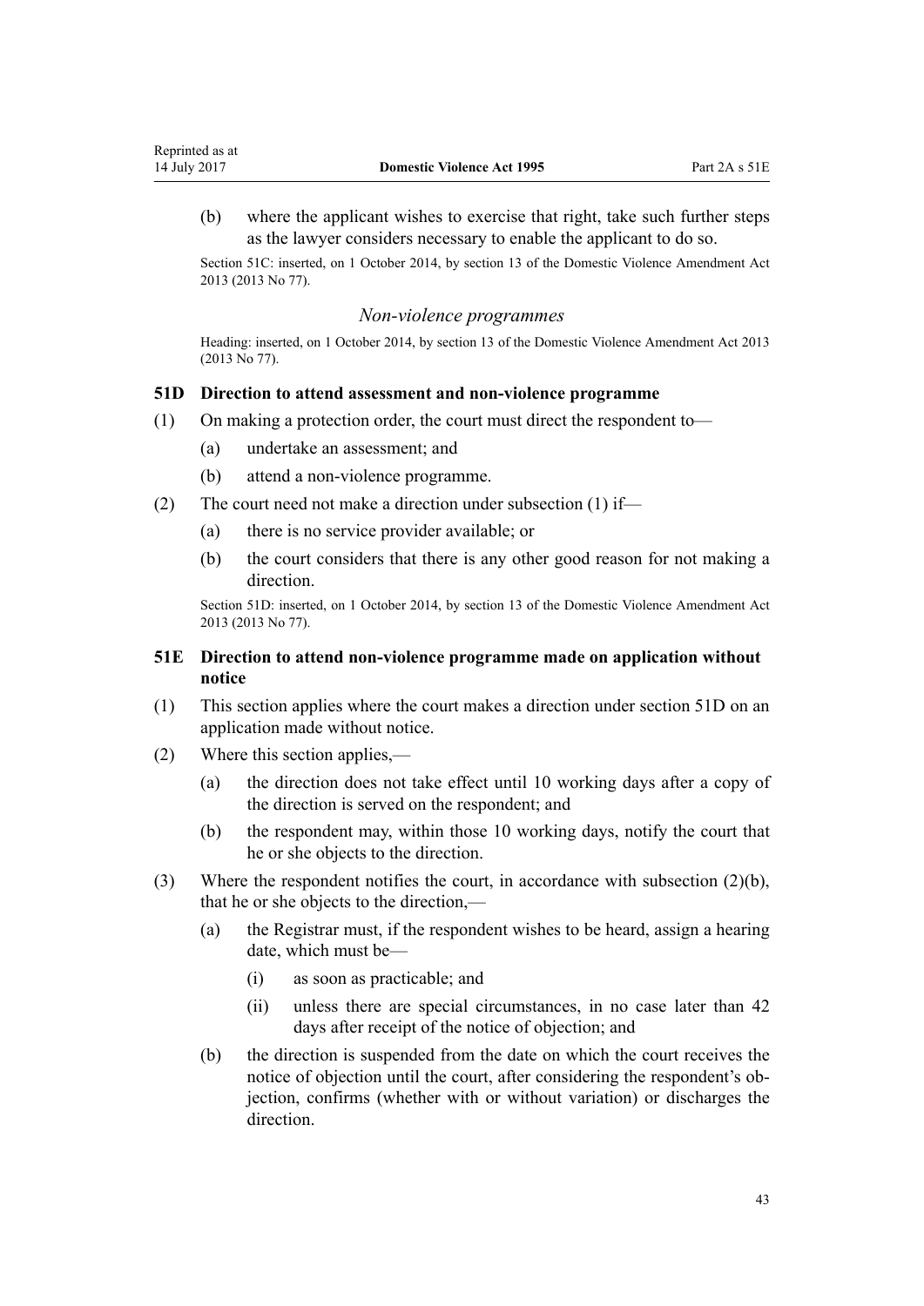(b) where the applicant wishes to exercise that right, take such further steps as the lawyer considers necessary to enable the applicant to do so.

Section 51C: inserted, on 1 October 2014, by section 13 of the Domestic Violence Amendment Act 2013 (2013 No 77).

*Non-violence programmes*

Heading: inserted, on 1 October 2014, by section 13 of the Domestic Violence Amendment Act 2013 (2013 No 77).

### 51D Direction to attend assessment and non-violence programme

(1) On making a protection order, the court must direct the respondent to—

(a) undertake an assessment; and

(b) attend a non-violence programme.

(2) The court need not make a direction under subsection (1) if—

(a) there is no service provider available; or

(b) the court considers that there is any other good reason for not making a direction.

Section 51D: inserted, on 1 October 2014, by section 13 of the Domestic Violence Amendment Act 2013 (2013 No 77).

### 51E Direction to attend non-violence programme made on application without notice

(1) This section applies where the court makes a direction under section 51D on an application made without notice.

(2) Where this section applies,—

(a) the direction does not take effect until 10 working days after a copy of the direction is served on the respondent; and

(b) the respondent may, within those 10 working days, notify the court that he or she objects to the direction.

(3) Where the respondent notifies the court, in accordance with subsection (2)(b), that he or she objects to the direction,—

(a) the Registrar must, if the respondent wishes to be heard, assign a hearing date, which must be—

(i) as soon as practicable; and

(ii) unless there are special circumstances, in no case later than 42 days after receipt of the notice of objection; and

(b) the direction is suspended from the date on which the court receives the notice of objection until the court, after considering the respondent's objection, confirms (whether with or without variation) or discharges the direction.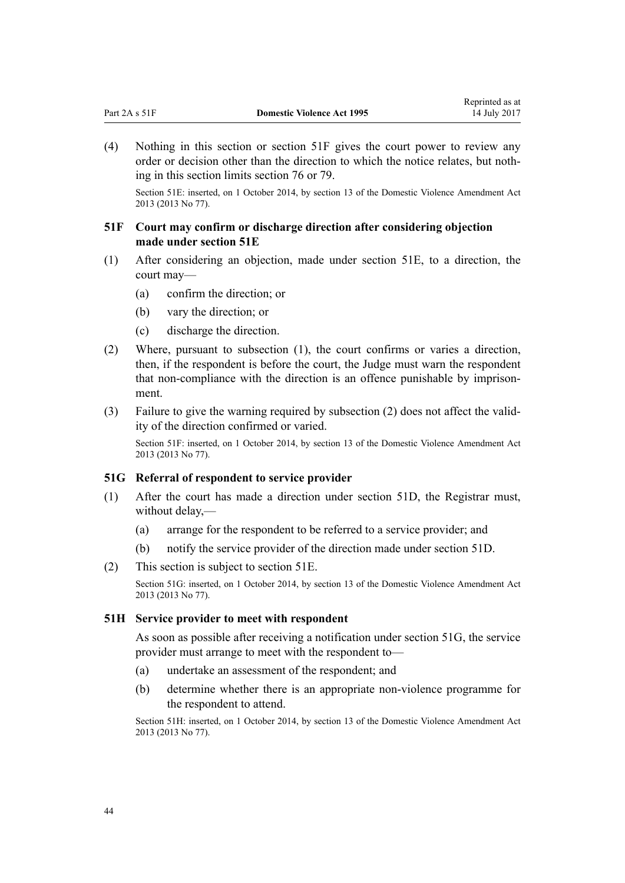(4) Nothing in this section or section 51F gives the court power to review any order or decision other than the direction to which the notice relates, but nothing in this section limits section 76 or 79.

Section 51E: inserted, on 1 October 2014, by section 13 of the Domestic Violence Amendment Act 2013 (2013 No 77).

### 51F Court may confirm or discharge direction after considering objection made under section 51E

(1) After considering an objection, made under section 51E, to a direction, the court may—

- (a) confirm the direction; or
- (b) vary the direction; or
- (c) discharge the direction.

(2) Where, pursuant to subsection (1), the court confirms or varies a direction, then, if the respondent is before the court, the Judge must warn the respondent that non-compliance with the direction is an offence punishable by imprisonment.

(3) Failure to give the warning required by subsection (2) does not affect the validity of the direction confirmed or varied.

Section 51F: inserted, on 1 October 2014, by section 13 of the Domestic Violence Amendment Act 2013 (2013 No 77).

### 51G Referral of respondent to service provider

(1) After the court has made a direction under section 51D, the Registrar must, without delay,—

- (a) arrange for the respondent to be referred to a service provider; and
- (b) notify the service provider of the direction made under section 51D.

(2) This section is subject to section 51E.

Section 51G: inserted, on 1 October 2014, by section 13 of the Domestic Violence Amendment Act 2013 (2013 No 77).

### 51H Service provider to meet with respondent

As soon as possible after receiving a notification under section 51G, the service provider must arrange to meet with the respondent to—

- (a) undertake an assessment of the respondent; and
- (b) determine whether there is an appropriate non-violence programme for the respondent to attend.

Section 51H: inserted, on 1 October 2014, by section 13 of the Domestic Violence Amendment Act 2013 (2013 No 77).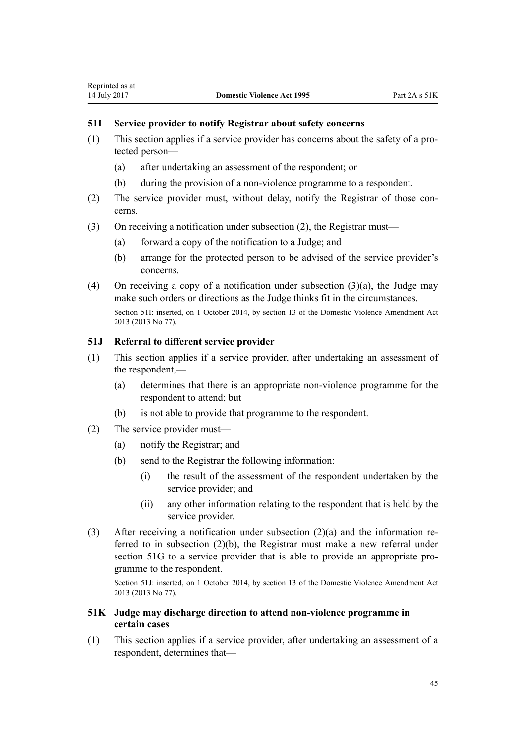### 51I Service provider to notify Registrar about safety concerns

(1) This section applies if a service provider has concerns about the safety of a protected person—

(a) after undertaking an assessment of the respondent; or

(b) during the provision of a non-violence programme to a respondent.

(2) The service provider must, without delay, notify the Registrar of those concerns.

(3) On receiving a notification under subsection (2), the Registrar must—

(a) forward a copy of the notification to a Judge; and

(b) arrange for the protected person to be advised of the service provider's concerns.

(4) On receiving a copy of a notification under subsection (3)(a), the Judge may make such orders or directions as the Judge thinks fit in the circumstances.

Section 51I: inserted, on 1 October 2014, by section 13 of the Domestic Violence Amendment Act 2013 (2013 No 77).

### 51J Referral to different service provider

(1) This section applies if a service provider, after undertaking an assessment of the respondent,—

(a) determines that there is an appropriate non-violence programme for the respondent to attend; but

(b) is not able to provide that programme to the respondent.

(2) The service provider must—

(a) notify the Registrar; and

(b) send to the Registrar the following information:

(i) the result of the assessment of the respondent undertaken by the service provider; and

(ii) any other information relating to the respondent that is held by the service provider.

(3) After receiving a notification under subsection (2)(a) and the information referred to in subsection (2)(b), the Registrar must make a new referral under section 51G to a service provider that is able to provide an appropriate programme to the respondent.

Section 51J: inserted, on 1 October 2014, by section 13 of the Domestic Violence Amendment Act 2013 (2013 No 77).

### 51K Judge may discharge direction to attend non-violence programme in certain cases

(1) This section applies if a service provider, after undertaking an assessment of a respondent, determines that—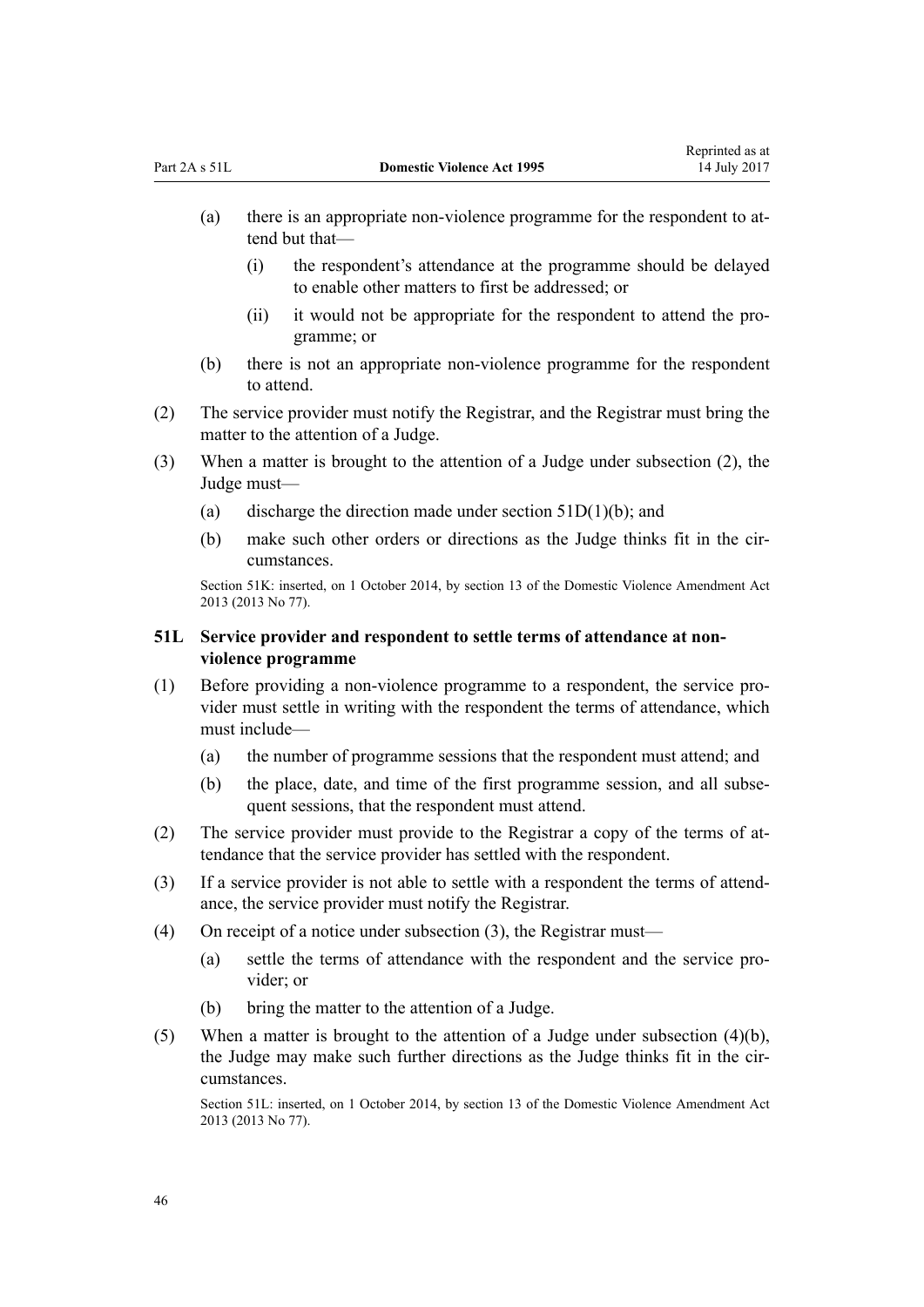(a) there is an appropriate non-violence programme for the respondent to attend but that—

  (i) the respondent's attendance at the programme should be delayed to enable other matters to first be addressed; or

  (ii) it would not be appropriate for the respondent to attend the programme; or

(b) there is not an appropriate non-violence programme for the respondent to attend.

(2) The service provider must notify the Registrar, and the Registrar must bring the matter to the attention of a Judge.

(3) When a matter is brought to the attention of a Judge under subsection (2), the Judge must—

  (a) discharge the direction made under section 51D(1)(b); and

  (b) make such other orders or directions as the Judge thinks fit in the circumstances.

Section 51K: inserted, on 1 October 2014, by section 13 of the Domestic Violence Amendment Act 2013 (2013 No 77).

### 51L Service provider and respondent to settle terms of attendance at non-violence programme

(1) Before providing a non-violence programme to a respondent, the service provider must settle in writing with the respondent the terms of attendance, which must include—

  (a) the number of programme sessions that the respondent must attend; and

  (b) the place, date, and time of the first programme session, and all subsequent sessions, that the respondent must attend.

(2) The service provider must provide to the Registrar a copy of the terms of attendance that the service provider has settled with the respondent.

(3) If a service provider is not able to settle with a respondent the terms of attendance, the service provider must notify the Registrar.

(4) On receipt of a notice under subsection (3), the Registrar must—

  (a) settle the terms of attendance with the respondent and the service provider; or

  (b) bring the matter to the attention of a Judge.

(5) When a matter is brought to the attention of a Judge under subsection (4)(b), the Judge may make such further directions as the Judge thinks fit in the circumstances.

Section 51L: inserted, on 1 October 2014, by section 13 of the Domestic Violence Amendment Act 2013 (2013 No 77).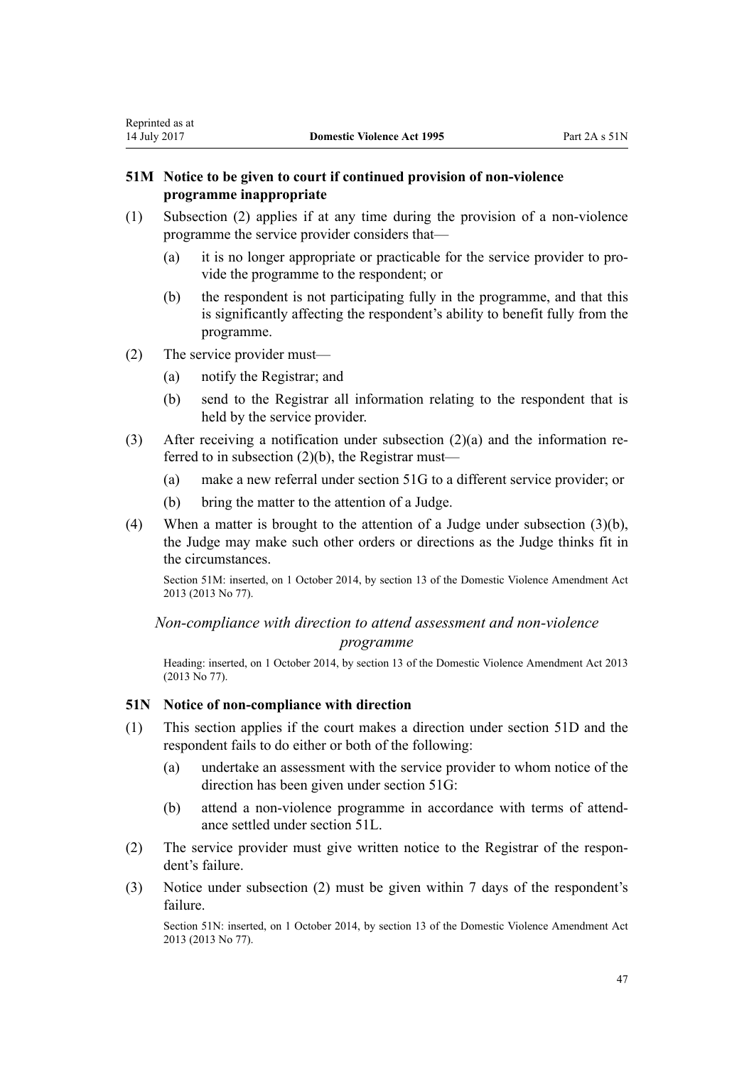### 51M Notice to be given to court if continued provision of non-violence programme inappropriate

(1) Subsection (2) applies if at any time during the provision of a non-violence programme the service provider considers that—

(a) it is no longer appropriate or practicable for the service provider to provide the programme to the respondent; or

(b) the respondent is not participating fully in the programme, and that this is significantly affecting the respondent's ability to benefit fully from the programme.

(2) The service provider must—

(a) notify the Registrar; and

(b) send to the Registrar all information relating to the respondent that is held by the service provider.

(3) After receiving a notification under subsection (2)(a) and the information referred to in subsection (2)(b), the Registrar must—

(a) make a new referral under section 51G to a different service provider; or

(b) bring the matter to the attention of a Judge.

(4) When a matter is brought to the attention of a Judge under subsection (3)(b), the Judge may make such other orders or directions as the Judge thinks fit in the circumstances.

Section 51M: inserted, on 1 October 2014, by section 13 of the Domestic Violence Amendment Act 2013 (2013 No 77).

*Non-compliance with direction to attend assessment and non-violence programme*

Heading: inserted, on 1 October 2014, by section 13 of the Domestic Violence Amendment Act 2013 (2013 No 77).

### 51N Notice of non-compliance with direction

(1) This section applies if the court makes a direction under section 51D and the respondent fails to do either or both of the following:

(a) undertake an assessment with the service provider to whom notice of the direction has been given under section 51G:

(b) attend a non-violence programme in accordance with terms of attendance settled under section 51L.

(2) The service provider must give written notice to the Registrar of the respondent's failure.

(3) Notice under subsection (2) must be given within 7 days of the respondent's failure.

Section 51N: inserted, on 1 October 2014, by section 13 of the Domestic Violence Amendment Act 2013 (2013 No 77).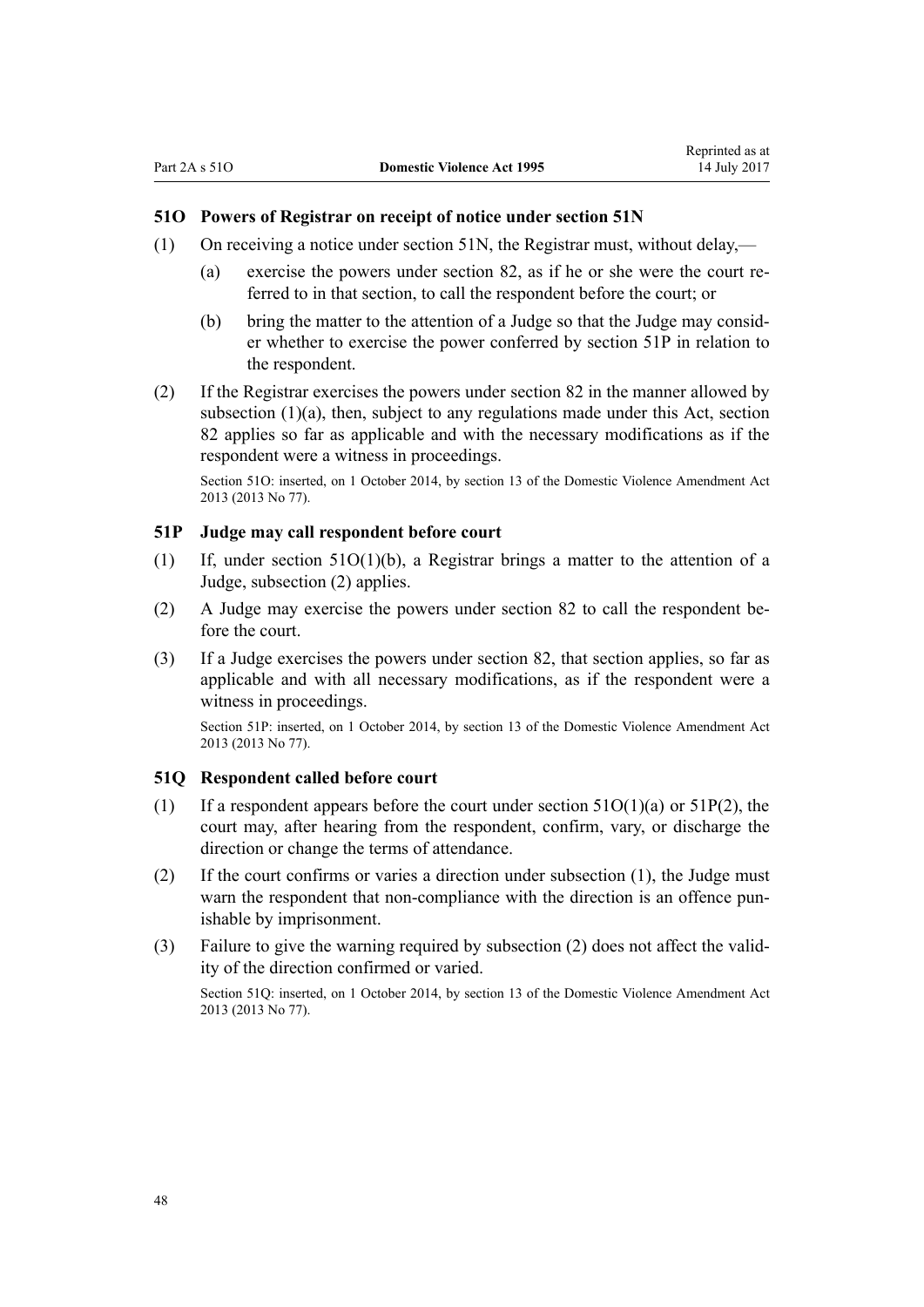### 51O Powers of Registrar on receipt of notice under section 51N

(1) On receiving a notice under section 51N, the Registrar must, without delay,—

  (a) exercise the powers under section 82, as if he or she were the court referred to in that section, to call the respondent before the court; or

  (b) bring the matter to the attention of a Judge so that the Judge may consider whether to exercise the power conferred by section 51P in relation to the respondent.

(2) If the Registrar exercises the powers under section 82 in the manner allowed by subsection (1)(a), then, subject to any regulations made under this Act, section 82 applies so far as applicable and with the necessary modifications as if the respondent were a witness in proceedings.

Section 51O: inserted, on 1 October 2014, by section 13 of the Domestic Violence Amendment Act 2013 (2013 No 77).

### 51P Judge may call respondent before court

(1) If, under section 51O(1)(b), a Registrar brings a matter to the attention of a Judge, subsection (2) applies.

(2) A Judge may exercise the powers under section 82 to call the respondent before the court.

(3) If a Judge exercises the powers under section 82, that section applies, so far as applicable and with all necessary modifications, as if the respondent were a witness in proceedings.

Section 51P: inserted, on 1 October 2014, by section 13 of the Domestic Violence Amendment Act 2013 (2013 No 77).

### 51Q Respondent called before court

(1) If a respondent appears before the court under section 51O(1)(a) or 51P(2), the court may, after hearing from the respondent, confirm, vary, or discharge the direction or change the terms of attendance.

(2) If the court confirms or varies a direction under subsection (1), the Judge must warn the respondent that non-compliance with the direction is an offence punishable by imprisonment.

(3) Failure to give the warning required by subsection (2) does not affect the validity of the direction confirmed or varied.

Section 51Q: inserted, on 1 October 2014, by section 13 of the Domestic Violence Amendment Act 2013 (2013 No 77).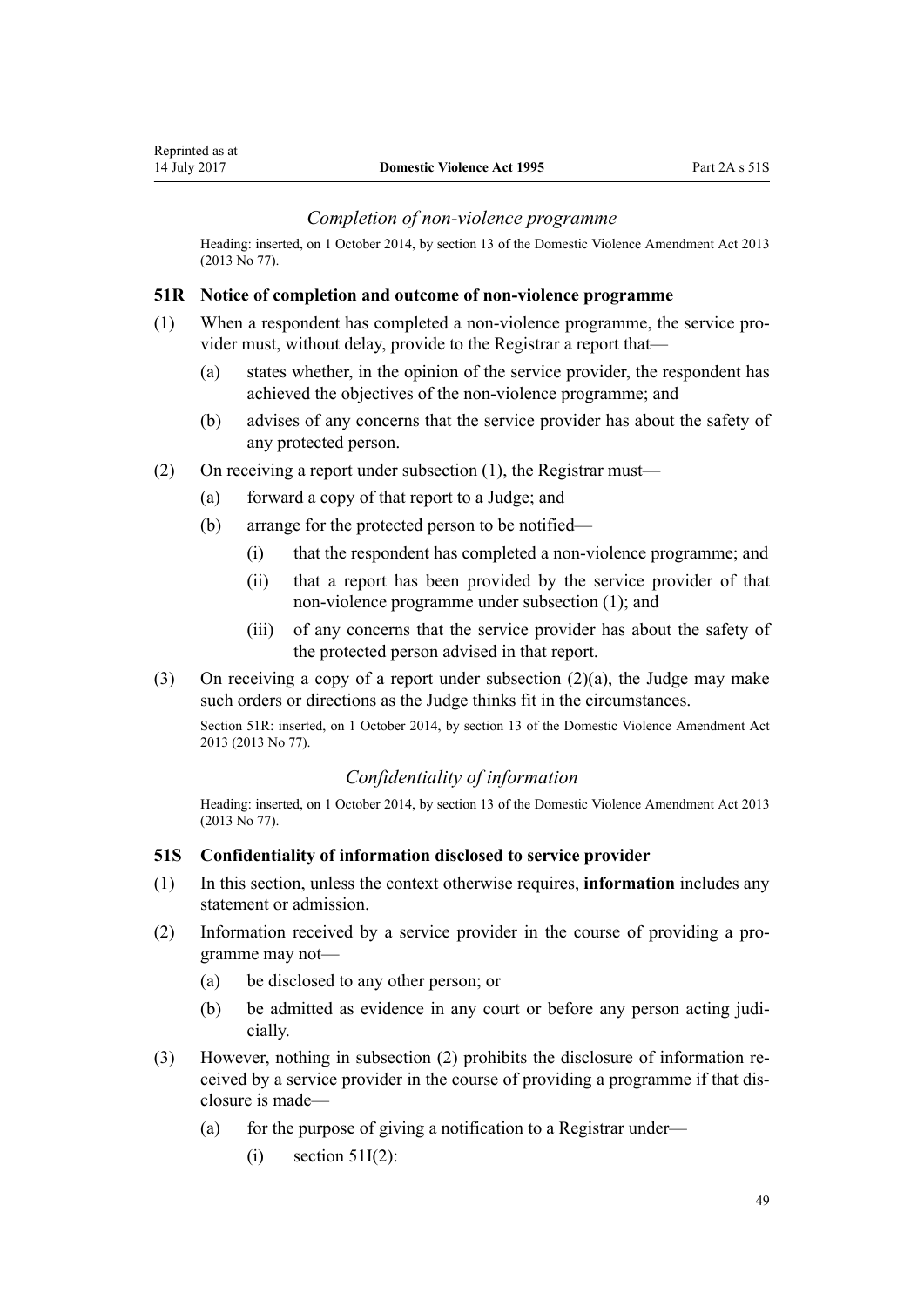### *Completion of non-violence programme*

Heading: inserted, on 1 October 2014, by section 13 of the Domestic Violence Amendment Act 2013 (2013 No 77).

## 51R Notice of completion and outcome of non-violence programme

(1) When a respondent has completed a non-violence programme, the service provider must, without delay, provide to the Registrar a report that—

- (a) states whether, in the opinion of the service provider, the respondent has achieved the objectives of the non-violence programme; and
- (b) advises of any concerns that the service provider has about the safety of any protected person.

(2) On receiving a report under subsection (1), the Registrar must—

- (a) forward a copy of that report to a Judge; and
- (b) arrange for the protected person to be notified—
  - (i) that the respondent has completed a non-violence programme; and
  - (ii) that a report has been provided by the service provider of that non-violence programme under subsection (1); and
  - (iii) of any concerns that the service provider has about the safety of the protected person advised in that report.

(3) On receiving a copy of a report under subsection (2)(a), the Judge may make such orders or directions as the Judge thinks fit in the circumstances.

Section 51R: inserted, on 1 October 2014, by section 13 of the Domestic Violence Amendment Act 2013 (2013 No 77).

### *Confidentiality of information*

Heading: inserted, on 1 October 2014, by section 13 of the Domestic Violence Amendment Act 2013 (2013 No 77).

## 51S Confidentiality of information disclosed to service provider

(1) In this section, unless the context otherwise requires, **information** includes any statement or admission.

(2) Information received by a service provider in the course of providing a programme may not—

- (a) be disclosed to any other person; or
- (b) be admitted as evidence in any court or before any person acting judicially.

(3) However, nothing in subsection (2) prohibits the disclosure of information received by a service provider in the course of providing a programme if that disclosure is made—

- (a) for the purpose of giving a notification to a Registrar under—
  - (i) section 51I(2):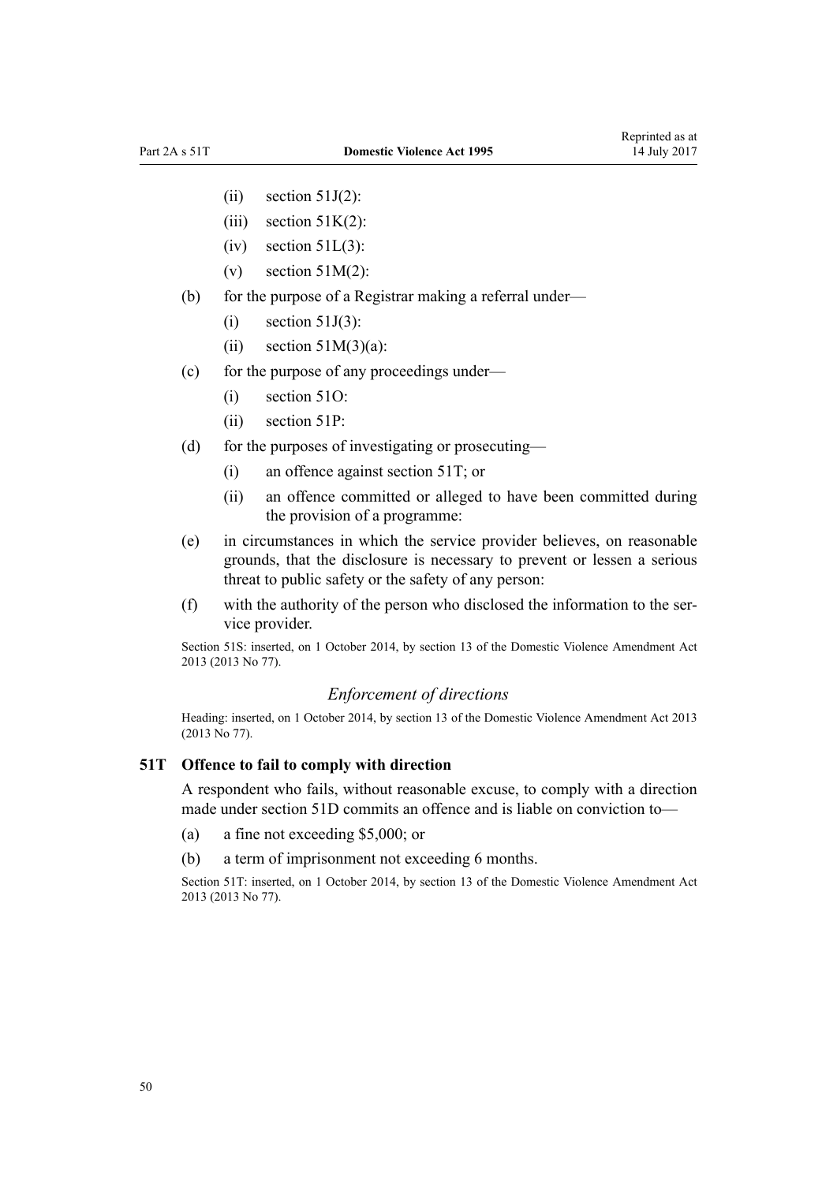- (ii) section 51J(2):
- (iii) section 51K(2):
- (iv) section 51L(3):
- (v) section 51M(2):

(b) for the purpose of a Registrar making a referral under—

- (i) section 51J(3):
- (ii) section 51M(3)(a):

(c) for the purpose of any proceedings under—

- (i) section 51O:
- (ii) section 51P:

(d) for the purposes of investigating or prosecuting—

- (i) an offence against section 51T; or
- (ii) an offence committed or alleged to have been committed during the provision of a programme:

(e) in circumstances in which the service provider believes, on reasonable grounds, that the disclosure is necessary to prevent or lessen a serious threat to public safety or the safety of any person:

(f) with the authority of the person who disclosed the information to the service provider.

Section 51S: inserted, on 1 October 2014, by section 13 of the Domestic Violence Amendment Act 2013 (2013 No 77).

### *Enforcement of directions*

Heading: inserted, on 1 October 2014, by section 13 of the Domestic Violence Amendment Act 2013 (2013 No 77).

### 51T Offence to fail to comply with direction

A respondent who fails, without reasonable excuse, to comply with a direction made under section 51D commits an offence and is liable on conviction to—

(a) a fine not exceeding $5,000; or

(b) a term of imprisonment not exceeding 6 months.

Section 51T: inserted, on 1 October 2014, by section 13 of the Domestic Violence Amendment Act 2013 (2013 No 77).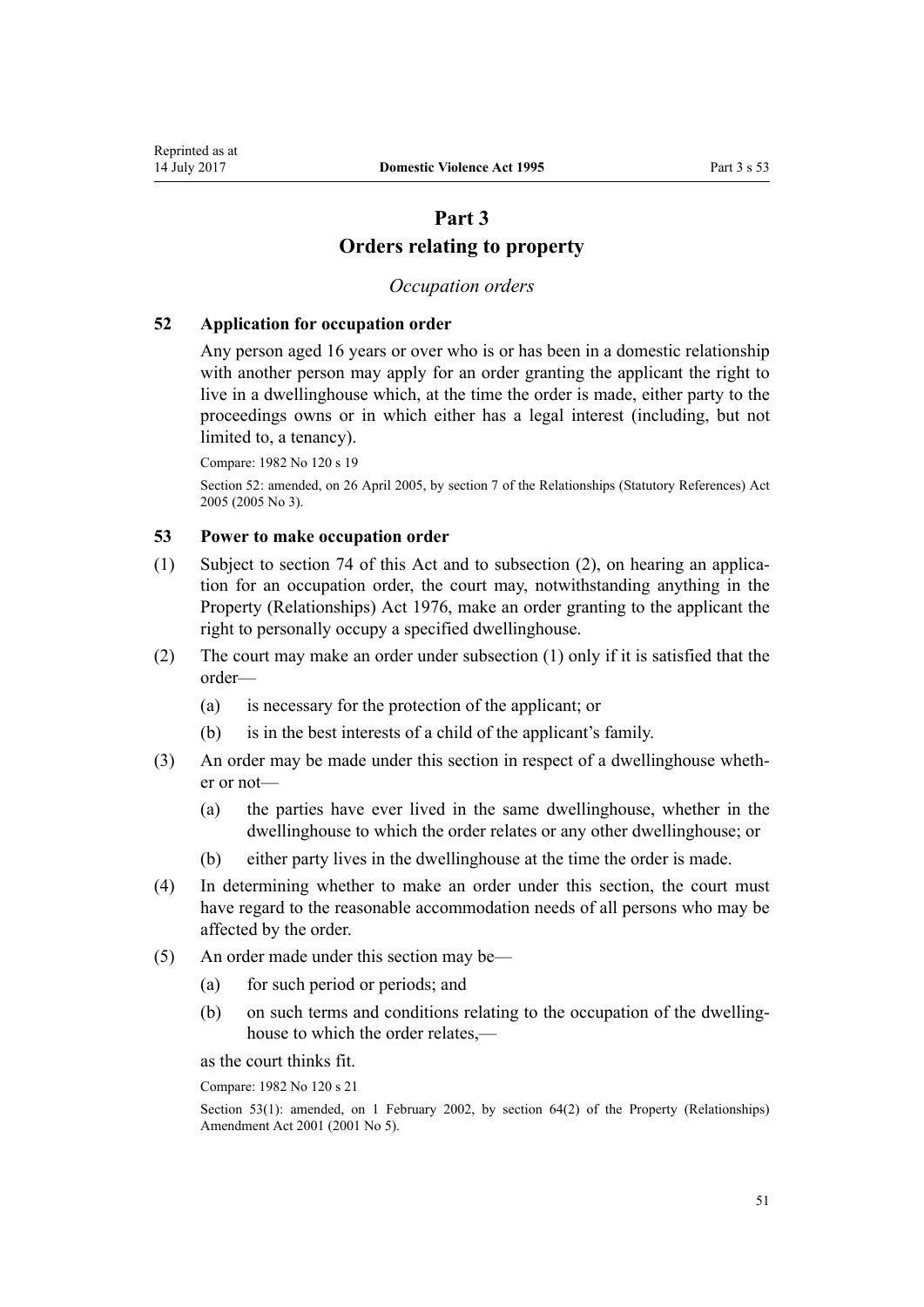# Part 3

# Orders relating to property

*Occupation orders*

### 52 Application for occupation order

Any person aged 16 years or over who is or has been in a domestic relationship with another person may apply for an order granting the applicant the right to live in a dwellinghouse which, at the time the order is made, either party to the proceedings owns or in which either has a legal interest (including, but not limited to, a tenancy).

Compare: 1982 No 120 s 19

Section 52: amended, on 26 April 2005, by section 7 of the Relationships (Statutory References) Act 2005 (2005 No 3).

### 53 Power to make occupation order

(1) Subject to section 74 of this Act and to subsection (2), on hearing an application for an occupation order, the court may, notwithstanding anything in the Property (Relationships) Act 1976, make an order granting to the applicant the right to personally occupy a specified dwellinghouse.

(2) The court may make an order under subsection (1) only if it is satisfied that the order—

- (a) is necessary for the protection of the applicant; or
- (b) is in the best interests of a child of the applicant's family.

(3) An order may be made under this section in respect of a dwellinghouse whether or not—

- (a) the parties have ever lived in the same dwellinghouse, whether in the dwellinghouse to which the order relates or any other dwellinghouse; or
- (b) either party lives in the dwellinghouse at the time the order is made.

(4) In determining whether to make an order under this section, the court must have regard to the reasonable accommodation needs of all persons who may be affected by the order.

(5) An order made under this section may be—

- (a) for such period or periods; and
- (b) on such terms and conditions relating to the occupation of the dwellinghouse to which the order relates,—

as the court thinks fit.

Compare: 1982 No 120 s 21

Section 53(1): amended, on 1 February 2002, by section 64(2) of the Property (Relationships) Amendment Act 2001 (2001 No 5).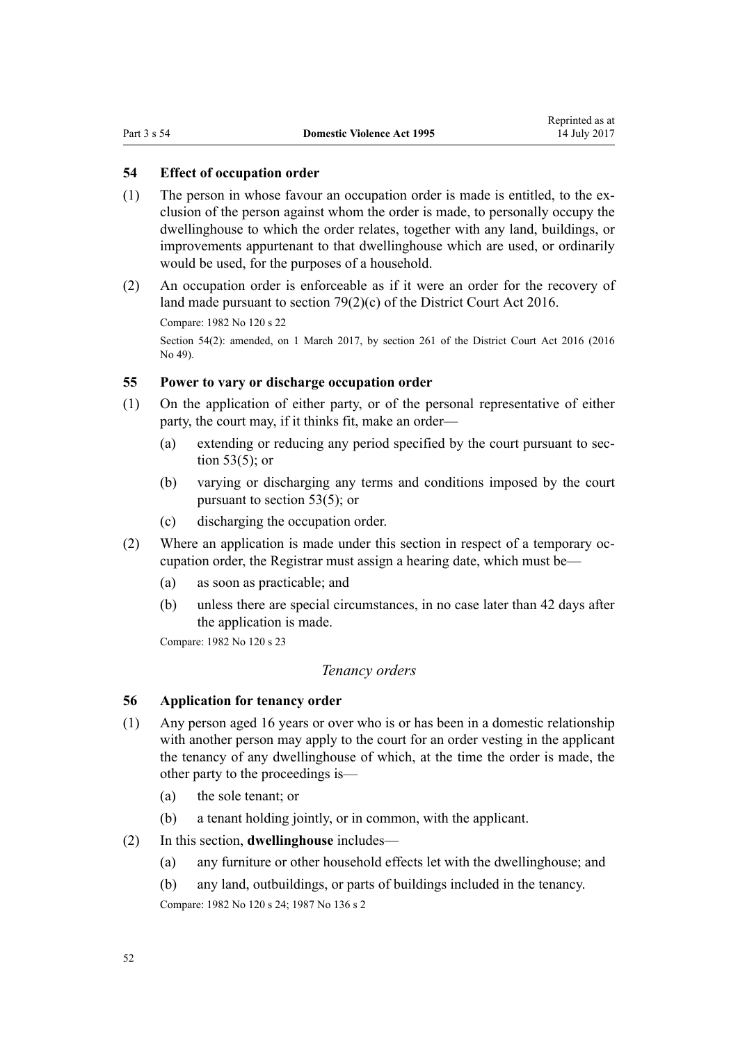### 54 Effect of occupation order

(1) The person in whose favour an occupation order is made is entitled, to the exclusion of the person against whom the order is made, to personally occupy the dwellinghouse to which the order relates, together with any land, buildings, or improvements appurtenant to that dwellinghouse which are used, or ordinarily would be used, for the purposes of a household.

(2) An occupation order is enforceable as if it were an order for the recovery of land made pursuant to section 79(2)(c) of the District Court Act 2016.

Compare: 1982 No 120 s 22

Section 54(2): amended, on 1 March 2017, by section 261 of the District Court Act 2016 (2016 No 49).

### 55 Power to vary or discharge occupation order

(1) On the application of either party, or of the personal representative of either party, the court may, if it thinks fit, make an order—

(a) extending or reducing any period specified by the court pursuant to section 53(5); or

(b) varying or discharging any terms and conditions imposed by the court pursuant to section 53(5); or

(c) discharging the occupation order.

(2) Where an application is made under this section in respect of a temporary occupation order, the Registrar must assign a hearing date, which must be—

(a) as soon as practicable; and

(b) unless there are special circumstances, in no case later than 42 days after the application is made.

Compare: 1982 No 120 s 23

*Tenancy orders*

### 56 Application for tenancy order

(1) Any person aged 16 years or over who is or has been in a domestic relationship with another person may apply to the court for an order vesting in the applicant the tenancy of any dwellinghouse of which, at the time the order is made, the other party to the proceedings is—

(a) the sole tenant; or

(b) a tenant holding jointly, or in common, with the applicant.

(2) In this section, **dwellinghouse** includes—

(a) any furniture or other household effects let with the dwellinghouse; and

(b) any land, outbuildings, or parts of buildings included in the tenancy.

Compare: 1982 No 120 s 24; 1987 No 136 s 2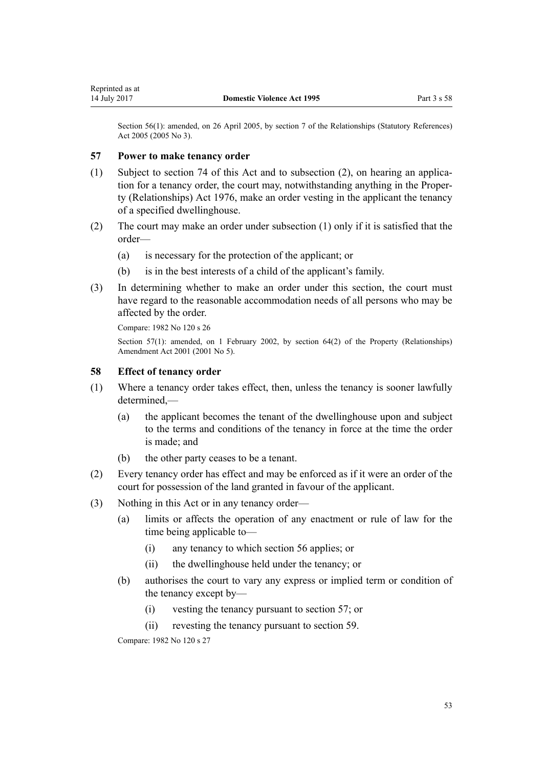Section 56(1): amended, on 26 April 2005, by section 7 of the Relationships (Statutory References) Act 2005 (2005 No 3).

### 57 Power to make tenancy order

(1) Subject to section 74 of this Act and to subsection (2), on hearing an application for a tenancy order, the court may, notwithstanding anything in the Property (Relationships) Act 1976, make an order vesting in the applicant the tenancy of a specified dwellinghouse.

(2) The court may make an order under subsection (1) only if it is satisfied that the order—

  (a) is necessary for the protection of the applicant; or

  (b) is in the best interests of a child of the applicant's family.

(3) In determining whether to make an order under this section, the court must have regard to the reasonable accommodation needs of all persons who may be affected by the order.

Compare: 1982 No 120 s 26

Section 57(1): amended, on 1 February 2002, by section 64(2) of the Property (Relationships) Amendment Act 2001 (2001 No 5).

### 58 Effect of tenancy order

(1) Where a tenancy order takes effect, then, unless the tenancy is sooner lawfully determined,—

  (a) the applicant becomes the tenant of the dwellinghouse upon and subject to the terms and conditions of the tenancy in force at the time the order is made; and

  (b) the other party ceases to be a tenant.

(2) Every tenancy order has effect and may be enforced as if it were an order of the court for possession of the land granted in favour of the applicant.

(3) Nothing in this Act or in any tenancy order—

  (a) limits or affects the operation of any enactment or rule of law for the time being applicable to—

    (i) any tenancy to which section 56 applies; or

    (ii) the dwellinghouse held under the tenancy; or

  (b) authorises the court to vary any express or implied term or condition of the tenancy except by—

    (i) vesting the tenancy pursuant to section 57; or

    (ii) revesting the tenancy pursuant to section 59.

Compare: 1982 No 120 s 27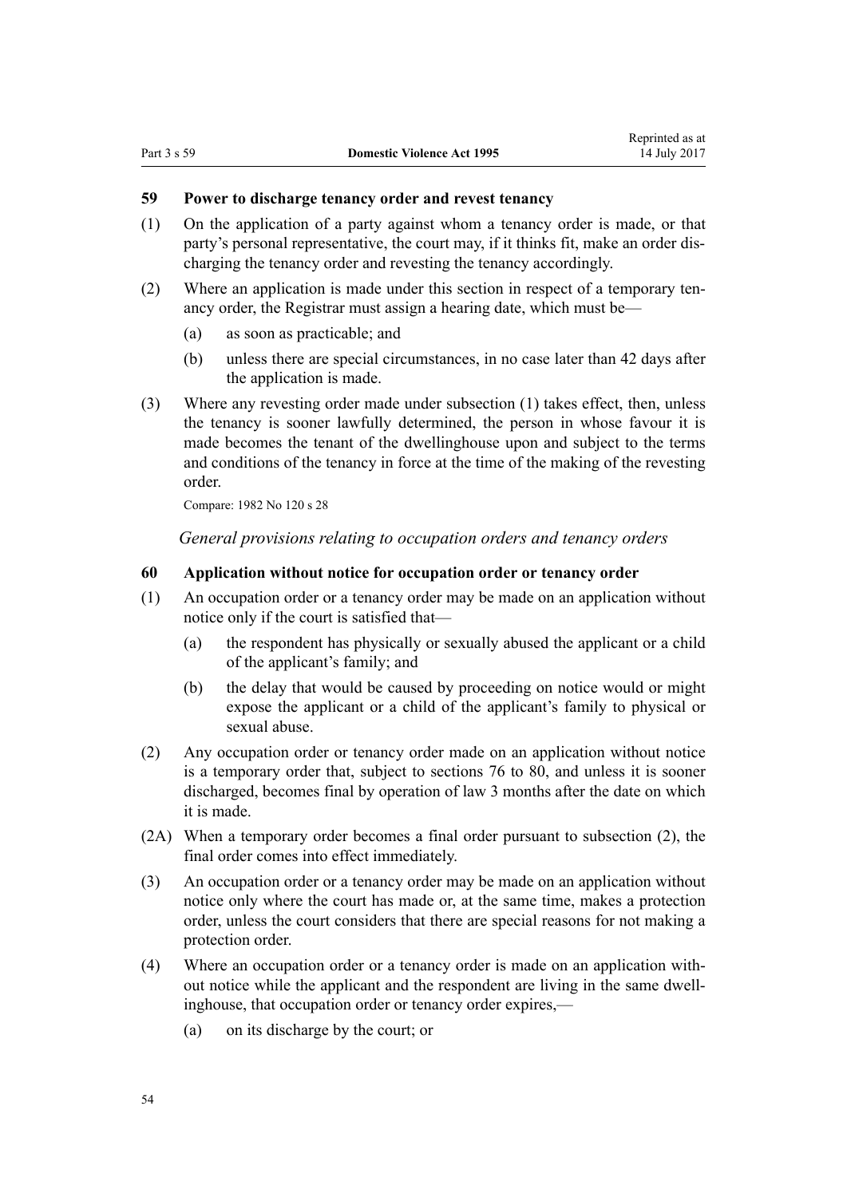### 59 Power to discharge tenancy order and revest tenancy

(1) On the application of a party against whom a tenancy order is made, or that party's personal representative, the court may, if it thinks fit, make an order discharging the tenancy order and revesting the tenancy accordingly.

(2) Where an application is made under this section in respect of a temporary tenancy order, the Registrar must assign a hearing date, which must be—

  (a) as soon as practicable; and

  (b) unless there are special circumstances, in no case later than 42 days after the application is made.

(3) Where any revesting order made under subsection (1) takes effect, then, unless the tenancy is sooner lawfully determined, the person in whose favour it is made becomes the tenant of the dwellinghouse upon and subject to the terms and conditions of the tenancy in force at the time of the making of the revesting order.

Compare: 1982 No 120 s 28

*General provisions relating to occupation orders and tenancy orders*

### 60 Application without notice for occupation order or tenancy order

(1) An occupation order or a tenancy order may be made on an application without notice only if the court is satisfied that—

  (a) the respondent has physically or sexually abused the applicant or a child of the applicant's family; and

  (b) the delay that would be caused by proceeding on notice would or might expose the applicant or a child of the applicant's family to physical or sexual abuse.

(2) Any occupation order or tenancy order made on an application without notice is a temporary order that, subject to sections 76 to 80, and unless it is sooner discharged, becomes final by operation of law 3 months after the date on which it is made.

(2A) When a temporary order becomes a final order pursuant to subsection (2), the final order comes into effect immediately.

(3) An occupation order or a tenancy order may be made on an application without notice only where the court has made or, at the same time, makes a protection order, unless the court considers that there are special reasons for not making a protection order.

(4) Where an occupation order or a tenancy order is made on an application without notice while the applicant and the respondent are living in the same dwellinghouse, that occupation order or tenancy order expires,—

  (a) on its discharge by the court; or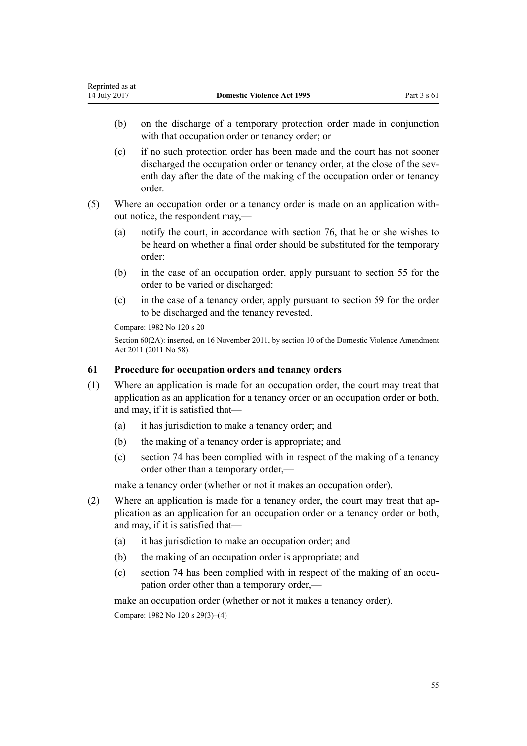(b) on the discharge of a temporary protection order made in conjunction with that occupation order or tenancy order; or

(c) if no such protection order has been made and the court has not sooner discharged the occupation order or tenancy order, at the close of the seventh day after the date of the making of the occupation order or tenancy order.

(5) Where an occupation order or a tenancy order is made on an application without notice, the respondent may,—

(a) notify the court, in accordance with section 76, that he or she wishes to be heard on whether a final order should be substituted for the temporary order:

(b) in the case of an occupation order, apply pursuant to section 55 for the order to be varied or discharged:

(c) in the case of a tenancy order, apply pursuant to section 59 for the order to be discharged and the tenancy revested.

Compare: 1982 No 120 s 20

Section 60(2A): inserted, on 16 November 2011, by section 10 of the Domestic Violence Amendment Act 2011 (2011 No 58).

### 61 Procedure for occupation orders and tenancy orders

(1) Where an application is made for an occupation order, the court may treat that application as an application for a tenancy order or an occupation order or both, and may, if it is satisfied that—

(a) it has jurisdiction to make a tenancy order; and

(b) the making of a tenancy order is appropriate; and

(c) section 74 has been complied with in respect of the making of a tenancy order other than a temporary order,—

make a tenancy order (whether or not it makes an occupation order).

(2) Where an application is made for a tenancy order, the court may treat that application as an application for an occupation order or a tenancy order or both, and may, if it is satisfied that—

(a) it has jurisdiction to make an occupation order; and

(b) the making of an occupation order is appropriate; and

(c) section 74 has been complied with in respect of the making of an occupation order other than a temporary order,—

make an occupation order (whether or not it makes a tenancy order).

Compare: 1982 No 120 s 29(3)–(4)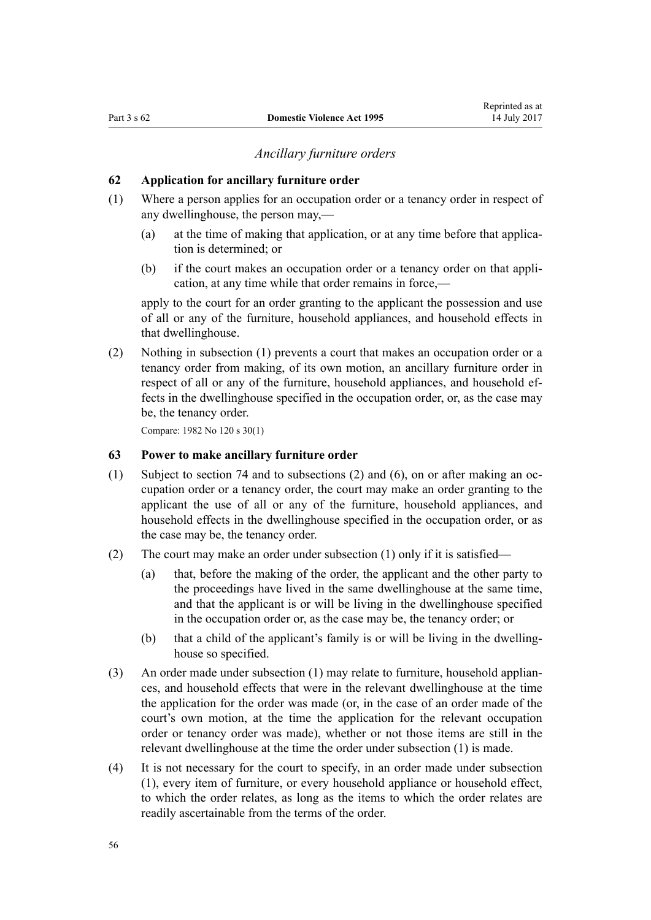*Ancillary furniture orders*

### 62 Application for ancillary furniture order

(1) Where a person applies for an occupation order or a tenancy order in respect of any dwellinghouse, the person may,—

   (a) at the time of making that application, or at any time before that application is determined; or

   (b) if the court makes an occupation order or a tenancy order on that application, at any time while that order remains in force,—

   apply to the court for an order granting to the applicant the possession and use of all or any of the furniture, household appliances, and household effects in that dwellinghouse.

(2) Nothing in subsection (1) prevents a court that makes an occupation order or a tenancy order from making, of its own motion, an ancillary furniture order in respect of all or any of the furniture, household appliances, and household effects in the dwellinghouse specified in the occupation order, or, as the case may be, the tenancy order.

Compare: 1982 No 120 s 30(1)

### 63 Power to make ancillary furniture order

(1) Subject to section 74 and to subsections (2) and (6), on or after making an occupation order or a tenancy order, the court may make an order granting to the applicant the use of all or any of the furniture, household appliances, and household effects in the dwellinghouse specified in the occupation order, or as the case may be, the tenancy order.

(2) The court may make an order under subsection (1) only if it is satisfied—

   (a) that, before the making of the order, the applicant and the other party to the proceedings have lived in the same dwellinghouse at the same time, and that the applicant is or will be living in the dwellinghouse specified in the occupation order or, as the case may be, the tenancy order; or

   (b) that a child of the applicant's family is or will be living in the dwellinghouse so specified.

(3) An order made under subsection (1) may relate to furniture, household appliances, and household effects that were in the relevant dwellinghouse at the time the application for the order was made (or, in the case of an order made of the court's own motion, at the time the application for the relevant occupation order or tenancy order was made), whether or not those items are still in the relevant dwellinghouse at the time the order under subsection (1) is made.

(4) It is not necessary for the court to specify, in an order made under subsection (1), every item of furniture, or every household appliance or household effect, to which the order relates, as long as the items to which the order relates are readily ascertainable from the terms of the order.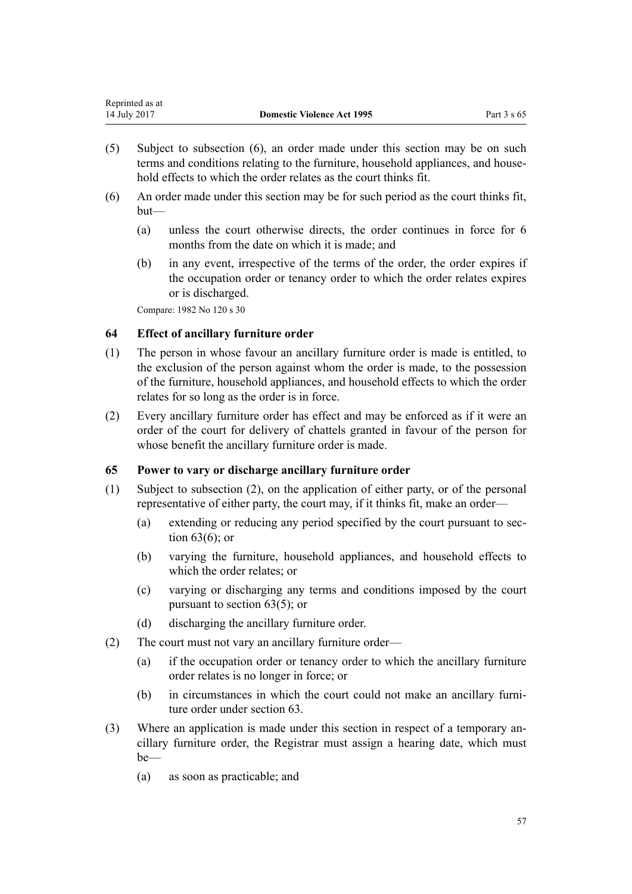(5) Subject to subsection (6), an order made under this section may be on such terms and conditions relating to the furniture, household appliances, and household effects to which the order relates as the court thinks fit.

(6) An order made under this section may be for such period as the court thinks fit, but—

   (a) unless the court otherwise directs, the order continues in force for 6 months from the date on which it is made; and

   (b) in any event, irrespective of the terms of the order, the order expires if the occupation order or tenancy order to which the order relates expires or is discharged.

Compare: 1982 No 120 s 30

### 64 Effect of ancillary furniture order

(1) The person in whose favour an ancillary furniture order is made is entitled, to the exclusion of the person against whom the order is made, to the possession of the furniture, household appliances, and household effects to which the order relates for so long as the order is in force.

(2) Every ancillary furniture order has effect and may be enforced as if it were an order of the court for delivery of chattels granted in favour of the person for whose benefit the ancillary furniture order is made.

### 65 Power to vary or discharge ancillary furniture order

(1) Subject to subsection (2), on the application of either party, or of the personal representative of either party, the court may, if it thinks fit, make an order—

   (a) extending or reducing any period specified by the court pursuant to section 63(6); or

   (b) varying the furniture, household appliances, and household effects to which the order relates; or

   (c) varying or discharging any terms and conditions imposed by the court pursuant to section 63(5); or

   (d) discharging the ancillary furniture order.

(2) The court must not vary an ancillary furniture order—

   (a) if the occupation order or tenancy order to which the ancillary furniture order relates is no longer in force; or

   (b) in circumstances in which the court could not make an ancillary furniture order under section 63.

(3) Where an application is made under this section in respect of a temporary ancillary furniture order, the Registrar must assign a hearing date, which must be—

   (a) as soon as practicable; and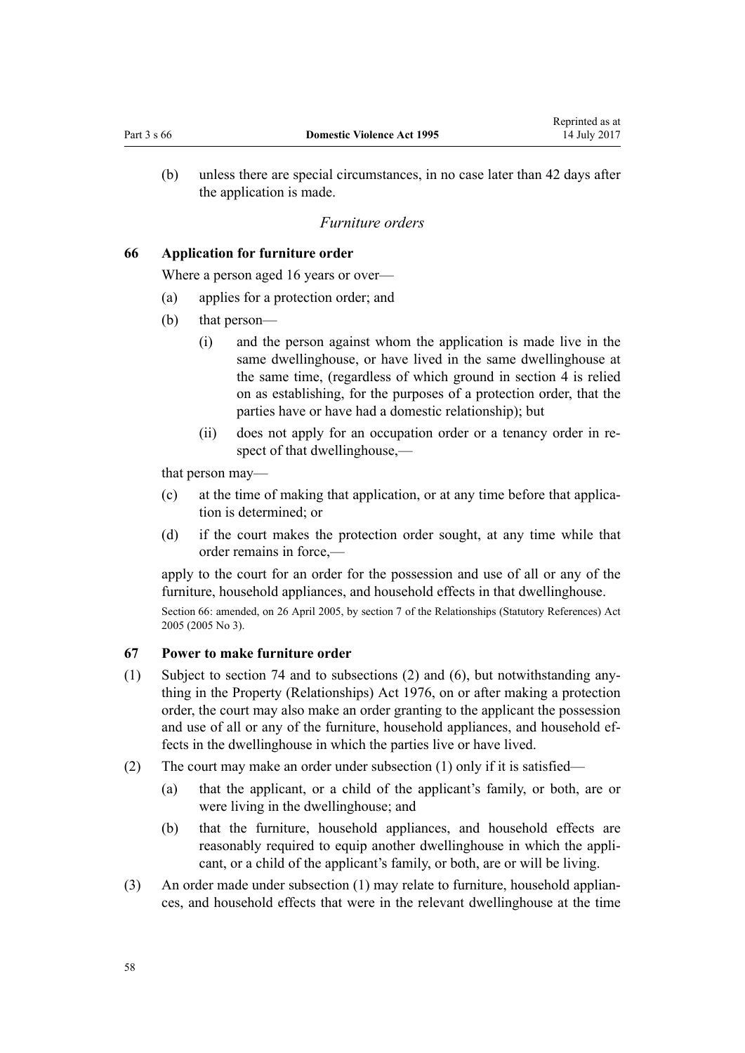(b) unless there are special circumstances, in no case later than 42 days after the application is made.

### *Furniture orders*

#### 66 Application for furniture order

Where a person aged 16 years or over—

(a) applies for a protection order; and

(b) that person—

(i) and the person against whom the application is made live in the same dwellinghouse, or have lived in the same dwellinghouse at the same time, (regardless of which ground in section 4 is relied on as establishing, for the purposes of a protection order, that the parties have or have had a domestic relationship); but

(ii) does not apply for an occupation order or a tenancy order in respect of that dwellinghouse,—

that person may—

(c) at the time of making that application, or at any time before that application is determined; or

(d) if the court makes the protection order sought, at any time while that order remains in force,—

apply to the court for an order for the possession and use of all or any of the furniture, household appliances, and household effects in that dwellinghouse.

Section 66: amended, on 26 April 2005, by section 7 of the Relationships (Statutory References) Act 2005 (2005 No 3).

#### 67 Power to make furniture order

(1) Subject to section 74 and to subsections (2) and (6), but notwithstanding anything in the Property (Relationships) Act 1976, on or after making a protection order, the court may also make an order granting to the applicant the possession and use of all or any of the furniture, household appliances, and household effects in the dwellinghouse in which the parties live or have lived.

(2) The court may make an order under subsection (1) only if it is satisfied—

(a) that the applicant, or a child of the applicant's family, or both, are or were living in the dwellinghouse; and

(b) that the furniture, household appliances, and household effects are reasonably required to equip another dwellinghouse in which the applicant, or a child of the applicant's family, or both, are or will be living.

(3) An order made under subsection (1) may relate to furniture, household appliances, and household effects that were in the relevant dwellinghouse at the time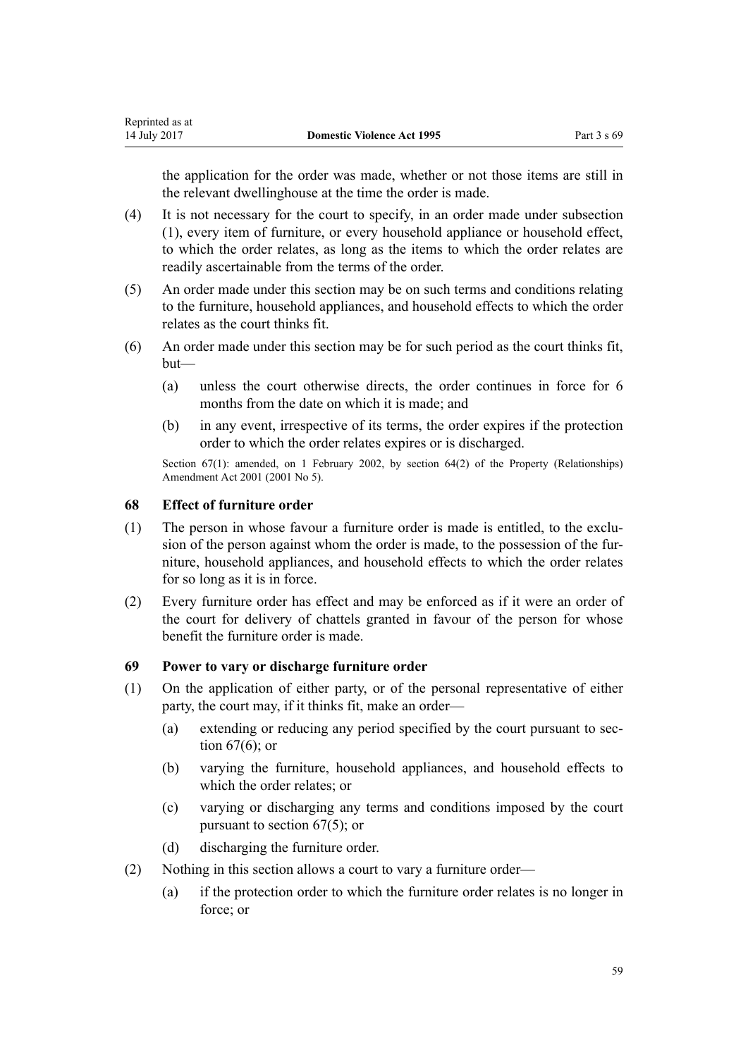the application for the order was made, whether or not those items are still in the relevant dwellinghouse at the time the order is made.

(4) It is not necessary for the court to specify, in an order made under subsection (1), every item of furniture, or every household appliance or household effect, to which the order relates, as long as the items to which the order relates are readily ascertainable from the terms of the order.

(5) An order made under this section may be on such terms and conditions relating to the furniture, household appliances, and household effects to which the order relates as the court thinks fit.

(6) An order made under this section may be for such period as the court thinks fit, but—

- (a) unless the court otherwise directs, the order continues in force for 6 months from the date on which it is made; and
- (b) in any event, irrespective of its terms, the order expires if the protection order to which the order relates expires or is discharged.

Section 67(1): amended, on 1 February 2002, by section 64(2) of the Property (Relationships) Amendment Act 2001 (2001 No 5).

### 68 Effect of furniture order

(1) The person in whose favour a furniture order is made is entitled, to the exclusion of the person against whom the order is made, to the possession of the furniture, household appliances, and household effects to which the order relates for so long as it is in force.

(2) Every furniture order has effect and may be enforced as if it were an order of the court for delivery of chattels granted in favour of the person for whose benefit the furniture order is made.

### 69 Power to vary or discharge furniture order

(1) On the application of either party, or of the personal representative of either party, the court may, if it thinks fit, make an order—

- (a) extending or reducing any period specified by the court pursuant to section 67(6); or
- (b) varying the furniture, household appliances, and household effects to which the order relates; or
- (c) varying or discharging any terms and conditions imposed by the court pursuant to section 67(5); or
- (d) discharging the furniture order.

(2) Nothing in this section allows a court to vary a furniture order—

- (a) if the protection order to which the furniture order relates is no longer in force; or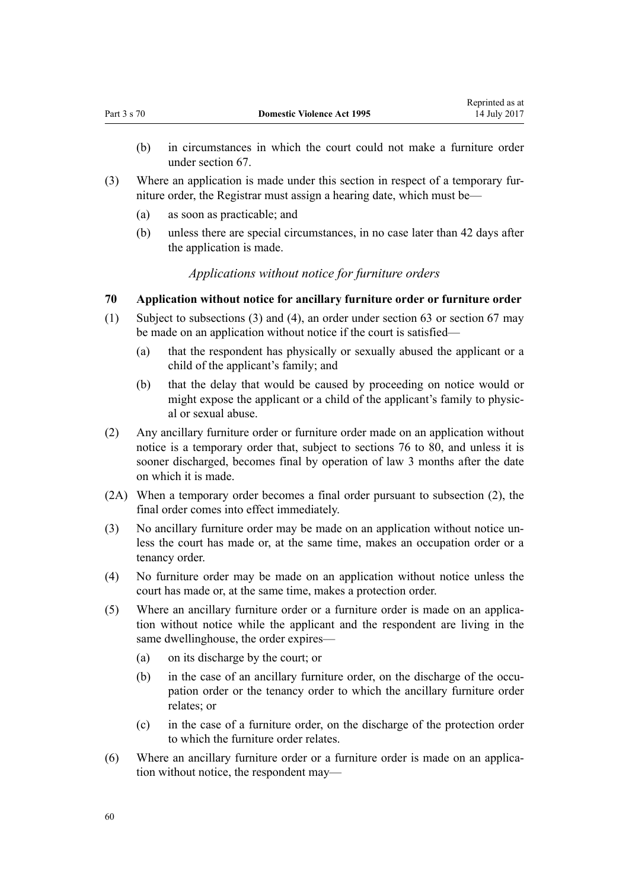(b) in circumstances in which the court could not make a furniture order under section 67.

(3) Where an application is made under this section in respect of a temporary furniture order, the Registrar must assign a hearing date, which must be—

(a) as soon as practicable; and

(b) unless there are special circumstances, in no case later than 42 days after the application is made.

*Applications without notice for furniture orders*

**70 Application without notice for ancillary furniture order or furniture order**

(1) Subject to subsections (3) and (4), an order under section 63 or section 67 may be made on an application without notice if the court is satisfied—

(a) that the respondent has physically or sexually abused the applicant or a child of the applicant's family; and

(b) that the delay that would be caused by proceeding on notice would or might expose the applicant or a child of the applicant's family to physical or sexual abuse.

(2) Any ancillary furniture order or furniture order made on an application without notice is a temporary order that, subject to sections 76 to 80, and unless it is sooner discharged, becomes final by operation of law 3 months after the date on which it is made.

(2A) When a temporary order becomes a final order pursuant to subsection (2), the final order comes into effect immediately.

(3) No ancillary furniture order may be made on an application without notice unless the court has made or, at the same time, makes an occupation order or a tenancy order.

(4) No furniture order may be made on an application without notice unless the court has made or, at the same time, makes a protection order.

(5) Where an ancillary furniture order or a furniture order is made on an application without notice while the applicant and the respondent are living in the same dwellinghouse, the order expires—

(a) on its discharge by the court; or

(b) in the case of an ancillary furniture order, on the discharge of the occupation order or the tenancy order to which the ancillary furniture order relates; or

(c) in the case of a furniture order, on the discharge of the protection order to which the furniture order relates.

(6) Where an ancillary furniture order or a furniture order is made on an application without notice, the respondent may—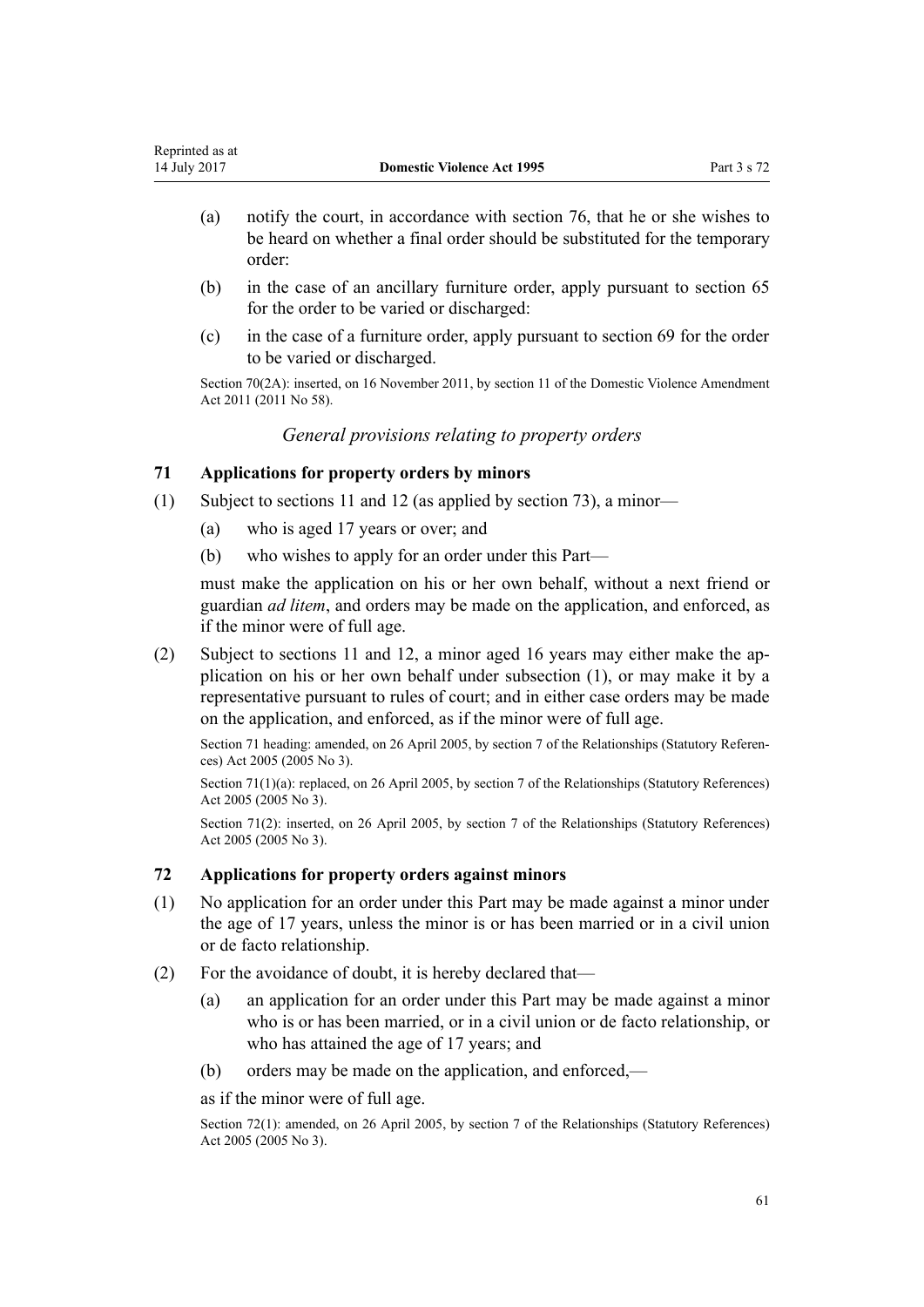(a) notify the court, in accordance with section 76, that he or she wishes to be heard on whether a final order should be substituted for the temporary order:

(b) in the case of an ancillary furniture order, apply pursuant to section 65 for the order to be varied or discharged:

(c) in the case of a furniture order, apply pursuant to section 69 for the order to be varied or discharged.

Section 70(2A): inserted, on 16 November 2011, by section 11 of the Domestic Violence Amendment Act 2011 (2011 No 58).

*General provisions relating to property orders*

### 71 Applications for property orders by minors

(1) Subject to sections 11 and 12 (as applied by section 73), a minor—

(a) who is aged 17 years or over; and

(b) who wishes to apply for an order under this Part—

must make the application on his or her own behalf, without a next friend or guardian *ad litem*, and orders may be made on the application, and enforced, as if the minor were of full age.

(2) Subject to sections 11 and 12, a minor aged 16 years may either make the application on his or her own behalf under subsection (1), or may make it by a representative pursuant to rules of court; and in either case orders may be made on the application, and enforced, as if the minor were of full age.

Section 71 heading: amended, on 26 April 2005, by section 7 of the Relationships (Statutory References) Act 2005 (2005 No 3).

Section 71(1)(a): replaced, on 26 April 2005, by section 7 of the Relationships (Statutory References) Act 2005 (2005 No 3).

Section 71(2): inserted, on 26 April 2005, by section 7 of the Relationships (Statutory References) Act 2005 (2005 No 3).

### 72 Applications for property orders against minors

(1) No application for an order under this Part may be made against a minor under the age of 17 years, unless the minor is or has been married or in a civil union or de facto relationship.

(2) For the avoidance of doubt, it is hereby declared that—

(a) an application for an order under this Part may be made against a minor who is or has been married, or in a civil union or de facto relationship, or who has attained the age of 17 years; and

(b) orders may be made on the application, and enforced,—

as if the minor were of full age.

Section 72(1): amended, on 26 April 2005, by section 7 of the Relationships (Statutory References) Act 2005 (2005 No 3).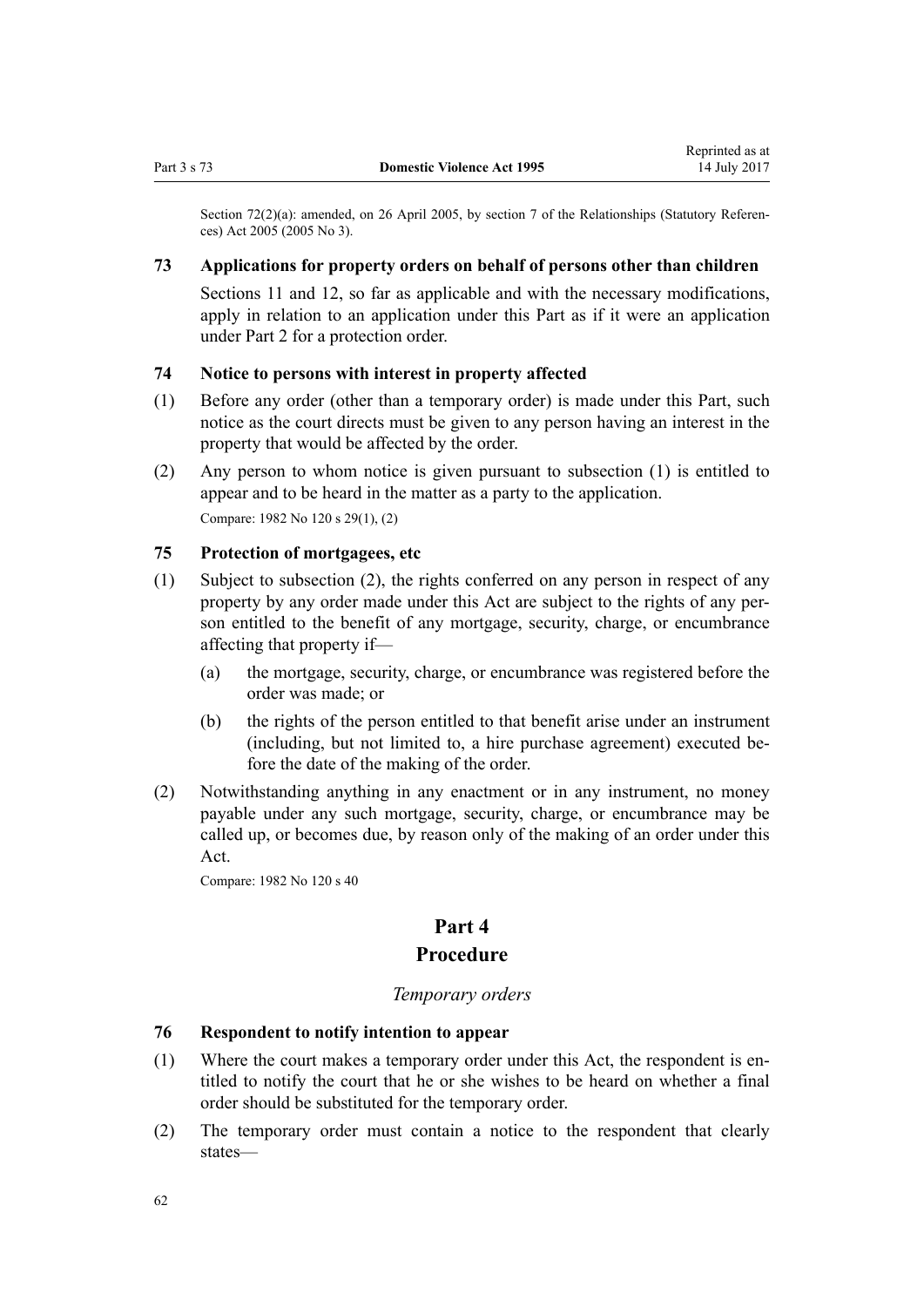Section 72(2)(a): amended, on 26 April 2005, by section 7 of the Relationships (Statutory References) Act 2005 (2005 No 3).

### 73 Applications for property orders on behalf of persons other than children

Sections 11 and 12, so far as applicable and with the necessary modifications, apply in relation to an application under this Part as if it were an application under Part 2 for a protection order.

### 74 Notice to persons with interest in property affected

(1) Before any order (other than a temporary order) is made under this Part, such notice as the court directs must be given to any person having an interest in the property that would be affected by the order.

(2) Any person to whom notice is given pursuant to subsection (1) is entitled to appear and to be heard in the matter as a party to the application.

Compare: 1982 No 120 s 29(1), (2)

### 75 Protection of mortgagees, etc

(1) Subject to subsection (2), the rights conferred on any person in respect of any property by any order made under this Act are subject to the rights of any person entitled to the benefit of any mortgage, security, charge, or encumbrance affecting that property if—

(a) the mortgage, security, charge, or encumbrance was registered before the order was made; or

(b) the rights of the person entitled to that benefit arise under an instrument (including, but not limited to, a hire purchase agreement) executed before the date of the making of the order.

(2) Notwithstanding anything in any enactment or in any instrument, no money payable under any such mortgage, security, charge, or encumbrance may be called up, or becomes due, by reason only of the making of an order under this Act.

Compare: 1982 No 120 s 40

## Part 4
## Procedure

*Temporary orders*

### 76 Respondent to notify intention to appear

(1) Where the court makes a temporary order under this Act, the respondent is entitled to notify the court that he or she wishes to be heard on whether a final order should be substituted for the temporary order.

(2) The temporary order must contain a notice to the respondent that clearly states—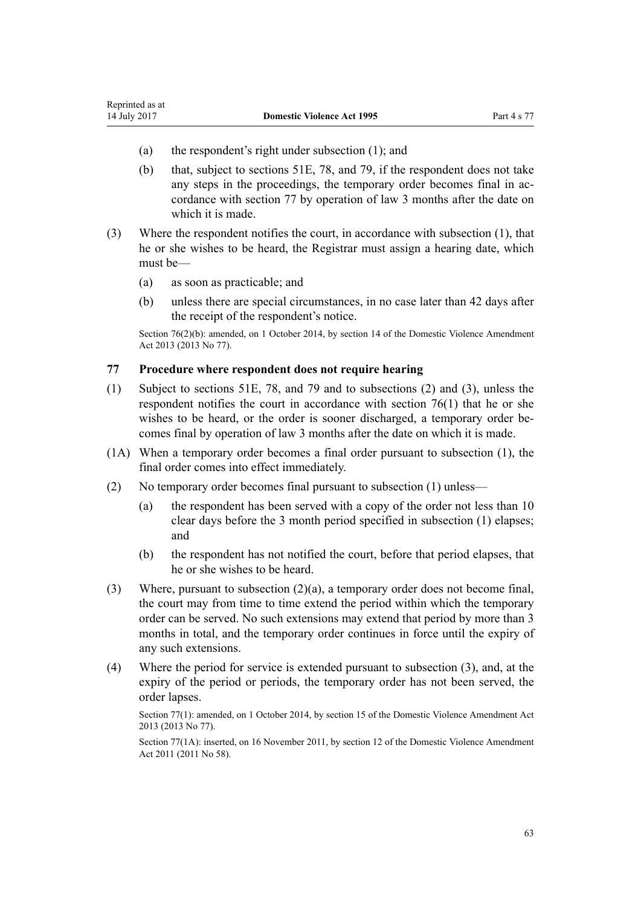(a) the respondent's right under subsection (1); and

(b) that, subject to sections 51E, 78, and 79, if the respondent does not take any steps in the proceedings, the temporary order becomes final in accordance with section 77 by operation of law 3 months after the date on which it is made.

(3) Where the respondent notifies the court, in accordance with subsection (1), that he or she wishes to be heard, the Registrar must assign a hearing date, which must be—

(a) as soon as practicable; and

(b) unless there are special circumstances, in no case later than 42 days after the receipt of the respondent's notice.

Section 76(2)(b): amended, on 1 October 2014, by section 14 of the Domestic Violence Amendment Act 2013 (2013 No 77).

### 77 Procedure where respondent does not require hearing

(1) Subject to sections 51E, 78, and 79 and to subsections (2) and (3), unless the respondent notifies the court in accordance with section 76(1) that he or she wishes to be heard, or the order is sooner discharged, a temporary order becomes final by operation of law 3 months after the date on which it is made.

(1A) When a temporary order becomes a final order pursuant to subsection (1), the final order comes into effect immediately.

(2) No temporary order becomes final pursuant to subsection (1) unless—

(a) the respondent has been served with a copy of the order not less than 10 clear days before the 3 month period specified in subsection (1) elapses; and

(b) the respondent has not notified the court, before that period elapses, that he or she wishes to be heard.

(3) Where, pursuant to subsection (2)(a), a temporary order does not become final, the court may from time to time extend the period within which the temporary order can be served. No such extensions may extend that period by more than 3 months in total, and the temporary order continues in force until the expiry of any such extensions.

(4) Where the period for service is extended pursuant to subsection (3), and, at the expiry of the period or periods, the temporary order has not been served, the order lapses.

Section 77(1): amended, on 1 October 2014, by section 15 of the Domestic Violence Amendment Act 2013 (2013 No 77).

Section 77(1A): inserted, on 16 November 2011, by section 12 of the Domestic Violence Amendment Act 2011 (2011 No 58).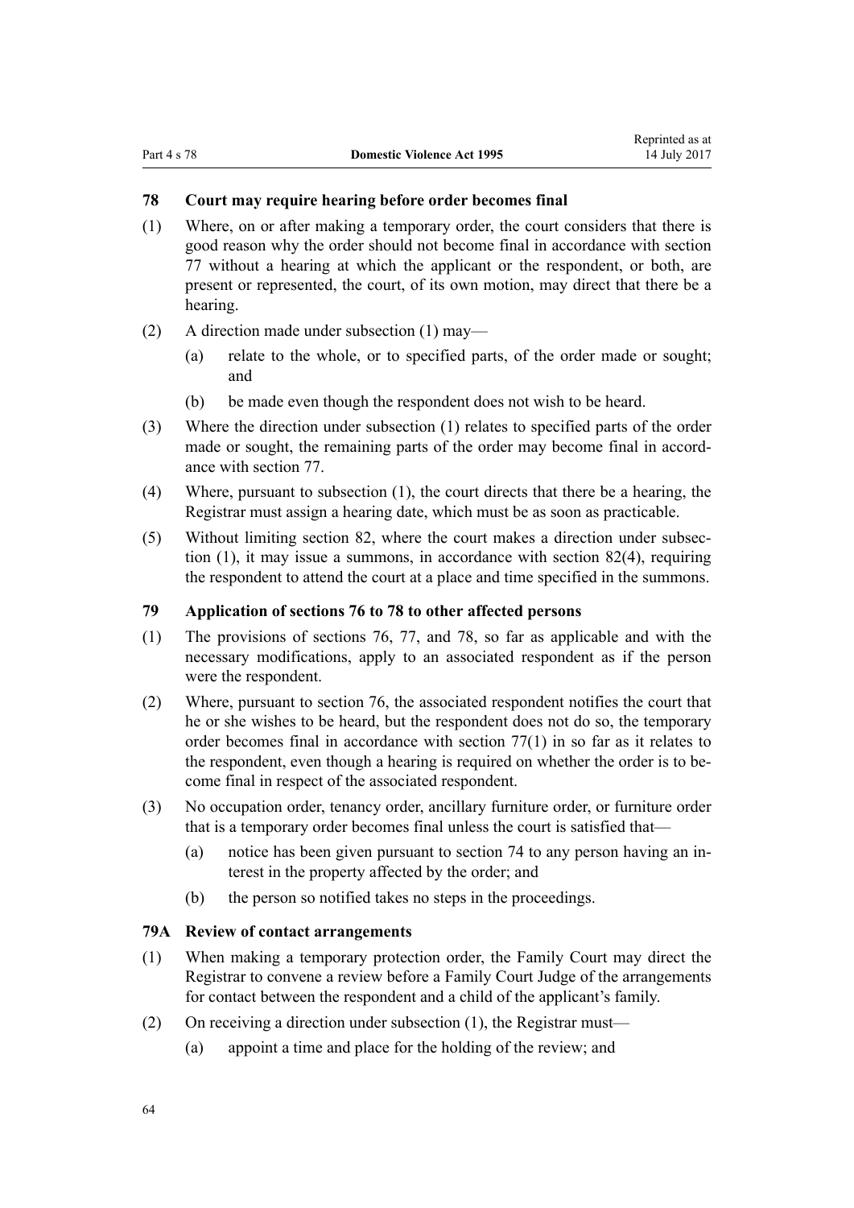### 78 Court may require hearing before order becomes final

(1) Where, on or after making a temporary order, the court considers that there is good reason why the order should not become final in accordance with section 77 without a hearing at which the applicant or the respondent, or both, are present or represented, the court, of its own motion, may direct that there be a hearing.

(2) A direction made under subsection (1) may—

- (a) relate to the whole, or to specified parts, of the order made or sought; and
- (b) be made even though the respondent does not wish to be heard.

(3) Where the direction under subsection (1) relates to specified parts of the order made or sought, the remaining parts of the order may become final in accordance with section 77.

(4) Where, pursuant to subsection (1), the court directs that there be a hearing, the Registrar must assign a hearing date, which must be as soon as practicable.

(5) Without limiting section 82, where the court makes a direction under subsection (1), it may issue a summons, in accordance with section 82(4), requiring the respondent to attend the court at a place and time specified in the summons.

### 79 Application of sections 76 to 78 to other affected persons

(1) The provisions of sections 76, 77, and 78, so far as applicable and with the necessary modifications, apply to an associated respondent as if the person were the respondent.

(2) Where, pursuant to section 76, the associated respondent notifies the court that he or she wishes to be heard, but the respondent does not do so, the temporary order becomes final in accordance with section 77(1) in so far as it relates to the respondent, even though a hearing is required on whether the order is to become final in respect of the associated respondent.

(3) No occupation order, tenancy order, ancillary furniture order, or furniture order that is a temporary order becomes final unless the court is satisfied that—

- (a) notice has been given pursuant to section 74 to any person having an interest in the property affected by the order; and
- (b) the person so notified takes no steps in the proceedings.

### 79A Review of contact arrangements

(1) When making a temporary protection order, the Family Court may direct the Registrar to convene a review before a Family Court Judge of the arrangements for contact between the respondent and a child of the applicant's family.

(2) On receiving a direction under subsection (1), the Registrar must—

- (a) appoint a time and place for the holding of the review; and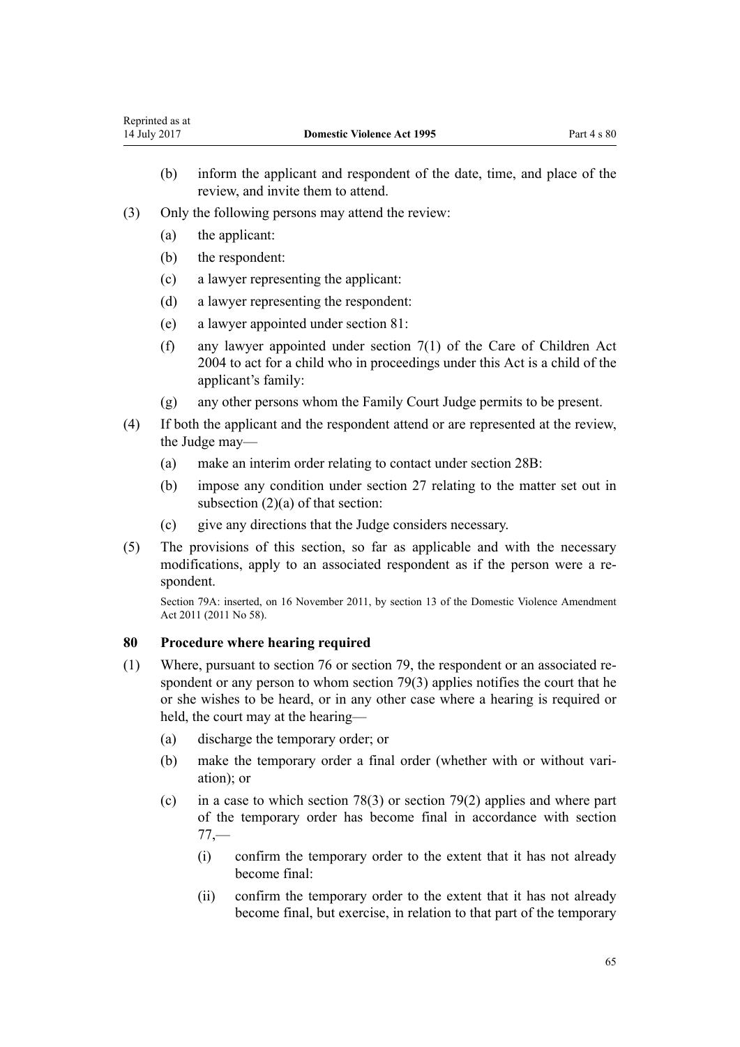(b) inform the applicant and respondent of the date, time, and place of the review, and invite them to attend.

(3) Only the following persons may attend the review:

(a) the applicant:

(b) the respondent:

(c) a lawyer representing the applicant:

(d) a lawyer representing the respondent:

(e) a lawyer appointed under section 81:

(f) any lawyer appointed under section 7(1) of the Care of Children Act 2004 to act for a child who in proceedings under this Act is a child of the applicant's family:

(g) any other persons whom the Family Court Judge permits to be present.

(4) If both the applicant and the respondent attend or are represented at the review, the Judge may—

(a) make an interim order relating to contact under section 28B:

(b) impose any condition under section 27 relating to the matter set out in subsection (2)(a) of that section:

(c) give any directions that the Judge considers necessary.

(5) The provisions of this section, so far as applicable and with the necessary modifications, apply to an associated respondent as if the person were a respondent.

Section 79A: inserted, on 16 November 2011, by section 13 of the Domestic Violence Amendment Act 2011 (2011 No 58).

### 80 Procedure where hearing required

(1) Where, pursuant to section 76 or section 79, the respondent or an associated respondent or any person to whom section 79(3) applies notifies the court that he or she wishes to be heard, or in any other case where a hearing is required or held, the court may at the hearing—

(a) discharge the temporary order; or

(b) make the temporary order a final order (whether with or without variation); or

(c) in a case to which section 78(3) or section 79(2) applies and where part of the temporary order has become final in accordance with section 77,—

(i) confirm the temporary order to the extent that it has not already become final:

(ii) confirm the temporary order to the extent that it has not already become final, but exercise, in relation to that part of the temporary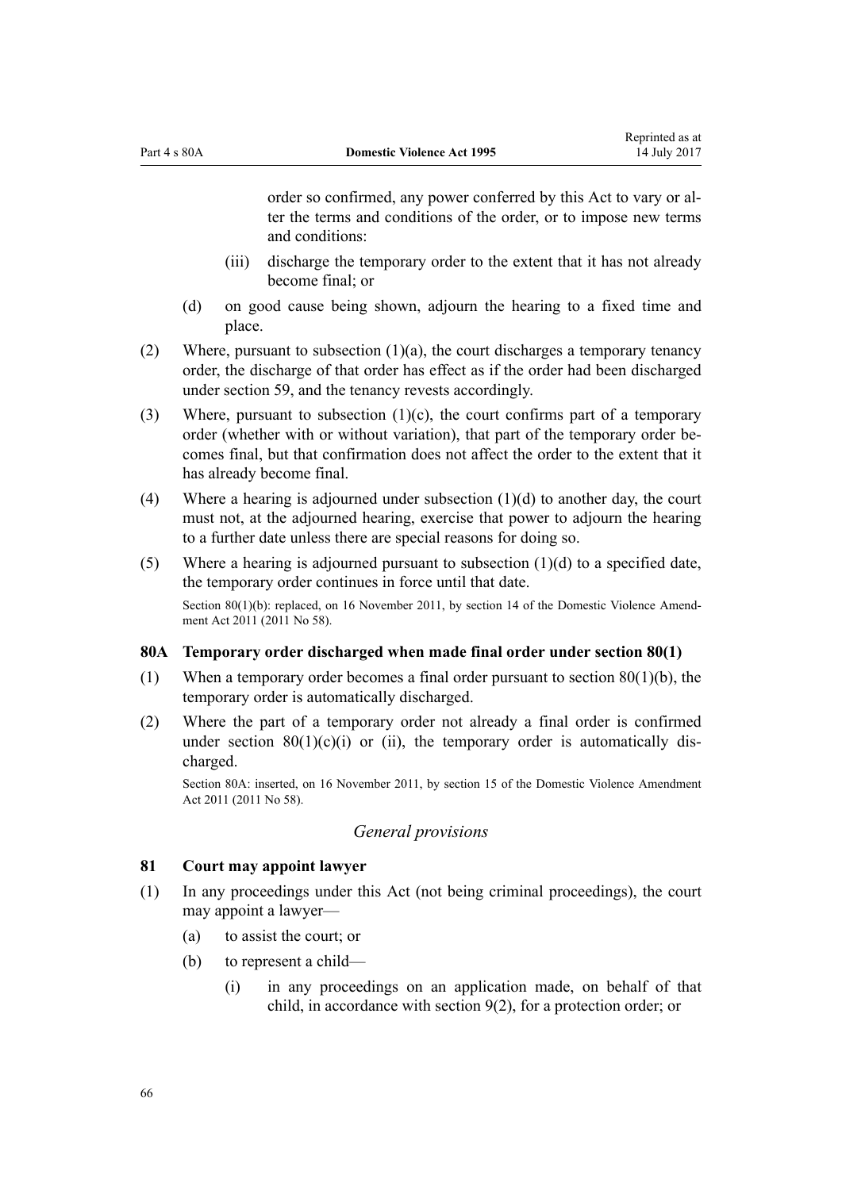order so confirmed, any power conferred by this Act to vary or alter the terms and conditions of the order, or to impose new terms and conditions:

(iii) discharge the temporary order to the extent that it has not already become final; or

(d) on good cause being shown, adjourn the hearing to a fixed time and place.

(2) Where, pursuant to subsection (1)(a), the court discharges a temporary tenancy order, the discharge of that order has effect as if the order had been discharged under section 59, and the tenancy revests accordingly.

(3) Where, pursuant to subsection (1)(c), the court confirms part of a temporary order (whether with or without variation), that part of the temporary order becomes final, but that confirmation does not affect the order to the extent that it has already become final.

(4) Where a hearing is adjourned under subsection (1)(d) to another day, the court must not, at the adjourned hearing, exercise that power to adjourn the hearing to a further date unless there are special reasons for doing so.

(5) Where a hearing is adjourned pursuant to subsection (1)(d) to a specified date, the temporary order continues in force until that date.

Section 80(1)(b): replaced, on 16 November 2011, by section 14 of the Domestic Violence Amendment Act 2011 (2011 No 58).

### 80A Temporary order discharged when made final order under section 80(1)

(1) When a temporary order becomes a final order pursuant to section 80(1)(b), the temporary order is automatically discharged.

(2) Where the part of a temporary order not already a final order is confirmed under section 80(1)(c)(i) or (ii), the temporary order is automatically discharged.

Section 80A: inserted, on 16 November 2011, by section 15 of the Domestic Violence Amendment Act 2011 (2011 No 58).

## *General provisions*

### 81 Court may appoint lawyer

(1) In any proceedings under this Act (not being criminal proceedings), the court may appoint a lawyer—

(a) to assist the court; or

(b) to represent a child—

(i) in any proceedings on an application made, on behalf of that child, in accordance with section 9(2), for a protection order; or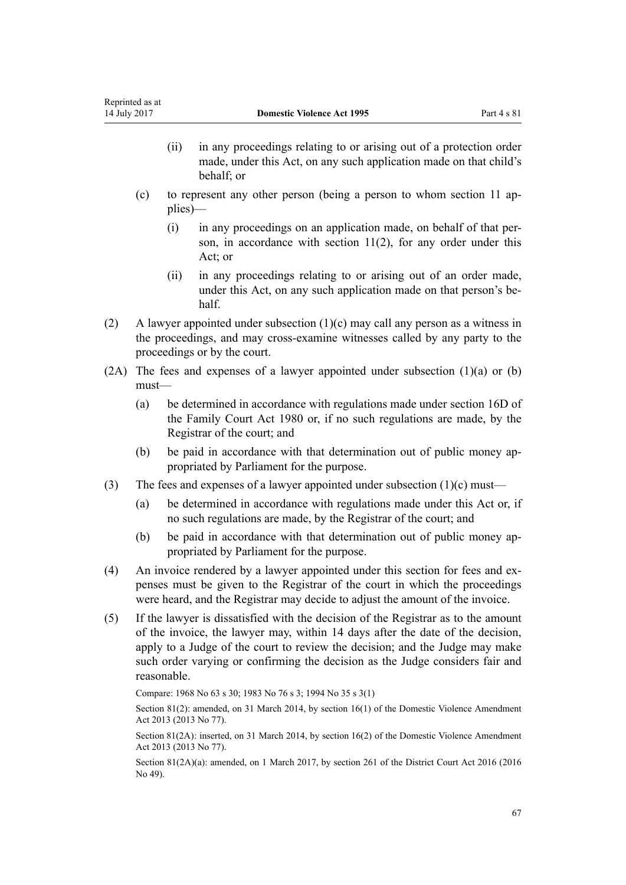- (ii) in any proceedings relating to or arising out of a protection order made, under this Act, on any such application made on that child's behalf; or
- (c) to represent any other person (being a person to whom section 11 applies)—
  - (i) in any proceedings on an application made, on behalf of that person, in accordance with section 11(2), for any order under this Act; or
  - (ii) in any proceedings relating to or arising out of an order made, under this Act, on any such application made on that person's behalf.

(2) A lawyer appointed under subsection (1)(c) may call any person as a witness in the proceedings, and may cross-examine witnesses called by any party to the proceedings or by the court.

(2A) The fees and expenses of a lawyer appointed under subsection (1)(a) or (b) must—

- (a) be determined in accordance with regulations made under section 16D of the Family Court Act 1980 or, if no such regulations are made, by the Registrar of the court; and
- (b) be paid in accordance with that determination out of public money appropriated by Parliament for the purpose.

(3) The fees and expenses of a lawyer appointed under subsection (1)(c) must—

- (a) be determined in accordance with regulations made under this Act or, if no such regulations are made, by the Registrar of the court; and
- (b) be paid in accordance with that determination out of public money appropriated by Parliament for the purpose.

(4) An invoice rendered by a lawyer appointed under this section for fees and expenses must be given to the Registrar of the court in which the proceedings were heard, and the Registrar may decide to adjust the amount of the invoice.

(5) If the lawyer is dissatisfied with the decision of the Registrar as to the amount of the invoice, the lawyer may, within 14 days after the date of the decision, apply to a Judge of the court to review the decision; and the Judge may make such order varying or confirming the decision as the Judge considers fair and reasonable.

Compare: 1968 No 63 s 30; 1983 No 76 s 3; 1994 No 35 s 3(1)

Section 81(2): amended, on 31 March 2014, by section 16(1) of the Domestic Violence Amendment Act 2013 (2013 No 77).

Section 81(2A): inserted, on 31 March 2014, by section 16(2) of the Domestic Violence Amendment Act 2013 (2013 No 77).

Section 81(2A)(a): amended, on 1 March 2017, by section 261 of the District Court Act 2016 (2016 No 49).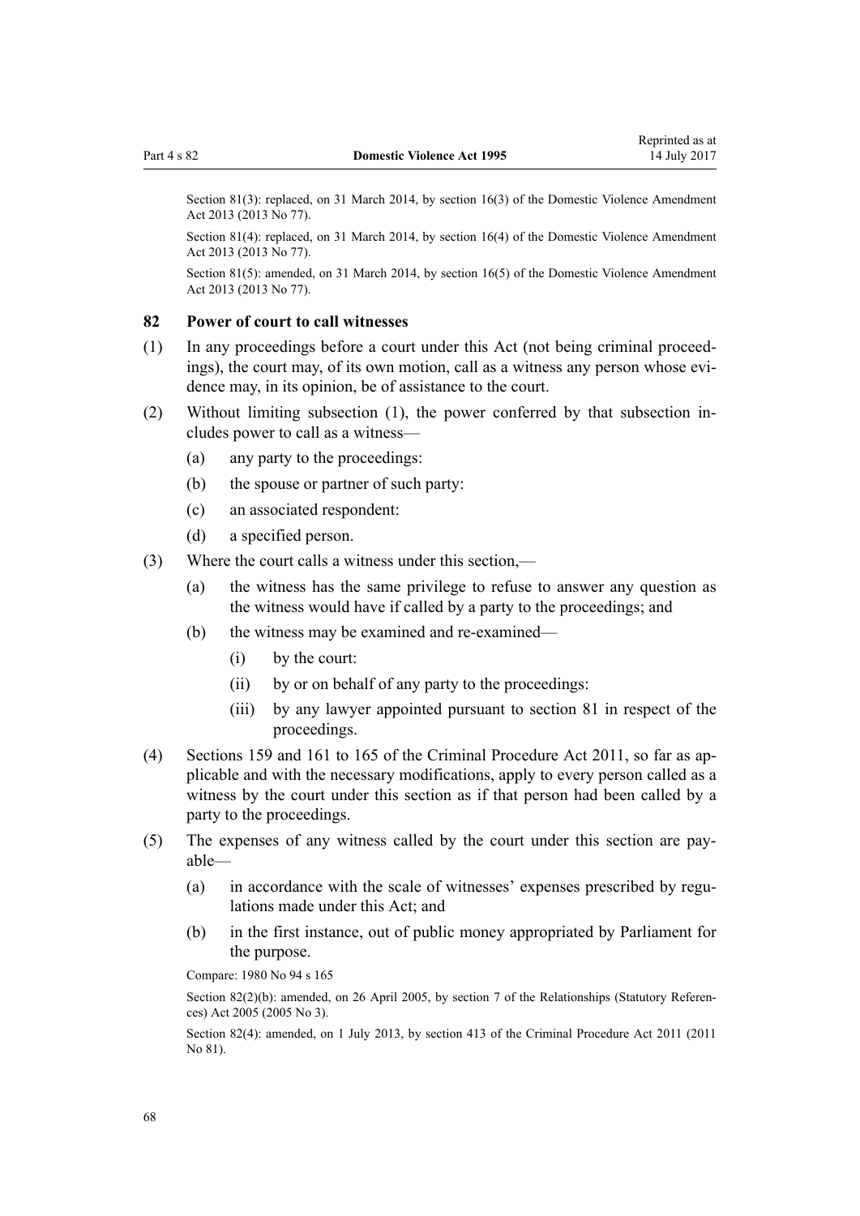Section 81(3): replaced, on 31 March 2014, by section 16(3) of the Domestic Violence Amendment Act 2013 (2013 No 77).

Section 81(4): replaced, on 31 March 2014, by section 16(4) of the Domestic Violence Amendment Act 2013 (2013 No 77).

Section 81(5): amended, on 31 March 2014, by section 16(5) of the Domestic Violence Amendment Act 2013 (2013 No 77).

## 82 Power of court to call witnesses

(1) In any proceedings before a court under this Act (not being criminal proceedings), the court may, of its own motion, call as a witness any person whose evidence may, in its opinion, be of assistance to the court.

(2) Without limiting subsection (1), the power conferred by that subsection includes power to call as a witness—

   (a) any party to the proceedings:

   (b) the spouse or partner of such party:

   (c) an associated respondent:

   (d) a specified person.

(3) Where the court calls a witness under this section,—

   (a) the witness has the same privilege to refuse to answer any question as the witness would have if called by a party to the proceedings; and

   (b) the witness may be examined and re-examined—

      (i) by the court:

      (ii) by or on behalf of any party to the proceedings:

      (iii) by any lawyer appointed pursuant to section 81 in respect of the proceedings.

(4) Sections 159 and 161 to 165 of the Criminal Procedure Act 2011, so far as applicable and with the necessary modifications, apply to every person called as a witness by the court under this section as if that person had been called by a party to the proceedings.

(5) The expenses of any witness called by the court under this section are payable—

   (a) in accordance with the scale of witnesses' expenses prescribed by regulations made under this Act; and

   (b) in the first instance, out of public money appropriated by Parliament for the purpose.

Compare: 1980 No 94 s 165

Section 82(2)(b): amended, on 26 April 2005, by section 7 of the Relationships (Statutory References) Act 2005 (2005 No 3).

Section 82(4): amended, on 1 July 2013, by section 413 of the Criminal Procedure Act 2011 (2011 No 81).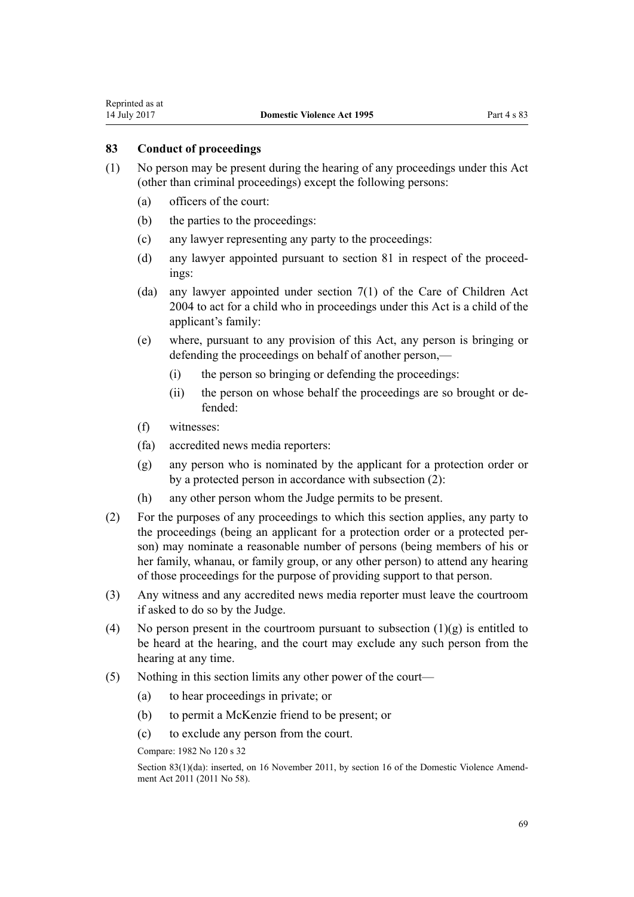## 83 Conduct of proceedings

(1) No person may be present during the hearing of any proceedings under this Act (other than criminal proceedings) except the following persons:

- (a) officers of the court:
- (b) the parties to the proceedings:
- (c) any lawyer representing any party to the proceedings:
- (d) any lawyer appointed pursuant to section 81 in respect of the proceedings:
- (da) any lawyer appointed under section 7(1) of the Care of Children Act 2004 to act for a child who in proceedings under this Act is a child of the applicant's family:
- (e) where, pursuant to any provision of this Act, any person is bringing or defending the proceedings on behalf of another person,—
  - (i) the person so bringing or defending the proceedings:
  - (ii) the person on whose behalf the proceedings are so brought or defended:
- (f) witnesses:
- (fa) accredited news media reporters:
- (g) any person who is nominated by the applicant for a protection order or by a protected person in accordance with subsection (2):
- (h) any other person whom the Judge permits to be present.

(2) For the purposes of any proceedings to which this section applies, any party to the proceedings (being an applicant for a protection order or a protected person) may nominate a reasonable number of persons (being members of his or her family, whanau, or family group, or any other person) to attend any hearing of those proceedings for the purpose of providing support to that person.

(3) Any witness and any accredited news media reporter must leave the courtroom if asked to do so by the Judge.

(4) No person present in the courtroom pursuant to subsection (1)(g) is entitled to be heard at the hearing, and the court may exclude any such person from the hearing at any time.

(5) Nothing in this section limits any other power of the court—

- (a) to hear proceedings in private; or
- (b) to permit a McKenzie friend to be present; or
- (c) to exclude any person from the court.

Compare: 1982 No 120 s 32

Section 83(1)(da): inserted, on 16 November 2011, by section 16 of the Domestic Violence Amendment Act 2011 (2011 No 58).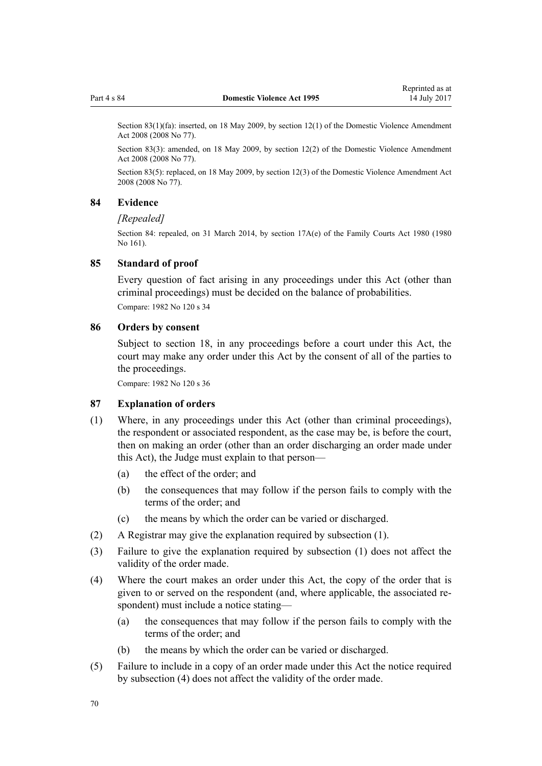Section 83(1)(fa): inserted, on 18 May 2009, by section 12(1) of the Domestic Violence Amendment Act 2008 (2008 No 77).

Section 83(3): amended, on 18 May 2009, by section 12(2) of the Domestic Violence Amendment Act 2008 (2008 No 77).

Section 83(5): replaced, on 18 May 2009, by section 12(3) of the Domestic Violence Amendment Act 2008 (2008 No 77).

### 84 Evidence

*[Repealed]*

Section 84: repealed, on 31 March 2014, by section 17A(e) of the Family Courts Act 1980 (1980 No 161).

### 85 Standard of proof

Every question of fact arising in any proceedings under this Act (other than criminal proceedings) must be decided on the balance of probabilities.

Compare: 1982 No 120 s 34

### 86 Orders by consent

Subject to section 18, in any proceedings before a court under this Act, the court may make any order under this Act by the consent of all of the parties to the proceedings.

Compare: 1982 No 120 s 36

### 87 Explanation of orders

(1) Where, in any proceedings under this Act (other than criminal proceedings), the respondent or associated respondent, as the case may be, is before the court, then on making an order (other than an order discharging an order made under this Act), the Judge must explain to that person—

(a) the effect of the order; and

(b) the consequences that may follow if the person fails to comply with the terms of the order; and

(c) the means by which the order can be varied or discharged.

(2) A Registrar may give the explanation required by subsection (1).

(3) Failure to give the explanation required by subsection (1) does not affect the validity of the order made.

(4) Where the court makes an order under this Act, the copy of the order that is given to or served on the respondent (and, where applicable, the associated respondent) must include a notice stating—

(a) the consequences that may follow if the person fails to comply with the terms of the order; and

(b) the means by which the order can be varied or discharged.

(5) Failure to include in a copy of an order made under this Act the notice required by subsection (4) does not affect the validity of the order made.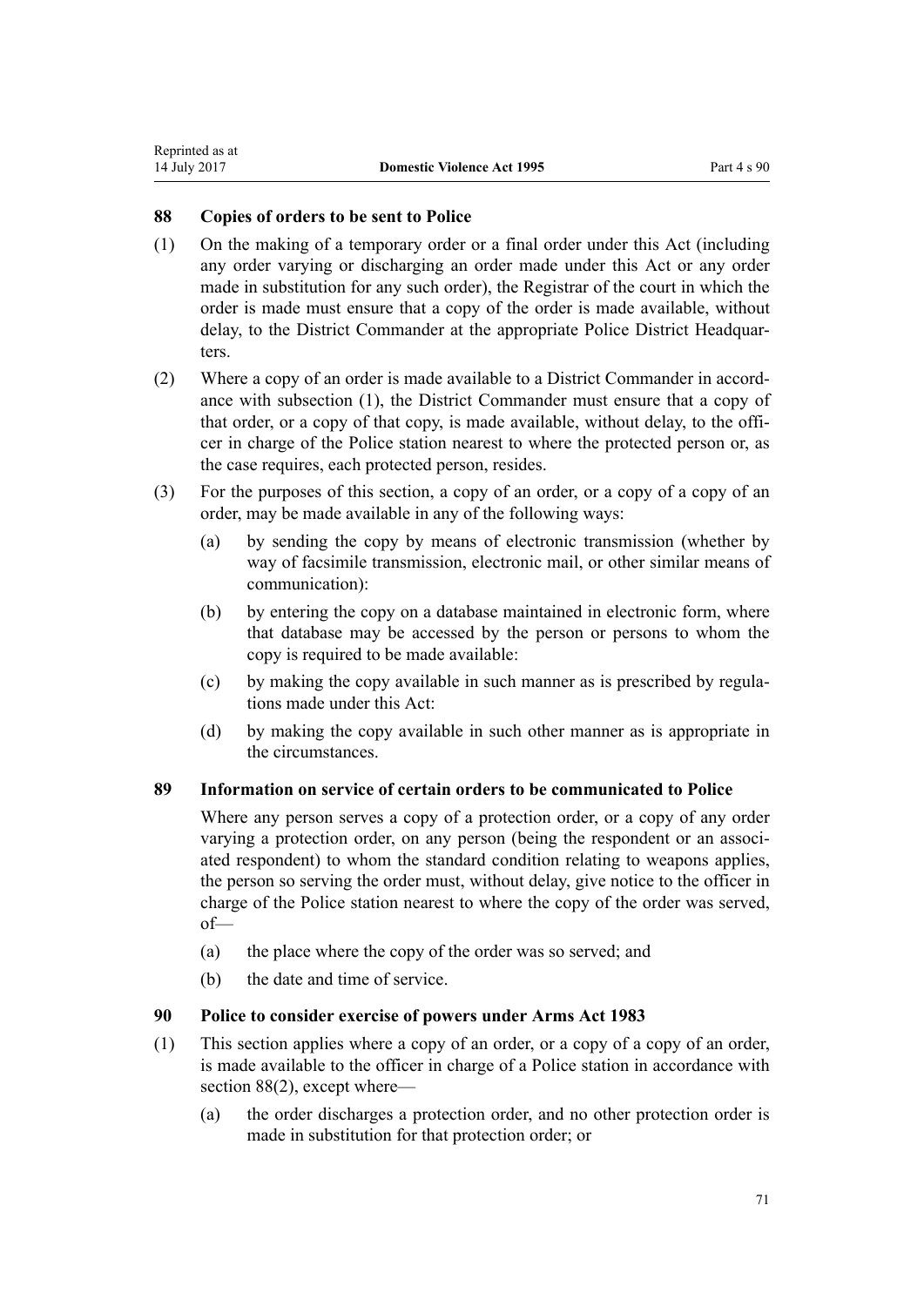## 88 Copies of orders to be sent to Police

(1) On the making of a temporary order or a final order under this Act (including any order varying or discharging an order made under this Act or any order made in substitution for any such order), the Registrar of the court in which the order is made must ensure that a copy of the order is made available, without delay, to the District Commander at the appropriate Police District Headquarters.

(2) Where a copy of an order is made available to a District Commander in accordance with subsection (1), the District Commander must ensure that a copy of that order, or a copy of that copy, is made available, without delay, to the officer in charge of the Police station nearest to where the protected person or, as the case requires, each protected person, resides.

(3) For the purposes of this section, a copy of an order, or a copy of a copy of an order, may be made available in any of the following ways:

(a) by sending the copy by means of electronic transmission (whether by way of facsimile transmission, electronic mail, or other similar means of communication):

(b) by entering the copy on a database maintained in electronic form, where that database may be accessed by the person or persons to whom the copy is required to be made available:

(c) by making the copy available in such manner as is prescribed by regulations made under this Act:

(d) by making the copy available in such other manner as is appropriate in the circumstances.

## 89 Information on service of certain orders to be communicated to Police

Where any person serves a copy of a protection order, or a copy of any order varying a protection order, on any person (being the respondent or an associated respondent) to whom the standard condition relating to weapons applies, the person so serving the order must, without delay, give notice to the officer in charge of the Police station nearest to where the copy of the order was served, of—

(a) the place where the copy of the order was so served; and

(b) the date and time of service.

## 90 Police to consider exercise of powers under Arms Act 1983

(1) This section applies where a copy of an order, or a copy of a copy of an order, is made available to the officer in charge of a Police station in accordance with section 88(2), except where—

(a) the order discharges a protection order, and no other protection order is made in substitution for that protection order; or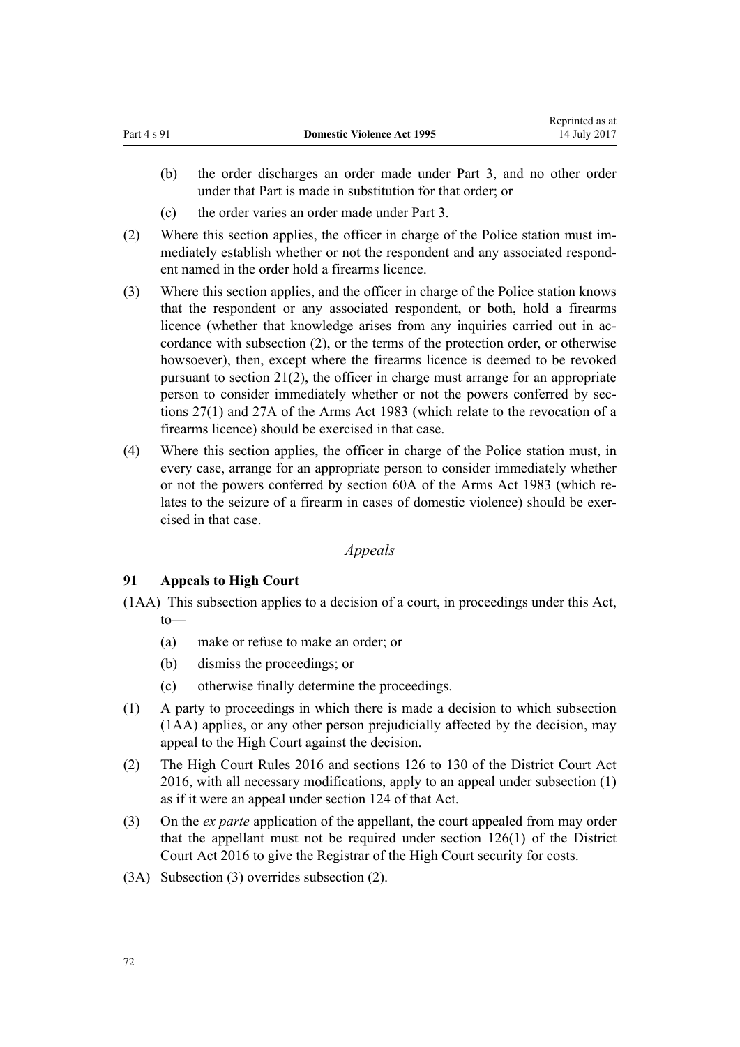(b) the order discharges an order made under Part 3, and no other order under that Part is made in substitution for that order; or

(c) the order varies an order made under Part 3.

(2) Where this section applies, the officer in charge of the Police station must immediately establish whether or not the respondent and any associated respondent named in the order hold a firearms licence.

(3) Where this section applies, and the officer in charge of the Police station knows that the respondent or any associated respondent, or both, hold a firearms licence (whether that knowledge arises from any inquiries carried out in accordance with subsection (2), or the terms of the protection order, or otherwise howsoever), then, except where the firearms licence is deemed to be revoked pursuant to section 21(2), the officer in charge must arrange for an appropriate person to consider immediately whether or not the powers conferred by sections 27(1) and 27A of the Arms Act 1983 (which relate to the revocation of a firearms licence) should be exercised in that case.

(4) Where this section applies, the officer in charge of the Police station must, in every case, arrange for an appropriate person to consider immediately whether or not the powers conferred by section 60A of the Arms Act 1983 (which relates to the seizure of a firearm in cases of domestic violence) should be exercised in that case.

*Appeals*

### 91 Appeals to High Court

(1AA) This subsection applies to a decision of a court, in proceedings under this Act, to—

(a) make or refuse to make an order; or

(b) dismiss the proceedings; or

(c) otherwise finally determine the proceedings.

(1) A party to proceedings in which there is made a decision to which subsection (1AA) applies, or any other person prejudicially affected by the decision, may appeal to the High Court against the decision.

(2) The High Court Rules 2016 and sections 126 to 130 of the District Court Act 2016, with all necessary modifications, apply to an appeal under subsection (1) as if it were an appeal under section 124 of that Act.

(3) On the *ex parte* application of the appellant, the court appealed from may order that the appellant must not be required under section 126(1) of the District Court Act 2016 to give the Registrar of the High Court security for costs.

(3A) Subsection (3) overrides subsection (2).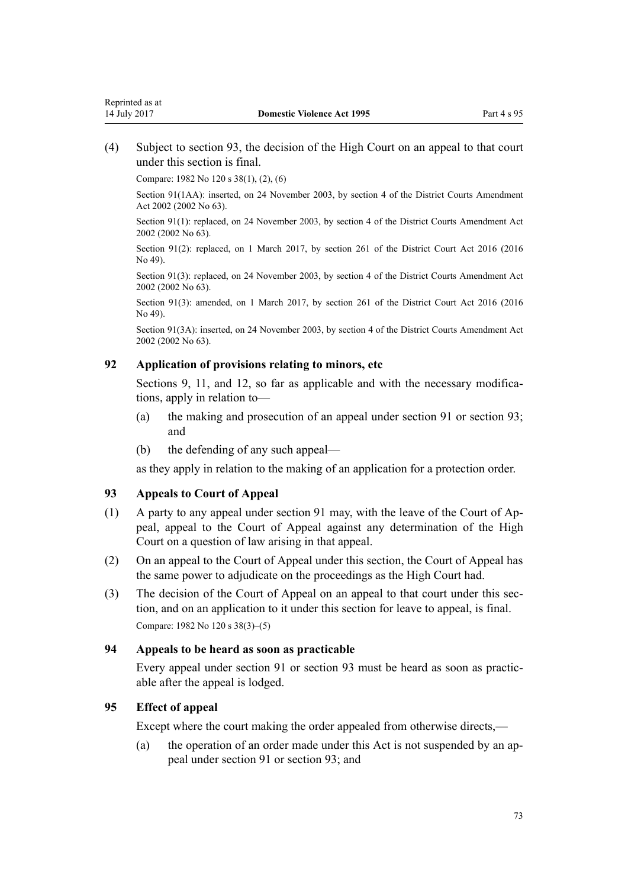(4) Subject to section 93, the decision of the High Court on an appeal to that court under this section is final.

Compare: 1982 No 120 s 38(1), (2), (6)

Section 91(1AA): inserted, on 24 November 2003, by section 4 of the District Courts Amendment Act 2002 (2002 No 63).

Section 91(1): replaced, on 24 November 2003, by section 4 of the District Courts Amendment Act 2002 (2002 No 63).

Section 91(2): replaced, on 1 March 2017, by section 261 of the District Court Act 2016 (2016 No 49).

Section 91(3): replaced, on 24 November 2003, by section 4 of the District Courts Amendment Act 2002 (2002 No 63).

Section 91(3): amended, on 1 March 2017, by section 261 of the District Court Act 2016 (2016 No 49).

Section 91(3A): inserted, on 24 November 2003, by section 4 of the District Courts Amendment Act 2002 (2002 No 63).

### 92 Application of provisions relating to minors, etc

Sections 9, 11, and 12, so far as applicable and with the necessary modifications, apply in relation to—

(a) the making and prosecution of an appeal under section 91 or section 93; and

(b) the defending of any such appeal—

as they apply in relation to the making of an application for a protection order.

### 93 Appeals to Court of Appeal

(1) A party to any appeal under section 91 may, with the leave of the Court of Appeal, appeal to the Court of Appeal against any determination of the High Court on a question of law arising in that appeal.

(2) On an appeal to the Court of Appeal under this section, the Court of Appeal has the same power to adjudicate on the proceedings as the High Court had.

(3) The decision of the Court of Appeal on an appeal to that court under this section, and on an application to it under this section for leave to appeal, is final.

Compare: 1982 No 120 s 38(3)–(5)

### 94 Appeals to be heard as soon as practicable

Every appeal under section 91 or section 93 must be heard as soon as practicable after the appeal is lodged.

### 95 Effect of appeal

Except where the court making the order appealed from otherwise directs,—

(a) the operation of an order made under this Act is not suspended by an appeal under section 91 or section 93; and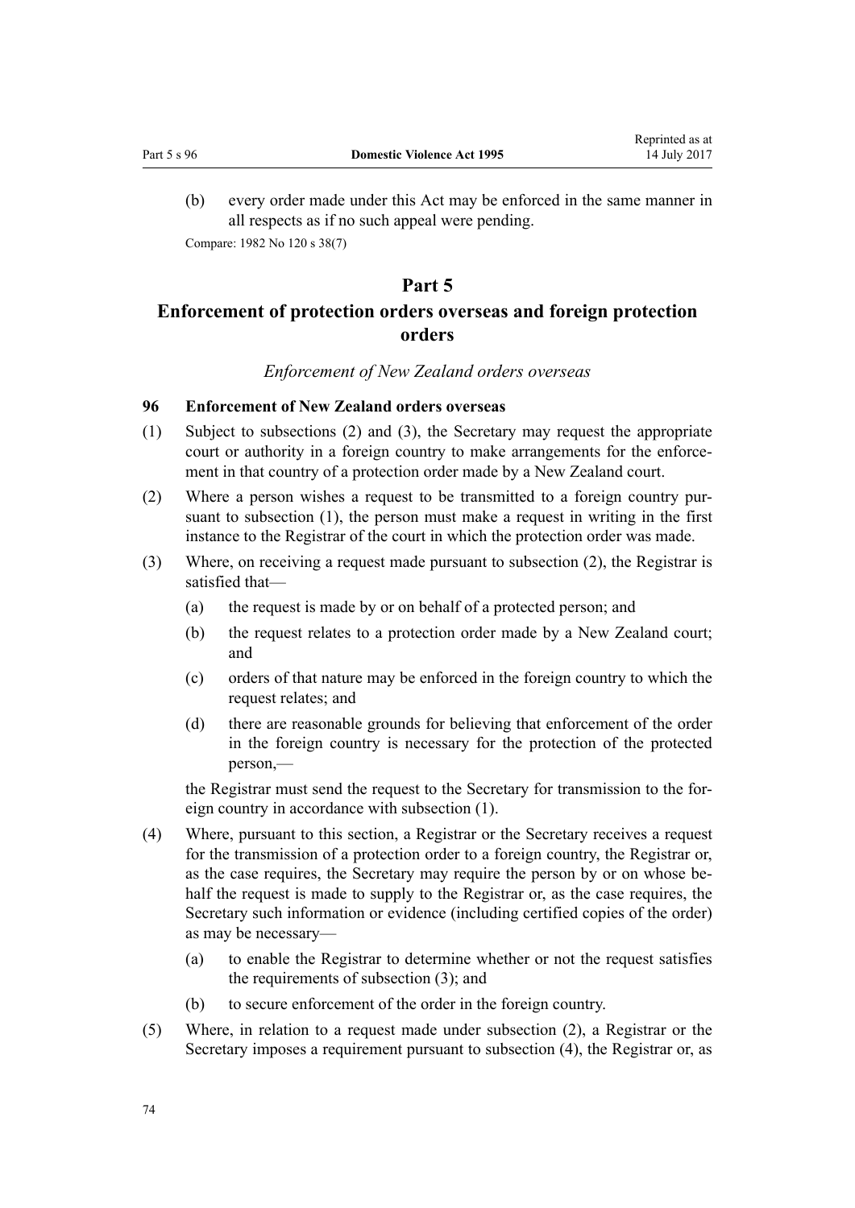(b) every order made under this Act may be enforced in the same manner in all respects as if no such appeal were pending.

Compare: 1982 No 120 s 38(7)

# Part 5
# Enforcement of protection orders overseas and foreign protection orders

*Enforcement of New Zealand orders overseas*

### 96 Enforcement of New Zealand orders overseas

(1) Subject to subsections (2) and (3), the Secretary may request the appropriate court or authority in a foreign country to make arrangements for the enforcement in that country of a protection order made by a New Zealand court.

(2) Where a person wishes a request to be transmitted to a foreign country pursuant to subsection (1), the person must make a request in writing in the first instance to the Registrar of the court in which the protection order was made.

(3) Where, on receiving a request made pursuant to subsection (2), the Registrar is satisfied that—

(a) the request is made by or on behalf of a protected person; and

(b) the request relates to a protection order made by a New Zealand court; and

(c) orders of that nature may be enforced in the foreign country to which the request relates; and

(d) there are reasonable grounds for believing that enforcement of the order in the foreign country is necessary for the protection of the protected person,—

the Registrar must send the request to the Secretary for transmission to the foreign country in accordance with subsection (1).

(4) Where, pursuant to this section, a Registrar or the Secretary receives a request for the transmission of a protection order to a foreign country, the Registrar or, as the case requires, the Secretary may require the person by or on whose behalf the request is made to supply to the Registrar or, as the case requires, the Secretary such information or evidence (including certified copies of the order) as may be necessary—

(a) to enable the Registrar to determine whether or not the request satisfies the requirements of subsection (3); and

(b) to secure enforcement of the order in the foreign country.

(5) Where, in relation to a request made under subsection (2), a Registrar or the Secretary imposes a requirement pursuant to subsection (4), the Registrar or, as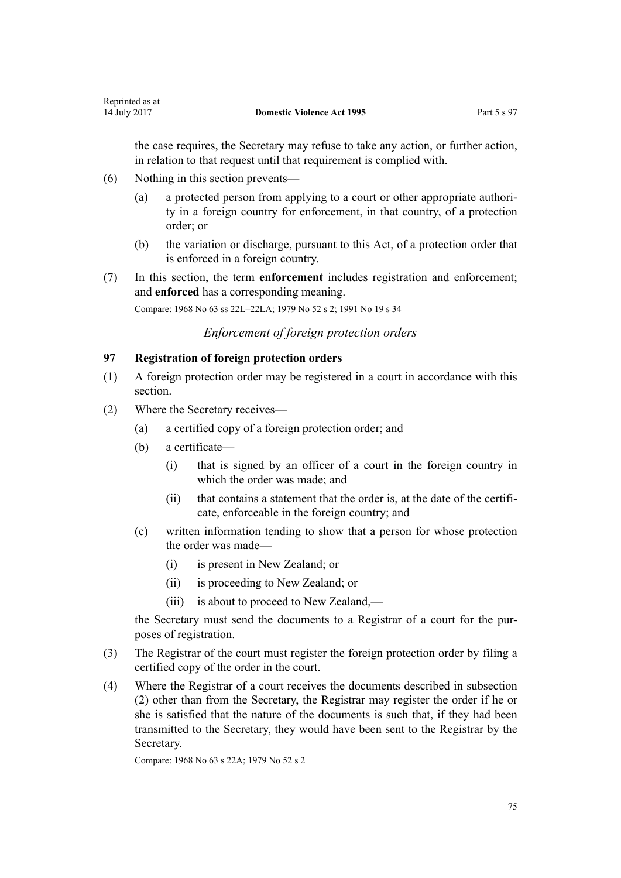the case requires, the Secretary may refuse to take any action, or further action, in relation to that request until that requirement is complied with.

(6) Nothing in this section prevents—

- (a) a protected person from applying to a court or other appropriate authority in a foreign country for enforcement, in that country, of a protection order; or
- (b) the variation or discharge, pursuant to this Act, of a protection order that is enforced in a foreign country.

(7) In this section, the term **enforcement** includes registration and enforcement; and **enforced** has a corresponding meaning.

Compare: 1968 No 63 ss 22L–22LA; 1979 No 52 s 2; 1991 No 19 s 34

*Enforcement of foreign protection orders*

### 97 Registration of foreign protection orders

(1) A foreign protection order may be registered in a court in accordance with this section.

(2) Where the Secretary receives—

- (a) a certified copy of a foreign protection order; and
- (b) a certificate—
  - (i) that is signed by an officer of a court in the foreign country in which the order was made; and
  - (ii) that contains a statement that the order is, at the date of the certificate, enforceable in the foreign country; and
- (c) written information tending to show that a person for whose protection the order was made—
  - (i) is present in New Zealand; or
  - (ii) is proceeding to New Zealand; or
  - (iii) is about to proceed to New Zealand,—

the Secretary must send the documents to a Registrar of a court for the purposes of registration.

(3) The Registrar of the court must register the foreign protection order by filing a certified copy of the order in the court.

(4) Where the Registrar of a court receives the documents described in subsection (2) other than from the Secretary, the Registrar may register the order if he or she is satisfied that the nature of the documents is such that, if they had been transmitted to the Secretary, they would have been sent to the Registrar by the Secretary.

Compare: 1968 No 63 s 22A; 1979 No 52 s 2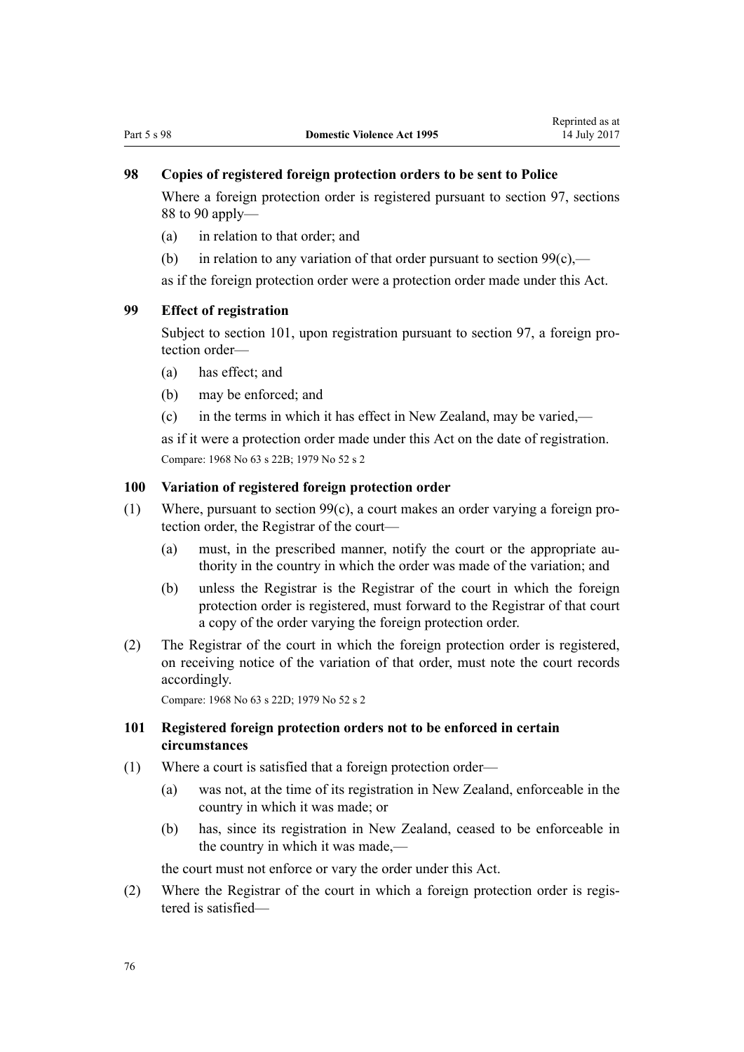### 98 Copies of registered foreign protection orders to be sent to Police

Where a foreign protection order is registered pursuant to section 97, sections 88 to 90 apply—

(a) in relation to that order; and

(b) in relation to any variation of that order pursuant to section 99(c),—

as if the foreign protection order were a protection order made under this Act.

### 99 Effect of registration

Subject to section 101, upon registration pursuant to section 97, a foreign protection order—

(a) has effect; and

(b) may be enforced; and

(c) in the terms in which it has effect in New Zealand, may be varied,—

as if it were a protection order made under this Act on the date of registration.

Compare: 1968 No 63 s 22B; 1979 No 52 s 2

### 100 Variation of registered foreign protection order

(1) Where, pursuant to section 99(c), a court makes an order varying a foreign protection order, the Registrar of the court—

(a) must, in the prescribed manner, notify the court or the appropriate authority in the country in which the order was made of the variation; and

(b) unless the Registrar is the Registrar of the court in which the foreign protection order is registered, must forward to the Registrar of that court a copy of the order varying the foreign protection order.

(2) The Registrar of the court in which the foreign protection order is registered, on receiving notice of the variation of that order, must note the court records accordingly.

Compare: 1968 No 63 s 22D; 1979 No 52 s 2

### 101 Registered foreign protection orders not to be enforced in certain circumstances

(1) Where a court is satisfied that a foreign protection order—

(a) was not, at the time of its registration in New Zealand, enforceable in the country in which it was made; or

(b) has, since its registration in New Zealand, ceased to be enforceable in the country in which it was made,—

the court must not enforce or vary the order under this Act.

(2) Where the Registrar of the court in which a foreign protection order is registered is satisfied—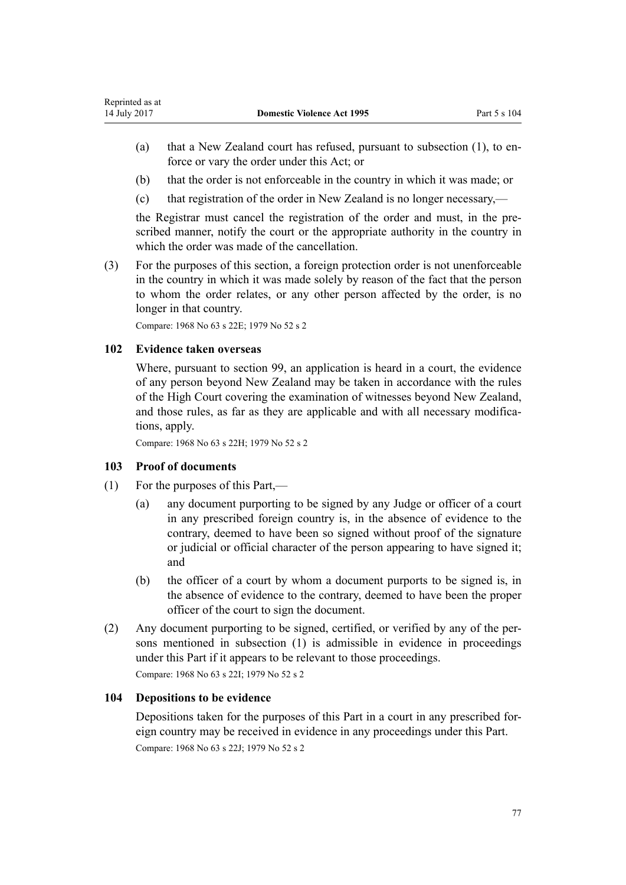(a) that a New Zealand court has refused, pursuant to subsection (1), to enforce or vary the order under this Act; or

(b) that the order is not enforceable in the country in which it was made; or

(c) that registration of the order in New Zealand is no longer necessary,—

the Registrar must cancel the registration of the order and must, in the prescribed manner, notify the court or the appropriate authority in the country in which the order was made of the cancellation.

(3) For the purposes of this section, a foreign protection order is not unenforceable in the country in which it was made solely by reason of the fact that the person to whom the order relates, or any other person affected by the order, is no longer in that country.

Compare: 1968 No 63 s 22E; 1979 No 52 s 2

### 102 Evidence taken overseas

Where, pursuant to section 99, an application is heard in a court, the evidence of any person beyond New Zealand may be taken in accordance with the rules of the High Court covering the examination of witnesses beyond New Zealand, and those rules, as far as they are applicable and with all necessary modifications, apply.

Compare: 1968 No 63 s 22H; 1979 No 52 s 2

### 103 Proof of documents

(1) For the purposes of this Part,—

(a) any document purporting to be signed by any Judge or officer of a court in any prescribed foreign country is, in the absence of evidence to the contrary, deemed to have been so signed without proof of the signature or judicial or official character of the person appearing to have signed it; and

(b) the officer of a court by whom a document purports to be signed is, in the absence of evidence to the contrary, deemed to have been the proper officer of the court to sign the document.

(2) Any document purporting to be signed, certified, or verified by any of the persons mentioned in subsection (1) is admissible in evidence in proceedings under this Part if it appears to be relevant to those proceedings.

Compare: 1968 No 63 s 22I; 1979 No 52 s 2

### 104 Depositions to be evidence

Depositions taken for the purposes of this Part in a court in any prescribed foreign country may be received in evidence in any proceedings under this Part.

Compare: 1968 No 63 s 22J; 1979 No 52 s 2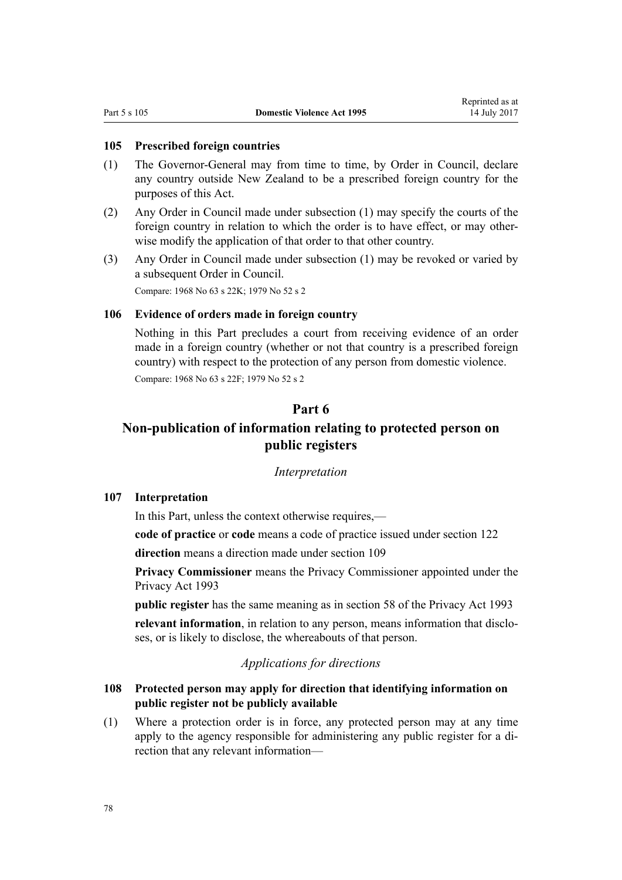### 105 Prescribed foreign countries

(1) The Governor-General may from time to time, by Order in Council, declare any country outside New Zealand to be a prescribed foreign country for the purposes of this Act.

(2) Any Order in Council made under subsection (1) may specify the courts of the foreign country in relation to which the order is to have effect, or may otherwise modify the application of that order to that other country.

(3) Any Order in Council made under subsection (1) may be revoked or varied by a subsequent Order in Council.

Compare: 1968 No 63 s 22K; 1979 No 52 s 2

### 106 Evidence of orders made in foreign country

Nothing in this Part precludes a court from receiving evidence of an order made in a foreign country (whether or not that country is a prescribed foreign country) with respect to the protection of any person from domestic violence.

Compare: 1968 No 63 s 22F; 1979 No 52 s 2

## Part 6
## Non-publication of information relating to protected person on public registers

*Interpretation*

### 107 Interpretation

In this Part, unless the context otherwise requires,—

**code of practice** or **code** means a code of practice issued under section 122

**direction** means a direction made under section 109

**Privacy Commissioner** means the Privacy Commissioner appointed under the Privacy Act 1993

**public register** has the same meaning as in section 58 of the Privacy Act 1993

**relevant information**, in relation to any person, means information that discloses, or is likely to disclose, the whereabouts of that person.

*Applications for directions*

### 108 Protected person may apply for direction that identifying information on public register not be publicly available

(1) Where a protection order is in force, any protected person may at any time apply to the agency responsible for administering any public register for a direction that any relevant information—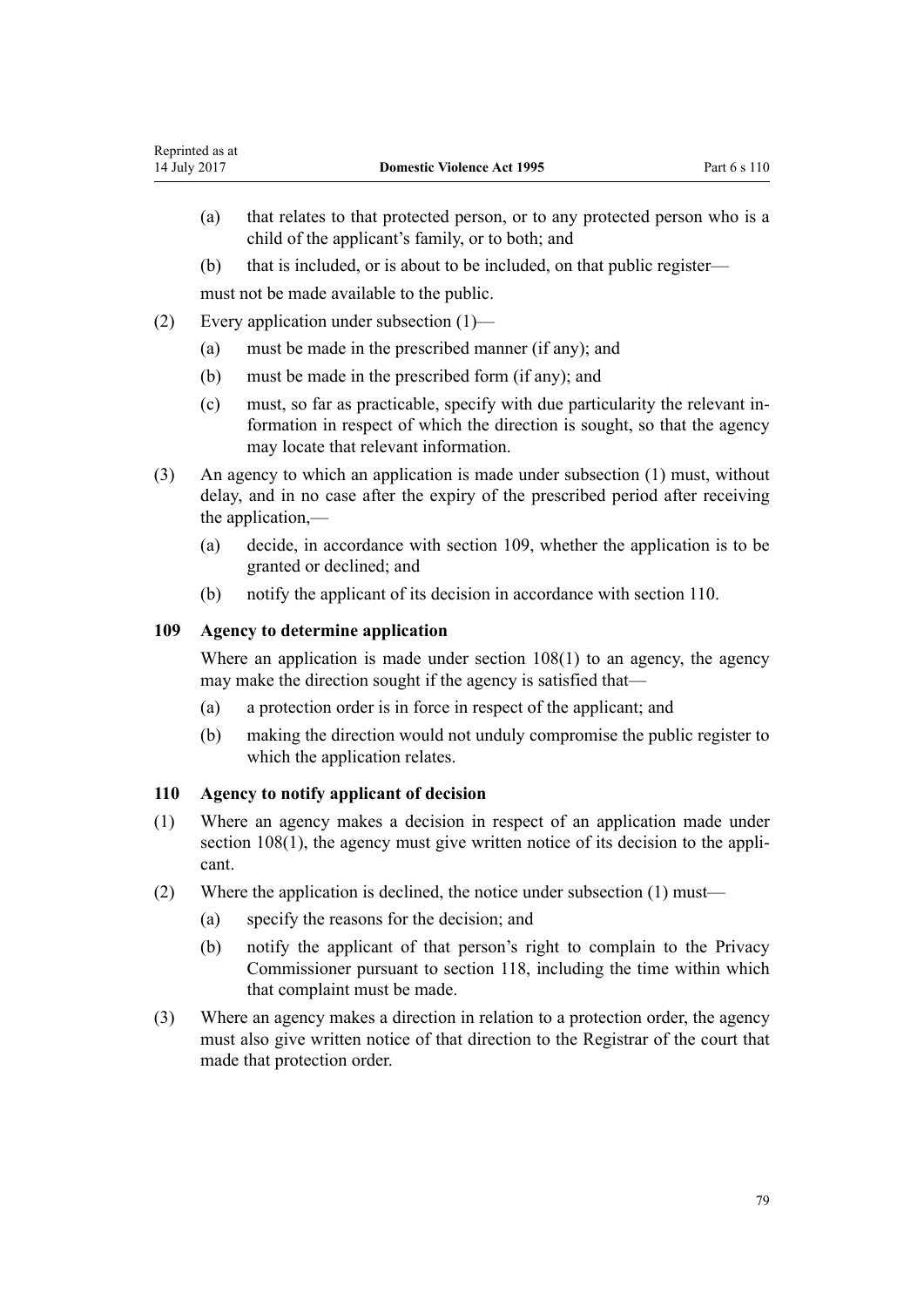(a) that relates to that protected person, or to any protected person who is a child of the applicant's family, or to both; and

(b) that is included, or is about to be included, on that public register—

must not be made available to the public.

(2) Every application under subsection (1)—

(a) must be made in the prescribed manner (if any); and

(b) must be made in the prescribed form (if any); and

(c) must, so far as practicable, specify with due particularity the relevant information in respect of which the direction is sought, so that the agency may locate that relevant information.

(3) An agency to which an application is made under subsection (1) must, without delay, and in no case after the expiry of the prescribed period after receiving the application,—

(a) decide, in accordance with section 109, whether the application is to be granted or declined; and

(b) notify the applicant of its decision in accordance with section 110.

### 109 Agency to determine application

Where an application is made under section 108(1) to an agency, the agency may make the direction sought if the agency is satisfied that—

(a) a protection order is in force in respect of the applicant; and

(b) making the direction would not unduly compromise the public register to which the application relates.

### 110 Agency to notify applicant of decision

(1) Where an agency makes a decision in respect of an application made under section 108(1), the agency must give written notice of its decision to the applicant.

(2) Where the application is declined, the notice under subsection (1) must—

(a) specify the reasons for the decision; and

(b) notify the applicant of that person's right to complain to the Privacy Commissioner pursuant to section 118, including the time within which that complaint must be made.

(3) Where an agency makes a direction in relation to a protection order, the agency must also give written notice of that direction to the Registrar of the court that made that protection order.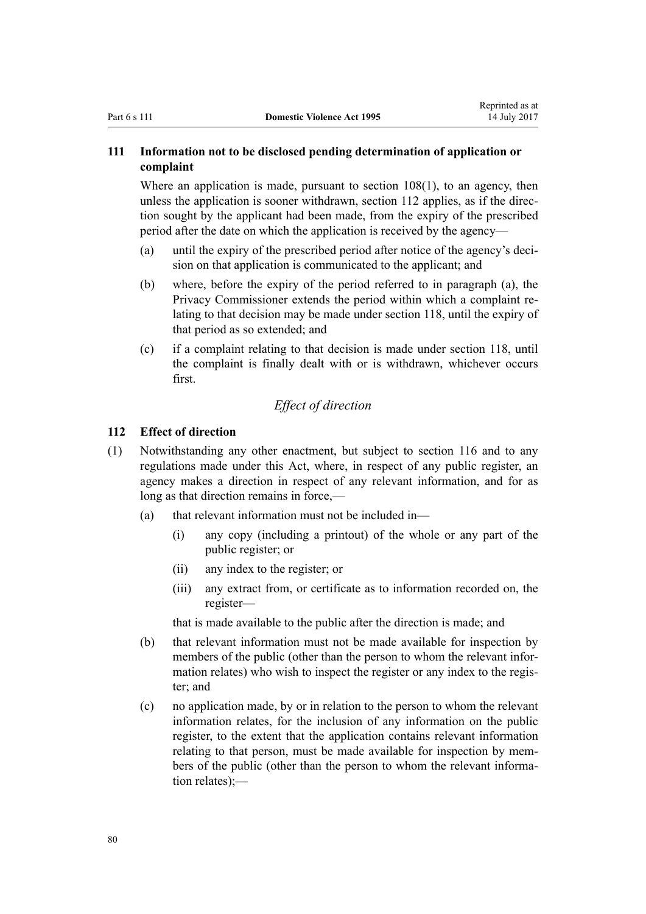### 111 Information not to be disclosed pending determination of application or complaint

Where an application is made, pursuant to section 108(1), to an agency, then unless the application is sooner withdrawn, section 112 applies, as if the direction sought by the applicant had been made, from the expiry of the prescribed period after the date on which the application is received by the agency—

- (a) until the expiry of the prescribed period after notice of the agency's decision on that application is communicated to the applicant; and
- (b) where, before the expiry of the period referred to in paragraph (a), the Privacy Commissioner extends the period within which a complaint relating to that decision may be made under section 118, until the expiry of that period as so extended; and
- (c) if a complaint relating to that decision is made under section 118, until the complaint is finally dealt with or is withdrawn, whichever occurs first.

*Effect of direction*

### 112 Effect of direction

(1) Notwithstanding any other enactment, but subject to section 116 and to any regulations made under this Act, where, in respect of any public register, an agency makes a direction in respect of any relevant information, and for as long as that direction remains in force,—

- (a) that relevant information must not be included in—
  - (i) any copy (including a printout) of the whole or any part of the public register; or
  - (ii) any index to the register; or
  - (iii) any extract from, or certificate as to information recorded on, the register—

  that is made available to the public after the direction is made; and
- (b) that relevant information must not be made available for inspection by members of the public (other than the person to whom the relevant information relates) who wish to inspect the register or any index to the register; and
- (c) no application made, by or in relation to the person to whom the relevant information relates, for the inclusion of any information on the public register, to the extent that the application contains relevant information relating to that person, must be made available for inspection by members of the public (other than the person to whom the relevant information relates);—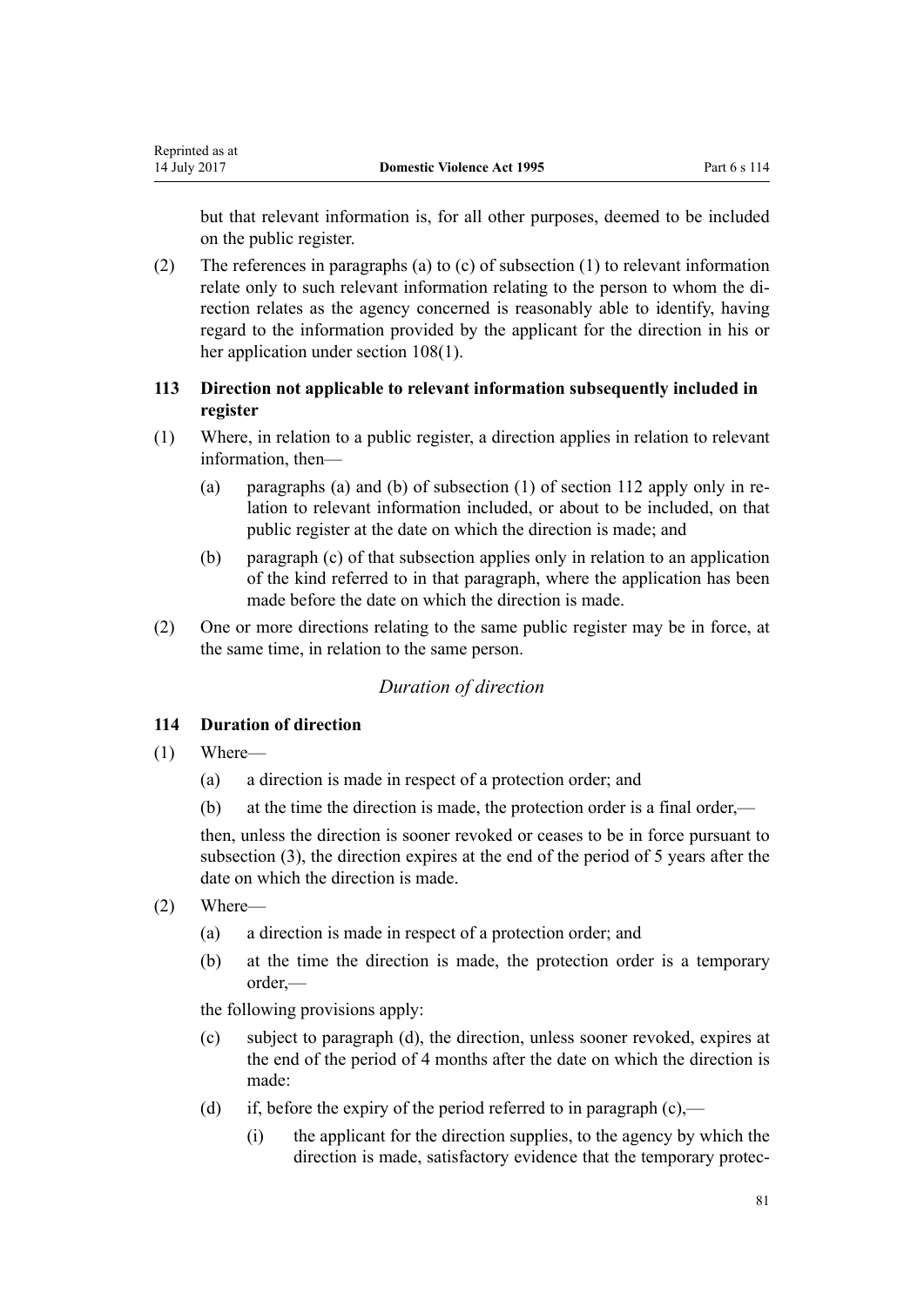but that relevant information is, for all other purposes, deemed to be included on the public register.

(2) The references in paragraphs (a) to (c) of subsection (1) to relevant information relate only to such relevant information relating to the person to whom the direction relates as the agency concerned is reasonably able to identify, having regard to the information provided by the applicant for the direction in his or her application under section 108(1).

### 113 Direction not applicable to relevant information subsequently included in register

(1) Where, in relation to a public register, a direction applies in relation to relevant information, then—

- (a) paragraphs (a) and (b) of subsection (1) of section 112 apply only in relation to relevant information included, or about to be included, on that public register at the date on which the direction is made; and
- (b) paragraph (c) of that subsection applies only in relation to an application of the kind referred to in that paragraph, where the application has been made before the date on which the direction is made.

(2) One or more directions relating to the same public register may be in force, at the same time, in relation to the same person.

*Duration of direction*

### 114 Duration of direction

(1) Where—

- (a) a direction is made in respect of a protection order; and
- (b) at the time the direction is made, the protection order is a final order,—

then, unless the direction is sooner revoked or ceases to be in force pursuant to subsection (3), the direction expires at the end of the period of 5 years after the date on which the direction is made.

(2) Where—

- (a) a direction is made in respect of a protection order; and
- (b) at the time the direction is made, the protection order is a temporary order,—

the following provisions apply:

- (c) subject to paragraph (d), the direction, unless sooner revoked, expires at the end of the period of 4 months after the date on which the direction is made:
- (d) if, before the expiry of the period referred to in paragraph (c),—
  - (i) the applicant for the direction supplies, to the agency by which the direction is made, satisfactory evidence that the temporary protec-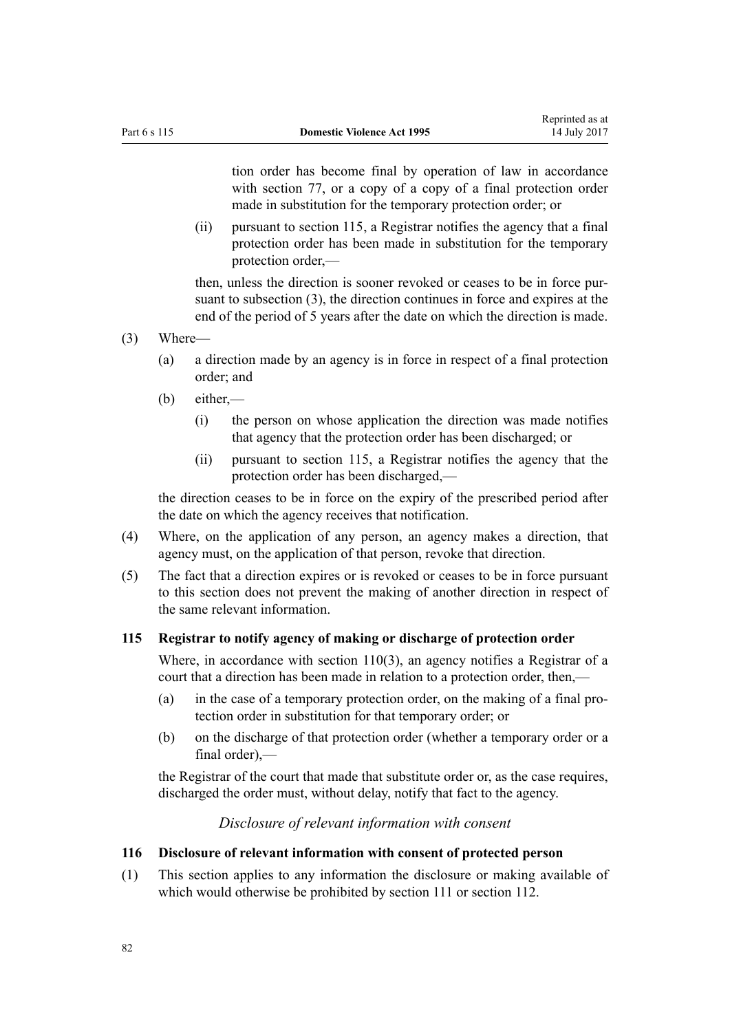tion order has become final by operation of law in accordance with section 77, or a copy of a copy of a final protection order made in substitution for the temporary protection order; or

(ii) pursuant to section 115, a Registrar notifies the agency that a final protection order has been made in substitution for the temporary protection order,—

then, unless the direction is sooner revoked or ceases to be in force pursuant to subsection (3), the direction continues in force and expires at the end of the period of 5 years after the date on which the direction is made.

(3) Where—

(a) a direction made by an agency is in force in respect of a final protection order; and

(b) either,—

(i) the person on whose application the direction was made notifies that agency that the protection order has been discharged; or

(ii) pursuant to section 115, a Registrar notifies the agency that the protection order has been discharged,—

the direction ceases to be in force on the expiry of the prescribed period after the date on which the agency receives that notification.

(4) Where, on the application of any person, an agency makes a direction, that agency must, on the application of that person, revoke that direction.

(5) The fact that a direction expires or is revoked or ceases to be in force pursuant to this section does not prevent the making of another direction in respect of the same relevant information.

### 115 Registrar to notify agency of making or discharge of protection order

Where, in accordance with section 110(3), an agency notifies a Registrar of a court that a direction has been made in relation to a protection order, then,—

(a) in the case of a temporary protection order, on the making of a final protection order in substitution for that temporary order; or

(b) on the discharge of that protection order (whether a temporary order or a final order),—

the Registrar of the court that made that substitute order or, as the case requires, discharged the order must, without delay, notify that fact to the agency.

*Disclosure of relevant information with consent*

### 116 Disclosure of relevant information with consent of protected person

(1) This section applies to any information the disclosure or making available of which would otherwise be prohibited by section 111 or section 112.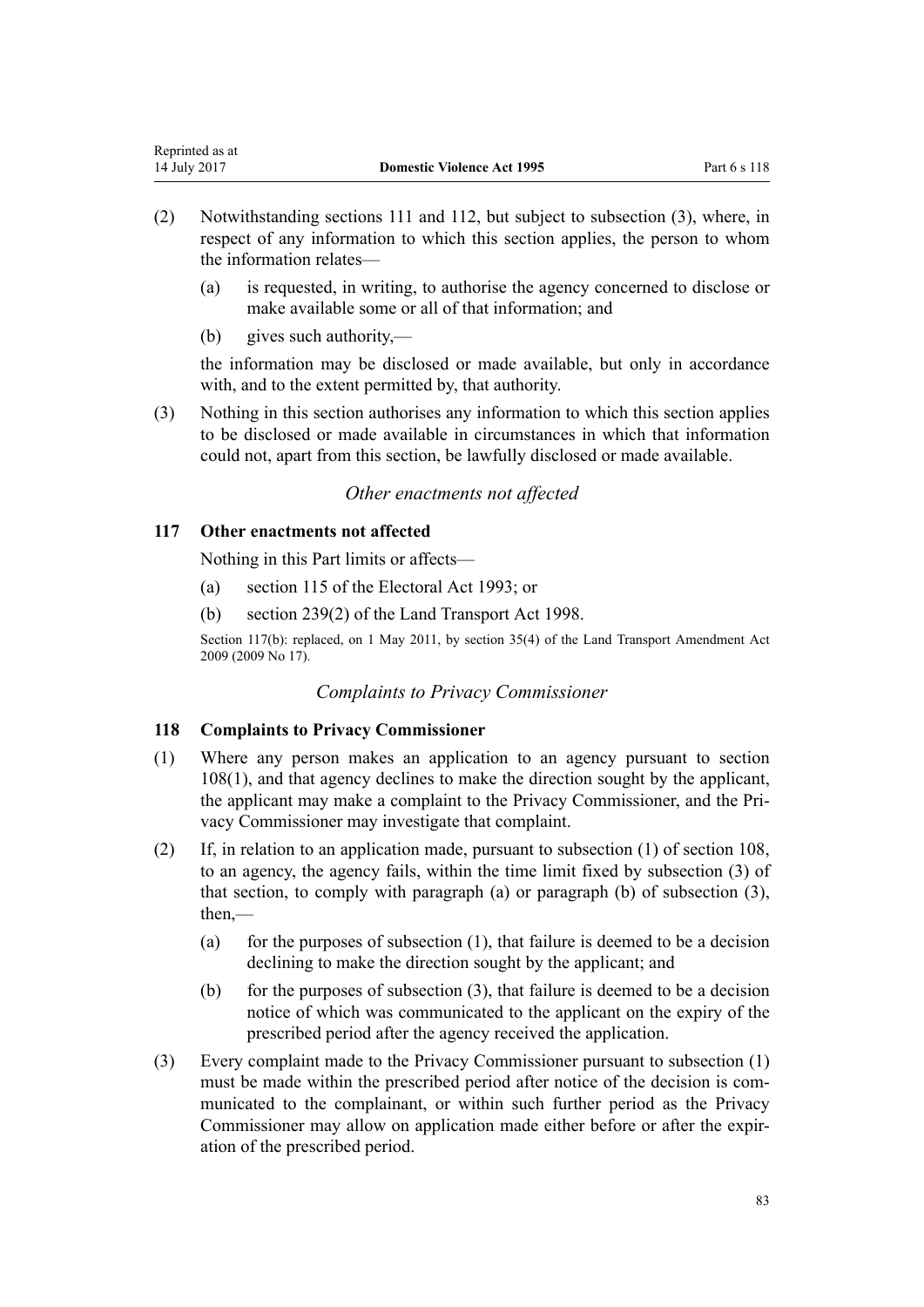(2) Notwithstanding sections 111 and 112, but subject to subsection (3), where, in respect of any information to which this section applies, the person to whom the information relates—

   (a) is requested, in writing, to authorise the agency concerned to disclose or make available some or all of that information; and

   (b) gives such authority,—

   the information may be disclosed or made available, but only in accordance with, and to the extent permitted by, that authority.

(3) Nothing in this section authorises any information to which this section applies to be disclosed or made available in circumstances in which that information could not, apart from this section, be lawfully disclosed or made available.

*Other enactments not affected*

### 117 Other enactments not affected

Nothing in this Part limits or affects—

(a) section 115 of the Electoral Act 1993; or

(b) section 239(2) of the Land Transport Act 1998.

Section 117(b): replaced, on 1 May 2011, by section 35(4) of the Land Transport Amendment Act 2009 (2009 No 17).

*Complaints to Privacy Commissioner*

### 118 Complaints to Privacy Commissioner

(1) Where any person makes an application to an agency pursuant to section 108(1), and that agency declines to make the direction sought by the applicant, the applicant may make a complaint to the Privacy Commissioner, and the Privacy Commissioner may investigate that complaint.

(2) If, in relation to an application made, pursuant to subsection (1) of section 108, to an agency, the agency fails, within the time limit fixed by subsection (3) of that section, to comply with paragraph (a) or paragraph (b) of subsection (3), then,—

   (a) for the purposes of subsection (1), that failure is deemed to be a decision declining to make the direction sought by the applicant; and

   (b) for the purposes of subsection (3), that failure is deemed to be a decision notice of which was communicated to the applicant on the expiry of the prescribed period after the agency received the application.

(3) Every complaint made to the Privacy Commissioner pursuant to subsection (1) must be made within the prescribed period after notice of the decision is communicated to the complainant, or within such further period as the Privacy Commissioner may allow on application made either before or after the expiration of the prescribed period.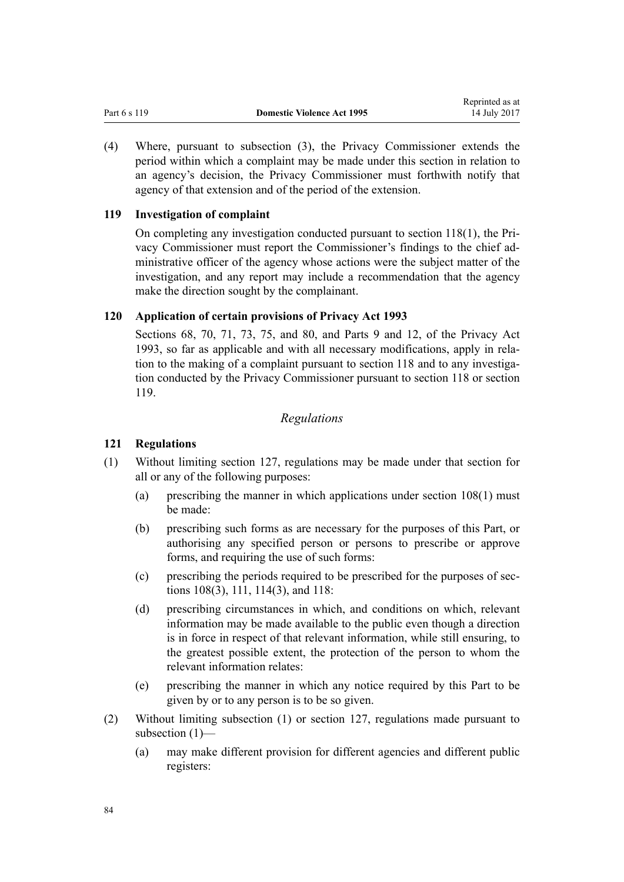(4) Where, pursuant to subsection (3), the Privacy Commissioner extends the period within which a complaint may be made under this section in relation to an agency's decision, the Privacy Commissioner must forthwith notify that agency of that extension and of the period of the extension.

### 119 Investigation of complaint

On completing any investigation conducted pursuant to section 118(1), the Privacy Commissioner must report the Commissioner's findings to the chief administrative officer of the agency whose actions were the subject matter of the investigation, and any report may include a recommendation that the agency make the direction sought by the complainant.

### 120 Application of certain provisions of Privacy Act 1993

Sections 68, 70, 71, 73, 75, and 80, and Parts 9 and 12, of the Privacy Act 1993, so far as applicable and with all necessary modifications, apply in relation to the making of a complaint pursuant to section 118 and to any investigation conducted by the Privacy Commissioner pursuant to section 118 or section 119.

## *Regulations*

### 121 Regulations

(1) Without limiting section 127, regulations may be made under that section for all or any of the following purposes:

- (a) prescribing the manner in which applications under section 108(1) must be made:
- (b) prescribing such forms as are necessary for the purposes of this Part, or authorising any specified person or persons to prescribe or approve forms, and requiring the use of such forms:
- (c) prescribing the periods required to be prescribed for the purposes of sections 108(3), 111, 114(3), and 118:
- (d) prescribing circumstances in which, and conditions on which, relevant information may be made available to the public even though a direction is in force in respect of that relevant information, while still ensuring, to the greatest possible extent, the protection of the person to whom the relevant information relates:
- (e) prescribing the manner in which any notice required by this Part to be given by or to any person is to be so given.

(2) Without limiting subsection (1) or section 127, regulations made pursuant to subsection (1)—

- (a) may make different provision for different agencies and different public registers: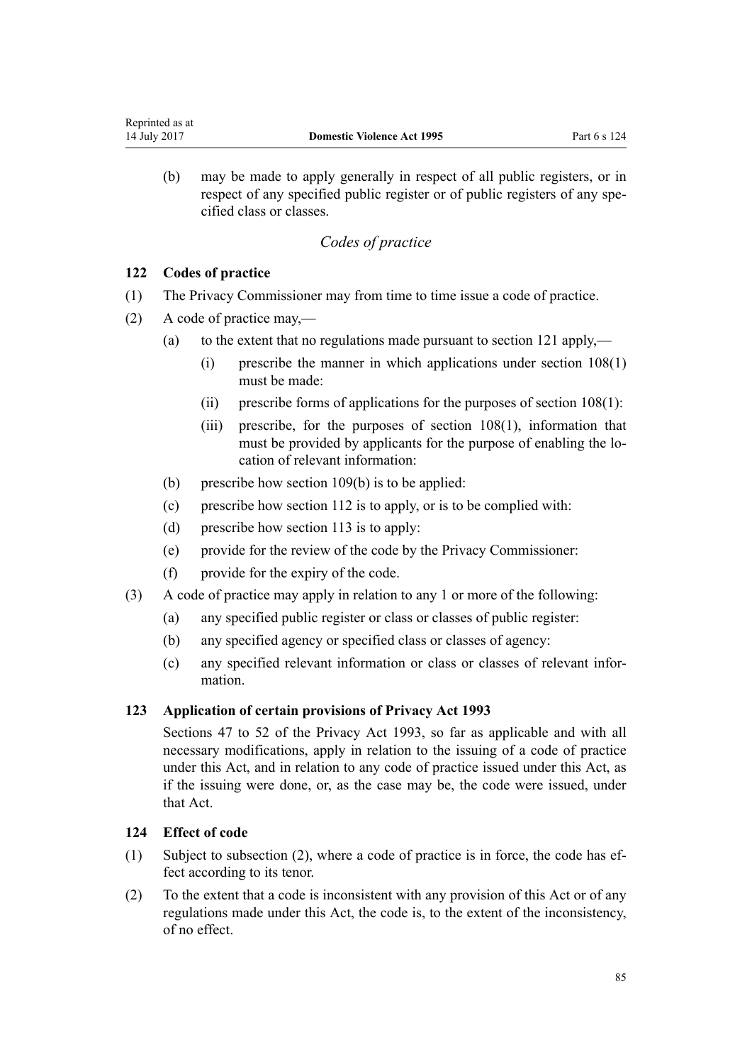(b) may be made to apply generally in respect of all public registers, or in respect of any specified public register or of public registers of any specified class or classes.

### *Codes of practice*

### 122 Codes of practice

(1) The Privacy Commissioner may from time to time issue a code of practice.

(2) A code of practice may,—

- (a) to the extent that no regulations made pursuant to section 121 apply,—
  - (i) prescribe the manner in which applications under section 108(1) must be made:
  - (ii) prescribe forms of applications for the purposes of section 108(1):
  - (iii) prescribe, for the purposes of section 108(1), information that must be provided by applicants for the purpose of enabling the location of relevant information:
- (b) prescribe how section 109(b) is to be applied:
- (c) prescribe how section 112 is to apply, or is to be complied with:
- (d) prescribe how section 113 is to apply:
- (e) provide for the review of the code by the Privacy Commissioner:
- (f) provide for the expiry of the code.

(3) A code of practice may apply in relation to any 1 or more of the following:

- (a) any specified public register or class or classes of public register:
- (b) any specified agency or specified class or classes of agency:
- (c) any specified relevant information or class or classes of relevant information.

### 123 Application of certain provisions of Privacy Act 1993

Sections 47 to 52 of the Privacy Act 1993, so far as applicable and with all necessary modifications, apply in relation to the issuing of a code of practice under this Act, and in relation to any code of practice issued under this Act, as if the issuing were done, or, as the case may be, the code were issued, under that Act.

### 124 Effect of code

(1) Subject to subsection (2), where a code of practice is in force, the code has effect according to its tenor.

(2) To the extent that a code is inconsistent with any provision of this Act or of any regulations made under this Act, the code is, to the extent of the inconsistency, of no effect.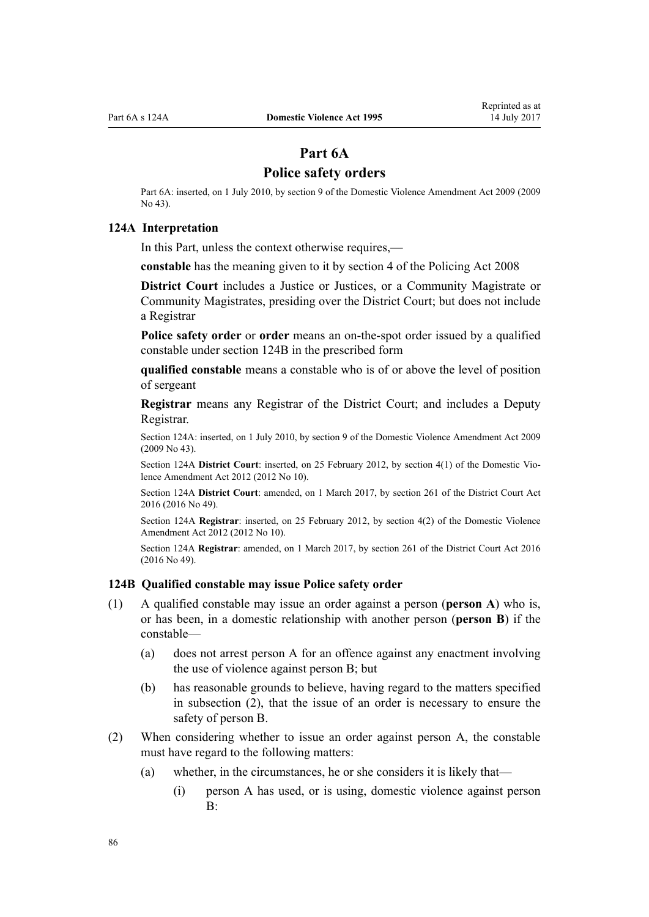# Part 6A
## Police safety orders

Part 6A: inserted, on 1 July 2010, by section 9 of the Domestic Violence Amendment Act 2009 (2009 No 43).

### 124A Interpretation

In this Part, unless the context otherwise requires,—

**constable** has the meaning given to it by section 4 of the Policing Act 2008

**District Court** includes a Justice or Justices, or a Community Magistrate or Community Magistrates, presiding over the District Court; but does not include a Registrar

**Police safety order** or **order** means an on-the-spot order issued by a qualified constable under section 124B in the prescribed form

**qualified constable** means a constable who is of or above the level of position of sergeant

**Registrar** means any Registrar of the District Court; and includes a Deputy Registrar.

Section 124A: inserted, on 1 July 2010, by section 9 of the Domestic Violence Amendment Act 2009 (2009 No 43).

Section 124A **District Court**: inserted, on 25 February 2012, by section 4(1) of the Domestic Violence Amendment Act 2012 (2012 No 10).

Section 124A **District Court**: amended, on 1 March 2017, by section 261 of the District Court Act 2016 (2016 No 49).

Section 124A **Registrar**: inserted, on 25 February 2012, by section 4(2) of the Domestic Violence Amendment Act 2012 (2012 No 10).

Section 124A **Registrar**: amended, on 1 March 2017, by section 261 of the District Court Act 2016 (2016 No 49).

### 124B Qualified constable may issue Police safety order

(1) A qualified constable may issue an order against a person (**person A**) who is, or has been, in a domestic relationship with another person (**person B**) if the constable—

 (a) does not arrest person A for an offence against any enactment involving the use of violence against person B; but

 (b) has reasonable grounds to believe, having regard to the matters specified in subsection (2), that the issue of an order is necessary to ensure the safety of person B.

(2) When considering whether to issue an order against person A, the constable must have regard to the following matters:

 (a) whether, in the circumstances, he or she considers it is likely that—

  (i) person A has used, or is using, domestic violence against person B: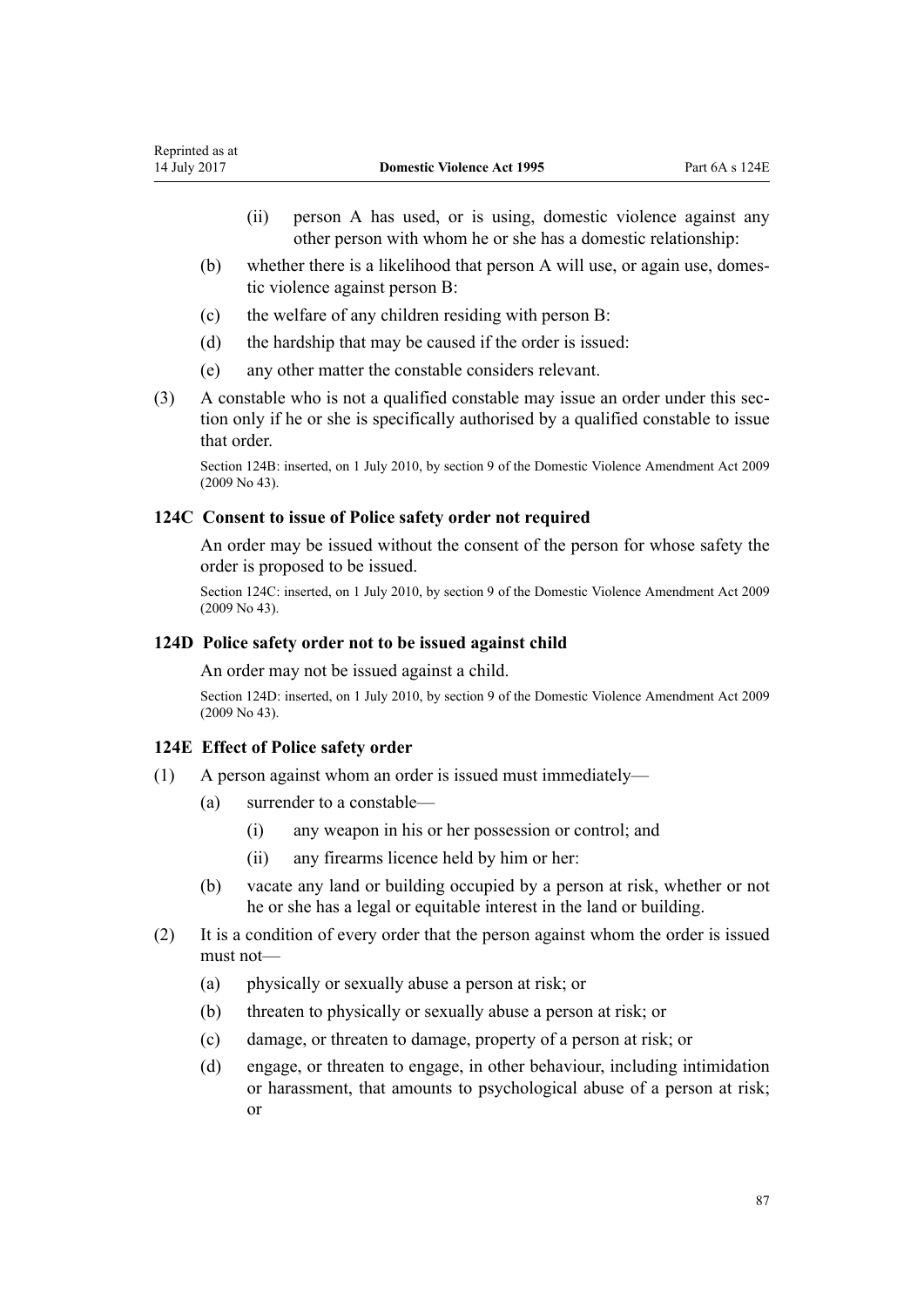(ii) person A has used, or is using, domestic violence against any other person with whom he or she has a domestic relationship:

(b) whether there is a likelihood that person A will use, or again use, domestic violence against person B:

(c) the welfare of any children residing with person B:

(d) the hardship that may be caused if the order is issued:

(e) any other matter the constable considers relevant.

(3) A constable who is not a qualified constable may issue an order under this section only if he or she is specifically authorised by a qualified constable to issue that order.

Section 124B: inserted, on 1 July 2010, by section 9 of the Domestic Violence Amendment Act 2009 (2009 No 43).

### 124C Consent to issue of Police safety order not required

An order may be issued without the consent of the person for whose safety the order is proposed to be issued.

Section 124C: inserted, on 1 July 2010, by section 9 of the Domestic Violence Amendment Act 2009 (2009 No 43).

### 124D Police safety order not to be issued against child

An order may not be issued against a child.

Section 124D: inserted, on 1 July 2010, by section 9 of the Domestic Violence Amendment Act 2009 (2009 No 43).

### 124E Effect of Police safety order

(1) A person against whom an order is issued must immediately—

(a) surrender to a constable—

(i) any weapon in his or her possession or control; and

(ii) any firearms licence held by him or her:

(b) vacate any land or building occupied by a person at risk, whether or not he or she has a legal or equitable interest in the land or building.

(2) It is a condition of every order that the person against whom the order is issued must not—

(a) physically or sexually abuse a person at risk; or

(b) threaten to physically or sexually abuse a person at risk; or

(c) damage, or threaten to damage, property of a person at risk; or

(d) engage, or threaten to engage, in other behaviour, including intimidation or harassment, that amounts to psychological abuse of a person at risk; or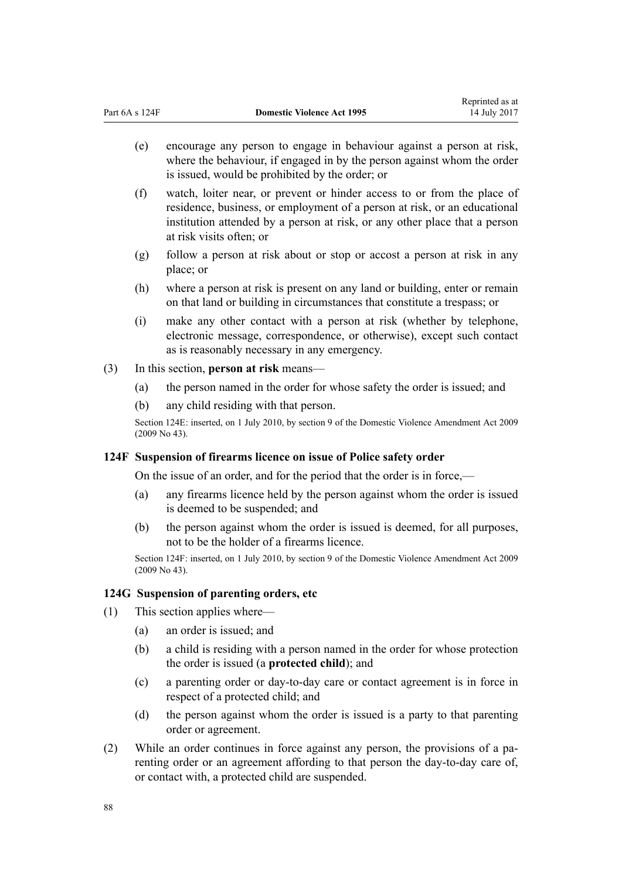(e) encourage any person to engage in behaviour against a person at risk, where the behaviour, if engaged in by the person against whom the order is issued, would be prohibited by the order; or

(f) watch, loiter near, or prevent or hinder access to or from the place of residence, business, or employment of a person at risk, or an educational institution attended by a person at risk, or any other place that a person at risk visits often; or

(g) follow a person at risk about or stop or accost a person at risk in any place; or

(h) where a person at risk is present on any land or building, enter or remain on that land or building in circumstances that constitute a trespass; or

(i) make any other contact with a person at risk (whether by telephone, electronic message, correspondence, or otherwise), except such contact as is reasonably necessary in any emergency.

(3) In this section, **person at risk** means—

(a) the person named in the order for whose safety the order is issued; and

(b) any child residing with that person.

Section 124E: inserted, on 1 July 2010, by section 9 of the Domestic Violence Amendment Act 2009 (2009 No 43).

### 124F Suspension of firearms licence on issue of Police safety order

On the issue of an order, and for the period that the order is in force,—

(a) any firearms licence held by the person against whom the order is issued is deemed to be suspended; and

(b) the person against whom the order is issued is deemed, for all purposes, not to be the holder of a firearms licence.

Section 124F: inserted, on 1 July 2010, by section 9 of the Domestic Violence Amendment Act 2009 (2009 No 43).

### 124G Suspension of parenting orders, etc

(1) This section applies where—

(a) an order is issued; and

(b) a child is residing with a person named in the order for whose protection the order is issued (a **protected child**); and

(c) a parenting order or day-to-day care or contact agreement is in force in respect of a protected child; and

(d) the person against whom the order is issued is a party to that parenting order or agreement.

(2) While an order continues in force against any person, the provisions of a parenting order or an agreement affording to that person the day-to-day care of, or contact with, a protected child are suspended.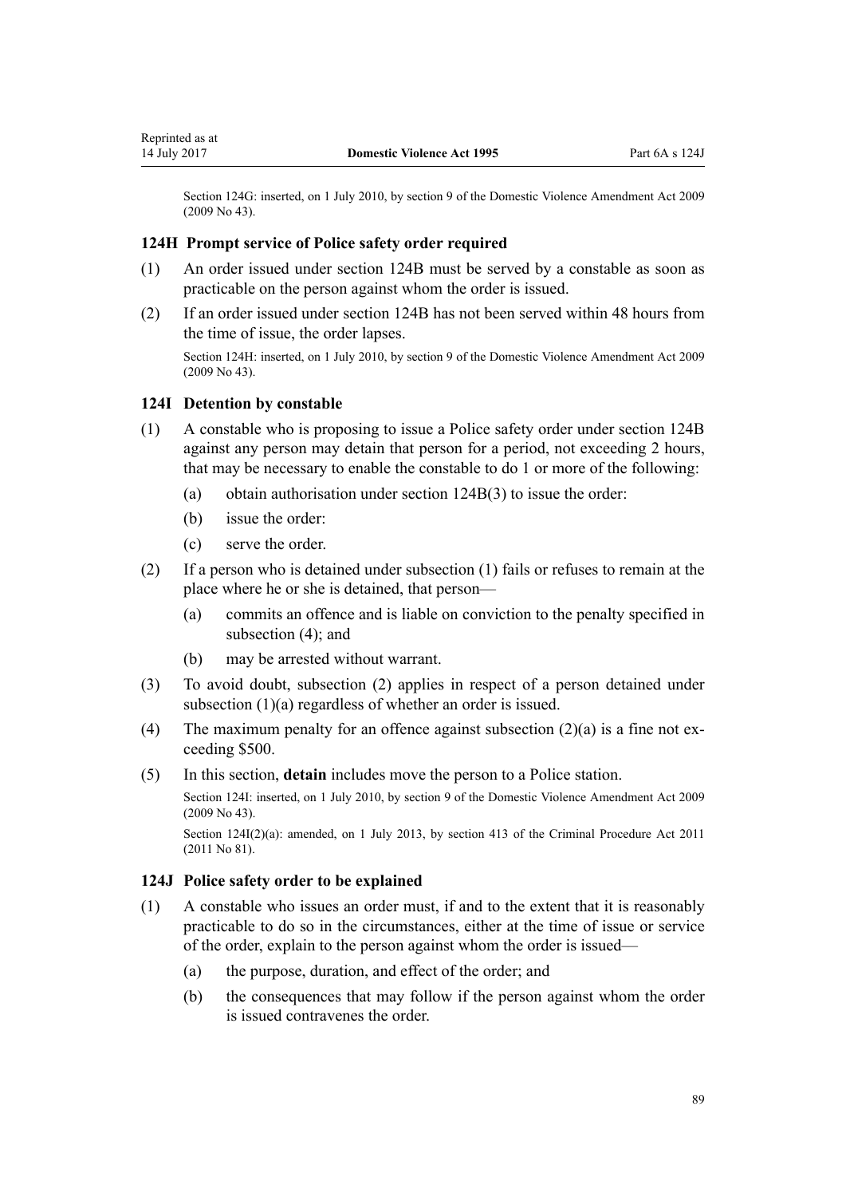Section 124G: inserted, on 1 July 2010, by section 9 of the Domestic Violence Amendment Act 2009 (2009 No 43).

### 124H Prompt service of Police safety order required

(1) An order issued under section 124B must be served by a constable as soon as practicable on the person against whom the order is issued.

(2) If an order issued under section 124B has not been served within 48 hours from the time of issue, the order lapses.

Section 124H: inserted, on 1 July 2010, by section 9 of the Domestic Violence Amendment Act 2009 (2009 No 43).

### 124I Detention by constable

(1) A constable who is proposing to issue a Police safety order under section 124B against any person may detain that person for a period, not exceeding 2 hours, that may be necessary to enable the constable to do 1 or more of the following:

- (a) obtain authorisation under section 124B(3) to issue the order:
- (b) issue the order:
- (c) serve the order.

(2) If a person who is detained under subsection (1) fails or refuses to remain at the place where he or she is detained, that person—

- (a) commits an offence and is liable on conviction to the penalty specified in subsection (4); and
- (b) may be arrested without warrant.

(3) To avoid doubt, subsection (2) applies in respect of a person detained under subsection (1)(a) regardless of whether an order is issued.

(4) The maximum penalty for an offence against subsection (2)(a) is a fine not exceeding $500.

(5) In this section, **detain** includes move the person to a Police station.

Section 124I: inserted, on 1 July 2010, by section 9 of the Domestic Violence Amendment Act 2009 (2009 No 43).

Section 124I(2)(a): amended, on 1 July 2013, by section 413 of the Criminal Procedure Act 2011 (2011 No 81).

### 124J Police safety order to be explained

(1) A constable who issues an order must, if and to the extent that it is reasonably practicable to do so in the circumstances, either at the time of issue or service of the order, explain to the person against whom the order is issued—

- (a) the purpose, duration, and effect of the order; and
- (b) the consequences that may follow if the person against whom the order is issued contravenes the order.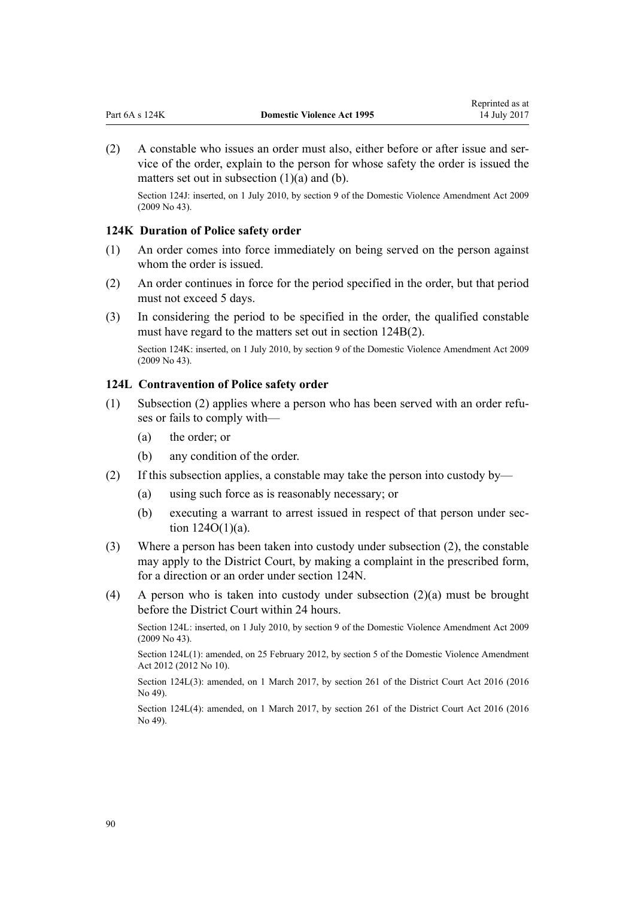(2) A constable who issues an order must also, either before or after issue and service of the order, explain to the person for whose safety the order is issued the matters set out in subsection (1)(a) and (b).

Section 124J: inserted, on 1 July 2010, by section 9 of the Domestic Violence Amendment Act 2009 (2009 No 43).

### 124K Duration of Police safety order

(1) An order comes into force immediately on being served on the person against whom the order is issued.

(2) An order continues in force for the period specified in the order, but that period must not exceed 5 days.

(3) In considering the period to be specified in the order, the qualified constable must have regard to the matters set out in section 124B(2).

Section 124K: inserted, on 1 July 2010, by section 9 of the Domestic Violence Amendment Act 2009 (2009 No 43).

### 124L Contravention of Police safety order

(1) Subsection (2) applies where a person who has been served with an order refuses or fails to comply with—

- (a) the order; or
- (b) any condition of the order.

(2) If this subsection applies, a constable may take the person into custody by—

- (a) using such force as is reasonably necessary; or
- (b) executing a warrant to arrest issued in respect of that person under section 124O(1)(a).

(3) Where a person has been taken into custody under subsection (2), the constable may apply to the District Court, by making a complaint in the prescribed form, for a direction or an order under section 124N.

(4) A person who is taken into custody under subsection (2)(a) must be brought before the District Court within 24 hours.

Section 124L: inserted, on 1 July 2010, by section 9 of the Domestic Violence Amendment Act 2009 (2009 No 43).

Section 124L(1): amended, on 25 February 2012, by section 5 of the Domestic Violence Amendment Act 2012 (2012 No 10).

Section 124L(3): amended, on 1 March 2017, by section 261 of the District Court Act 2016 (2016 No 49).

Section 124L(4): amended, on 1 March 2017, by section 261 of the District Court Act 2016 (2016 No 49).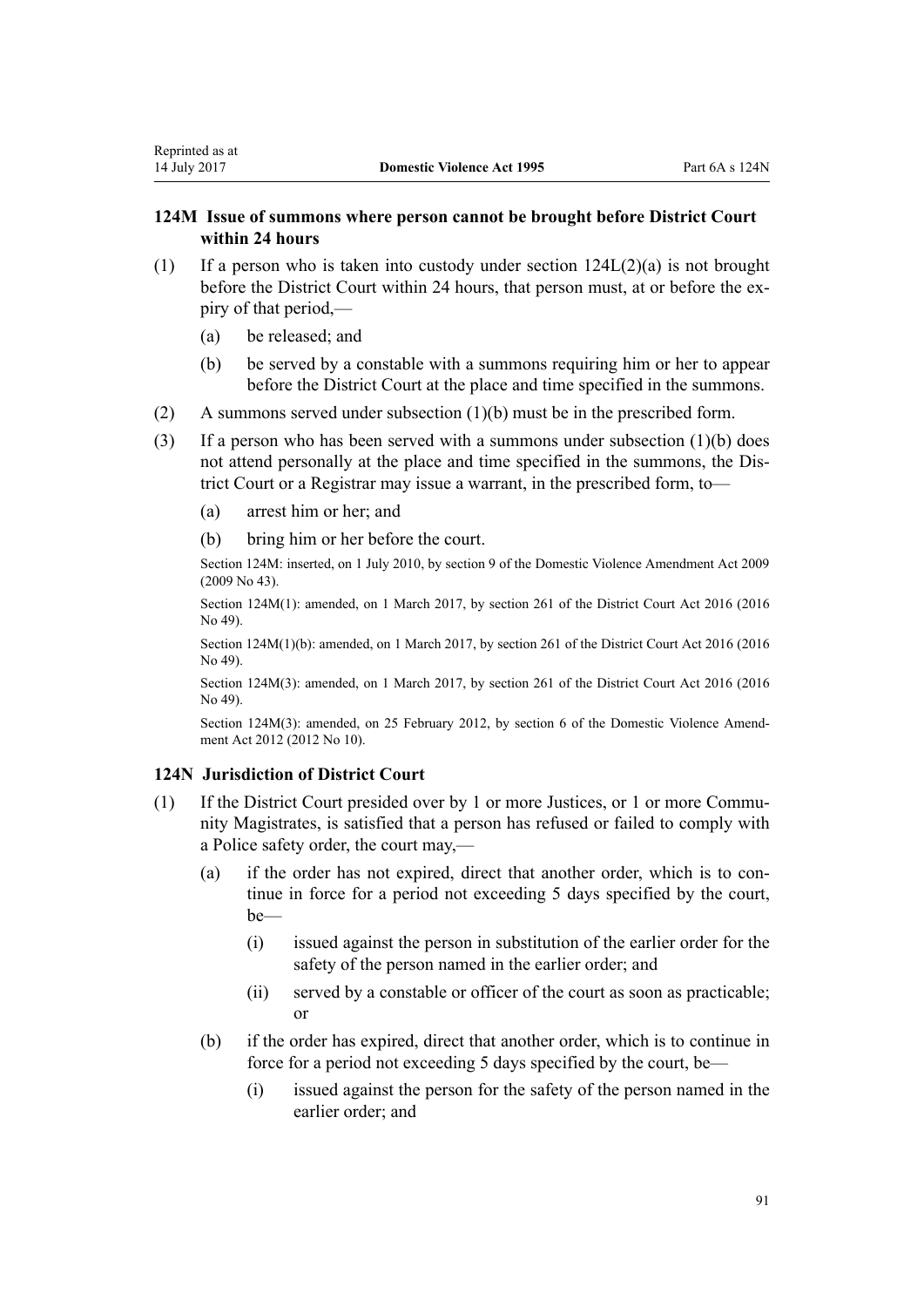### 124M Issue of summons where person cannot be brought before District Court within 24 hours

(1) If a person who is taken into custody under section 124L(2)(a) is not brought before the District Court within 24 hours, that person must, at or before the expiry of that period,—

  (a) be released; and

  (b) be served by a constable with a summons requiring him or her to appear before the District Court at the place and time specified in the summons.

(2) A summons served under subsection (1)(b) must be in the prescribed form.

(3) If a person who has been served with a summons under subsection (1)(b) does not attend personally at the place and time specified in the summons, the District Court or a Registrar may issue a warrant, in the prescribed form, to—

  (a) arrest him or her; and

  (b) bring him or her before the court.

Section 124M: inserted, on 1 July 2010, by section 9 of the Domestic Violence Amendment Act 2009 (2009 No 43).

Section 124M(1): amended, on 1 March 2017, by section 261 of the District Court Act 2016 (2016 No 49).

Section 124M(1)(b): amended, on 1 March 2017, by section 261 of the District Court Act 2016 (2016 No 49).

Section 124M(3): amended, on 1 March 2017, by section 261 of the District Court Act 2016 (2016 No 49).

Section 124M(3): amended, on 25 February 2012, by section 6 of the Domestic Violence Amendment Act 2012 (2012 No 10).

### 124N Jurisdiction of District Court

(1) If the District Court presided over by 1 or more Justices, or 1 or more Community Magistrates, is satisfied that a person has refused or failed to comply with a Police safety order, the court may,—

  (a) if the order has not expired, direct that another order, which is to continue in force for a period not exceeding 5 days specified by the court, be—

    (i) issued against the person in substitution of the earlier order for the safety of the person named in the earlier order; and

    (ii) served by a constable or officer of the court as soon as practicable; or

  (b) if the order has expired, direct that another order, which is to continue in force for a period not exceeding 5 days specified by the court, be—

    (i) issued against the person for the safety of the person named in the earlier order; and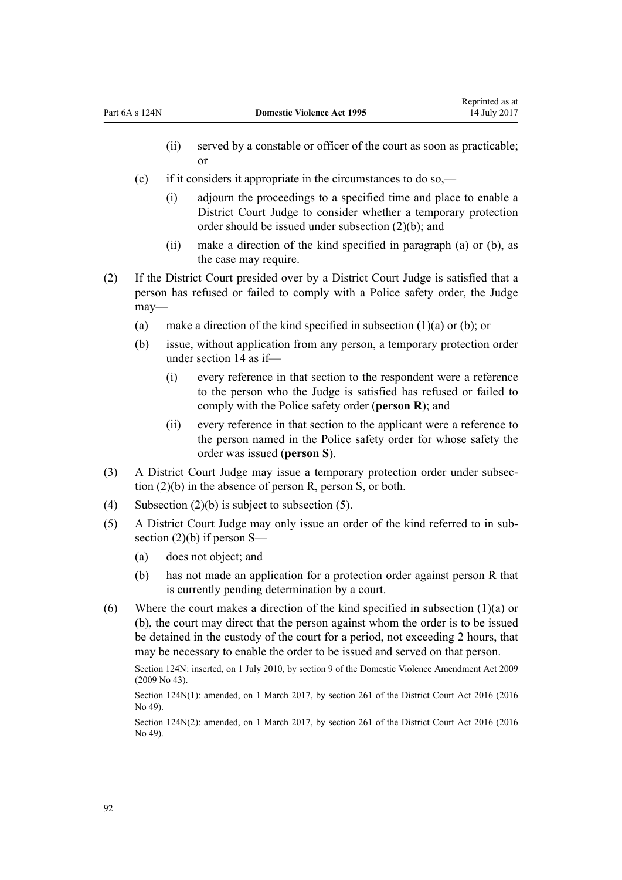(ii) served by a constable or officer of the court as soon as practicable; or

(c) if it considers it appropriate in the circumstances to do so,—

(i) adjourn the proceedings to a specified time and place to enable a District Court Judge to consider whether a temporary protection order should be issued under subsection (2)(b); and

(ii) make a direction of the kind specified in paragraph (a) or (b), as the case may require.

(2) If the District Court presided over by a District Court Judge is satisfied that a person has refused or failed to comply with a Police safety order, the Judge may—

(a) make a direction of the kind specified in subsection (1)(a) or (b); or

(b) issue, without application from any person, a temporary protection order under section 14 as if—

(i) every reference in that section to the respondent were a reference to the person who the Judge is satisfied has refused or failed to comply with the Police safety order (**person R**); and

(ii) every reference in that section to the applicant were a reference to the person named in the Police safety order for whose safety the order was issued (**person S**).

(3) A District Court Judge may issue a temporary protection order under subsection (2)(b) in the absence of person R, person S, or both.

(4) Subsection (2)(b) is subject to subsection (5).

(5) A District Court Judge may only issue an order of the kind referred to in subsection (2)(b) if person S—

(a) does not object; and

(b) has not made an application for a protection order against person R that is currently pending determination by a court.

(6) Where the court makes a direction of the kind specified in subsection (1)(a) or (b), the court may direct that the person against whom the order is to be issued be detained in the custody of the court for a period, not exceeding 2 hours, that may be necessary to enable the order to be issued and served on that person.

Section 124N: inserted, on 1 July 2010, by section 9 of the Domestic Violence Amendment Act 2009 (2009 No 43).

Section 124N(1): amended, on 1 March 2017, by section 261 of the District Court Act 2016 (2016 No 49).

Section 124N(2): amended, on 1 March 2017, by section 261 of the District Court Act 2016 (2016 No 49).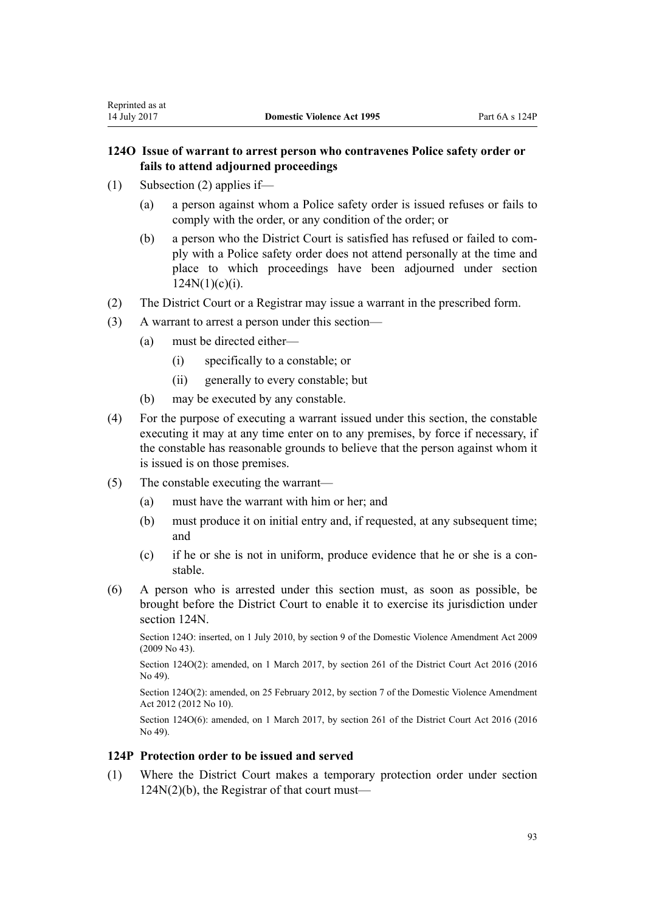### 124O Issue of warrant to arrest person who contravenes Police safety order or fails to attend adjourned proceedings

(1) Subsection (2) applies if—

- (a) a person against whom a Police safety order is issued refuses or fails to comply with the order, or any condition of the order; or
- (b) a person who the District Court is satisfied has refused or failed to comply with a Police safety order does not attend personally at the time and place to which proceedings have been adjourned under section 124N(1)(c)(i).

(2) The District Court or a Registrar may issue a warrant in the prescribed form.

(3) A warrant to arrest a person under this section—

- (a) must be directed either—
  - (i) specifically to a constable; or
  - (ii) generally to every constable; but
- (b) may be executed by any constable.

(4) For the purpose of executing a warrant issued under this section, the constable executing it may at any time enter on to any premises, by force if necessary, if the constable has reasonable grounds to believe that the person against whom it is issued is on those premises.

(5) The constable executing the warrant—

- (a) must have the warrant with him or her; and
- (b) must produce it on initial entry and, if requested, at any subsequent time; and
- (c) if he or she is not in uniform, produce evidence that he or she is a constable.

(6) A person who is arrested under this section must, as soon as possible, be brought before the District Court to enable it to exercise its jurisdiction under section 124N.

Section 124O: inserted, on 1 July 2010, by section 9 of the Domestic Violence Amendment Act 2009 (2009 No 43).

Section 124O(2): amended, on 1 March 2017, by section 261 of the District Court Act 2016 (2016 No 49).

Section 124O(2): amended, on 25 February 2012, by section 7 of the Domestic Violence Amendment Act 2012 (2012 No 10).

Section 124O(6): amended, on 1 March 2017, by section 261 of the District Court Act 2016 (2016 No 49).

### 124P Protection order to be issued and served

(1) Where the District Court makes a temporary protection order under section 124N(2)(b), the Registrar of that court must—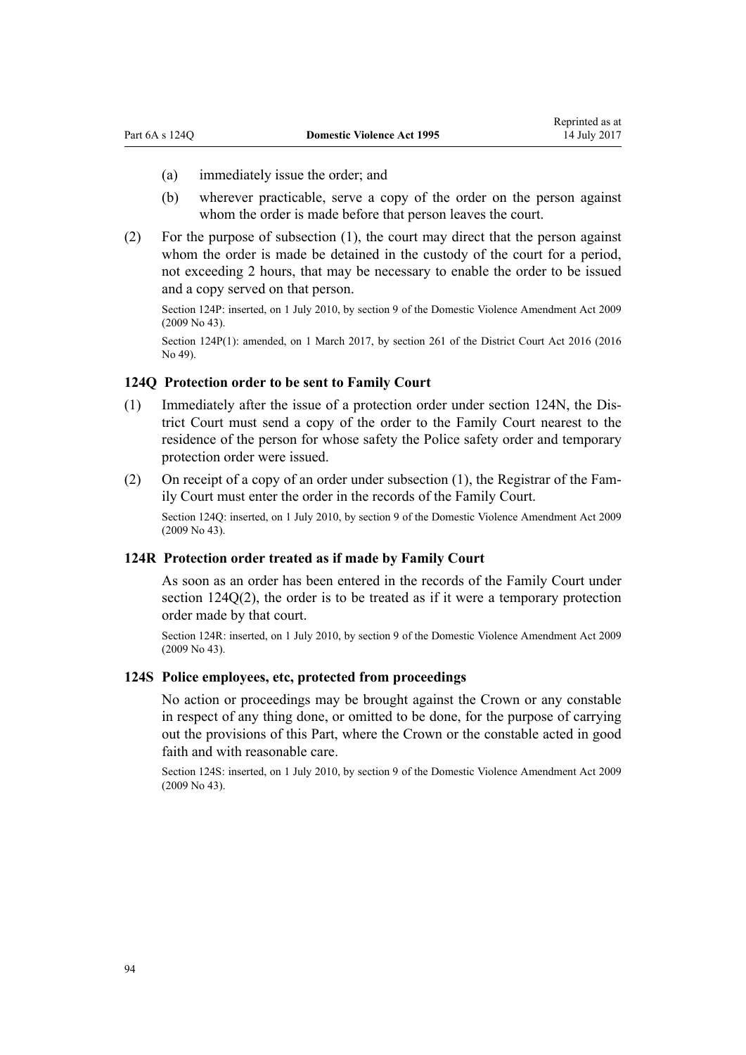(a) immediately issue the order; and

(b) wherever practicable, serve a copy of the order on the person against whom the order is made before that person leaves the court.

(2) For the purpose of subsection (1), the court may direct that the person against whom the order is made be detained in the custody of the court for a period, not exceeding 2 hours, that may be necessary to enable the order to be issued and a copy served on that person.

Section 124P: inserted, on 1 July 2010, by section 9 of the Domestic Violence Amendment Act 2009 (2009 No 43).

Section 124P(1): amended, on 1 March 2017, by section 261 of the District Court Act 2016 (2016 No 49).

### 124Q Protection order to be sent to Family Court

(1) Immediately after the issue of a protection order under section 124N, the District Court must send a copy of the order to the Family Court nearest to the residence of the person for whose safety the Police safety order and temporary protection order were issued.

(2) On receipt of a copy of an order under subsection (1), the Registrar of the Family Court must enter the order in the records of the Family Court.

Section 124Q: inserted, on 1 July 2010, by section 9 of the Domestic Violence Amendment Act 2009 (2009 No 43).

### 124R Protection order treated as if made by Family Court

As soon as an order has been entered in the records of the Family Court under section 124Q(2), the order is to be treated as if it were a temporary protection order made by that court.

Section 124R: inserted, on 1 July 2010, by section 9 of the Domestic Violence Amendment Act 2009 (2009 No 43).

### 124S Police employees, etc, protected from proceedings

No action or proceedings may be brought against the Crown or any constable in respect of any thing done, or omitted to be done, for the purpose of carrying out the provisions of this Part, where the Crown or the constable acted in good faith and with reasonable care.

Section 124S: inserted, on 1 July 2010, by section 9 of the Domestic Violence Amendment Act 2009 (2009 No 43).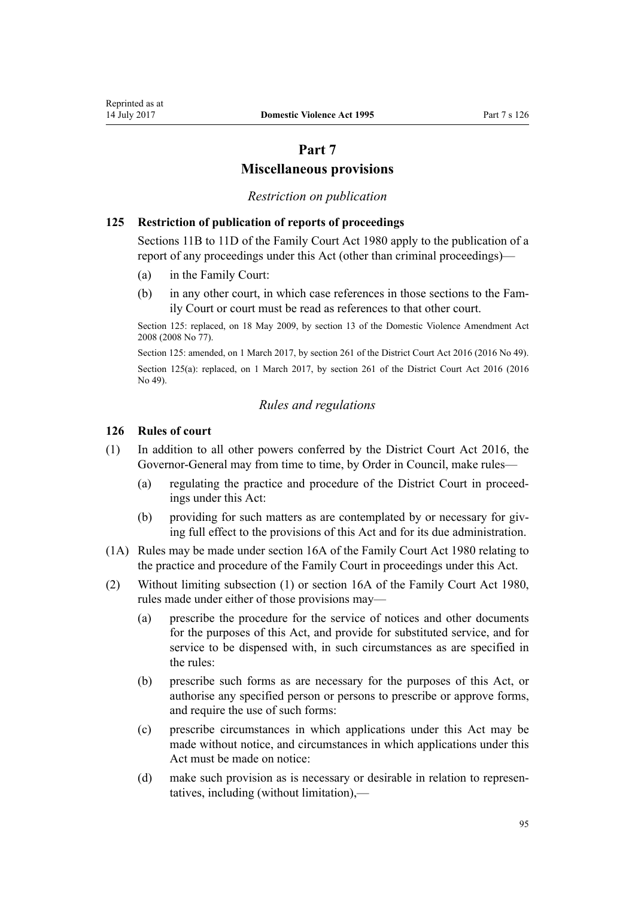# Part 7
# Miscellaneous provisions

*Restriction on publication*

### 125 Restriction of publication of reports of proceedings

Sections 11B to 11D of the Family Court Act 1980 apply to the publication of a report of any proceedings under this Act (other than criminal proceedings)—

(a) in the Family Court:

(b) in any other court, in which case references in those sections to the Family Court or court must be read as references to that other court.

Section 125: replaced, on 18 May 2009, by section 13 of the Domestic Violence Amendment Act 2008 (2008 No 77).

Section 125: amended, on 1 March 2017, by section 261 of the District Court Act 2016 (2016 No 49).

Section 125(a): replaced, on 1 March 2017, by section 261 of the District Court Act 2016 (2016 No 49).

*Rules and regulations*

### 126 Rules of court

(1) In addition to all other powers conferred by the District Court Act 2016, the Governor-General may from time to time, by Order in Council, make rules—

(a) regulating the practice and procedure of the District Court in proceedings under this Act:

(b) providing for such matters as are contemplated by or necessary for giving full effect to the provisions of this Act and for its due administration.

(1A) Rules may be made under section 16A of the Family Court Act 1980 relating to the practice and procedure of the Family Court in proceedings under this Act.

(2) Without limiting subsection (1) or section 16A of the Family Court Act 1980, rules made under either of those provisions may—

(a) prescribe the procedure for the service of notices and other documents for the purposes of this Act, and provide for substituted service, and for service to be dispensed with, in such circumstances as are specified in the rules:

(b) prescribe such forms as are necessary for the purposes of this Act, or authorise any specified person or persons to prescribe or approve forms, and require the use of such forms:

(c) prescribe circumstances in which applications under this Act may be made without notice, and circumstances in which applications under this Act must be made on notice:

(d) make such provision as is necessary or desirable in relation to representatives, including (without limitation),—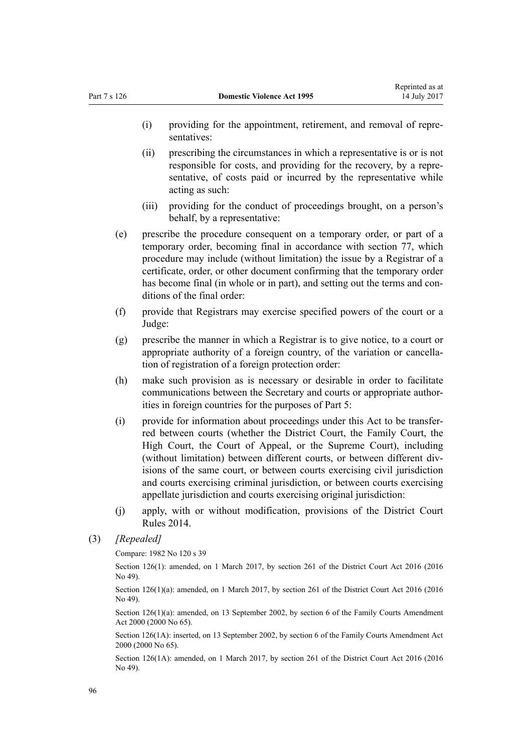(i) providing for the appointment, retirement, and removal of representatives:

(ii) prescribing the circumstances in which a representative is or is not responsible for costs, and providing for the recovery, by a representative, of costs paid or incurred by the representative while acting as such:

(iii) providing for the conduct of proceedings brought, on a person's behalf, by a representative:

(e) prescribe the procedure consequent on a temporary order, or part of a temporary order, becoming final in accordance with section 77, which procedure may include (without limitation) the issue by a Registrar of a certificate, order, or other document confirming that the temporary order has become final (in whole or in part), and setting out the terms and conditions of the final order:

(f) provide that Registrars may exercise specified powers of the court or a Judge:

(g) prescribe the manner in which a Registrar is to give notice, to a court or appropriate authority of a foreign country, of the variation or cancellation of registration of a foreign protection order:

(h) make such provision as is necessary or desirable in order to facilitate communications between the Secretary and courts or appropriate authorities in foreign countries for the purposes of Part 5:

(i) provide for information about proceedings under this Act to be transferred between courts (whether the District Court, the Family Court, the High Court, the Court of Appeal, or the Supreme Court), including (without limitation) between different courts, or between different divisions of the same court, or between courts exercising civil jurisdiction and courts exercising criminal jurisdiction, or between courts exercising appellate jurisdiction and courts exercising original jurisdiction:

(j) apply, with or without modification, provisions of the District Court Rules 2014.

(3) *[Repealed]*

Compare: 1982 No 120 s 39

Section 126(1): amended, on 1 March 2017, by section 261 of the District Court Act 2016 (2016 No 49).

Section 126(1)(a): amended, on 1 March 2017, by section 261 of the District Court Act 2016 (2016 No 49).

Section 126(1)(a): amended, on 13 September 2002, by section 6 of the Family Courts Amendment Act 2000 (2000 No 65).

Section 126(1A): inserted, on 13 September 2002, by section 6 of the Family Courts Amendment Act 2000 (2000 No 65).

Section 126(1A): amended, on 1 March 2017, by section 261 of the District Court Act 2016 (2016 No 49).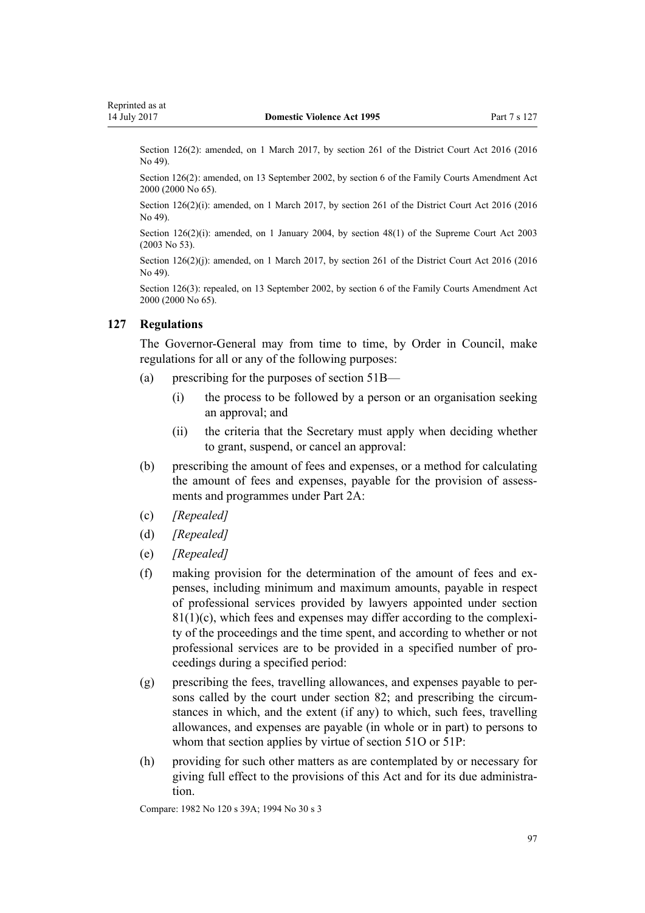Section 126(2): amended, on 1 March 2017, by section 261 of the District Court Act 2016 (2016 No 49).

Section 126(2): amended, on 13 September 2002, by section 6 of the Family Courts Amendment Act 2000 (2000 No 65).

Section 126(2)(i): amended, on 1 March 2017, by section 261 of the District Court Act 2016 (2016 No 49).

Section 126(2)(i): amended, on 1 January 2004, by section 48(1) of the Supreme Court Act 2003 (2003 No 53).

Section 126(2)(j): amended, on 1 March 2017, by section 261 of the District Court Act 2016 (2016 No 49).

Section 126(3): repealed, on 13 September 2002, by section 6 of the Family Courts Amendment Act 2000 (2000 No 65).

### 127 Regulations

The Governor-General may from time to time, by Order in Council, make regulations for all or any of the following purposes:

(a) prescribing for the purposes of section 51B—

  (i) the process to be followed by a person or an organisation seeking an approval; and

  (ii) the criteria that the Secretary must apply when deciding whether to grant, suspend, or cancel an approval:

(b) prescribing the amount of fees and expenses, or a method for calculating the amount of fees and expenses, payable for the provision of assessments and programmes under Part 2A:

(c) *[Repealed]*

(d) *[Repealed]*

(e) *[Repealed]*

(f) making provision for the determination of the amount of fees and expenses, including minimum and maximum amounts, payable in respect of professional services provided by lawyers appointed under section 81(1)(c), which fees and expenses may differ according to the complexity of the proceedings and the time spent, and according to whether or not professional services are to be provided in a specified number of proceedings during a specified period:

(g) prescribing the fees, travelling allowances, and expenses payable to persons called by the court under section 82; and prescribing the circumstances in which, and the extent (if any) to which, such fees, travelling allowances, and expenses are payable (in whole or in part) to persons to whom that section applies by virtue of section 51O or 51P:

(h) providing for such other matters as are contemplated by or necessary for giving full effect to the provisions of this Act and for its due administration.

Compare: 1982 No 120 s 39A; 1994 No 30 s 3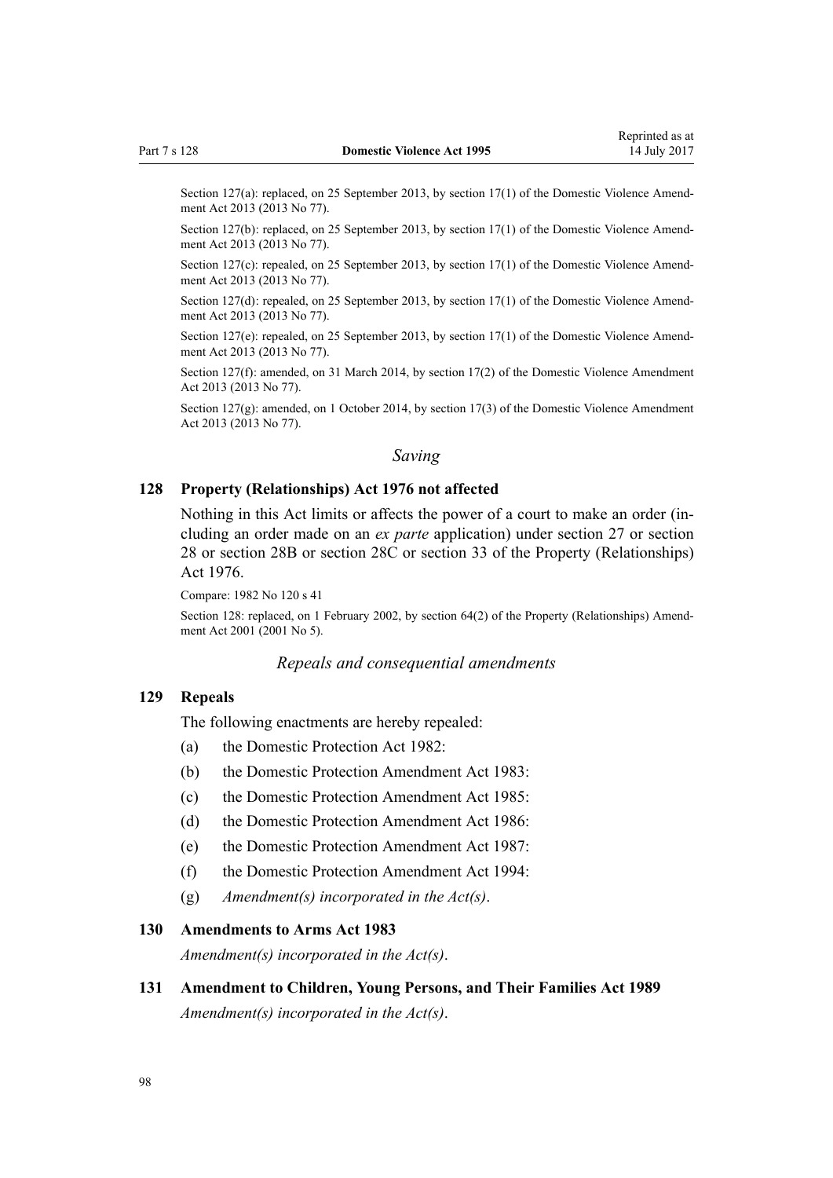Section 127(a): replaced, on 25 September 2013, by section 17(1) of the Domestic Violence Amendment Act 2013 (2013 No 77).

Section 127(b): replaced, on 25 September 2013, by section 17(1) of the Domestic Violence Amendment Act 2013 (2013 No 77).

Section 127(c): repealed, on 25 September 2013, by section 17(1) of the Domestic Violence Amendment Act 2013 (2013 No 77).

Section 127(d): repealed, on 25 September 2013, by section 17(1) of the Domestic Violence Amendment Act 2013 (2013 No 77).

Section 127(e): repealed, on 25 September 2013, by section 17(1) of the Domestic Violence Amendment Act 2013 (2013 No 77).

Section 127(f): amended, on 31 March 2014, by section 17(2) of the Domestic Violence Amendment Act 2013 (2013 No 77).

Section 127(g): amended, on 1 October 2014, by section 17(3) of the Domestic Violence Amendment Act 2013 (2013 No 77).

### *Saving*

### 128 Property (Relationships) Act 1976 not affected

Nothing in this Act limits or affects the power of a court to make an order (including an order made on an *ex parte* application) under section 27 or section 28 or section 28B or section 28C or section 33 of the Property (Relationships) Act 1976.

Compare: 1982 No 120 s 41

Section 128: replaced, on 1 February 2002, by section 64(2) of the Property (Relationships) Amendment Act 2001 (2001 No 5).

### *Repeals and consequential amendments*

### 129 Repeals

The following enactments are hereby repealed:

(a) the Domestic Protection Act 1982:

(b) the Domestic Protection Amendment Act 1983:

(c) the Domestic Protection Amendment Act 1985:

(d) the Domestic Protection Amendment Act 1986:

(e) the Domestic Protection Amendment Act 1987:

(f) the Domestic Protection Amendment Act 1994:

(g) *Amendment(s) incorporated in the Act(s)*.

### 130 Amendments to Arms Act 1983

*Amendment(s) incorporated in the Act(s)*.

### 131 Amendment to Children, Young Persons, and Their Families Act 1989

*Amendment(s) incorporated in the Act(s)*.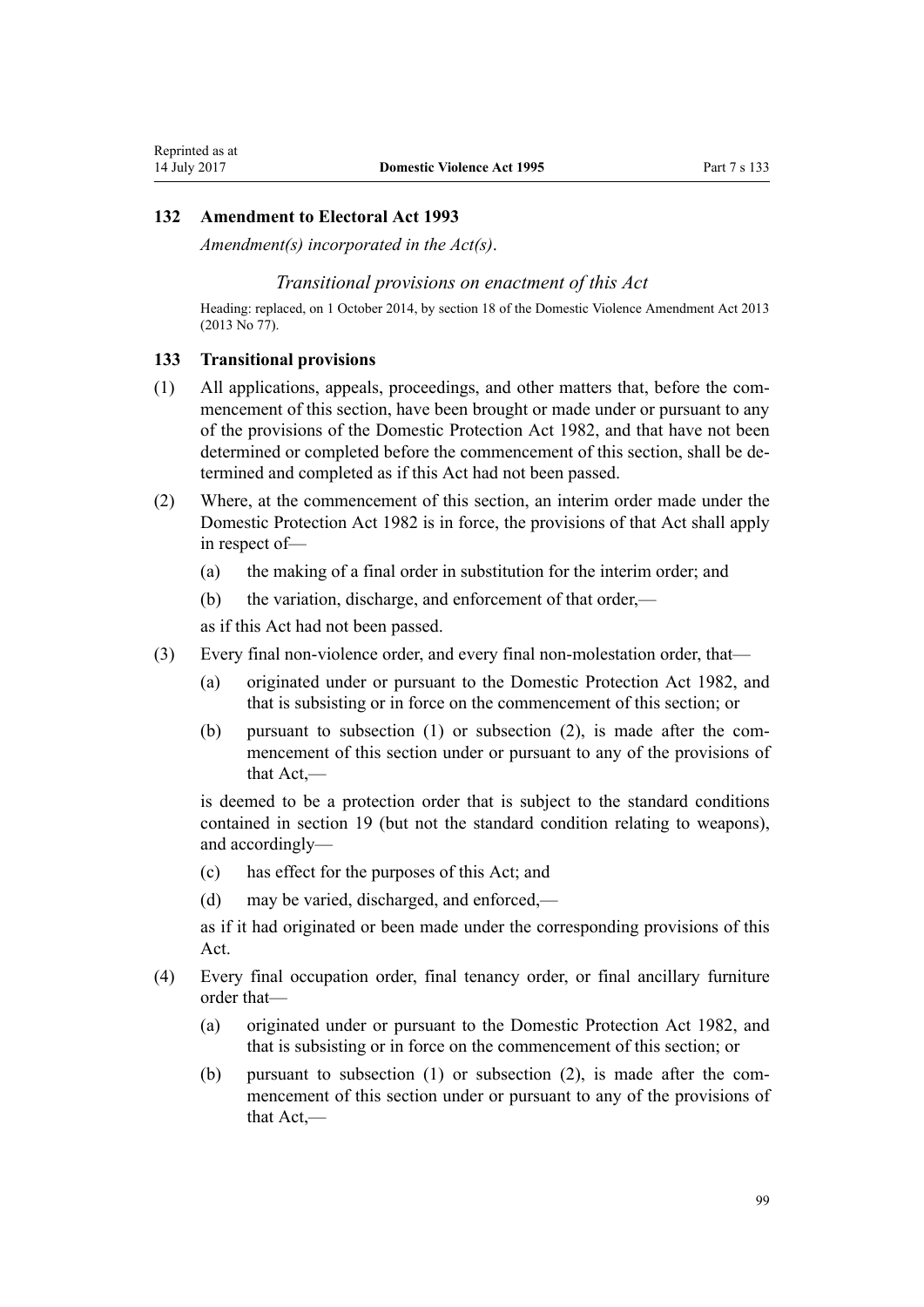### 132 Amendment to Electoral Act 1993

*Amendment(s) incorporated in the Act(s).*

*Transitional provisions on enactment of this Act*

Heading: replaced, on 1 October 2014, by section 18 of the Domestic Violence Amendment Act 2013 (2013 No 77).

### 133 Transitional provisions

(1) All applications, appeals, proceedings, and other matters that, before the commencement of this section, have been brought or made under or pursuant to any of the provisions of the Domestic Protection Act 1982, and that have not been determined or completed before the commencement of this section, shall be determined and completed as if this Act had not been passed.

(2) Where, at the commencement of this section, an interim order made under the Domestic Protection Act 1982 is in force, the provisions of that Act shall apply in respect of—

- (a) the making of a final order in substitution for the interim order; and
- (b) the variation, discharge, and enforcement of that order,—

as if this Act had not been passed.

(3) Every final non-violence order, and every final non-molestation order, that—

- (a) originated under or pursuant to the Domestic Protection Act 1982, and that is subsisting or in force on the commencement of this section; or
- (b) pursuant to subsection (1) or subsection (2), is made after the commencement of this section under or pursuant to any of the provisions of that Act,—

is deemed to be a protection order that is subject to the standard conditions contained in section 19 (but not the standard condition relating to weapons), and accordingly—

- (c) has effect for the purposes of this Act; and
- (d) may be varied, discharged, and enforced,—

as if it had originated or been made under the corresponding provisions of this Act.

(4) Every final occupation order, final tenancy order, or final ancillary furniture order that—

- (a) originated under or pursuant to the Domestic Protection Act 1982, and that is subsisting or in force on the commencement of this section; or
- (b) pursuant to subsection (1) or subsection (2), is made after the commencement of this section under or pursuant to any of the provisions of that Act,—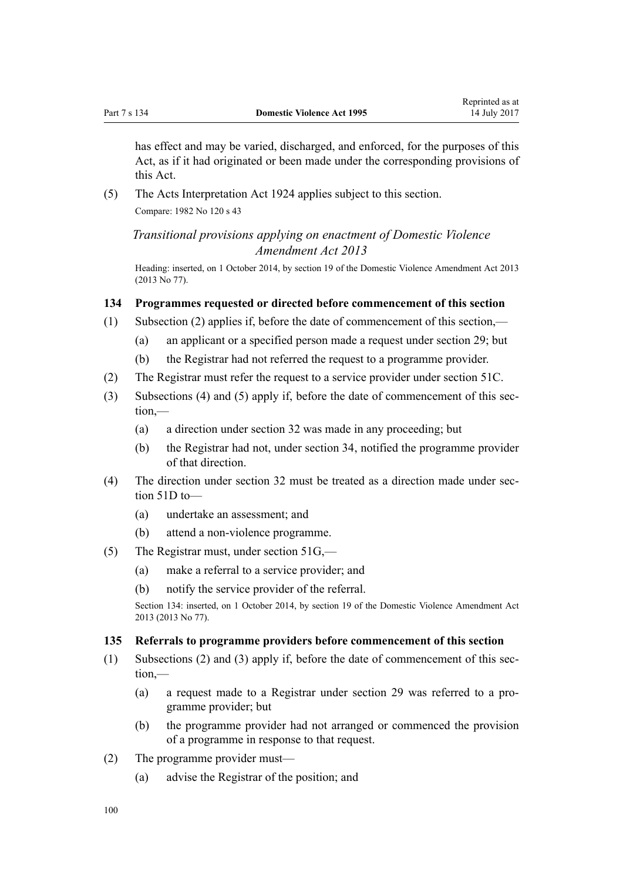has effect and may be varied, discharged, and enforced, for the purposes of this Act, as if it had originated or been made under the corresponding provisions of this Act.

(5) The Acts Interpretation Act 1924 applies subject to this section.

Compare: 1982 No 120 s 43

### *Transitional provisions applying on enactment of Domestic Violence Amendment Act 2013*

Heading: inserted, on 1 October 2014, by section 19 of the Domestic Violence Amendment Act 2013 (2013 No 77).

**134 Programmes requested or directed before commencement of this section**

(1) Subsection (2) applies if, before the date of commencement of this section,—

(a) an applicant or a specified person made a request under section 29; but

(b) the Registrar had not referred the request to a programme provider.

(2) The Registrar must refer the request to a service provider under section 51C.

(3) Subsections (4) and (5) apply if, before the date of commencement of this section,—

(a) a direction under section 32 was made in any proceeding; but

(b) the Registrar had not, under section 34, notified the programme provider of that direction.

(4) The direction under section 32 must be treated as a direction made under section 51D to—

(a) undertake an assessment; and

(b) attend a non-violence programme.

(5) The Registrar must, under section 51G,—

(a) make a referral to a service provider; and

(b) notify the service provider of the referral.

Section 134: inserted, on 1 October 2014, by section 19 of the Domestic Violence Amendment Act 2013 (2013 No 77).

**135 Referrals to programme providers before commencement of this section**

(1) Subsections (2) and (3) apply if, before the date of commencement of this section,—

(a) a request made to a Registrar under section 29 was referred to a programme provider; but

(b) the programme provider had not arranged or commenced the provision of a programme in response to that request.

(2) The programme provider must—

(a) advise the Registrar of the position; and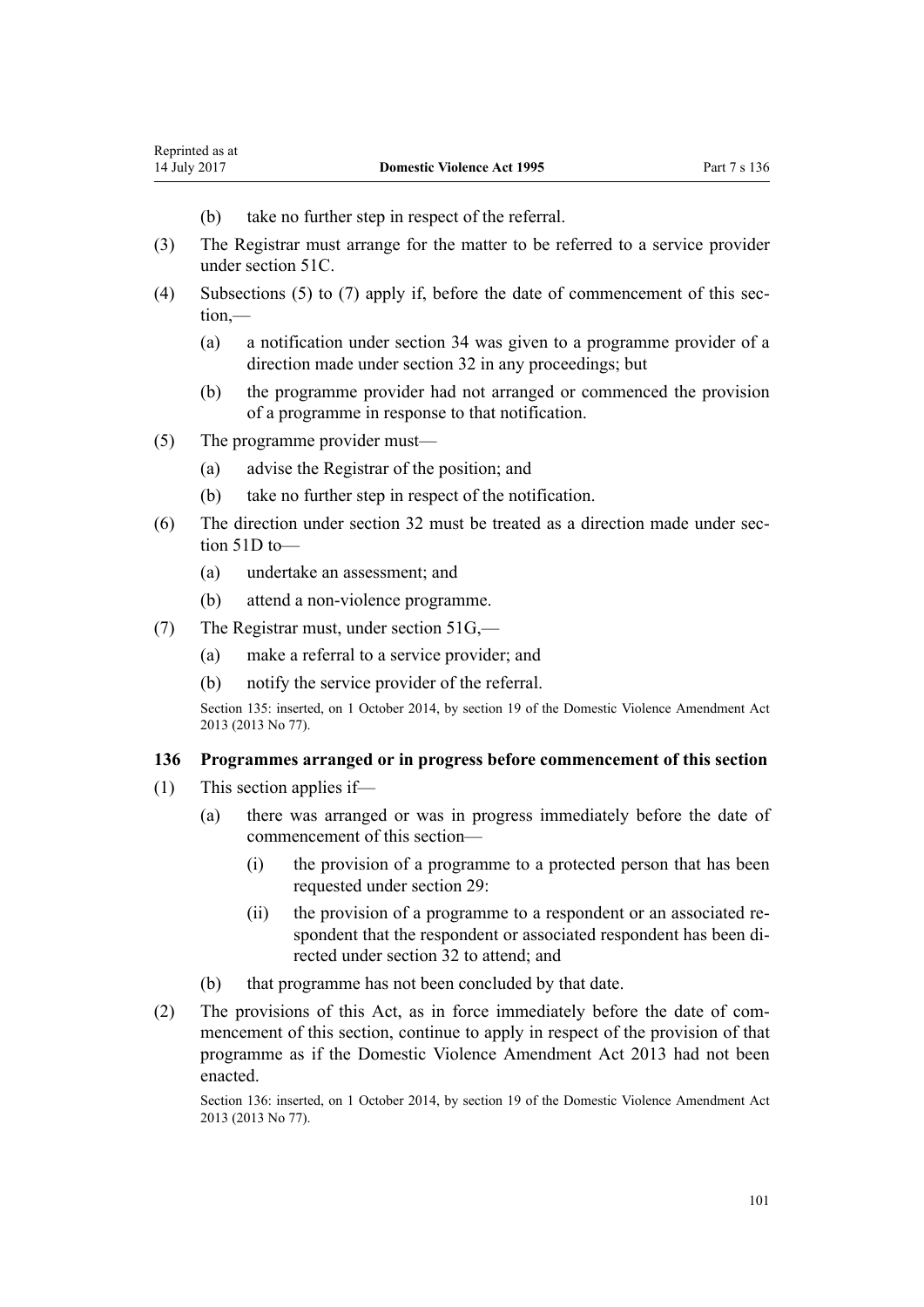(b) take no further step in respect of the referral.

(3) The Registrar must arrange for the matter to be referred to a service provider under section 51C.

(4) Subsections (5) to (7) apply if, before the date of commencement of this section,—

(a) a notification under section 34 was given to a programme provider of a direction made under section 32 in any proceedings; but

(b) the programme provider had not arranged or commenced the provision of a programme in response to that notification.

(5) The programme provider must—

(a) advise the Registrar of the position; and

(b) take no further step in respect of the notification.

(6) The direction under section 32 must be treated as a direction made under section 51D to—

(a) undertake an assessment; and

(b) attend a non-violence programme.

(7) The Registrar must, under section 51G,—

(a) make a referral to a service provider; and

(b) notify the service provider of the referral.

Section 135: inserted, on 1 October 2014, by section 19 of the Domestic Violence Amendment Act 2013 (2013 No 77).

### 136 Programmes arranged or in progress before commencement of this section

(1) This section applies if—

(a) there was arranged or was in progress immediately before the date of commencement of this section—

(i) the provision of a programme to a protected person that has been requested under section 29:

(ii) the provision of a programme to a respondent or an associated respondent that the respondent or associated respondent has been directed under section 32 to attend; and

(b) that programme has not been concluded by that date.

(2) The provisions of this Act, as in force immediately before the date of commencement of this section, continue to apply in respect of the provision of that programme as if the Domestic Violence Amendment Act 2013 had not been enacted.

Section 136: inserted, on 1 October 2014, by section 19 of the Domestic Violence Amendment Act 2013 (2013 No 77).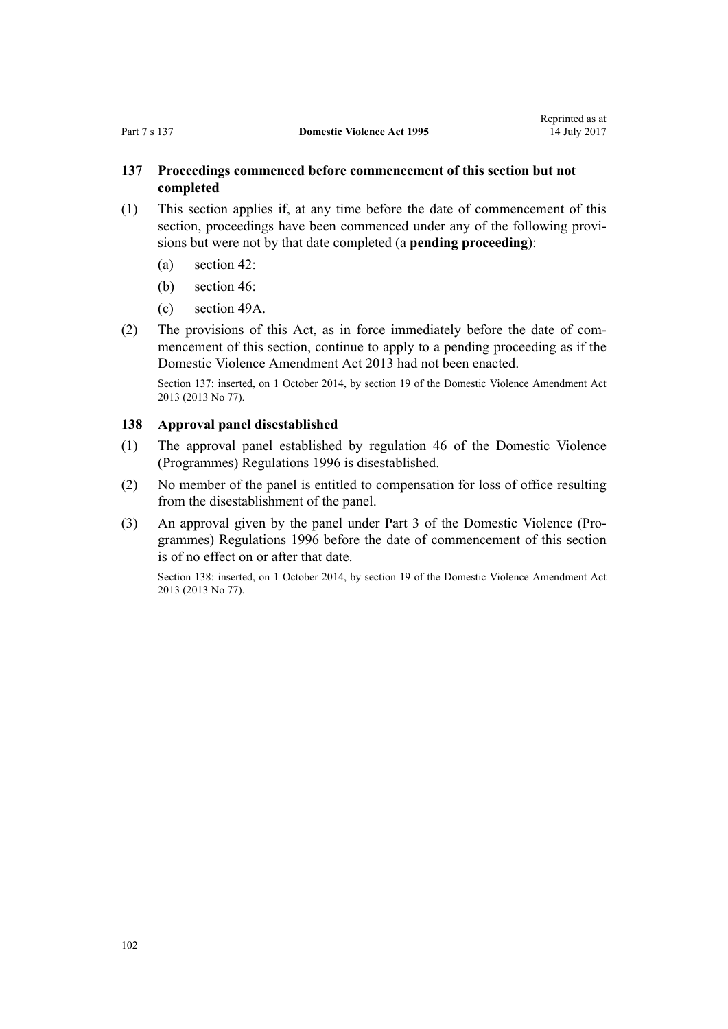### 137 Proceedings commenced before commencement of this section but not completed

(1) This section applies if, at any time before the date of commencement of this section, proceedings have been commenced under any of the following provisions but were not by that date completed (a **pending proceeding**):

(a) section 42:

(b) section 46:

(c) section 49A.

(2) The provisions of this Act, as in force immediately before the date of commencement of this section, continue to apply to a pending proceeding as if the Domestic Violence Amendment Act 2013 had not been enacted.

Section 137: inserted, on 1 October 2014, by section 19 of the Domestic Violence Amendment Act 2013 (2013 No 77).

### 138 Approval panel disestablished

(1) The approval panel established by regulation 46 of the Domestic Violence (Programmes) Regulations 1996 is disestablished.

(2) No member of the panel is entitled to compensation for loss of office resulting from the disestablishment of the panel.

(3) An approval given by the panel under Part 3 of the Domestic Violence (Programmes) Regulations 1996 before the date of commencement of this section is of no effect on or after that date.

Section 138: inserted, on 1 October 2014, by section 19 of the Domestic Violence Amendment Act 2013 (2013 No 77).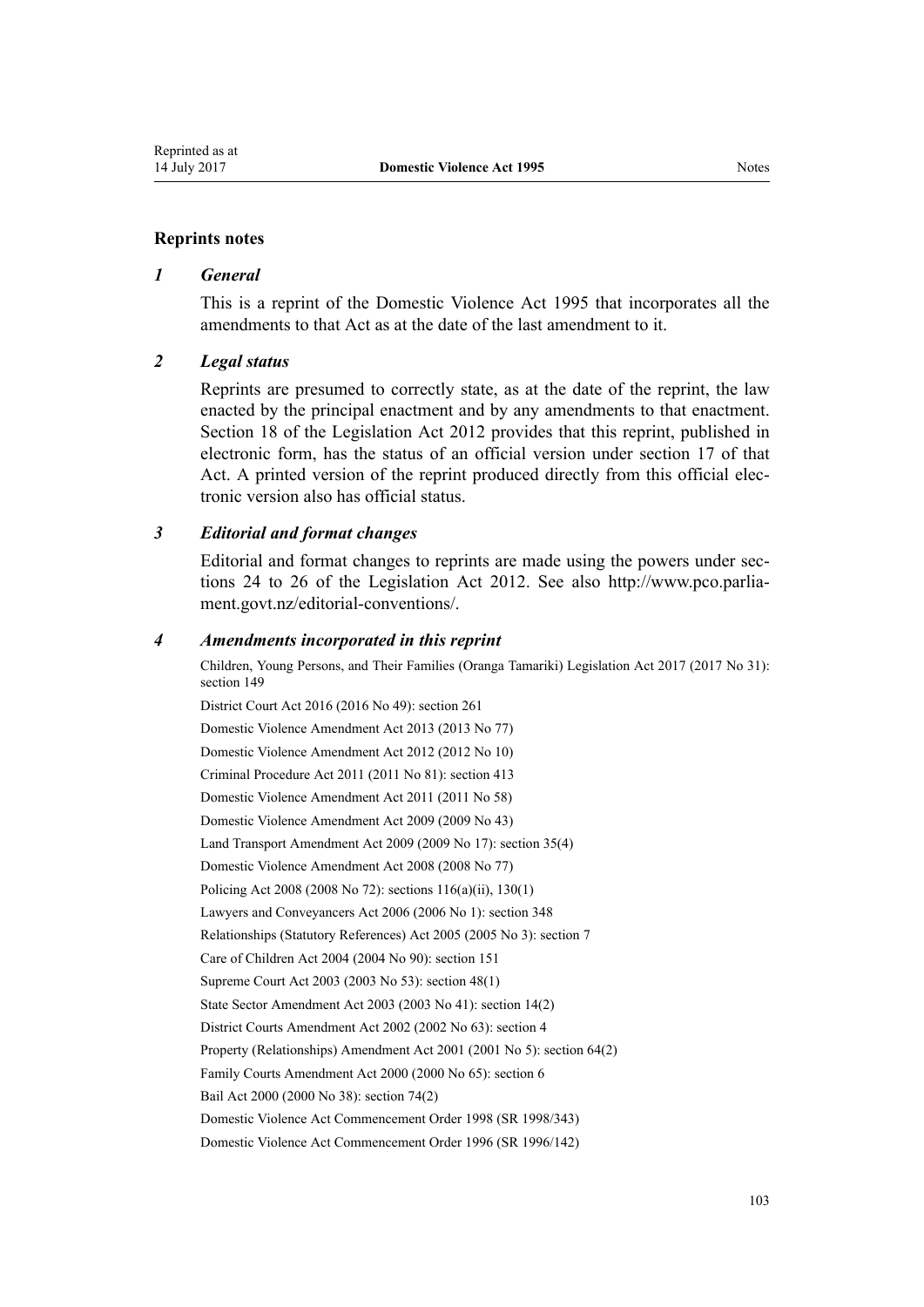## Reprints notes

### *1 General*

This is a reprint of the Domestic Violence Act 1995 that incorporates all the amendments to that Act as at the date of the last amendment to it.

### *2 Legal status*

Reprints are presumed to correctly state, as at the date of the reprint, the law enacted by the principal enactment and by any amendments to that enactment. Section 18 of the Legislation Act 2012 provides that this reprint, published in electronic form, has the status of an official version under section 17 of that Act. A printed version of the reprint produced directly from this official electronic version also has official status.

### *3 Editorial and format changes*

Editorial and format changes to reprints are made using the powers under sections 24 to 26 of the Legislation Act 2012. See also http://www.pco.parliament.govt.nz/editorial-conventions/.

### *4 Amendments incorporated in this reprint*

Children, Young Persons, and Their Families (Oranga Tamariki) Legislation Act 2017 (2017 No 31): section 149

District Court Act 2016 (2016 No 49): section 261

Domestic Violence Amendment Act 2013 (2013 No 77)

Domestic Violence Amendment Act 2012 (2012 No 10)

Criminal Procedure Act 2011 (2011 No 81): section 413

Domestic Violence Amendment Act 2011 (2011 No 58)

Domestic Violence Amendment Act 2009 (2009 No 43)

Land Transport Amendment Act 2009 (2009 No 17): section 35(4)

Domestic Violence Amendment Act 2008 (2008 No 77)

Policing Act 2008 (2008 No 72): sections 116(a)(ii), 130(1)

Lawyers and Conveyancers Act 2006 (2006 No 1): section 348

Relationships (Statutory References) Act 2005 (2005 No 3): section 7

Care of Children Act 2004 (2004 No 90): section 151

Supreme Court Act 2003 (2003 No 53): section 48(1)

State Sector Amendment Act 2003 (2003 No 41): section 14(2)

District Courts Amendment Act 2002 (2002 No 63): section 4

Property (Relationships) Amendment Act 2001 (2001 No 5): section 64(2)

Family Courts Amendment Act 2000 (2000 No 65): section 6

Bail Act 2000 (2000 No 38): section 74(2)

Domestic Violence Act Commencement Order 1998 (SR 1998/343)

Domestic Violence Act Commencement Order 1996 (SR 1996/142)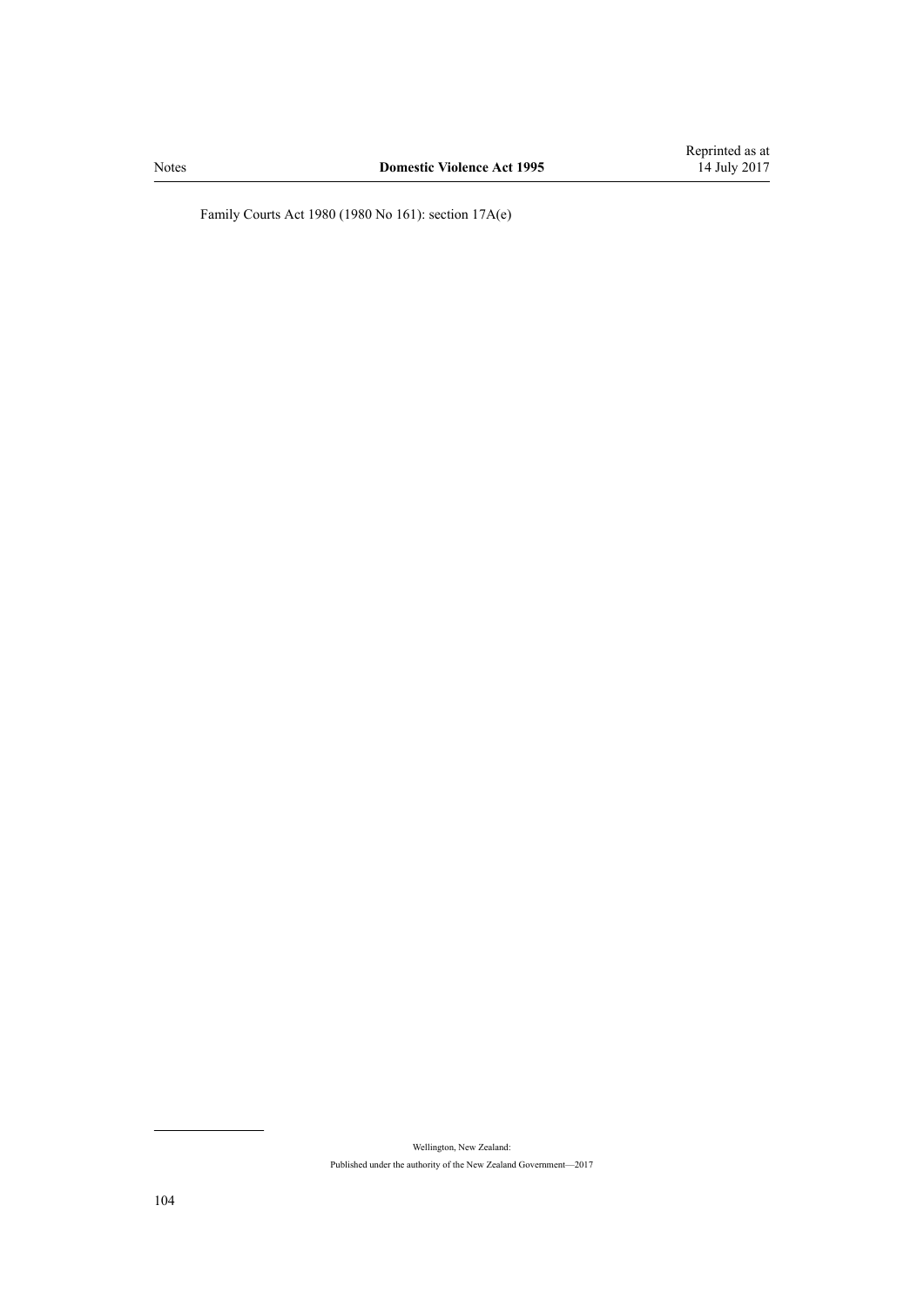Family Courts Act 1980 (1980 No 161): section 17A(e)

Wellington, New Zealand:

Published under the authority of the New Zealand Government—2017